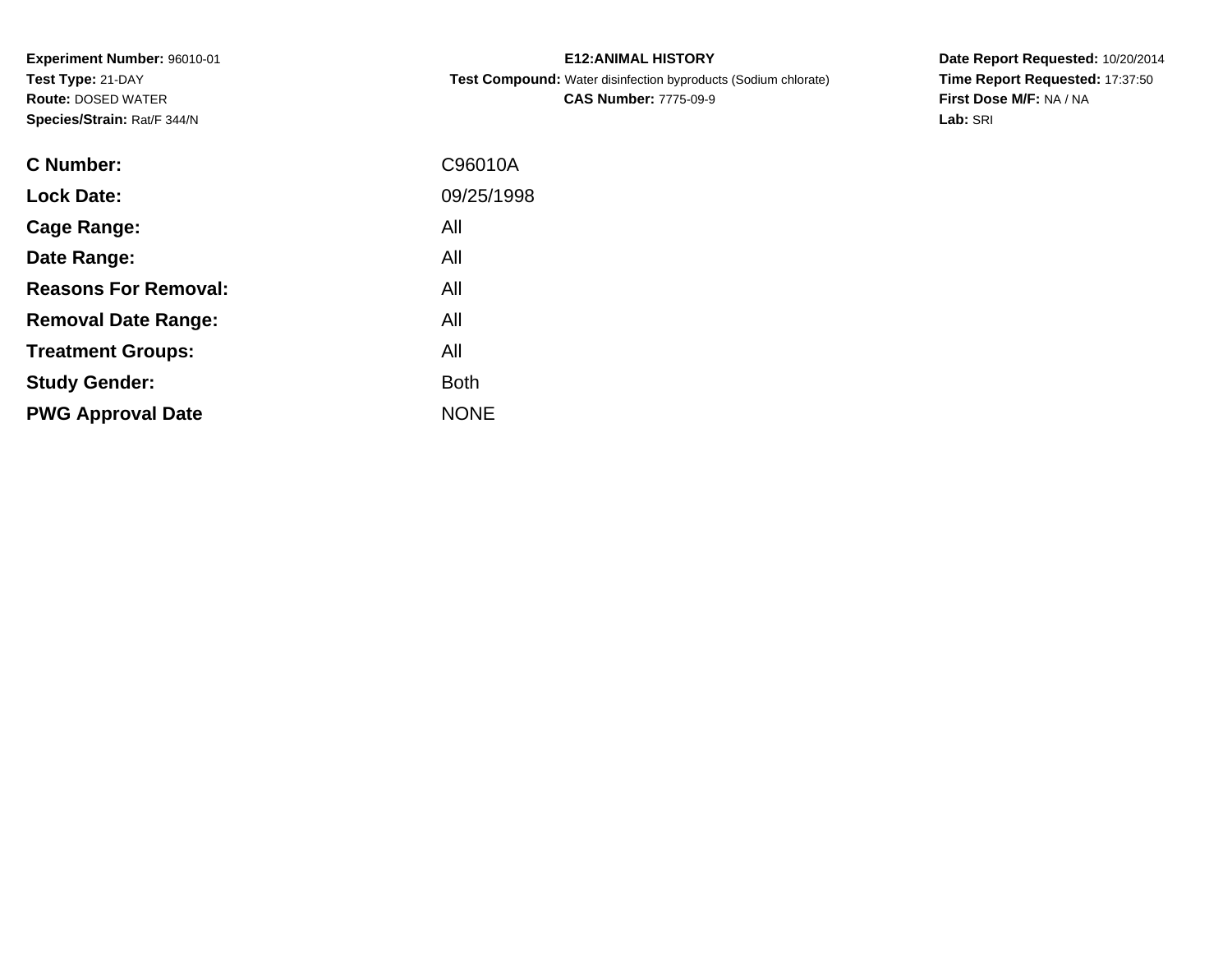**Experiment Number:** 96010-01
**Test Type:** 21-DAY
**Route:** DOSED WATER
**Species/Strain:** Rat/F 344/N

**E12:ANIMAL HISTORY**
**Test Compound:** Water disinfection byproducts (Sodium chlorate)
**CAS Number:** 7775-09-9

**Date Report Requested:** 10/20/2014
**Time Report Requested:** 17:37:50
**First Dose M/F:** NA / NA
**Lab:** SRI

| | |
|---|---|
| **C Number:** | C96010A |
| **Lock Date:** | 09/25/1998 |
| **Cage Range:** | All |
| **Date Range:** | All |
| **Reasons For Removal:** | All |
| **Removal Date Range:** | All |
| **Treatment Groups:** | All |
| **Study Gender:** | Both |
| **PWG Approval Date** | NONE |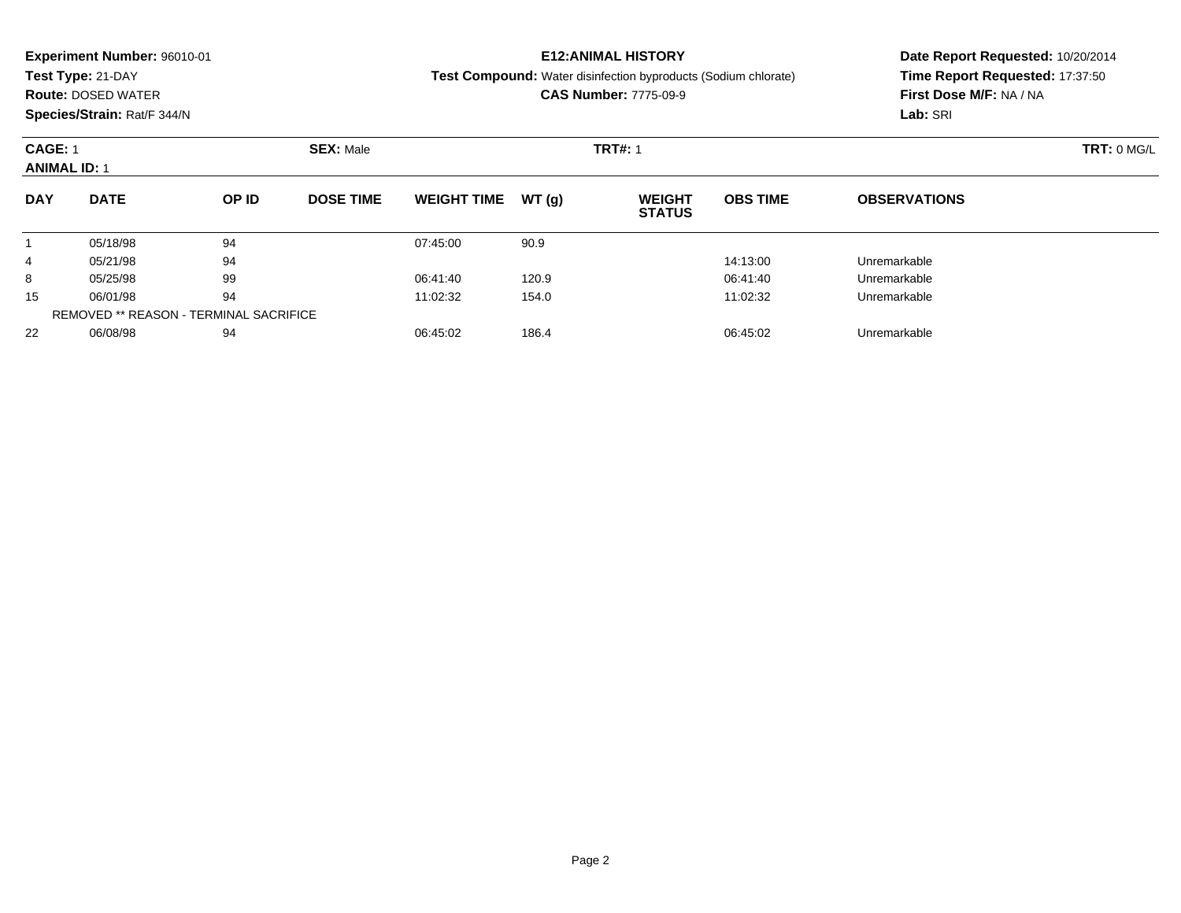**Experiment Number:** 96010-01
**Test Type:** 21-DAY
**Route:** DOSED WATER
**Species/Strain:** Rat/F 344/N

**E12:ANIMAL HISTORY**
**Test Compound:** Water disinfection byproducts (Sodium chlorate)
**CAS Number:** 7775-09-9

**Date Report Requested:** 10/20/2014
**Time Report Requested:** 17:37:50
**First Dose M/F:** NA / NA
**Lab:** SRI

**CAGE:** 1 | **SEX:** Male | **TRT#:** 1 | **TRT:** 0 MG/L
**ANIMAL ID:** 1

| DAY | DATE | OP ID | DOSE TIME | WEIGHT TIME | WT (g) | WEIGHT STATUS | OBS TIME | OBSERVATIONS |
|---|---|---|---|---|---|---|---|---|
| 1 | 05/18/98 | 94 | | 07:45:00 | 90.9 | | | |
| 4 | 05/21/98 | 94 | | | | | 14:13:00 | Unremarkable |
| 8 | 05/25/98 | 99 | | 06:41:40 | 120.9 | | 06:41:40 | Unremarkable |
| 15 | 06/01/98 | 94 | | 11:02:32 | 154.0 | | 11:02:32 | Unremarkable |
| | REMOVED ** REASON - TERMINAL SACRIFICE | | | | | | | |
| 22 | 06/08/98 | 94 | | 06:45:02 | 186.4 | | 06:45:02 | Unremarkable |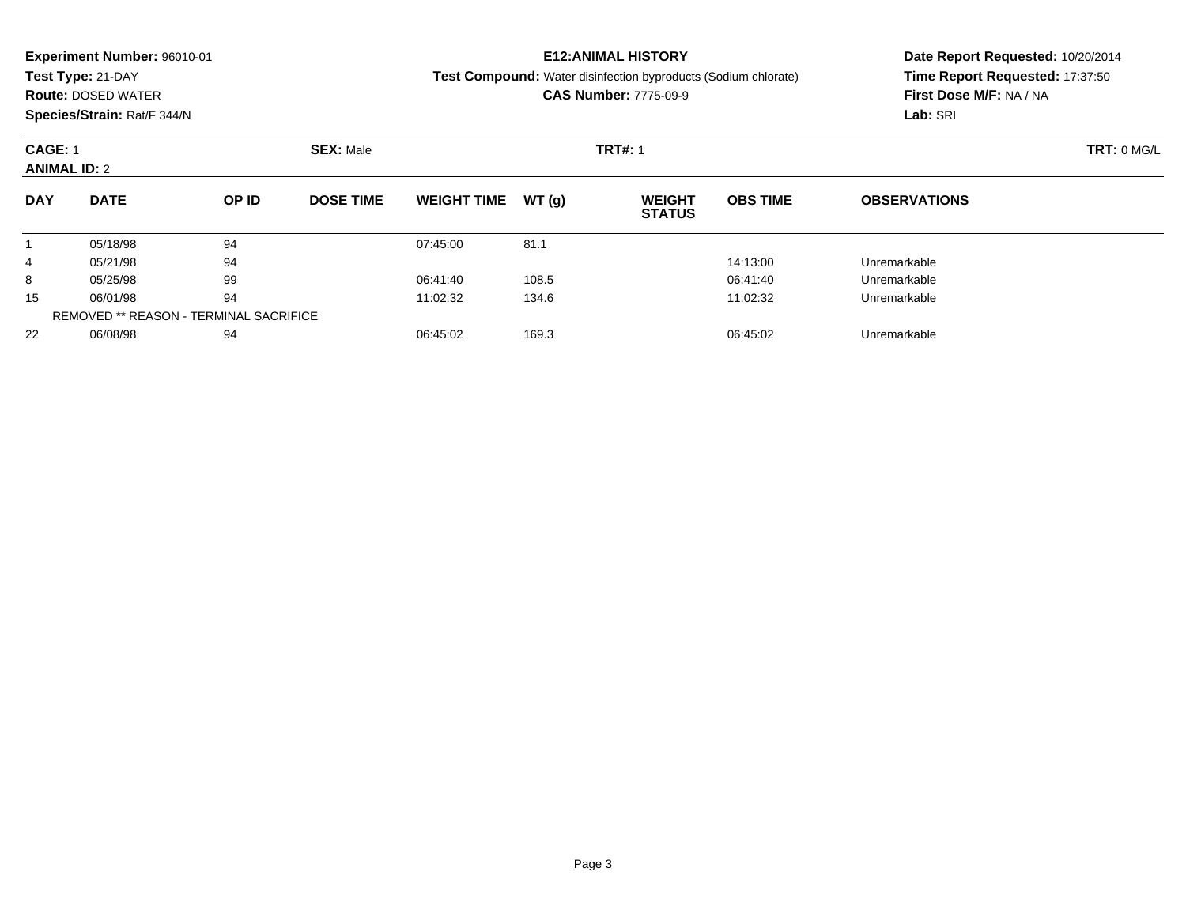**Experiment Number:** 96010-01
**Test Type:** 21-DAY
**Route:** DOSED WATER
**Species/Strain:** Rat/F 344/N

**E12:ANIMAL HISTORY**
**Test Compound:** Water disinfection byproducts (Sodium chlorate)
**CAS Number:** 7775-09-9

**Date Report Requested:** 10/20/2014
**Time Report Requested:** 17:37:50
**First Dose M/F:** NA / NA
**Lab:** SRI

**CAGE:** 1 **SEX:** Male **TRT#:** 1 **TRT:** 0 MG/L
**ANIMAL ID:** 2

| DAY | DATE | OP ID | DOSE TIME | WEIGHT TIME | WT (g) | WEIGHT STATUS | OBS TIME | OBSERVATIONS |
|---|---|---|---|---|---|---|---|---|
| 1 | 05/18/98 | 94 | | 07:45:00 | 81.1 | | | |
| 4 | 05/21/98 | 94 | | | | | 14:13:00 | Unremarkable |
| 8 | 05/25/98 | 99 | | 06:41:40 | 108.5 | | 06:41:40 | Unremarkable |
| 15 | 06/01/98 | 94 | | 11:02:32 | 134.6 | | 11:02:32 | Unremarkable |
| REMOVED ** REASON - TERMINAL SACRIFICE | | | | | | | | |
| 22 | 06/08/98 | 94 | | 06:45:02 | 169.3 | | 06:45:02 | Unremarkable |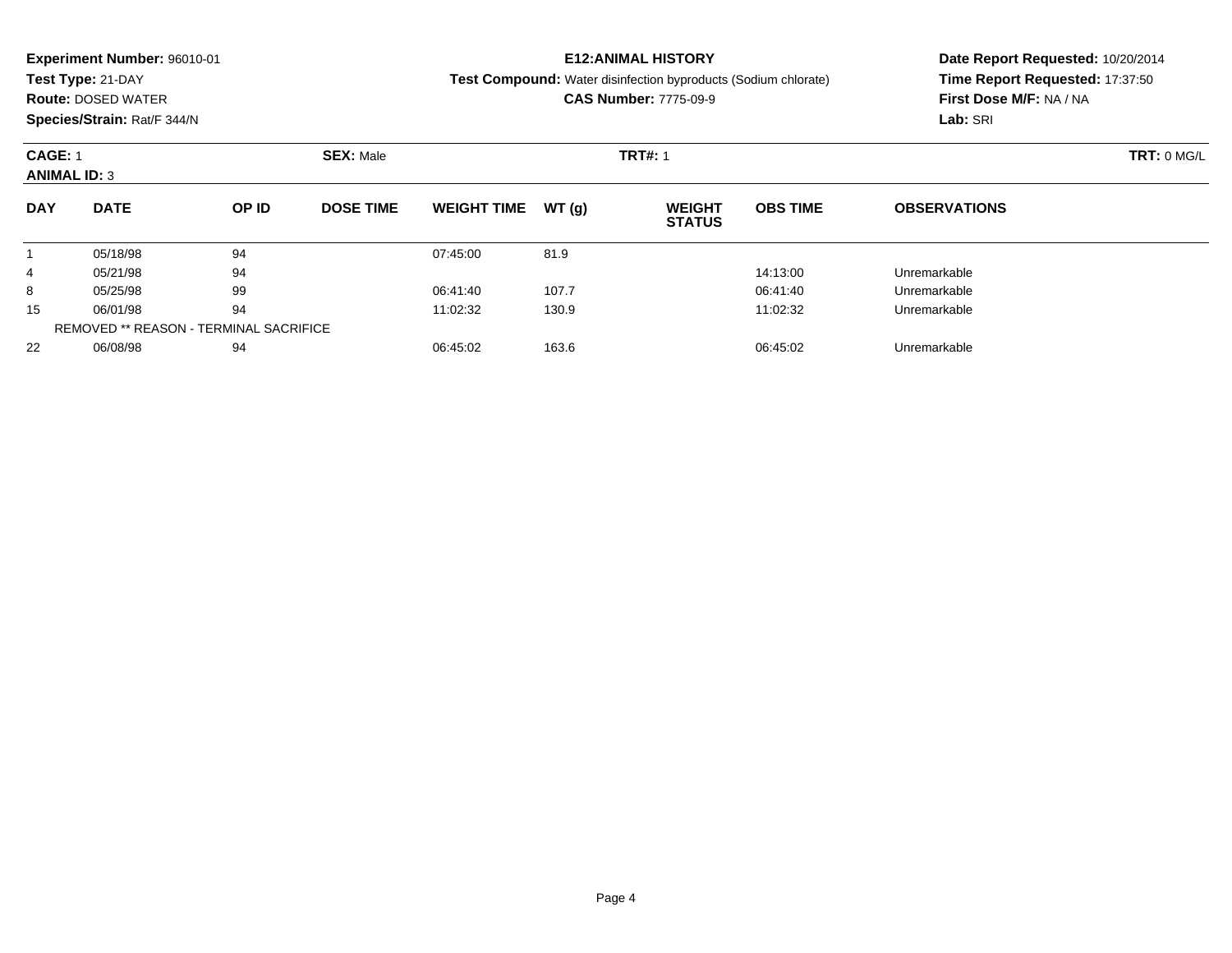**Experiment Number:** 96010-01
**Test Type:** 21-DAY
**Route:** DOSED WATER
**Species/Strain:** Rat/F 344/N

**E12:ANIMAL HISTORY**
**Test Compound:** Water disinfection byproducts (Sodium chlorate)
**CAS Number:** 7775-09-9

**Date Report Requested:** 10/20/2014
**Time Report Requested:** 17:37:50
**First Dose M/F:** NA / NA
**Lab:** SRI

**CAGE:** 1 **SEX:** Male **TRT#:** 1 **TRT:** 0 MG/L
**ANIMAL ID:** 3

| DAY | DATE | OP ID | DOSE TIME | WEIGHT TIME | WT (g) | WEIGHT STATUS | OBS TIME | OBSERVATIONS |
|---|---|---|---|---|---|---|---|---|
| 1 | 05/18/98 | 94 | | 07:45:00 | 81.9 | | | |
| 4 | 05/21/98 | 94 | | | | | 14:13:00 | Unremarkable |
| 8 | 05/25/98 | 99 | | 06:41:40 | 107.7 | | 06:41:40 | Unremarkable |
| 15 | 06/01/98 | 94 | | 11:02:32 | 130.9 | | 11:02:32 | Unremarkable |
| REMOVED ** REASON - TERMINAL SACRIFICE | | | | | | | | |
| 22 | 06/08/98 | 94 | | 06:45:02 | 163.6 | | 06:45:02 | Unremarkable |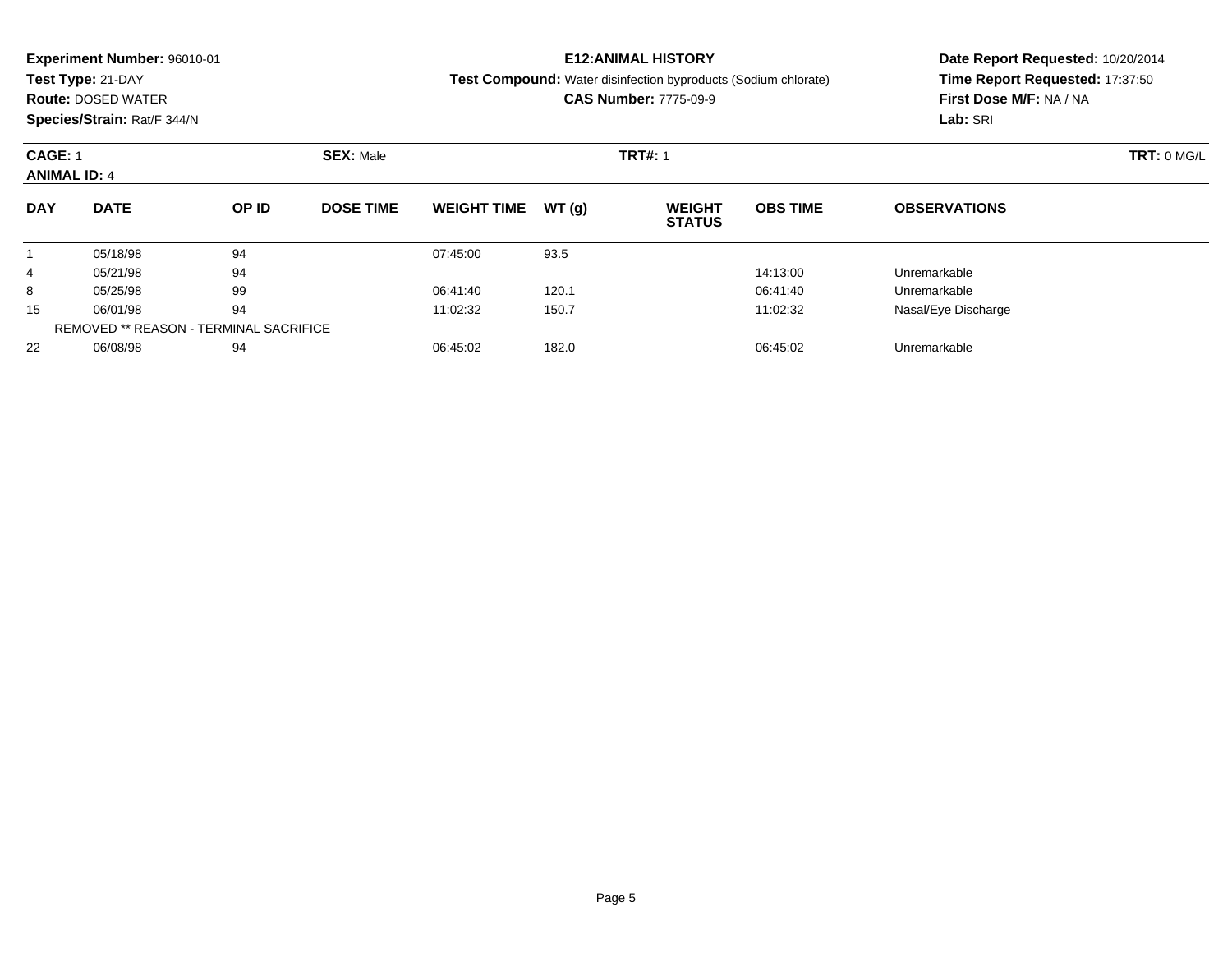**Experiment Number:** 96010-01
**Test Type:** 21-DAY
**Route:** DOSED WATER
**Species/Strain:** Rat/F 344/N

**E12:ANIMAL HISTORY**
**Test Compound:** Water disinfection byproducts (Sodium chlorate)
**CAS Number:** 7775-09-9

**Date Report Requested:** 10/20/2014
**Time Report Requested:** 17:37:50
**First Dose M/F:** NA / NA
**Lab:** SRI

**CAGE:** 1 **SEX:** Male **TRT#:** 1 **TRT:** 0 MG/L
**ANIMAL ID:** 4

| DAY | DATE | OP ID | DOSE TIME | WEIGHT TIME | WT (g) | WEIGHT STATUS | OBS TIME | OBSERVATIONS |
|---|---|---|---|---|---|---|---|---|
| 1 | 05/18/98 | 94 | | 07:45:00 | 93.5 | | | |
| 4 | 05/21/98 | 94 | | | | | 14:13:00 | Unremarkable |
| 8 | 05/25/98 | 99 | | 06:41:40 | 120.1 | | 06:41:40 | Unremarkable |
| 15 | 06/01/98 | 94 | | 11:02:32 | 150.7 | | 11:02:32 | Nasal/Eye Discharge |
| | REMOVED ** REASON - TERMINAL SACRIFICE | | | | | | | |
| 22 | 06/08/98 | 94 | | 06:45:02 | 182.0 | | 06:45:02 | Unremarkable |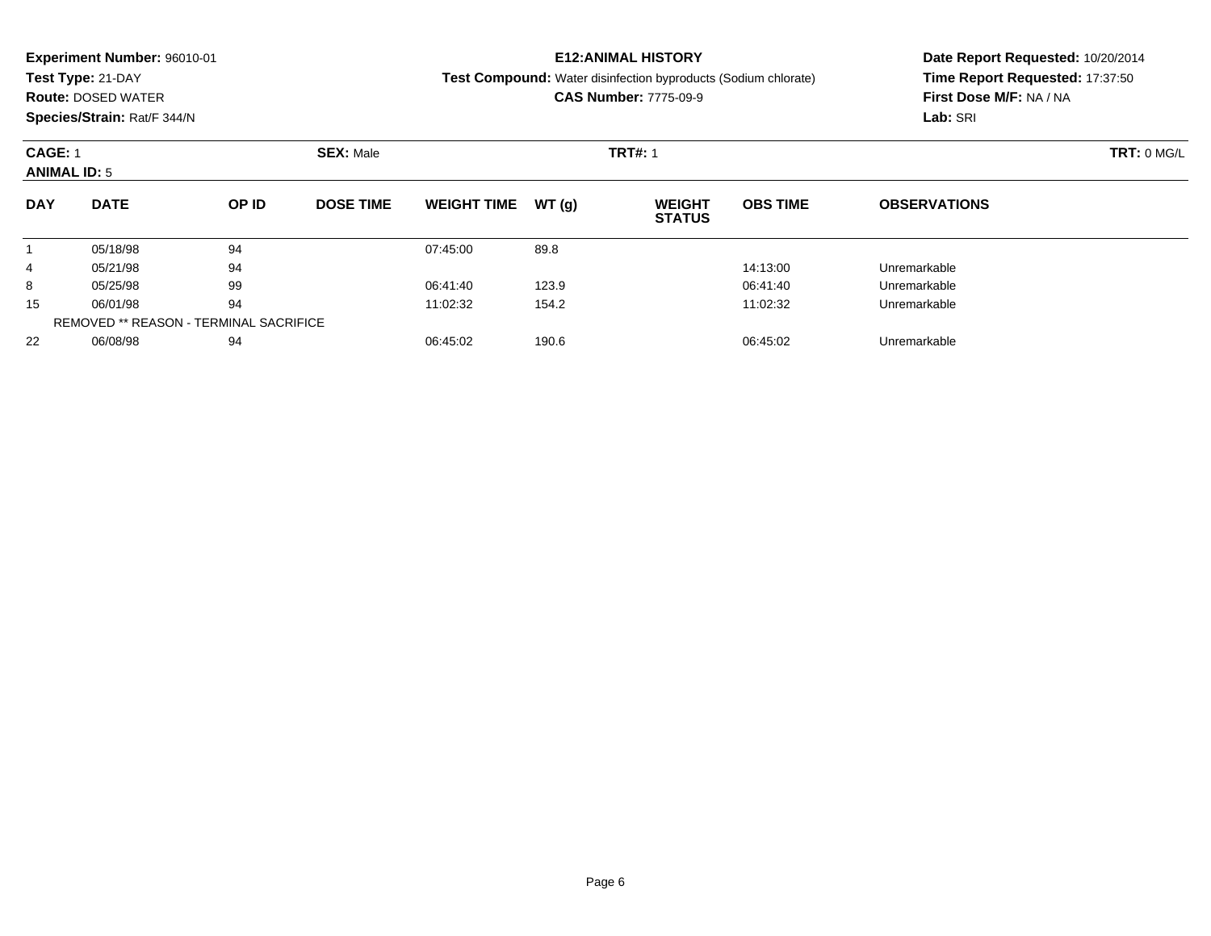**Experiment Number:** 96010-01
**Test Type:** 21-DAY
**Route:** DOSED WATER
**Species/Strain:** Rat/F 344/N

**E12:ANIMAL HISTORY**
**Test Compound:** Water disinfection byproducts (Sodium chlorate)
**CAS Number:** 7775-09-9

**Date Report Requested:** 10/20/2014
**Time Report Requested:** 17:37:50
**First Dose M/F:** NA / NA
**Lab:** SRI

**CAGE:** 1 **SEX:** Male **TRT#:** 1 **TRT:** 0 MG/L
**ANIMAL ID:** 5

| DAY | DATE | OP ID | DOSE TIME | WEIGHT TIME | WT (g) | WEIGHT STATUS | OBS TIME | OBSERVATIONS |
|---|---|---|---|---|---|---|---|---|
| 1 | 05/18/98 | 94 | | 07:45:00 | 89.8 | | | |
| 4 | 05/21/98 | 94 | | | | | 14:13:00 | Unremarkable |
| 8 | 05/25/98 | 99 | | 06:41:40 | 123.9 | | 06:41:40 | Unremarkable |
| 15 | 06/01/98 | 94 | | 11:02:32 | 154.2 | | 11:02:32 | Unremarkable |
| REMOVED ** REASON - TERMINAL SACRIFICE | | | | | | | | |
| 22 | 06/08/98 | 94 | | 06:45:02 | 190.6 | | 06:45:02 | Unremarkable |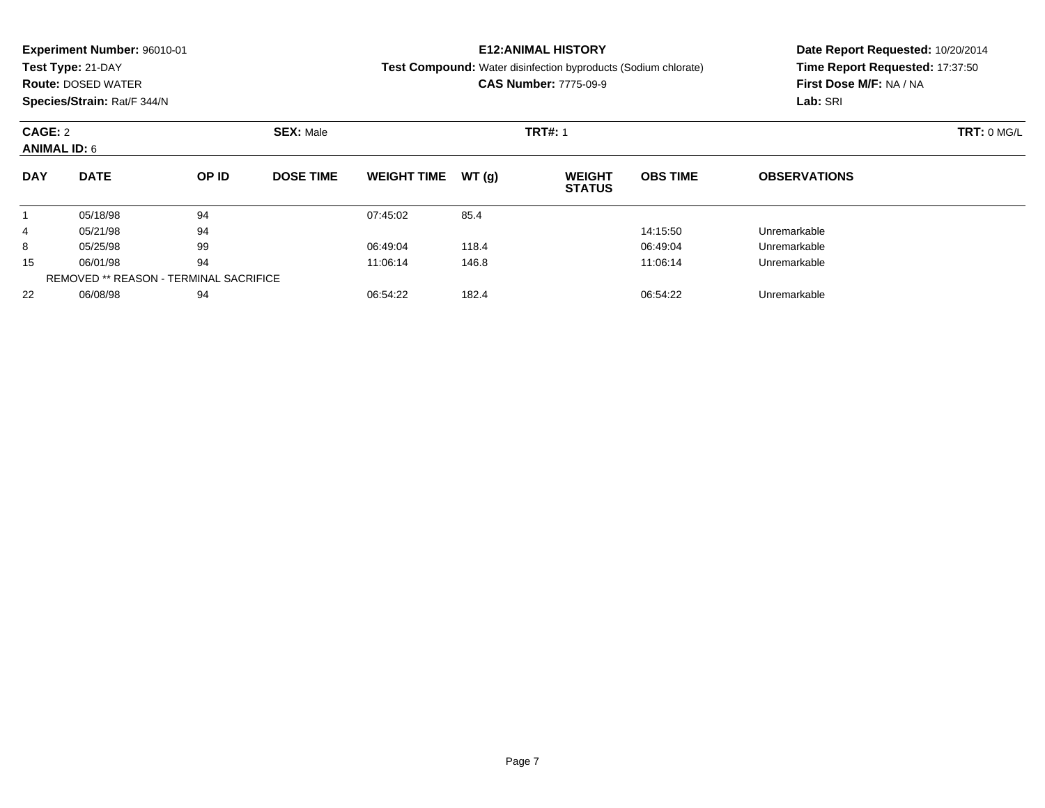**Experiment Number:** 96010-01
**Test Type:** 21-DAY
**Route:** DOSED WATER
**Species/Strain:** Rat/F 344/N

**E12:ANIMAL HISTORY**
**Test Compound:** Water disinfection byproducts (Sodium chlorate)
**CAS Number:** 7775-09-9

**Date Report Requested:** 10/20/2014
**Time Report Requested:** 17:37:50
**First Dose M/F:** NA / NA
**Lab:** SRI

**CAGE:** 2 **SEX:** Male **TRT#:** 1 **TRT:** 0 MG/L
**ANIMAL ID:** 6

| DAY | DATE | OP ID | DOSE TIME | WEIGHT TIME | WT (g) | WEIGHT STATUS | OBS TIME | OBSERVATIONS |
|---|---|---|---|---|---|---|---|---|
| 1 | 05/18/98 | 94 | | 07:45:02 | 85.4 | | | |
| 4 | 05/21/98 | 94 | | | | | 14:15:50 | Unremarkable |
| 8 | 05/25/98 | 99 | | 06:49:04 | 118.4 | | 06:49:04 | Unremarkable |
| 15 | 06/01/98 | 94 | | 11:06:14 | 146.8 | | 11:06:14 | Unremarkable |
| | REMOVED ** REASON - TERMINAL SACRIFICE | | | | | | | |
| 22 | 06/08/98 | 94 | | 06:54:22 | 182.4 | | 06:54:22 | Unremarkable |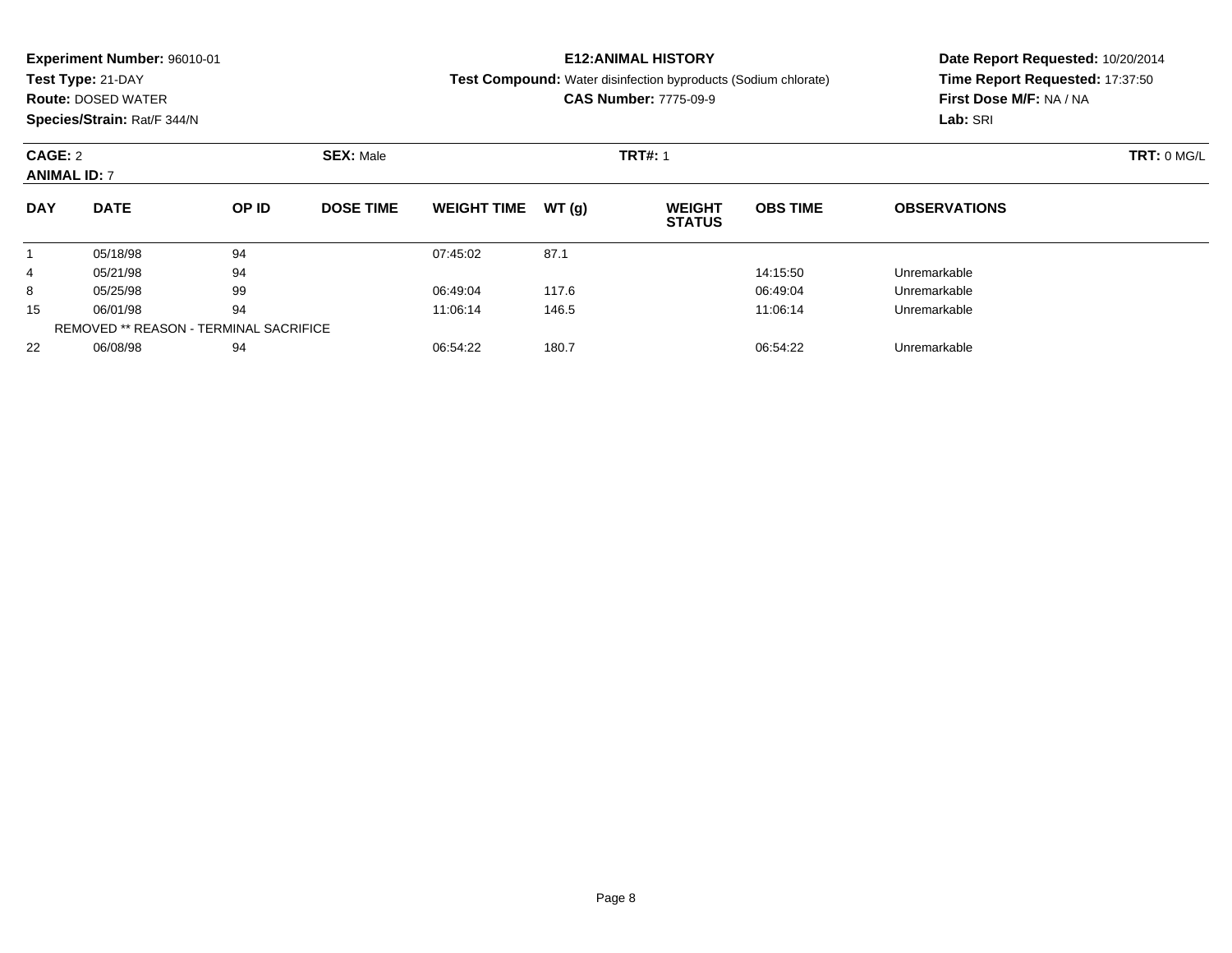**Experiment Number:** 96010-01
**Test Type:** 21-DAY
**Route:** DOSED WATER
**Species/Strain:** Rat/F 344/N

**E12:ANIMAL HISTORY**
**Test Compound:** Water disinfection byproducts (Sodium chlorate)
**CAS Number:** 7775-09-9

**Date Report Requested:** 10/20/2014
**Time Report Requested:** 17:37:50
**First Dose M/F:** NA / NA
**Lab:** SRI

**CAGE:** 2 **SEX:** Male **TRT#:** 1 **TRT:** 0 MG/L
**ANIMAL ID:** 7

| DAY | DATE | OP ID | DOSE TIME | WEIGHT TIME | WT (g) | WEIGHT STATUS | OBS TIME | OBSERVATIONS |
|---|---|---|---|---|---|---|---|---|
| 1 | 05/18/98 | 94 | | 07:45:02 | 87.1 | | | |
| 4 | 05/21/98 | 94 | | | | | 14:15:50 | Unremarkable |
| 8 | 05/25/98 | 99 | | 06:49:04 | 117.6 | | 06:49:04 | Unremarkable |
| 15 | 06/01/98 | 94 | | 11:06:14 | 146.5 | | 11:06:14 | Unremarkable |
| REMOVED ** REASON - TERMINAL SACRIFICE | | | | | | | | |
| 22 | 06/08/98 | 94 | | 06:54:22 | 180.7 | | 06:54:22 | Unremarkable |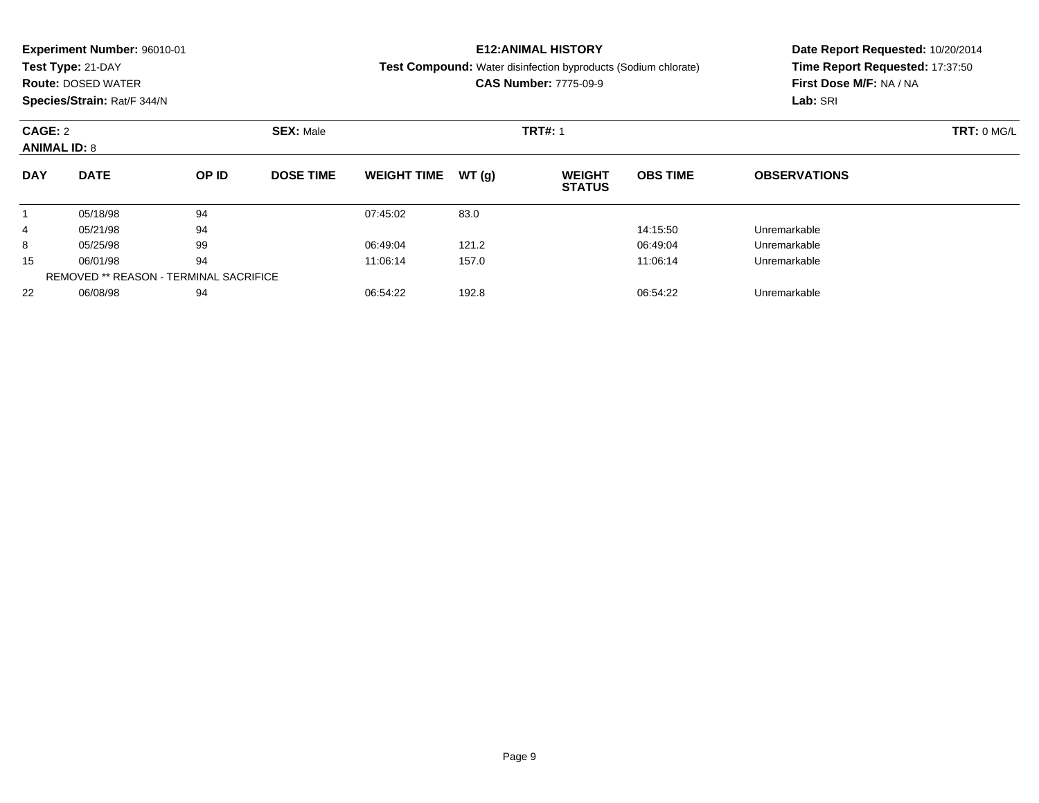**Experiment Number:** 96010-01
**Test Type:** 21-DAY
**Route:** DOSED WATER
**Species/Strain:** Rat/F 344/N

**E12:ANIMAL HISTORY**
**Test Compound:** Water disinfection byproducts (Sodium chlorate)
**CAS Number:** 7775-09-9

**Date Report Requested:** 10/20/2014
**Time Report Requested:** 17:37:50
**First Dose M/F:** NA / NA
**Lab:** SRI

**CAGE:** 2 **SEX:** Male **TRT#:** 1 **TRT:** 0 MG/L
**ANIMAL ID:** 8

| DAY | DATE | OP ID | DOSE TIME | WEIGHT TIME | WT (g) | WEIGHT STATUS | OBS TIME | OBSERVATIONS |
|---|---|---|---|---|---|---|---|---|
| 1 | 05/18/98 | 94 | | 07:45:02 | 83.0 | | | |
| 4 | 05/21/98 | 94 | | | | | 14:15:50 | Unremarkable |
| 8 | 05/25/98 | 99 | | 06:49:04 | 121.2 | | 06:49:04 | Unremarkable |
| 15 | 06/01/98 | 94 | | 11:06:14 | 157.0 | | 11:06:14 | Unremarkable |
| REMOVED ** REASON - TERMINAL SACRIFICE | | | | | | | | |
| 22 | 06/08/98 | 94 | | 06:54:22 | 192.8 | | 06:54:22 | Unremarkable |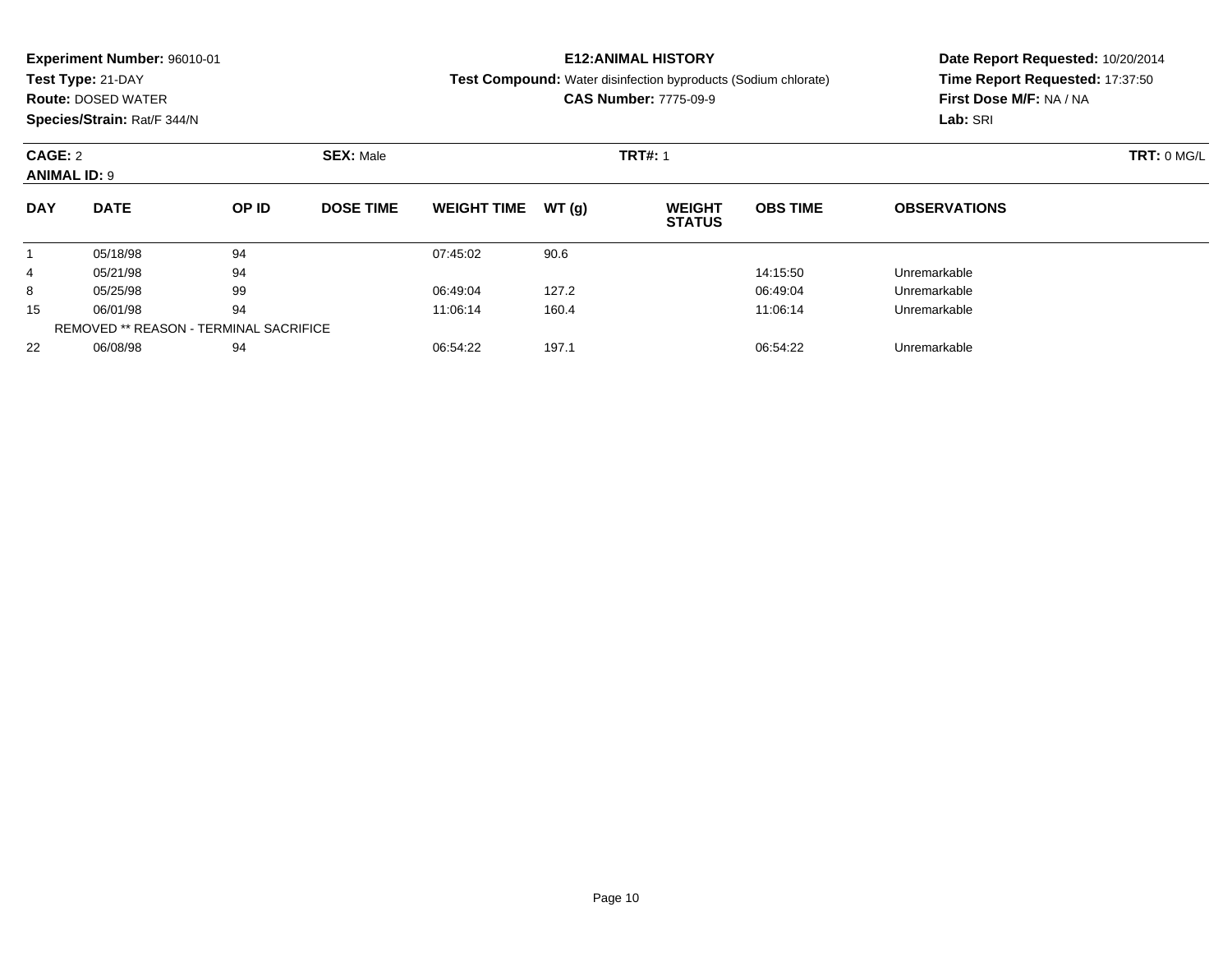**Experiment Number:** 96010-01
**Test Type:** 21-DAY
**Route:** DOSED WATER
**Species/Strain:** Rat/F 344/N

**E12:ANIMAL HISTORY**
**Test Compound:** Water disinfection byproducts (Sodium chlorate)
**CAS Number:** 7775-09-9

**Date Report Requested:** 10/20/2014
**Time Report Requested:** 17:37:50
**First Dose M/F:** NA / NA
**Lab:** SRI

**CAGE:** 2 **SEX:** Male **TRT#:** 1 **TRT:** 0 MG/L
**ANIMAL ID:** 9

| DAY | DATE | OP ID | DOSE TIME | WEIGHT TIME | WT (g) | WEIGHT STATUS | OBS TIME | OBSERVATIONS |
|---|---|---|---|---|---|---|---|---|
| 1 | 05/18/98 | 94 | | 07:45:02 | 90.6 | | | |
| 4 | 05/21/98 | 94 | | | | | 14:15:50 | Unremarkable |
| 8 | 05/25/98 | 99 | | 06:49:04 | 127.2 | | 06:49:04 | Unremarkable |
| 15 | 06/01/98 | 94 | | 11:06:14 | 160.4 | | 11:06:14 | Unremarkable |
| REMOVED ** REASON - TERMINAL SACRIFICE | | | | | | | | |
| 22 | 06/08/98 | 94 | | 06:54:22 | 197.1 | | 06:54:22 | Unremarkable |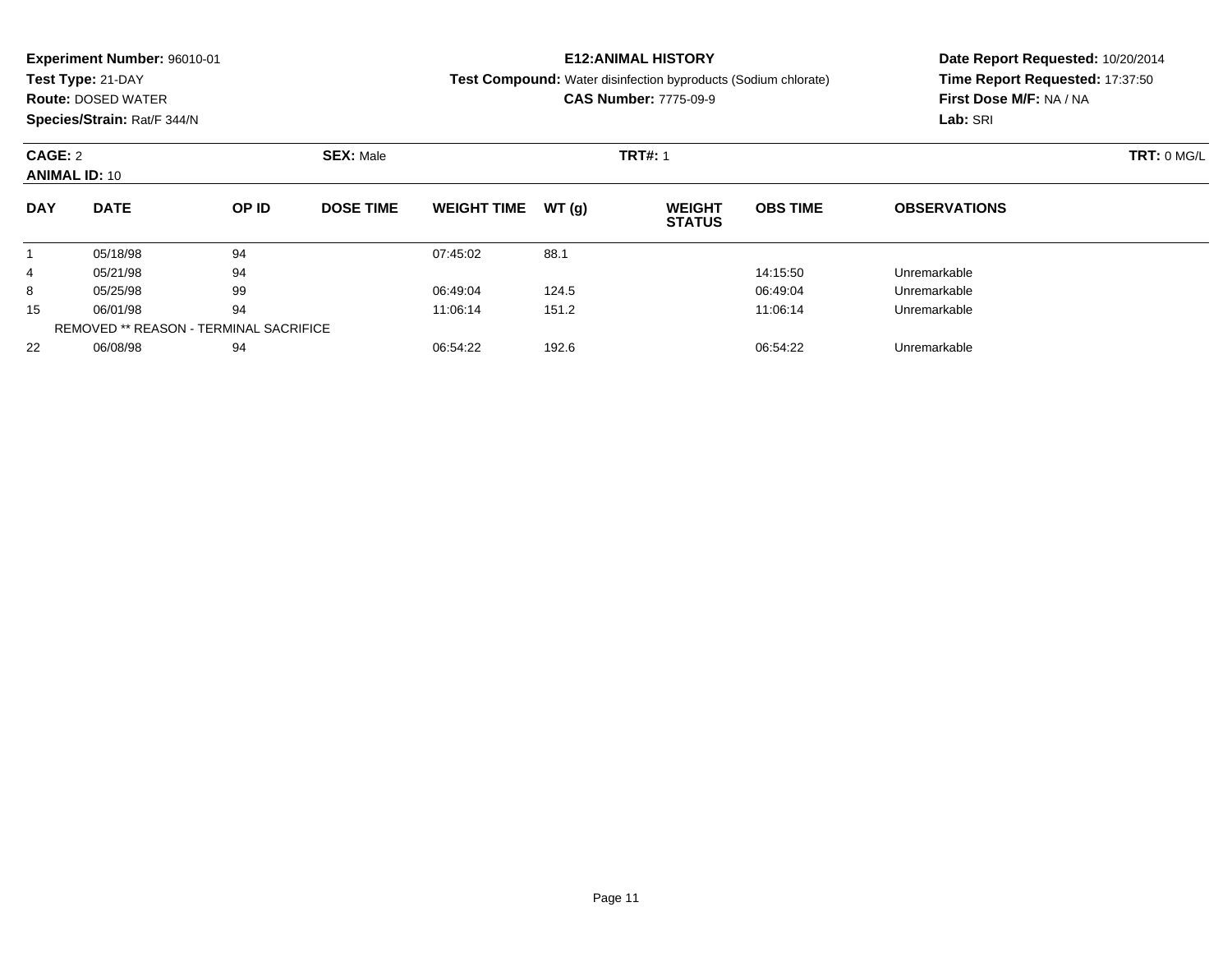**Experiment Number:** 96010-01
**Test Type:** 21-DAY
**Route:** DOSED WATER
**Species/Strain:** Rat/F 344/N

**E12:ANIMAL HISTORY**
**Test Compound:** Water disinfection byproducts (Sodium chlorate)
**CAS Number:** 7775-09-9

**Date Report Requested:** 10/20/2014
**Time Report Requested:** 17:37:50
**First Dose M/F:** NA / NA
**Lab:** SRI

**CAGE:** 2 **SEX:** Male **TRT#:** 1 **TRT:** 0 MG/L
**ANIMAL ID:** 10

| DAY | DATE | OP ID | DOSE TIME | WEIGHT TIME | WT (g) | WEIGHT STATUS | OBS TIME | OBSERVATIONS |
|---|---|---|---|---|---|---|---|---|
| 1 | 05/18/98 | 94 | | 07:45:02 | 88.1 | | | |
| 4 | 05/21/98 | 94 | | | | | 14:15:50 | Unremarkable |
| 8 | 05/25/98 | 99 | | 06:49:04 | 124.5 | | 06:49:04 | Unremarkable |
| 15 | 06/01/98 | 94 | | 11:06:14 | 151.2 | | 11:06:14 | Unremarkable |
| REMOVED ** REASON - TERMINAL SACRIFICE | | | | | | | | |
| 22 | 06/08/98 | 94 | | 06:54:22 | 192.6 | | 06:54:22 | Unremarkable |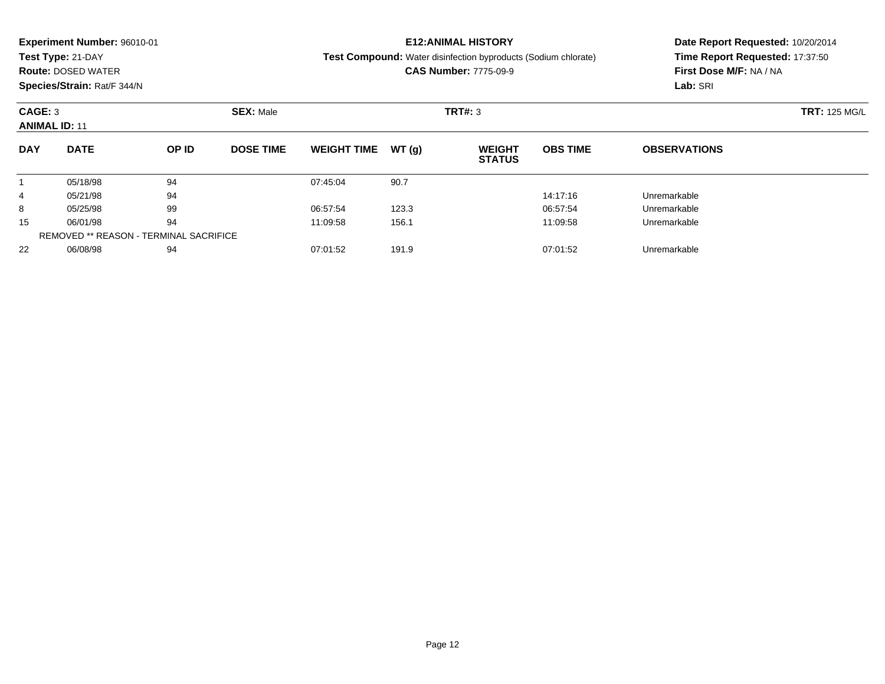**Experiment Number:** 96010-01
**Test Type:** 21-DAY
**Route:** DOSED WATER
**Species/Strain:** Rat/F 344/N

**E12:ANIMAL HISTORY**
**Test Compound:** Water disinfection byproducts (Sodium chlorate)
**CAS Number:** 7775-09-9

**Date Report Requested:** 10/20/2014
**Time Report Requested:** 17:37:50
**First Dose M/F:** NA / NA
**Lab:** SRI

**CAGE:** 3 **SEX:** Male **TRT#:** 3 **TRT:** 125 MG/L
**ANIMAL ID:** 11

| DAY | DATE | OP ID | DOSE TIME | WEIGHT TIME | WT (g) | WEIGHT STATUS | OBS TIME | OBSERVATIONS |
|---|---|---|---|---|---|---|---|---|
| 1 | 05/18/98 | 94 | | 07:45:04 | 90.7 | | | |
| 4 | 05/21/98 | 94 | | | | | 14:17:16 | Unremarkable |
| 8 | 05/25/98 | 99 | | 06:57:54 | 123.3 | | 06:57:54 | Unremarkable |
| 15 | 06/01/98 | 94 | | 11:09:58 | 156.1 | | 11:09:58 | Unremarkable |
| REMOVED ** REASON - TERMINAL SACRIFICE | | | | | | | | |
| 22 | 06/08/98 | 94 | | 07:01:52 | 191.9 | | 07:01:52 | Unremarkable |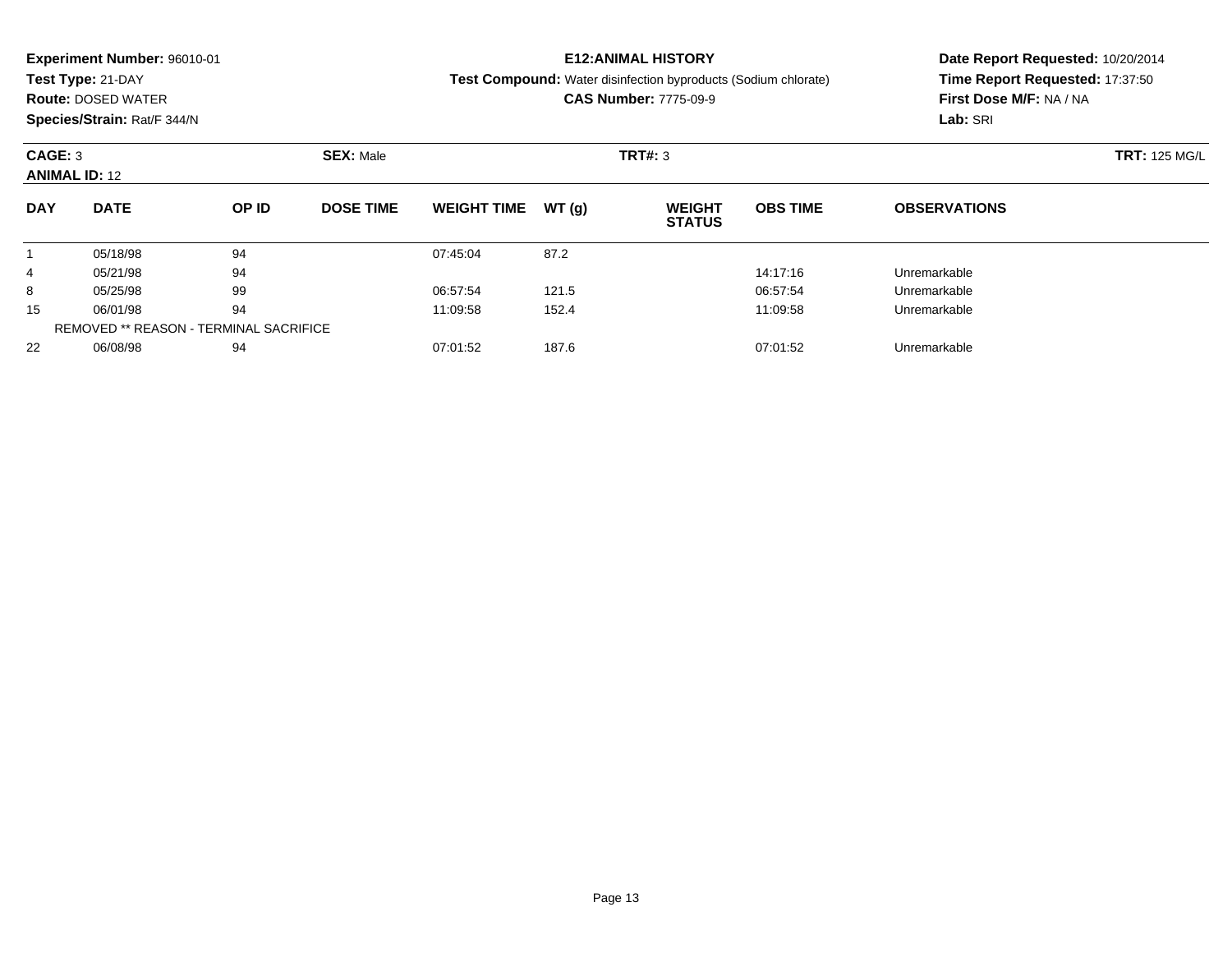**Experiment Number:** 96010-01
**Test Type:** 21-DAY
**Route:** DOSED WATER
**Species/Strain:** Rat/F 344/N

**E12:ANIMAL HISTORY**
**Test Compound:** Water disinfection byproducts (Sodium chlorate)
**CAS Number:** 7775-09-9

**Date Report Requested:** 10/20/2014
**Time Report Requested:** 17:37:50
**First Dose M/F:** NA / NA
**Lab:** SRI

**CAGE:** 3 **SEX:** Male **TRT#:** 3 **TRT:** 125 MG/L
**ANIMAL ID:** 12

| DAY | DATE | OP ID | DOSE TIME | WEIGHT TIME | WT (g) | WEIGHT STATUS | OBS TIME | OBSERVATIONS |
|---|---|---|---|---|---|---|---|---|
| 1 | 05/18/98 | 94 | | 07:45:04 | 87.2 | | | |
| 4 | 05/21/98 | 94 | | | | | 14:17:16 | Unremarkable |
| 8 | 05/25/98 | 99 | | 06:57:54 | 121.5 | | 06:57:54 | Unremarkable |
| 15 | 06/01/98 | 94 | | 11:09:58 | 152.4 | | 11:09:58 | Unremarkable |
| REMOVED ** REASON - TERMINAL SACRIFICE | | | | | | | | |
| 22 | 06/08/98 | 94 | | 07:01:52 | 187.6 | | 07:01:52 | Unremarkable |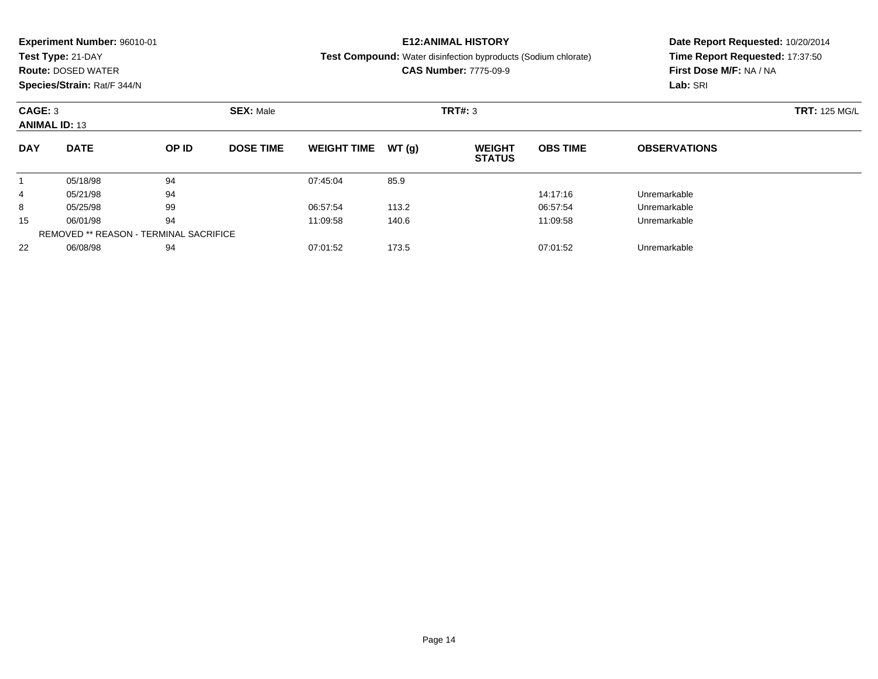**Experiment Number:** 96010-01
**Test Type:** 21-DAY
**Route:** DOSED WATER
**Species/Strain:** Rat/F 344/N

**E12:ANIMAL HISTORY**
**Test Compound:** Water disinfection byproducts (Sodium chlorate)
**CAS Number:** 7775-09-9

**Date Report Requested:** 10/20/2014
**Time Report Requested:** 17:37:50
**First Dose M/F:** NA / NA
**Lab:** SRI

**CAGE:** 3 **SEX:** Male **TRT#:** 3 **TRT:** 125 MG/L
**ANIMAL ID:** 13

| DAY | DATE | OP ID | DOSE TIME | WEIGHT TIME | WT (g) | WEIGHT STATUS | OBS TIME | OBSERVATIONS |
|---|---|---|---|---|---|---|---|---|
| 1 | 05/18/98 | 94 | | 07:45:04 | 85.9 | | | |
| 4 | 05/21/98 | 94 | | | | | 14:17:16 | Unremarkable |
| 8 | 05/25/98 | 99 | | 06:57:54 | 113.2 | | 06:57:54 | Unremarkable |
| 15 | 06/01/98 | 94 | | 11:09:58 | 140.6 | | 11:09:58 | Unremarkable |
| REMOVED ** REASON - TERMINAL SACRIFICE | | | | | | | | |
| 22 | 06/08/98 | 94 | | 07:01:52 | 173.5 | | 07:01:52 | Unremarkable |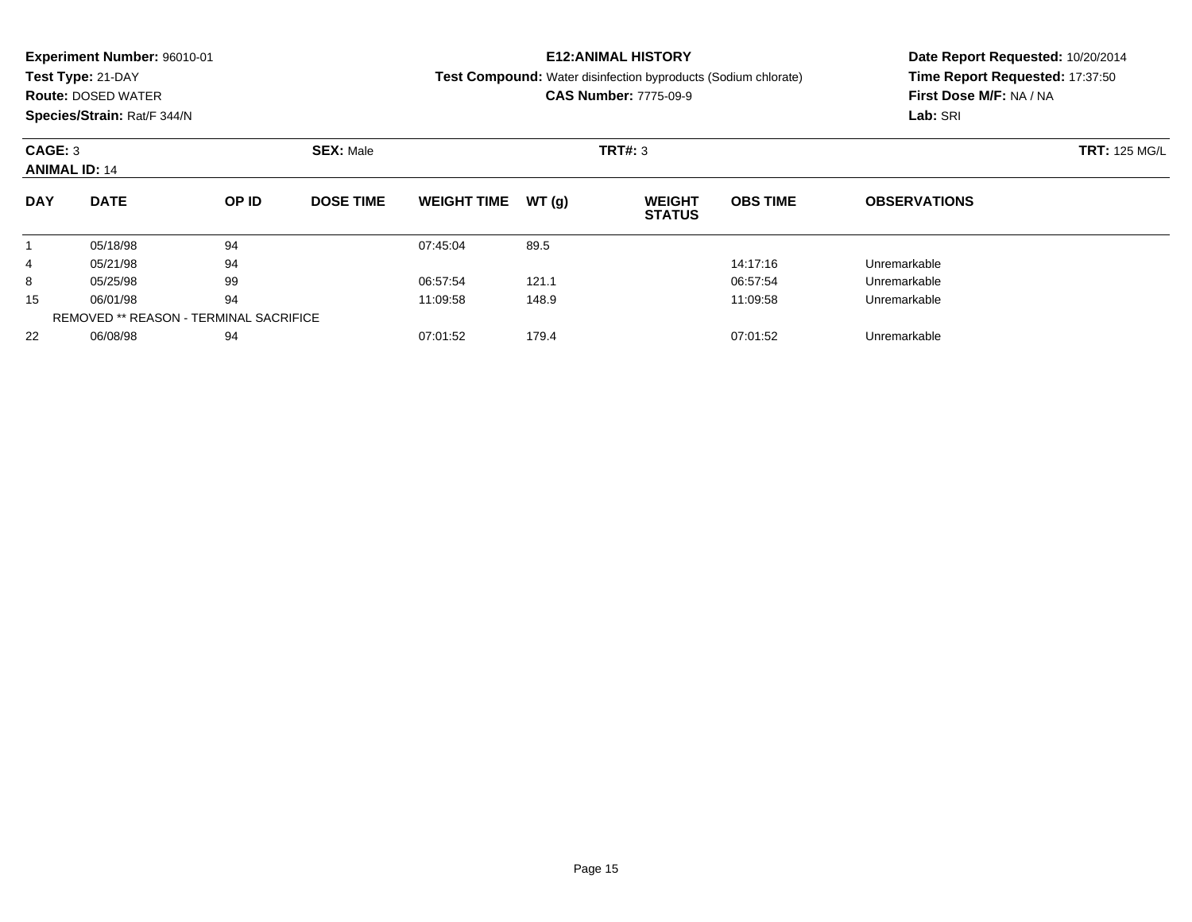**Experiment Number:** 96010-01
**Test Type:** 21-DAY
**Route:** DOSED WATER
**Species/Strain:** Rat/F 344/N

**E12:ANIMAL HISTORY**
**Test Compound:** Water disinfection byproducts (Sodium chlorate)
**CAS Number:** 7775-09-9

**Date Report Requested:** 10/20/2014
**Time Report Requested:** 17:37:50
**First Dose M/F:** NA / NA
**Lab:** SRI

**CAGE:** 3 **SEX:** Male **TRT#:** 3 **TRT:** 125 MG/L
**ANIMAL ID:** 14

| DAY | DATE | OP ID | DOSE TIME | WEIGHT TIME | WT (g) | WEIGHT STATUS | OBS TIME | OBSERVATIONS |
|---|---|---|---|---|---|---|---|---|
| 1 | 05/18/98 | 94 | | 07:45:04 | 89.5 | | | |
| 4 | 05/21/98 | 94 | | | | | 14:17:16 | Unremarkable |
| 8 | 05/25/98 | 99 | | 06:57:54 | 121.1 | | 06:57:54 | Unremarkable |
| 15 | 06/01/98 | 94 | | 11:09:58 | 148.9 | | 11:09:58 | Unremarkable |
| REMOVED ** REASON - TERMINAL SACRIFICE | | | | | | | | |
| 22 | 06/08/98 | 94 | | 07:01:52 | 179.4 | | 07:01:52 | Unremarkable |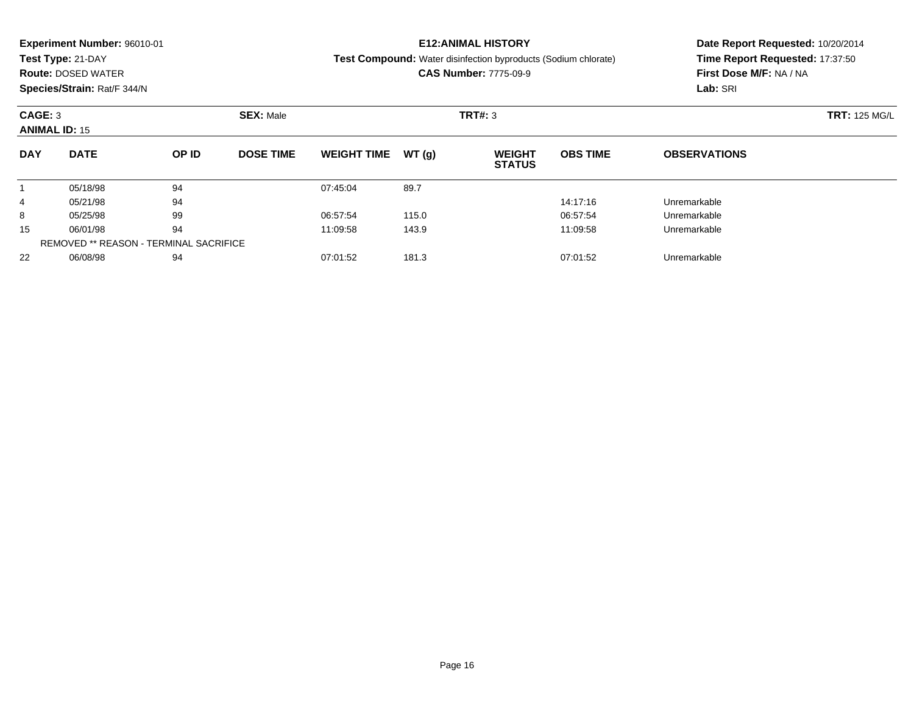**Experiment Number:** 96010-01
**Test Type:** 21-DAY
**Route:** DOSED WATER
**Species/Strain:** Rat/F 344/N

**E12:ANIMAL HISTORY**
**Test Compound:** Water disinfection byproducts (Sodium chlorate)
**CAS Number:** 7775-09-9

**Date Report Requested:** 10/20/2014
**Time Report Requested:** 17:37:50
**First Dose M/F:** NA / NA
**Lab:** SRI

**CAGE:** 3 **SEX:** Male **TRT#:** 3 **TRT:** 125 MG/L
**ANIMAL ID:** 15

| DAY | DATE | OP ID | DOSE TIME | WEIGHT TIME | WT (g) | WEIGHT STATUS | OBS TIME | OBSERVATIONS |
|---|---|---|---|---|---|---|---|---|
| 1 | 05/18/98 | 94 | | 07:45:04 | 89.7 | | | |
| 4 | 05/21/98 | 94 | | | | | 14:17:16 | Unremarkable |
| 8 | 05/25/98 | 99 | | 06:57:54 | 115.0 | | 06:57:54 | Unremarkable |
| 15 | 06/01/98 | 94 | | 11:09:58 | 143.9 | | 11:09:58 | Unremarkable |
| REMOVED ** REASON - TERMINAL SACRIFICE | | | | | | | | |
| 22 | 06/08/98 | 94 | | 07:01:52 | 181.3 | | 07:01:52 | Unremarkable |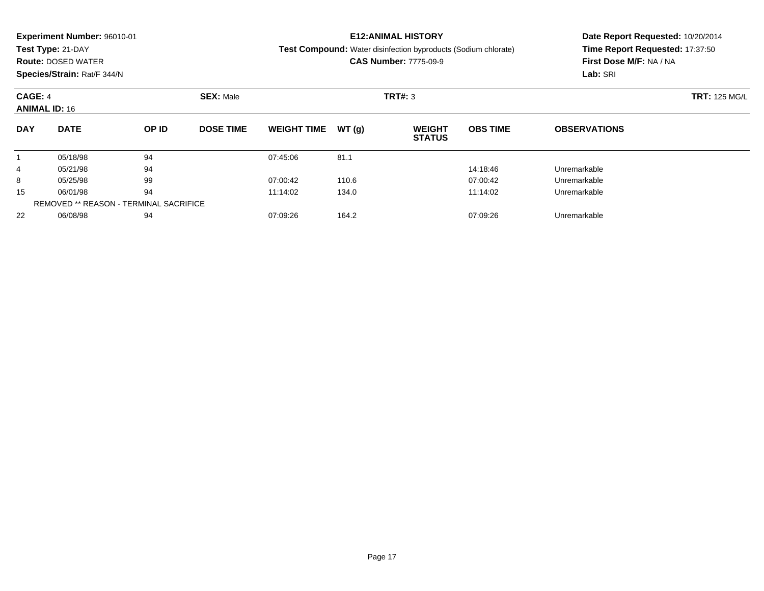**Experiment Number:** 96010-01
**Test Type:** 21-DAY
**Route:** DOSED WATER
**Species/Strain:** Rat/F 344/N

**E12:ANIMAL HISTORY**
**Test Compound:** Water disinfection byproducts (Sodium chlorate)
**CAS Number:** 7775-09-9

**Date Report Requested:** 10/20/2014
**Time Report Requested:** 17:37:50
**First Dose M/F:** NA / NA
**Lab:** SRI

**CAGE:** 4
**ANIMAL ID:** 16
**SEX:** Male
**TRT#:** 3
**TRT:** 125 MG/L

| DAY | DATE | OP ID | DOSE TIME | WEIGHT TIME | WT (g) | WEIGHT STATUS | OBS TIME | OBSERVATIONS |
|---|---|---|---|---|---|---|---|---|
| 1 | 05/18/98 | 94 | | 07:45:06 | 81.1 | | | |
| 4 | 05/21/98 | 94 | | | | | 14:18:46 | Unremarkable |
| 8 | 05/25/98 | 99 | | 07:00:42 | 110.6 | | 07:00:42 | Unremarkable |
| 15 | 06/01/98 | 94 | | 11:14:02 | 134.0 | | 11:14:02 | Unremarkable |
| REMOVED ** REASON - TERMINAL SACRIFICE | | | | | | | | |
| 22 | 06/08/98 | 94 | | 07:09:26 | 164.2 | | 07:09:26 | Unremarkable |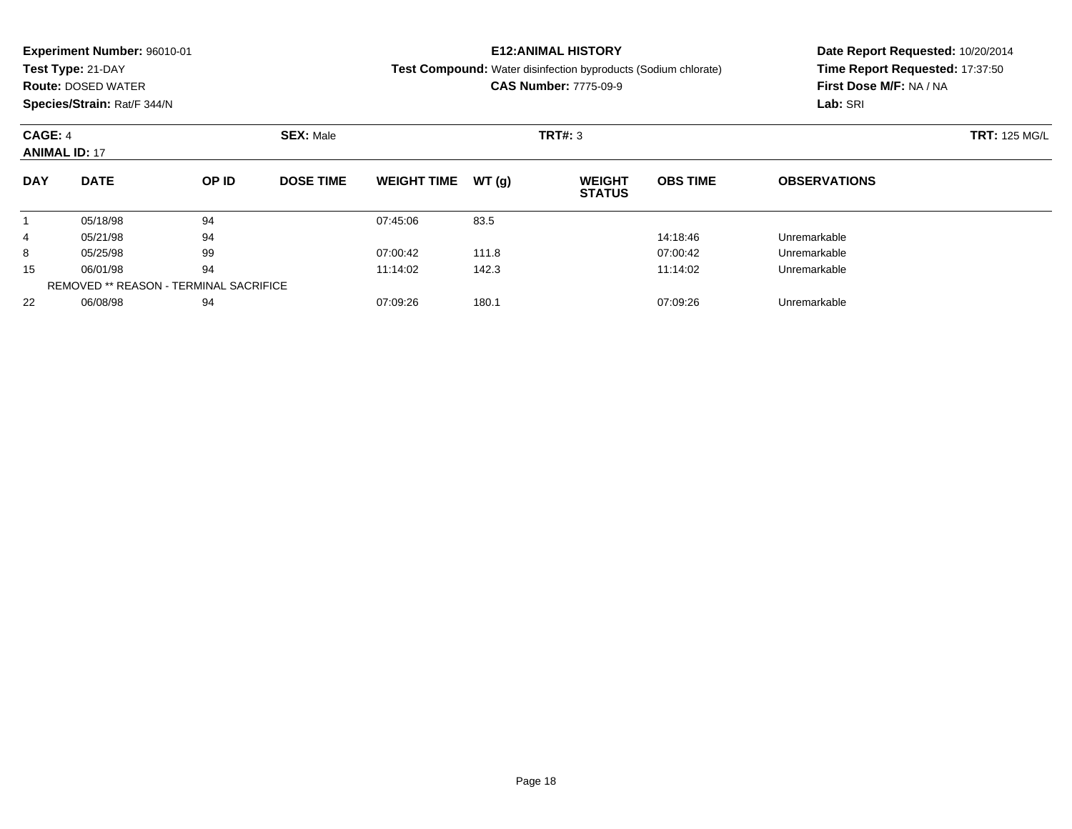**Experiment Number:** 96010-01
**Test Type:** 21-DAY
**Route:** DOSED WATER
**Species/Strain:** Rat/F 344/N

**E12:ANIMAL HISTORY**
**Test Compound:** Water disinfection byproducts (Sodium chlorate)
**CAS Number:** 7775-09-9

**Date Report Requested:** 10/20/2014
**Time Report Requested:** 17:37:50
**First Dose M/F:** NA / NA
**Lab:** SRI

**CAGE:** 4 **SEX:** Male **TRT#:** 3 **TRT:** 125 MG/L
**ANIMAL ID:** 17

| DAY | DATE | OP ID | DOSE TIME | WEIGHT TIME | WT (g) | WEIGHT STATUS | OBS TIME | OBSERVATIONS |
|---|---|---|---|---|---|---|---|---|
| 1 | 05/18/98 | 94 | | 07:45:06 | 83.5 | | | |
| 4 | 05/21/98 | 94 | | | | | 14:18:46 | Unremarkable |
| 8 | 05/25/98 | 99 | | 07:00:42 | 111.8 | | 07:00:42 | Unremarkable |
| 15 | 06/01/98 | 94 | | 11:14:02 | 142.3 | | 11:14:02 | Unremarkable |
| REMOVED ** REASON - TERMINAL SACRIFICE | | | | | | | | |
| 22 | 06/08/98 | 94 | | 07:09:26 | 180.1 | | 07:09:26 | Unremarkable |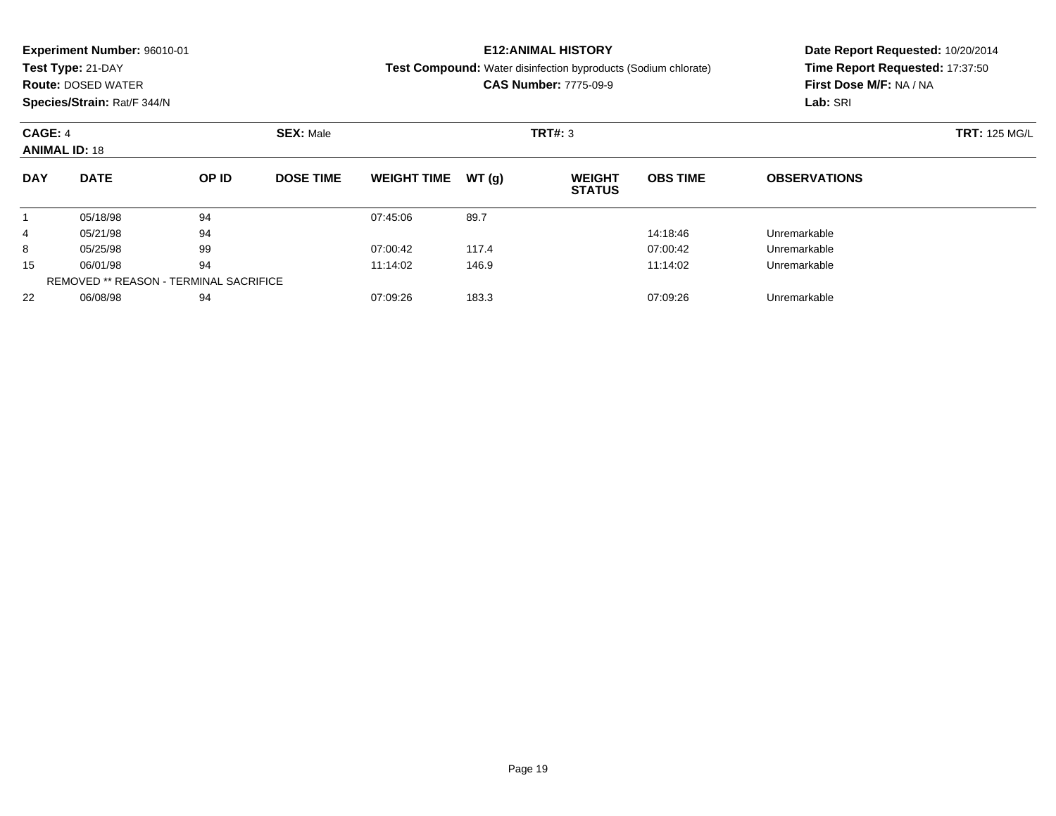**Experiment Number:** 96010-01
**Test Type:** 21-DAY
**Route:** DOSED WATER
**Species/Strain:** Rat/F 344/N

**E12:ANIMAL HISTORY**
**Test Compound:** Water disinfection byproducts (Sodium chlorate)
**CAS Number:** 7775-09-9

**Date Report Requested:** 10/20/2014
**Time Report Requested:** 17:37:50
**First Dose M/F:** NA / NA
**Lab:** SRI

**CAGE:** 4 **SEX:** Male **TRT#:** 3 **TRT:** 125 MG/L
**ANIMAL ID:** 18

| DAY | DATE | OP ID | DOSE TIME | WEIGHT TIME | WT (g) | WEIGHT STATUS | OBS TIME | OBSERVATIONS |
|---|---|---|---|---|---|---|---|---|
| 1 | 05/18/98 | 94 | | 07:45:06 | 89.7 | | | |
| 4 | 05/21/98 | 94 | | | | | 14:18:46 | Unremarkable |
| 8 | 05/25/98 | 99 | | 07:00:42 | 117.4 | | 07:00:42 | Unremarkable |
| 15 | 06/01/98 | 94 | | 11:14:02 | 146.9 | | 11:14:02 | Unremarkable |
| REMOVED ** REASON - TERMINAL SACRIFICE | | | | | | | | |
| 22 | 06/08/98 | 94 | | 07:09:26 | 183.3 | | 07:09:26 | Unremarkable |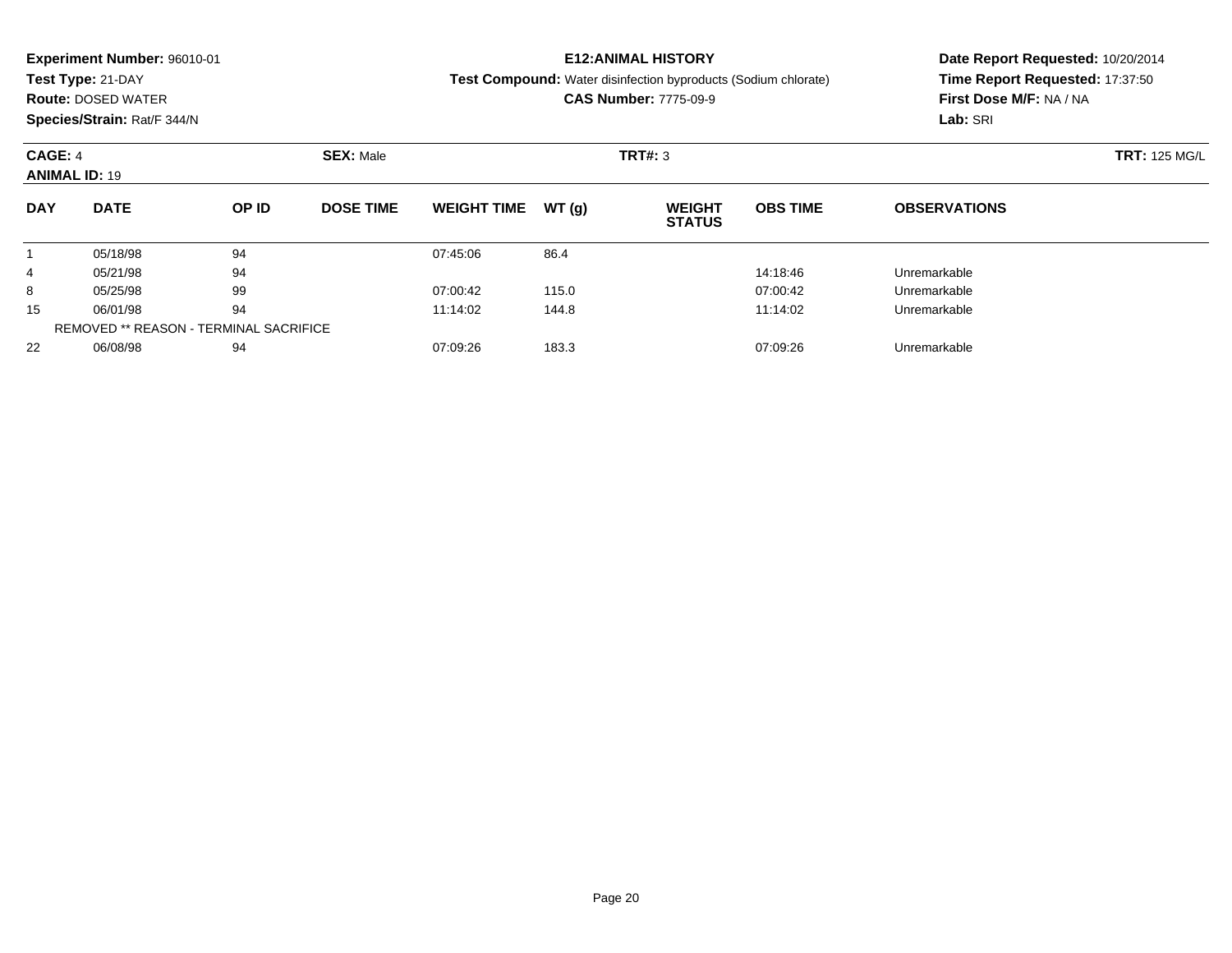**Experiment Number:** 96010-01
**Test Type:** 21-DAY
**Route:** DOSED WATER
**Species/Strain:** Rat/F 344/N

**E12:ANIMAL HISTORY**
**Test Compound:** Water disinfection byproducts (Sodium chlorate)
**CAS Number:** 7775-09-9

**Date Report Requested:** 10/20/2014
**Time Report Requested:** 17:37:50
**First Dose M/F:** NA / NA
**Lab:** SRI

**CAGE:** 4 **SEX:** Male **TRT#:** 3 **TRT:** 125 MG/L
**ANIMAL ID:** 19

| DAY | DATE | OP ID | DOSE TIME | WEIGHT TIME | WT (g) | WEIGHT STATUS | OBS TIME | OBSERVATIONS |
|---|---|---|---|---|---|---|---|---|
| 1 | 05/18/98 | 94 | | 07:45:06 | 86.4 | | | |
| 4 | 05/21/98 | 94 | | | | | 14:18:46 | Unremarkable |
| 8 | 05/25/98 | 99 | | 07:00:42 | 115.0 | | 07:00:42 | Unremarkable |
| 15 | 06/01/98 | 94 | | 11:14:02 | 144.8 | | 11:14:02 | Unremarkable |
| REMOVED ** REASON - TERMINAL SACRIFICE | | | | | | | | |
| 22 | 06/08/98 | 94 | | 07:09:26 | 183.3 | | 07:09:26 | Unremarkable |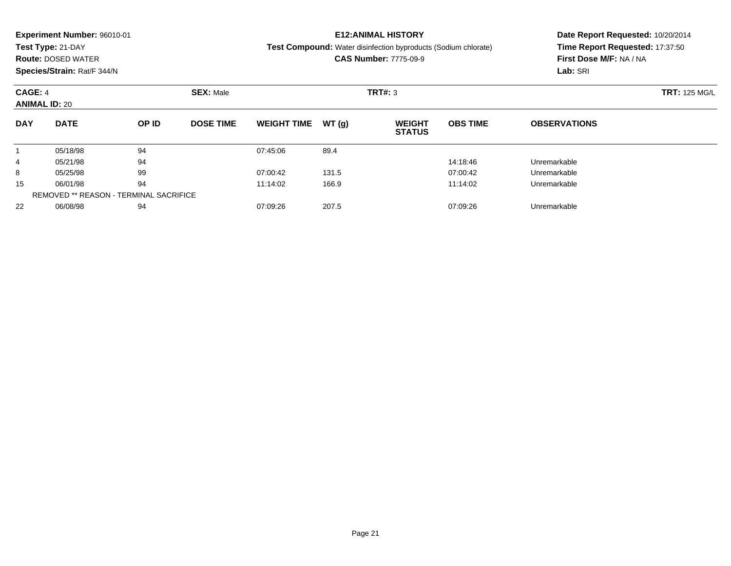**Experiment Number:** 96010-01
**Test Type:** 21-DAY
**Route:** DOSED WATER
**Species/Strain:** Rat/F 344/N

**E12:ANIMAL HISTORY**
**Test Compound:** Water disinfection byproducts (Sodium chlorate)
**CAS Number:** 7775-09-9

**Date Report Requested:** 10/20/2014
**Time Report Requested:** 17:37:50
**First Dose M/F:** NA / NA
**Lab:** SRI

**CAGE:** 4 **SEX:** Male **TRT#:** 3 **TRT:** 125 MG/L
**ANIMAL ID:** 20

| DAY | DATE | OP ID | DOSE TIME | WEIGHT TIME | WT (g) | WEIGHT STATUS | OBS TIME | OBSERVATIONS |
|---|---|---|---|---|---|---|---|---|
| 1 | 05/18/98 | 94 | | 07:45:06 | 89.4 | | | |
| 4 | 05/21/98 | 94 | | | | | 14:18:46 | Unremarkable |
| 8 | 05/25/98 | 99 | | 07:00:42 | 131.5 | | 07:00:42 | Unremarkable |
| 15 | 06/01/98 | 94 | | 11:14:02 | 166.9 | | 11:14:02 | Unremarkable |
| REMOVED ** REASON - TERMINAL SACRIFICE | | | | | | | | |
| 22 | 06/08/98 | 94 | | 07:09:26 | 207.5 | | 07:09:26 | Unremarkable |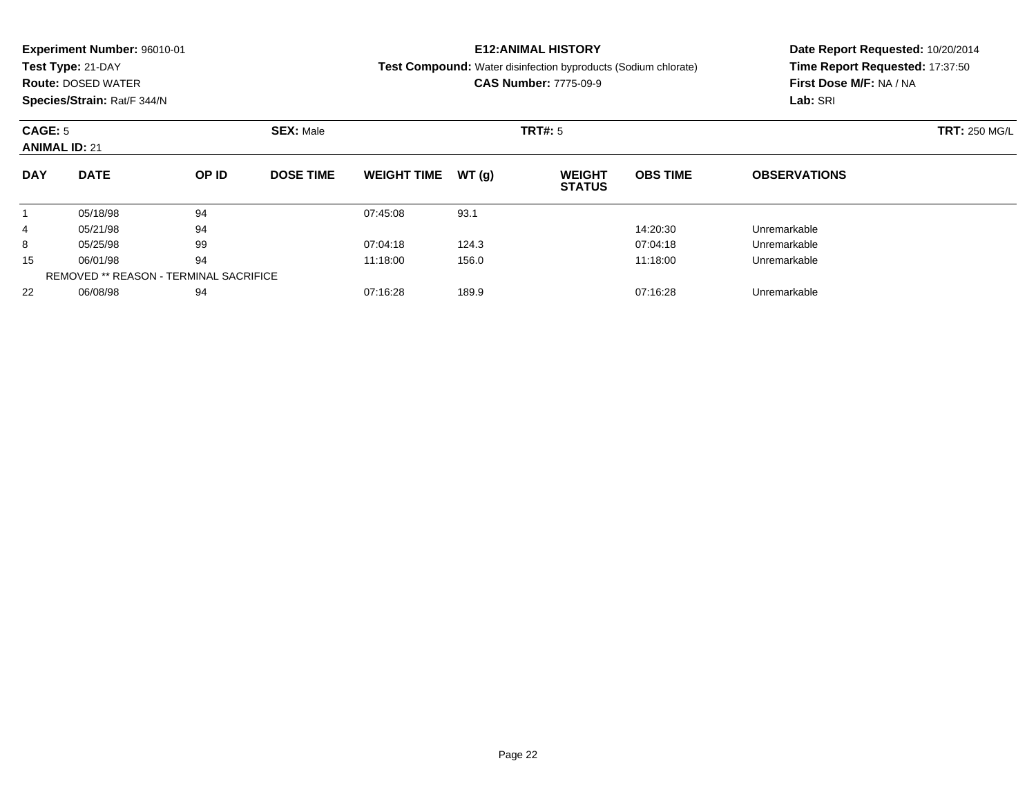**Experiment Number:** 96010-01
**Test Type:** 21-DAY
**Route:** DOSED WATER
**Species/Strain:** Rat/F 344/N

**E12:ANIMAL HISTORY**
**Test Compound:** Water disinfection byproducts (Sodium chlorate)
**CAS Number:** 7775-09-9

**Date Report Requested:** 10/20/2014
**Time Report Requested:** 17:37:50
**First Dose M/F:** NA / NA
**Lab:** SRI

**CAGE:** 5 **SEX:** Male **TRT#:** 5 **TRT:** 250 MG/L
**ANIMAL ID:** 21

| DAY | DATE | OP ID | DOSE TIME | WEIGHT TIME | WT (g) | WEIGHT STATUS | OBS TIME | OBSERVATIONS |
|---|---|---|---|---|---|---|---|---|
| 1 | 05/18/98 | 94 | | 07:45:08 | 93.1 | | | |
| 4 | 05/21/98 | 94 | | | | | 14:20:30 | Unremarkable |
| 8 | 05/25/98 | 99 | | 07:04:18 | 124.3 | | 07:04:18 | Unremarkable |
| 15 | 06/01/98 | 94 | | 11:18:00 | 156.0 | | 11:18:00 | Unremarkable |
| REMOVED ** REASON - TERMINAL SACRIFICE | | | | | | | | |
| 22 | 06/08/98 | 94 | | 07:16:28 | 189.9 | | 07:16:28 | Unremarkable |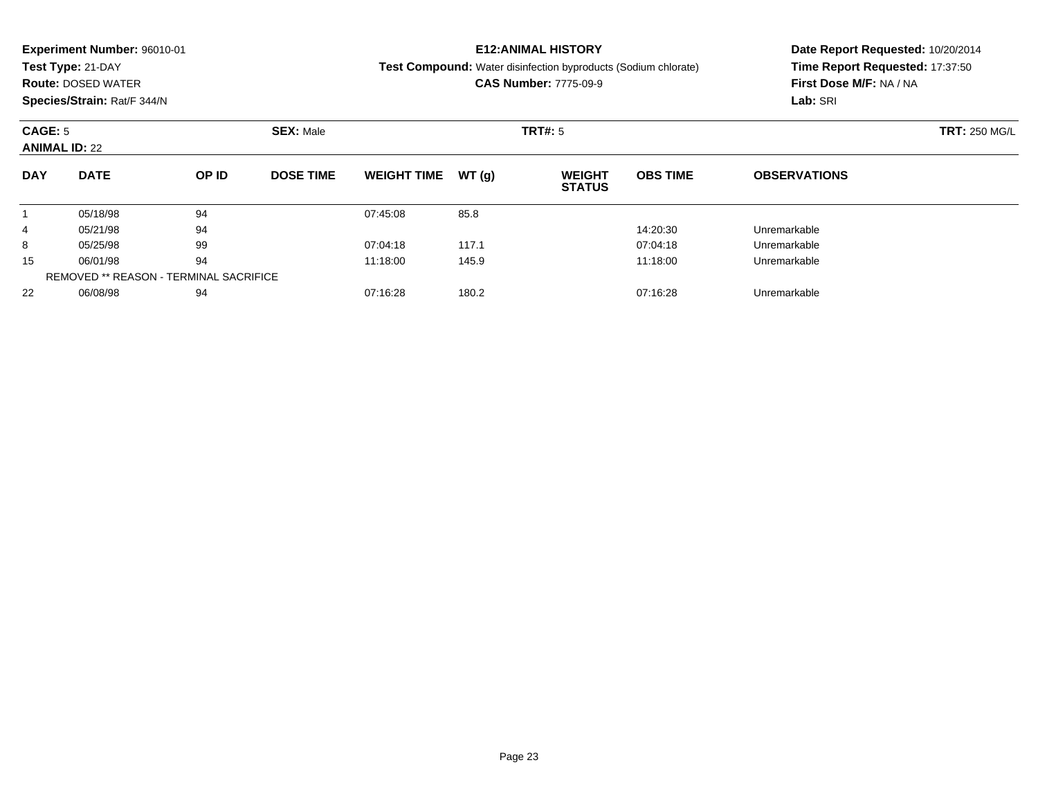**Experiment Number:** 96010-01
**Test Type:** 21-DAY
**Route:** DOSED WATER
**Species/Strain:** Rat/F 344/N

**E12:ANIMAL HISTORY**
**Test Compound:** Water disinfection byproducts (Sodium chlorate)
**CAS Number:** 7775-09-9

**Date Report Requested:** 10/20/2014
**Time Report Requested:** 17:37:50
**First Dose M/F:** NA / NA
**Lab:** SRI

**CAGE:** 5 **SEX:** Male **TRT#:** 5 **TRT:** 250 MG/L
**ANIMAL ID:** 22

| DAY | DATE | OP ID | DOSE TIME | WEIGHT TIME | WT (g) | WEIGHT STATUS | OBS TIME | OBSERVATIONS |
|---|---|---|---|---|---|---|---|---|
| 1 | 05/18/98 | 94 | | 07:45:08 | 85.8 | | | |
| 4 | 05/21/98 | 94 | | | | | 14:20:30 | Unremarkable |
| 8 | 05/25/98 | 99 | | 07:04:18 | 117.1 | | 07:04:18 | Unremarkable |
| 15 | 06/01/98 | 94 | | 11:18:00 | 145.9 | | 11:18:00 | Unremarkable |
| | REMOVED ** REASON - TERMINAL SACRIFICE | | | | | | | |
| 22 | 06/08/98 | 94 | | 07:16:28 | 180.2 | | 07:16:28 | Unremarkable |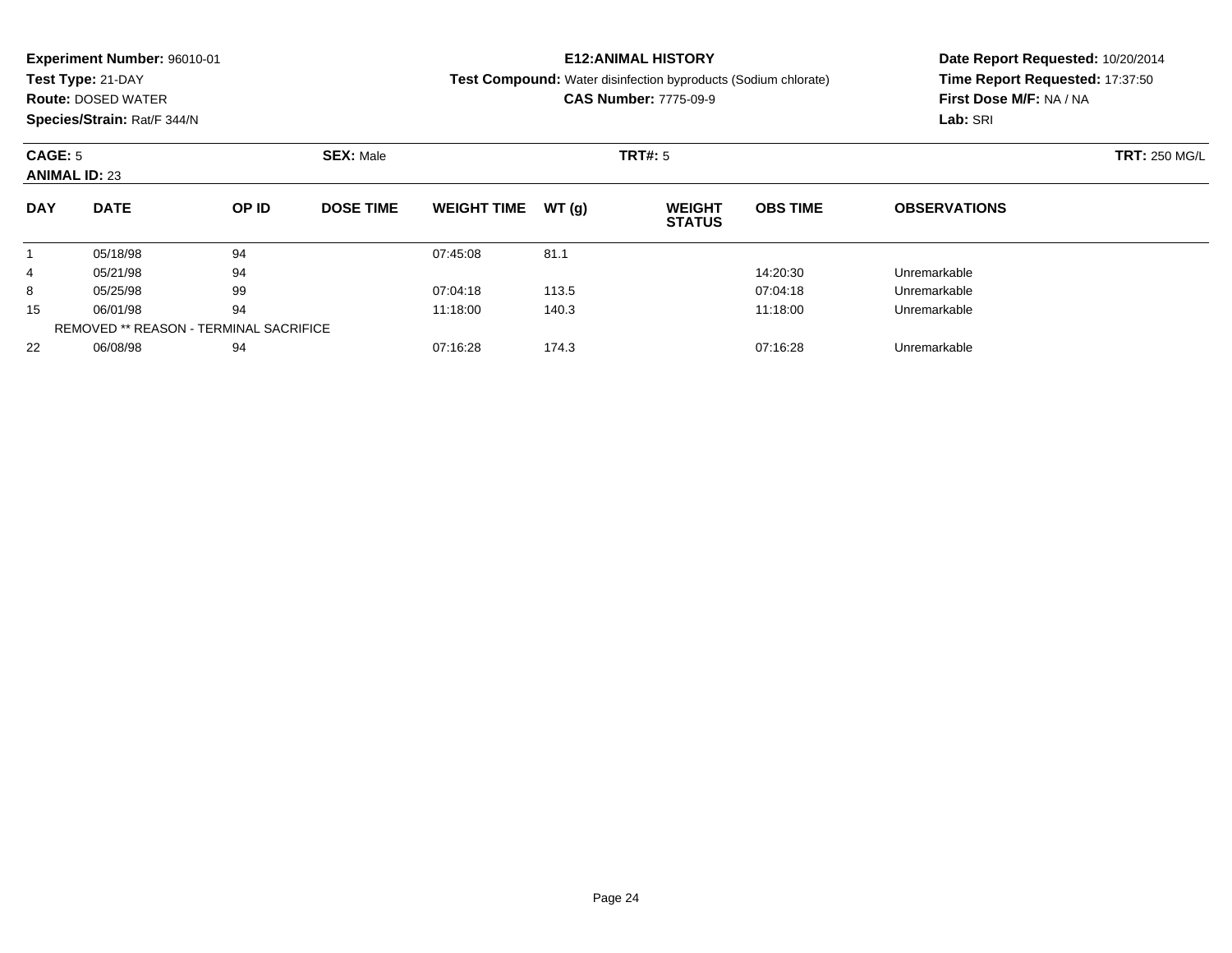**Experiment Number:** 96010-01
**Test Type:** 21-DAY
**Route:** DOSED WATER
**Species/Strain:** Rat/F 344/N

**E12:ANIMAL HISTORY**
**Test Compound:** Water disinfection byproducts (Sodium chlorate)
**CAS Number:** 7775-09-9

**Date Report Requested:** 10/20/2014
**Time Report Requested:** 17:37:50
**First Dose M/F:** NA / NA
**Lab:** SRI

**CAGE:** 5 **SEX:** Male **TRT#:** 5 **TRT:** 250 MG/L
**ANIMAL ID:** 23

| DAY | DATE | OP ID | DOSE TIME | WEIGHT TIME | WT (g) | WEIGHT STATUS | OBS TIME | OBSERVATIONS |
|---|---|---|---|---|---|---|---|---|
| 1 | 05/18/98 | 94 | | 07:45:08 | 81.1 | | | |
| 4 | 05/21/98 | 94 | | | | | 14:20:30 | Unremarkable |
| 8 | 05/25/98 | 99 | | 07:04:18 | 113.5 | | 07:04:18 | Unremarkable |
| 15 | 06/01/98 | 94 | | 11:18:00 | 140.3 | | 11:18:00 | Unremarkable |
| REMOVED ** REASON - TERMINAL SACRIFICE | | | | | | | | |
| 22 | 06/08/98 | 94 | | 07:16:28 | 174.3 | | 07:16:28 | Unremarkable |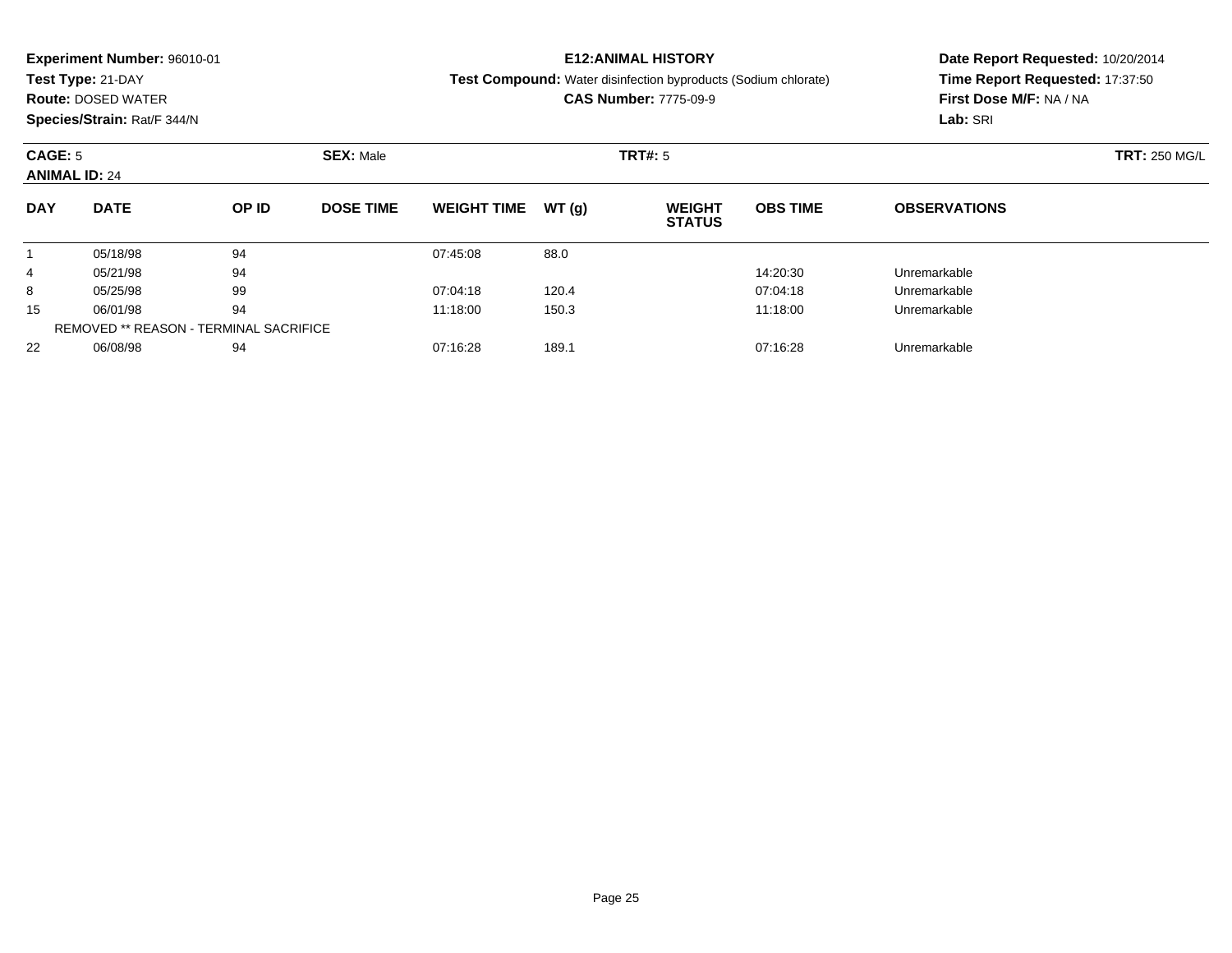**Experiment Number:** 96010-01
**Test Type:** 21-DAY
**Route:** DOSED WATER
**Species/Strain:** Rat/F 344/N

**E12:ANIMAL HISTORY**
**Test Compound:** Water disinfection byproducts (Sodium chlorate)
**CAS Number:** 7775-09-9

**Date Report Requested:** 10/20/2014
**Time Report Requested:** 17:37:50
**First Dose M/F:** NA / NA
**Lab:** SRI

**CAGE:** 5 **SEX:** Male **TRT#:** 5 **TRT:** 250 MG/L
**ANIMAL ID:** 24

| DAY | DATE | OP ID | DOSE TIME | WEIGHT TIME | WT (g) | WEIGHT STATUS | OBS TIME | OBSERVATIONS |
|---|---|---|---|---|---|---|---|---|
| 1 | 05/18/98 | 94 | | 07:45:08 | 88.0 | | | |
| 4 | 05/21/98 | 94 | | | | | 14:20:30 | Unremarkable |
| 8 | 05/25/98 | 99 | | 07:04:18 | 120.4 | | 07:04:18 | Unremarkable |
| 15 | 06/01/98 | 94 | | 11:18:00 | 150.3 | | 11:18:00 | Unremarkable |
| | REMOVED ** REASON - TERMINAL SACRIFICE | | | | | | | |
| 22 | 06/08/98 | 94 | | 07:16:28 | 189.1 | | 07:16:28 | Unremarkable |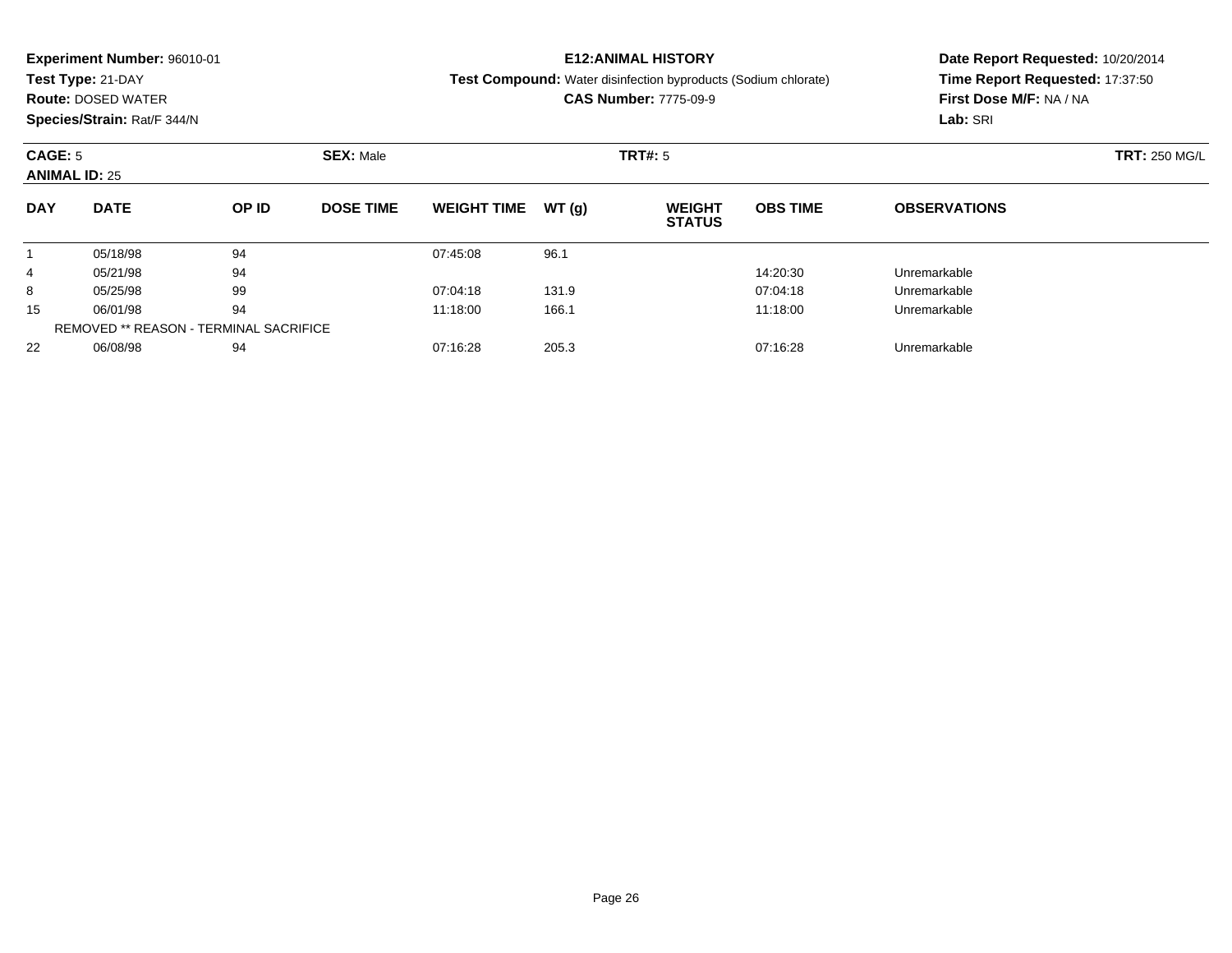**Experiment Number:** 96010-01
**Test Type:** 21-DAY
**Route:** DOSED WATER
**Species/Strain:** Rat/F 344/N

**E12:ANIMAL HISTORY**
**Test Compound:** Water disinfection byproducts (Sodium chlorate)
**CAS Number:** 7775-09-9

**Date Report Requested:** 10/20/2014
**Time Report Requested:** 17:37:50
**First Dose M/F:** NA / NA
**Lab:** SRI

**CAGE:** 5 **SEX:** Male **TRT#:** 5 **TRT:** 250 MG/L
**ANIMAL ID:** 25

| DAY | DATE | OP ID | DOSE TIME | WEIGHT TIME | WT (g) | WEIGHT STATUS | OBS TIME | OBSERVATIONS |
|---|---|---|---|---|---|---|---|---|
| 1 | 05/18/98 | 94 | | 07:45:08 | 96.1 | | | |
| 4 | 05/21/98 | 94 | | | | | 14:20:30 | Unremarkable |
| 8 | 05/25/98 | 99 | | 07:04:18 | 131.9 | | 07:04:18 | Unremarkable |
| 15 | 06/01/98 | 94 | | 11:18:00 | 166.1 | | 11:18:00 | Unremarkable |
| REMOVED ** REASON - TERMINAL SACRIFICE | | | | | | | | |
| 22 | 06/08/98 | 94 | | 07:16:28 | 205.3 | | 07:16:28 | Unremarkable |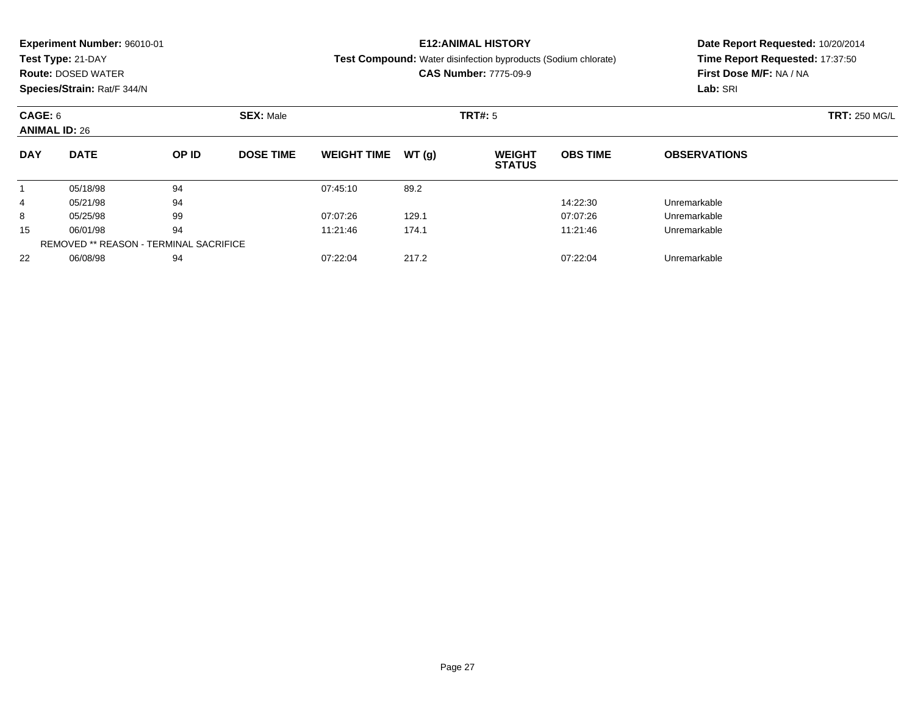**Experiment Number:** 96010-01
**Test Type:** 21-DAY
**Route:** DOSED WATER
**Species/Strain:** Rat/F 344/N

**E12:ANIMAL HISTORY**
**Test Compound:** Water disinfection byproducts (Sodium chlorate)
**CAS Number:** 7775-09-9

**Date Report Requested:** 10/20/2014
**Time Report Requested:** 17:37:50
**First Dose M/F:** NA / NA
**Lab:** SRI

**CAGE:** 6 **SEX:** Male **TRT#:** 5 **TRT:** 250 MG/L
**ANIMAL ID:** 26

| DAY | DATE | OP ID | DOSE TIME | WEIGHT TIME | WT (g) | WEIGHT STATUS | OBS TIME | OBSERVATIONS |
|---|---|---|---|---|---|---|---|---|
| 1 | 05/18/98 | 94 | | 07:45:10 | 89.2 | | | |
| 4 | 05/21/98 | 94 | | | | | 14:22:30 | Unremarkable |
| 8 | 05/25/98 | 99 | | 07:07:26 | 129.1 | | 07:07:26 | Unremarkable |
| 15 | 06/01/98 | 94 | | 11:21:46 | 174.1 | | 11:21:46 | Unremarkable |
| | REMOVED ** REASON - TERMINAL SACRIFICE | | | | | | | |
| 22 | 06/08/98 | 94 | | 07:22:04 | 217.2 | | 07:22:04 | Unremarkable |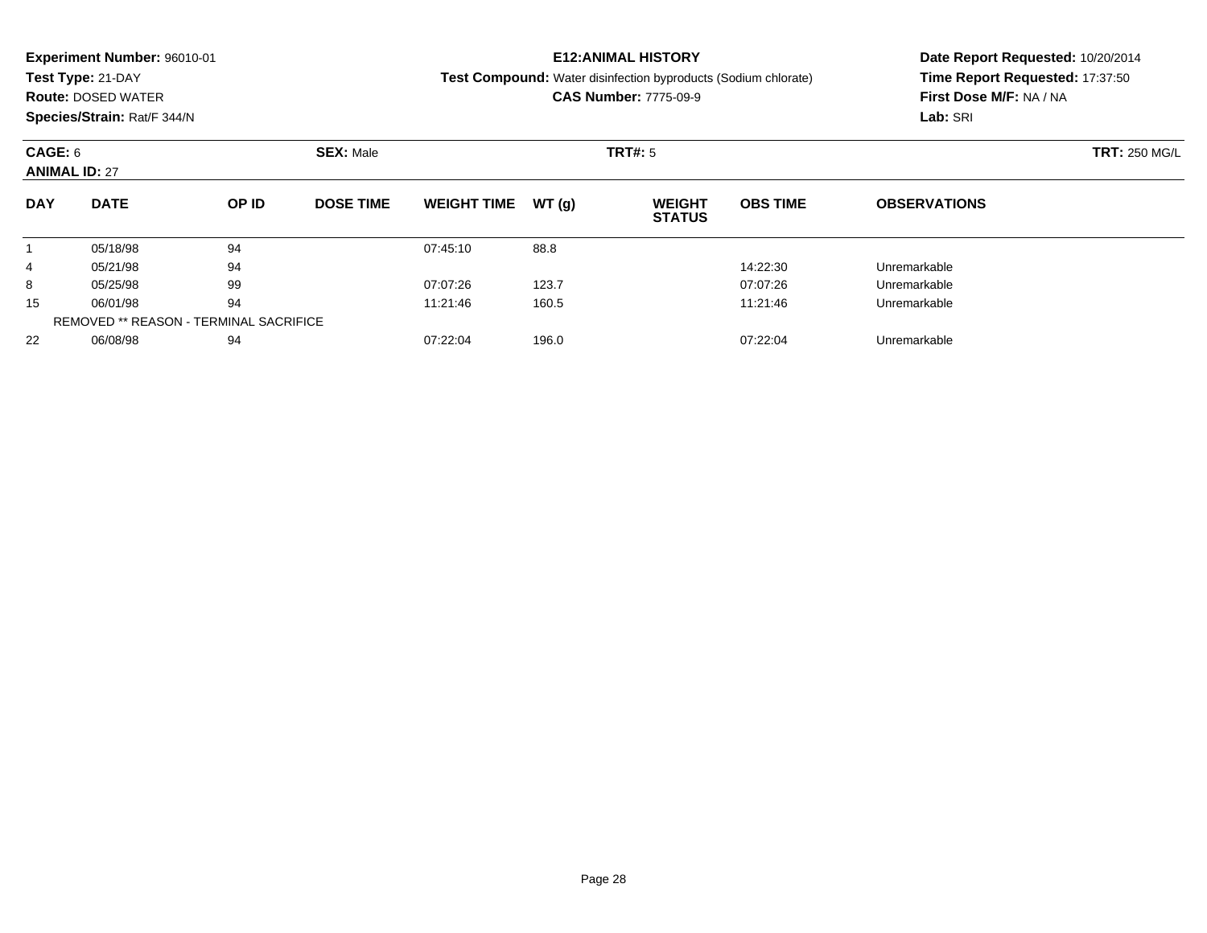**Experiment Number:** 96010-01
**Test Type:** 21-DAY
**Route:** DOSED WATER
**Species/Strain:** Rat/F 344/N

**E12:ANIMAL HISTORY**
**Test Compound:** Water disinfection byproducts (Sodium chlorate)
**CAS Number:** 7775-09-9

**Date Report Requested:** 10/20/2014
**Time Report Requested:** 17:37:50
**First Dose M/F:** NA / NA
**Lab:** SRI

**CAGE:** 6 **SEX:** Male **TRT#:** 5 **TRT:** 250 MG/L
**ANIMAL ID:** 27

| DAY | DATE | OP ID | DOSE TIME | WEIGHT TIME | WT (g) | WEIGHT STATUS | OBS TIME | OBSERVATIONS |
|---|---|---|---|---|---|---|---|---|
| 1 | 05/18/98 | 94 | | 07:45:10 | 88.8 | | | |
| 4 | 05/21/98 | 94 | | | | | 14:22:30 | Unremarkable |
| 8 | 05/25/98 | 99 | | 07:07:26 | 123.7 | | 07:07:26 | Unremarkable |
| 15 | 06/01/98 | 94 | | 11:21:46 | 160.5 | | 11:21:46 | Unremarkable |
| REMOVED ** REASON - TERMINAL SACRIFICE | | | | | | | | |
| 22 | 06/08/98 | 94 | | 07:22:04 | 196.0 | | 07:22:04 | Unremarkable |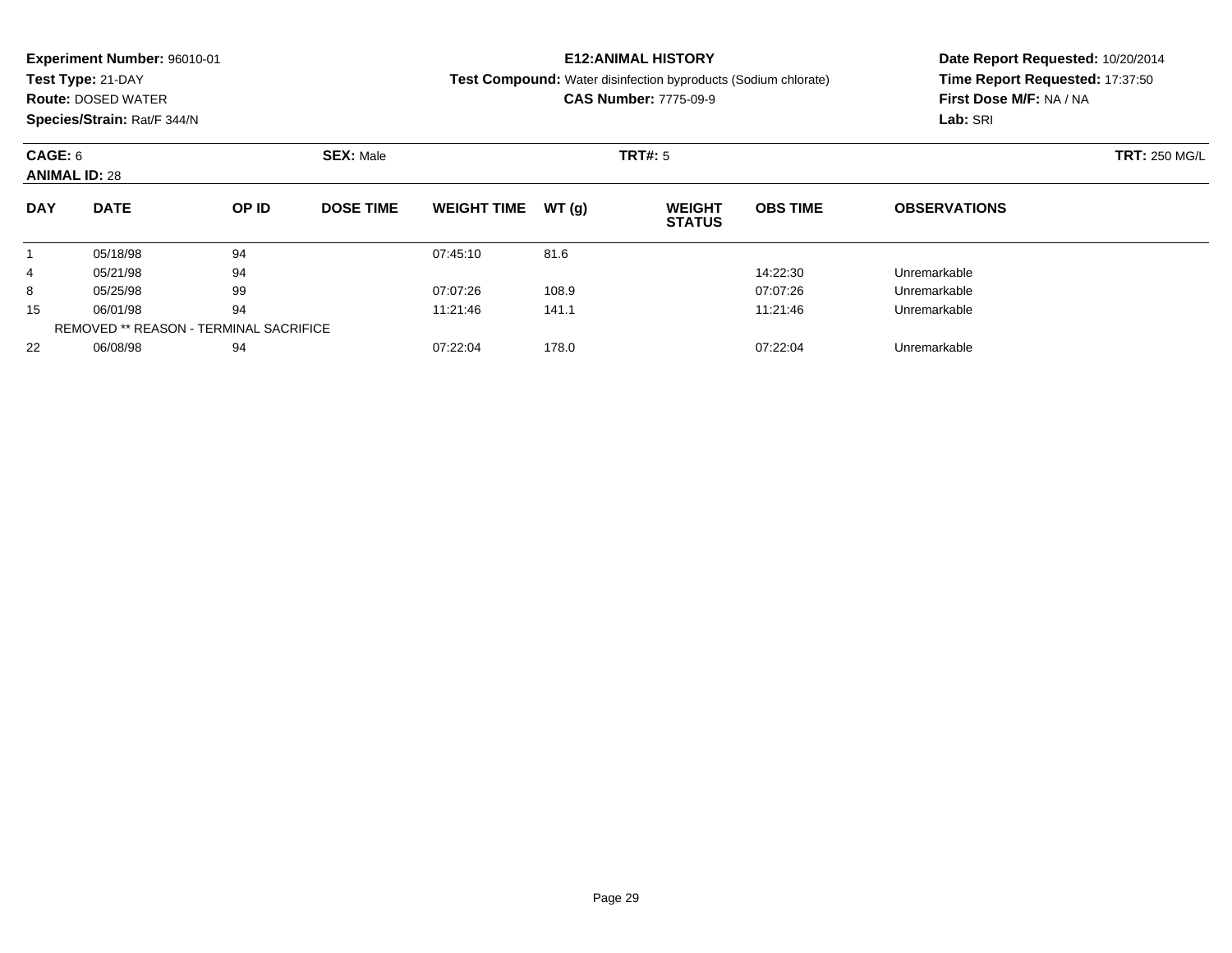**Experiment Number:** 96010-01
**Test Type:** 21-DAY
**Route:** DOSED WATER
**Species/Strain:** Rat/F 344/N

**E12:ANIMAL HISTORY**
**Test Compound:** Water disinfection byproducts (Sodium chlorate)
**CAS Number:** 7775-09-9

**Date Report Requested:** 10/20/2014
**Time Report Requested:** 17:37:50
**First Dose M/F:** NA / NA
**Lab:** SRI

**CAGE:** 6 **SEX:** Male **TRT#:** 5 **TRT:** 250 MG/L
**ANIMAL ID:** 28

| DAY | DATE | OP ID | DOSE TIME | WEIGHT TIME | WT (g) | WEIGHT STATUS | OBS TIME | OBSERVATIONS |
|---|---|---|---|---|---|---|---|---|
| 1 | 05/18/98 | 94 | | 07:45:10 | 81.6 | | | |
| 4 | 05/21/98 | 94 | | | | | 14:22:30 | Unremarkable |
| 8 | 05/25/98 | 99 | | 07:07:26 | 108.9 | | 07:07:26 | Unremarkable |
| 15 | 06/01/98 | 94 | | 11:21:46 | 141.1 | | 11:21:46 | Unremarkable |
| REMOVED ** REASON - TERMINAL SACRIFICE | | | | | | | | |
| 22 | 06/08/98 | 94 | | 07:22:04 | 178.0 | | 07:22:04 | Unremarkable |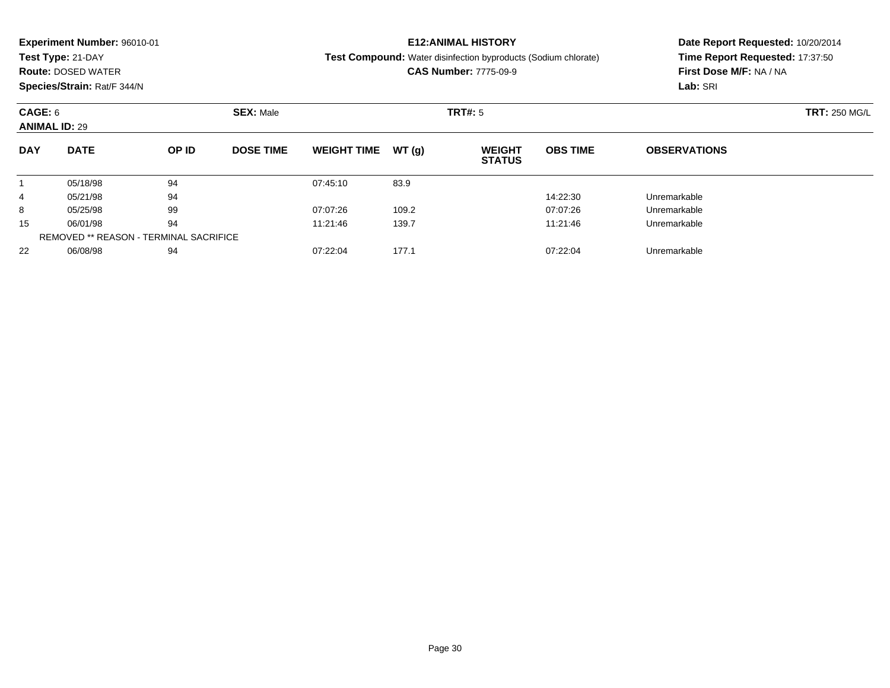**Experiment Number:** 96010-01
**Test Type:** 21-DAY
**Route:** DOSED WATER
**Species/Strain:** Rat/F 344/N

**E12:ANIMAL HISTORY**
**Test Compound:** Water disinfection byproducts (Sodium chlorate)
**CAS Number:** 7775-09-9

**Date Report Requested:** 10/20/2014
**Time Report Requested:** 17:37:50
**First Dose M/F:** NA / NA
**Lab:** SRI

**CAGE:** 6 **SEX:** Male **TRT#:** 5 **TRT:** 250 MG/L
**ANIMAL ID:** 29

| DAY | DATE | OP ID | DOSE TIME | WEIGHT TIME | WT (g) | WEIGHT STATUS | OBS TIME | OBSERVATIONS |
|---|---|---|---|---|---|---|---|---|
| 1 | 05/18/98 | 94 | | 07:45:10 | 83.9 | | | |
| 4 | 05/21/98 | 94 | | | | | 14:22:30 | Unremarkable |
| 8 | 05/25/98 | 99 | | 07:07:26 | 109.2 | | 07:07:26 | Unremarkable |
| 15 | 06/01/98 | 94 | | 11:21:46 | 139.7 | | 11:21:46 | Unremarkable |
| REMOVED ** REASON - TERMINAL SACRIFICE | | | | | | | | |
| 22 | 06/08/98 | 94 | | 07:22:04 | 177.1 | | 07:22:04 | Unremarkable |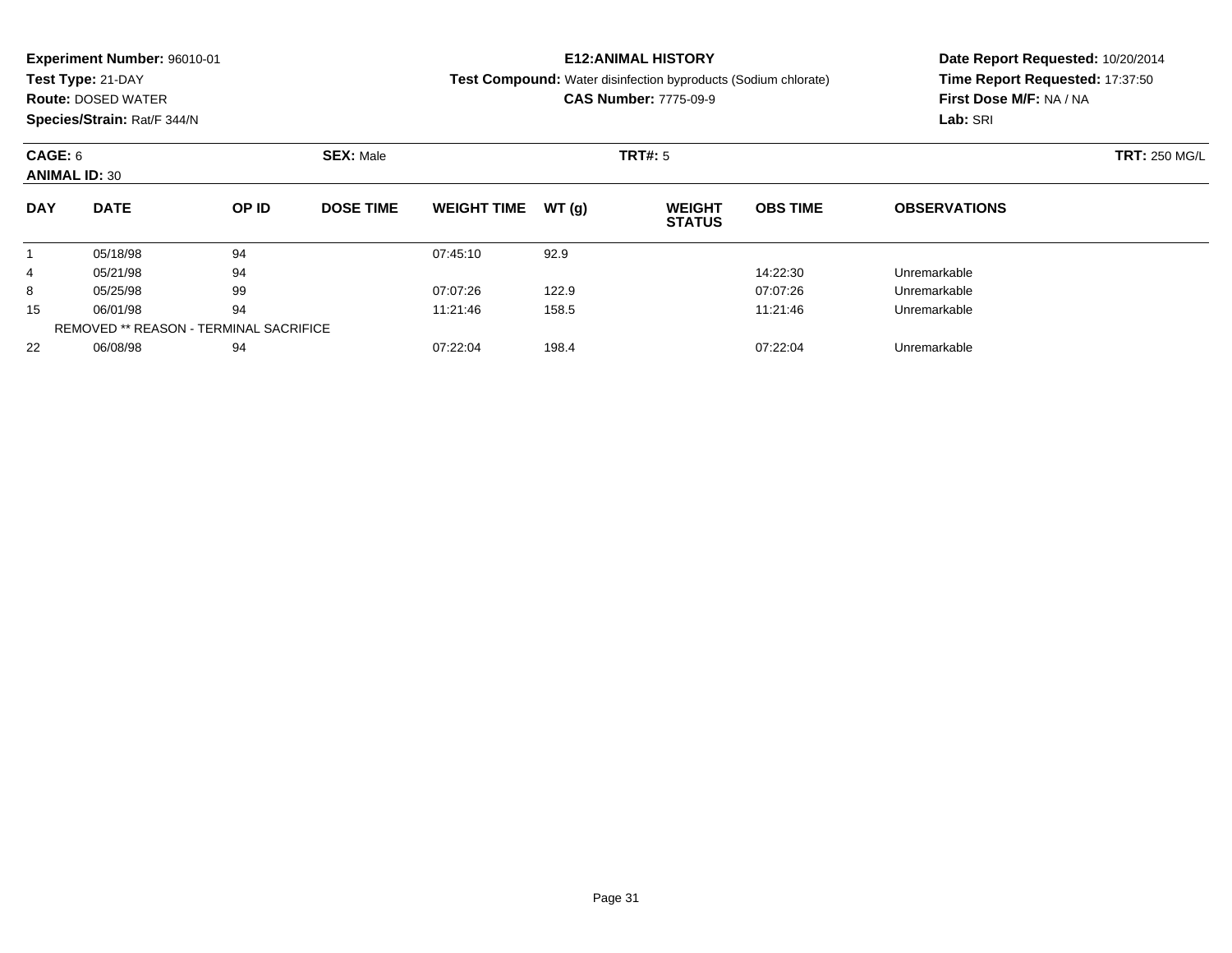**Experiment Number:** 96010-01
**Test Type:** 21-DAY
**Route:** DOSED WATER
**Species/Strain:** Rat/F 344/N

**E12:ANIMAL HISTORY**
**Test Compound:** Water disinfection byproducts (Sodium chlorate)
**CAS Number:** 7775-09-9

**Date Report Requested:** 10/20/2014
**Time Report Requested:** 17:37:50
**First Dose M/F:** NA / NA
**Lab:** SRI

**CAGE:** 6 **SEX:** Male **TRT#:** 5 **TRT:** 250 MG/L
**ANIMAL ID:** 30

| DAY | DATE | OP ID | DOSE TIME | WEIGHT TIME | WT (g) | WEIGHT STATUS | OBS TIME | OBSERVATIONS |
|---|---|---|---|---|---|---|---|---|
| 1 | 05/18/98 | 94 | | 07:45:10 | 92.9 | | | |
| 4 | 05/21/98 | 94 | | | | | 14:22:30 | Unremarkable |
| 8 | 05/25/98 | 99 | | 07:07:26 | 122.9 | | 07:07:26 | Unremarkable |
| 15 | 06/01/98 | 94 | | 11:21:46 | 158.5 | | 11:21:46 | Unremarkable |
| | REMOVED ** REASON - TERMINAL SACRIFICE | | | | | | | |
| 22 | 06/08/98 | 94 | | 07:22:04 | 198.4 | | 07:22:04 | Unremarkable |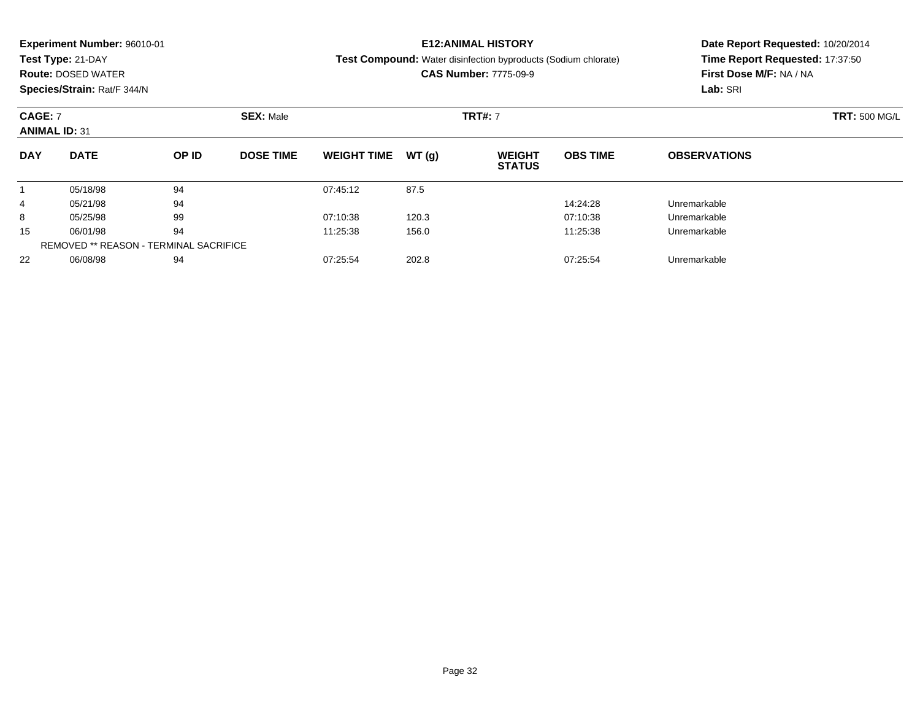**Experiment Number:** 96010-01
**Test Type:** 21-DAY
**Route:** DOSED WATER
**Species/Strain:** Rat/F 344/N

**E12:ANIMAL HISTORY**
**Test Compound:** Water disinfection byproducts (Sodium chlorate)
**CAS Number:** 7775-09-9

**Date Report Requested:** 10/20/2014
**Time Report Requested:** 17:37:50
**First Dose M/F:** NA / NA
**Lab:** SRI

**CAGE:** 7 **SEX:** Male **TRT#:** 7 **TRT:** 500 MG/L
**ANIMAL ID:** 31

| DAY | DATE | OP ID | DOSE TIME | WEIGHT TIME | WT (g) | WEIGHT STATUS | OBS TIME | OBSERVATIONS |
|---|---|---|---|---|---|---|---|---|
| 1 | 05/18/98 | 94 | | 07:45:12 | 87.5 | | | |
| 4 | 05/21/98 | 94 | | | | | 14:24:28 | Unremarkable |
| 8 | 05/25/98 | 99 | | 07:10:38 | 120.3 | | 07:10:38 | Unremarkable |
| 15 | 06/01/98 | 94 | | 11:25:38 | 156.0 | | 11:25:38 | Unremarkable |
| REMOVED ** REASON - TERMINAL SACRIFICE | | | | | | | | |
| 22 | 06/08/98 | 94 | | 07:25:54 | 202.8 | | 07:25:54 | Unremarkable |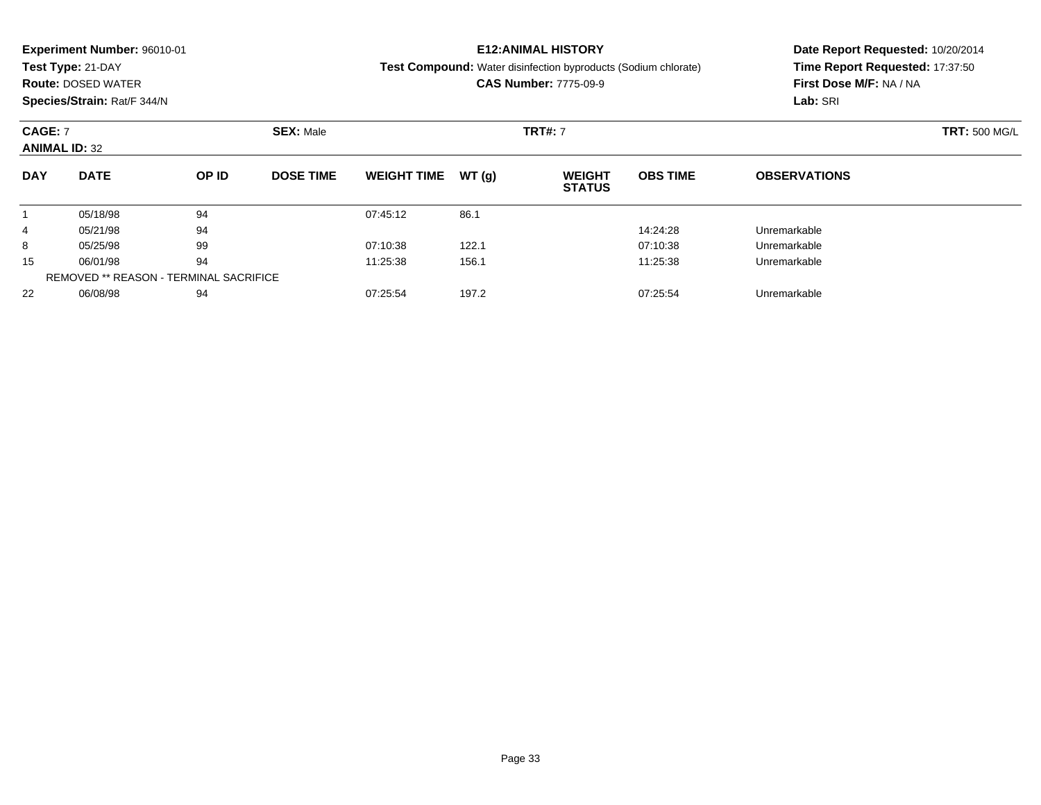**Experiment Number:** 96010-01
**Test Type:** 21-DAY
**Route:** DOSED WATER
**Species/Strain:** Rat/F 344/N

**E12:ANIMAL HISTORY**
**Test Compound:** Water disinfection byproducts (Sodium chlorate)
**CAS Number:** 7775-09-9

**Date Report Requested:** 10/20/2014
**Time Report Requested:** 17:37:50
**First Dose M/F:** NA / NA
**Lab:** SRI

**CAGE:** 7 **SEX:** Male **TRT#:** 7 **TRT:** 500 MG/L
**ANIMAL ID:** 32

| DAY | DATE | OP ID | DOSE TIME | WEIGHT TIME | WT (g) | WEIGHT STATUS | OBS TIME | OBSERVATIONS |
|---|---|---|---|---|---|---|---|---|
| 1 | 05/18/98 | 94 | | 07:45:12 | 86.1 | | | |
| 4 | 05/21/98 | 94 | | | | | 14:24:28 | Unremarkable |
| 8 | 05/25/98 | 99 | | 07:10:38 | 122.1 | | 07:10:38 | Unremarkable |
| 15 | 06/01/98 | 94 | | 11:25:38 | 156.1 | | 11:25:38 | Unremarkable |
| REMOVED ** REASON - TERMINAL SACRIFICE | | | | | | | | |
| 22 | 06/08/98 | 94 | | 07:25:54 | 197.2 | | 07:25:54 | Unremarkable |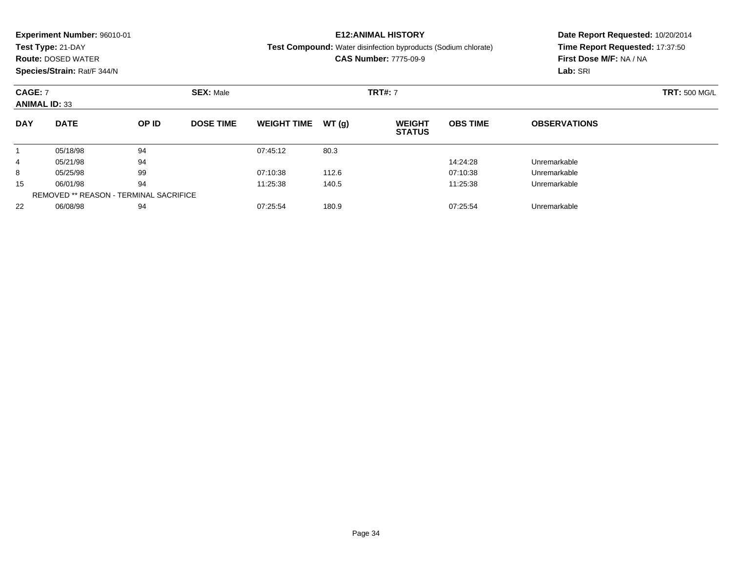**Experiment Number:** 96010-01
**Test Type:** 21-DAY
**Route:** DOSED WATER
**Species/Strain:** Rat/F 344/N

**E12:ANIMAL HISTORY**
**Test Compound:** Water disinfection byproducts (Sodium chlorate)
**CAS Number:** 7775-09-9

**Date Report Requested:** 10/20/2014
**Time Report Requested:** 17:37:50
**First Dose M/F:** NA / NA
**Lab:** SRI

**CAGE:** 7 **SEX:** Male **TRT#:** 7 **TRT:** 500 MG/L
**ANIMAL ID:** 33

| DAY | DATE | OP ID | DOSE TIME | WEIGHT TIME | WT (g) | WEIGHT STATUS | OBS TIME | OBSERVATIONS |
|---|---|---|---|---|---|---|---|---|
| 1 | 05/18/98 | 94 | | 07:45:12 | 80.3 | | | |
| 4 | 05/21/98 | 94 | | | | | 14:24:28 | Unremarkable |
| 8 | 05/25/98 | 99 | | 07:10:38 | 112.6 | | 07:10:38 | Unremarkable |
| 15 | 06/01/98 | 94 | | 11:25:38 | 140.5 | | 11:25:38 | Unremarkable |
| | REMOVED ** REASON - TERMINAL SACRIFICE | | | | | | | |
| 22 | 06/08/98 | 94 | | 07:25:54 | 180.9 | | 07:25:54 | Unremarkable |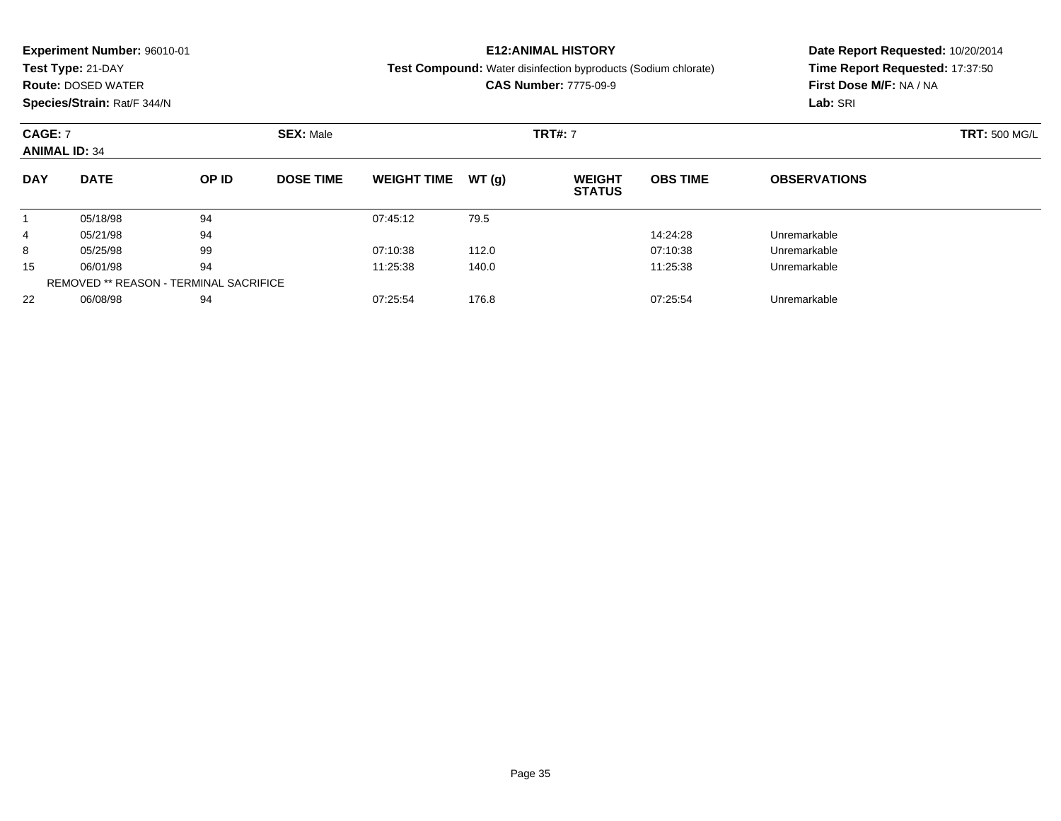**Experiment Number:** 96010-01
**Test Type:** 21-DAY
**Route:** DOSED WATER
**Species/Strain:** Rat/F 344/N

**E12:ANIMAL HISTORY**
**Test Compound:** Water disinfection byproducts (Sodium chlorate)
**CAS Number:** 7775-09-9

**Date Report Requested:** 10/20/2014
**Time Report Requested:** 17:37:50
**First Dose M/F:** NA / NA
**Lab:** SRI

**CAGE:** 7 **SEX:** Male **TRT#:** 7 **TRT:** 500 MG/L
**ANIMAL ID:** 34

| DAY | DATE | OP ID | DOSE TIME | WEIGHT TIME | WT (g) | WEIGHT STATUS | OBS TIME | OBSERVATIONS |
|---|---|---|---|---|---|---|---|---|
| 1 | 05/18/98 | 94 | | 07:45:12 | 79.5 | | | |
| 4 | 05/21/98 | 94 | | | | | 14:24:28 | Unremarkable |
| 8 | 05/25/98 | 99 | | 07:10:38 | 112.0 | | 07:10:38 | Unremarkable |
| 15 | 06/01/98 | 94 | | 11:25:38 | 140.0 | | 11:25:38 | Unremarkable |
| REMOVED ** REASON - TERMINAL SACRIFICE | | | | | | | | |
| 22 | 06/08/98 | 94 | | 07:25:54 | 176.8 | | 07:25:54 | Unremarkable |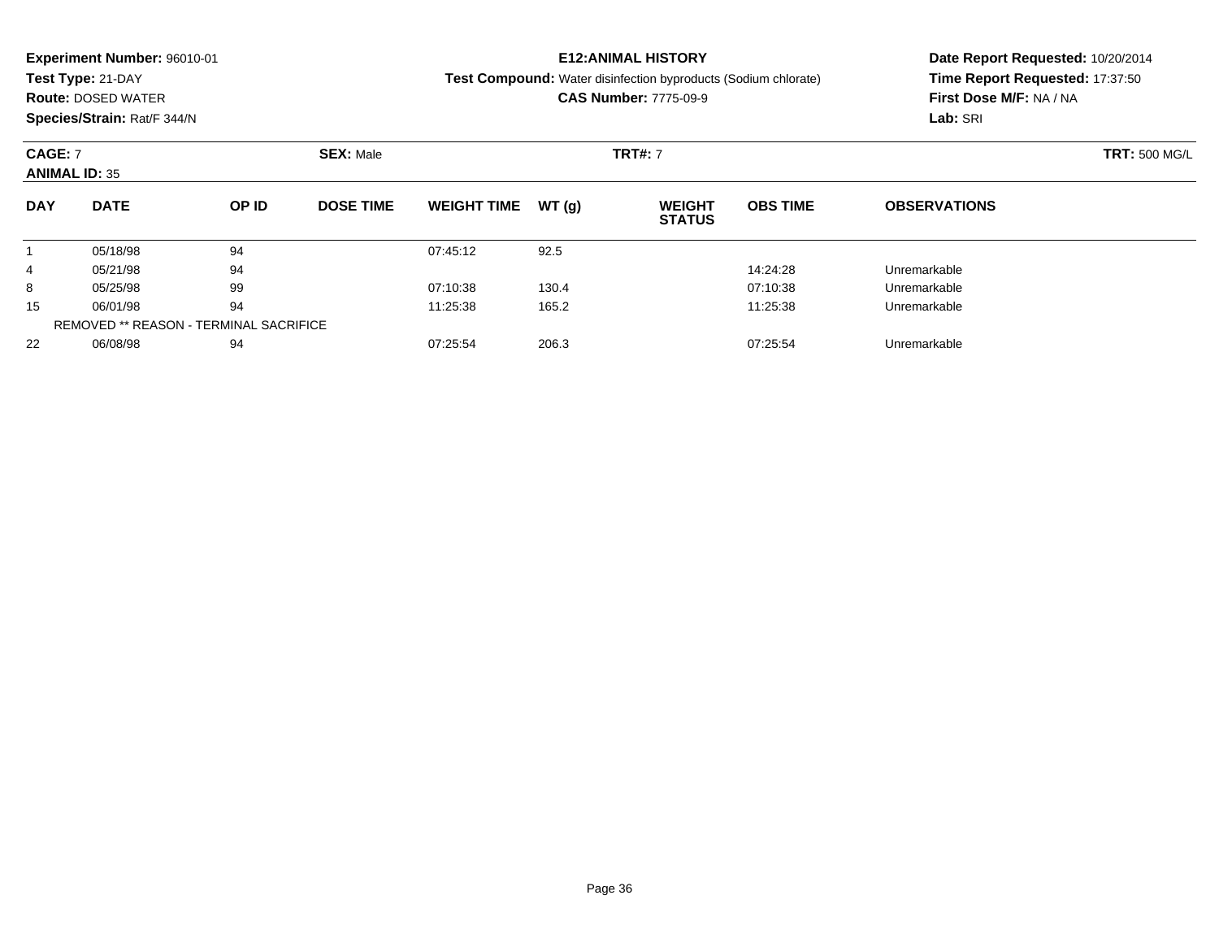**Experiment Number:** 96010-01
**Test Type:** 21-DAY
**Route:** DOSED WATER
**Species/Strain:** Rat/F 344/N

**E12:ANIMAL HISTORY**
**Test Compound:** Water disinfection byproducts (Sodium chlorate)
**CAS Number:** 7775-09-9

**Date Report Requested:** 10/20/2014
**Time Report Requested:** 17:37:50
**First Dose M/F:** NA / NA
**Lab:** SRI

**CAGE:** 7 **SEX:** Male **TRT#:** 7 **TRT:** 500 MG/L
**ANIMAL ID:** 35

| DAY | DATE | OP ID | DOSE TIME | WEIGHT TIME | WT (g) | WEIGHT STATUS | OBS TIME | OBSERVATIONS |
|---|---|---|---|---|---|---|---|---|
| 1 | 05/18/98 | 94 | | 07:45:12 | 92.5 | | | |
| 4 | 05/21/98 | 94 | | | | | 14:24:28 | Unremarkable |
| 8 | 05/25/98 | 99 | | 07:10:38 | 130.4 | | 07:10:38 | Unremarkable |
| 15 | 06/01/98 | 94 | | 11:25:38 | 165.2 | | 11:25:38 | Unremarkable |
| REMOVED ** REASON - TERMINAL SACRIFICE | | | | | | | | |
| 22 | 06/08/98 | 94 | | 07:25:54 | 206.3 | | 07:25:54 | Unremarkable |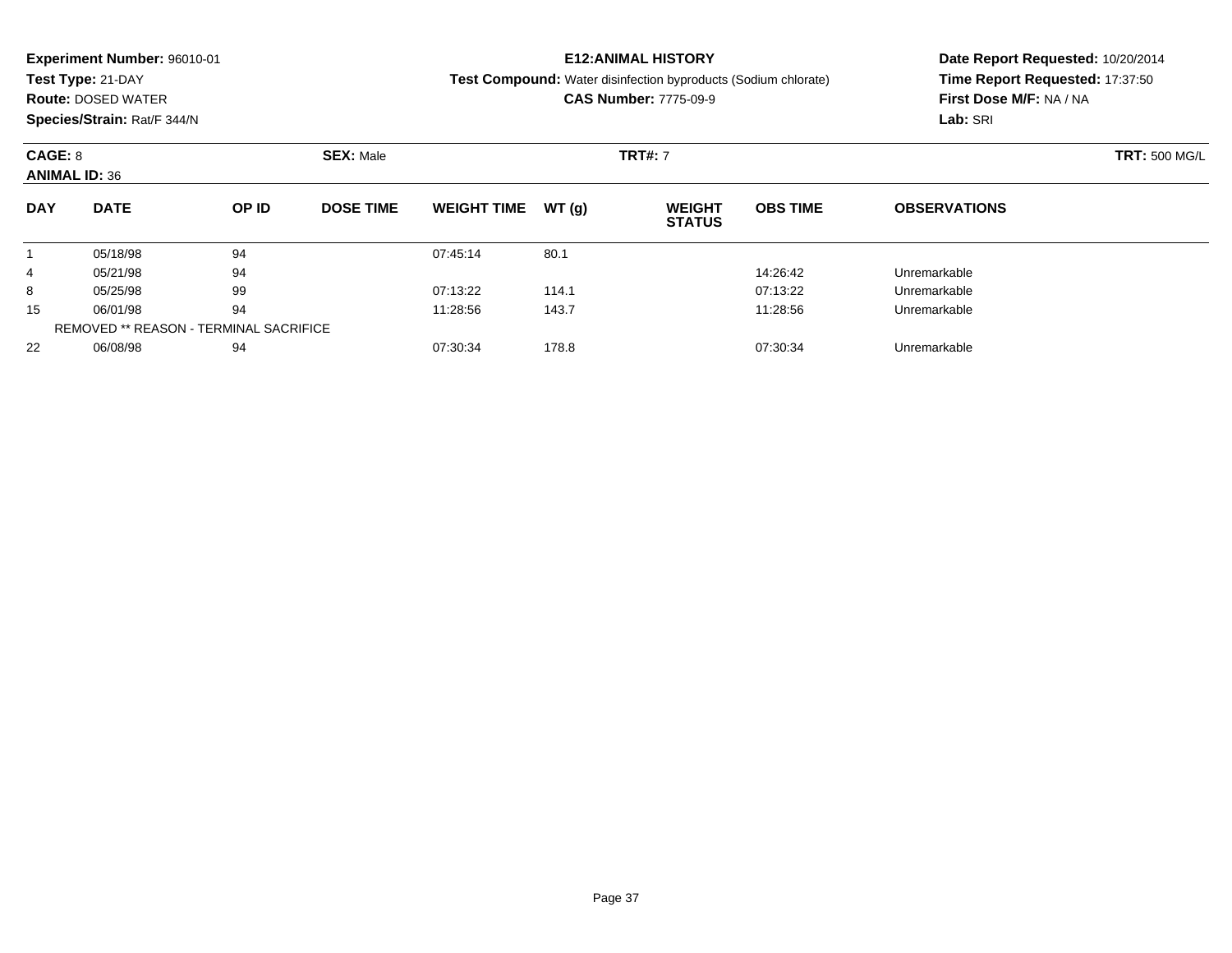**Experiment Number:** 96010-01
**Test Type:** 21-DAY
**Route:** DOSED WATER
**Species/Strain:** Rat/F 344/N

**E12:ANIMAL HISTORY**
**Test Compound:** Water disinfection byproducts (Sodium chlorate)
**CAS Number:** 7775-09-9

**Date Report Requested:** 10/20/2014
**Time Report Requested:** 17:37:50
**First Dose M/F:** NA / NA
**Lab:** SRI

**CAGE:** 8 **SEX:** Male **TRT#:** 7 **TRT:** 500 MG/L
**ANIMAL ID:** 36

| DAY | DATE | OP ID | DOSE TIME | WEIGHT TIME | WT (g) | WEIGHT STATUS | OBS TIME | OBSERVATIONS |
|---|---|---|---|---|---|---|---|---|
| 1 | 05/18/98 | 94 | | 07:45:14 | 80.1 | | | |
| 4 | 05/21/98 | 94 | | | | | 14:26:42 | Unremarkable |
| 8 | 05/25/98 | 99 | | 07:13:22 | 114.1 | | 07:13:22 | Unremarkable |
| 15 | 06/01/98 | 94 | | 11:28:56 | 143.7 | | 11:28:56 | Unremarkable |
| REMOVED ** REASON - TERMINAL SACRIFICE | | | | | | | | |
| 22 | 06/08/98 | 94 | | 07:30:34 | 178.8 | | 07:30:34 | Unremarkable |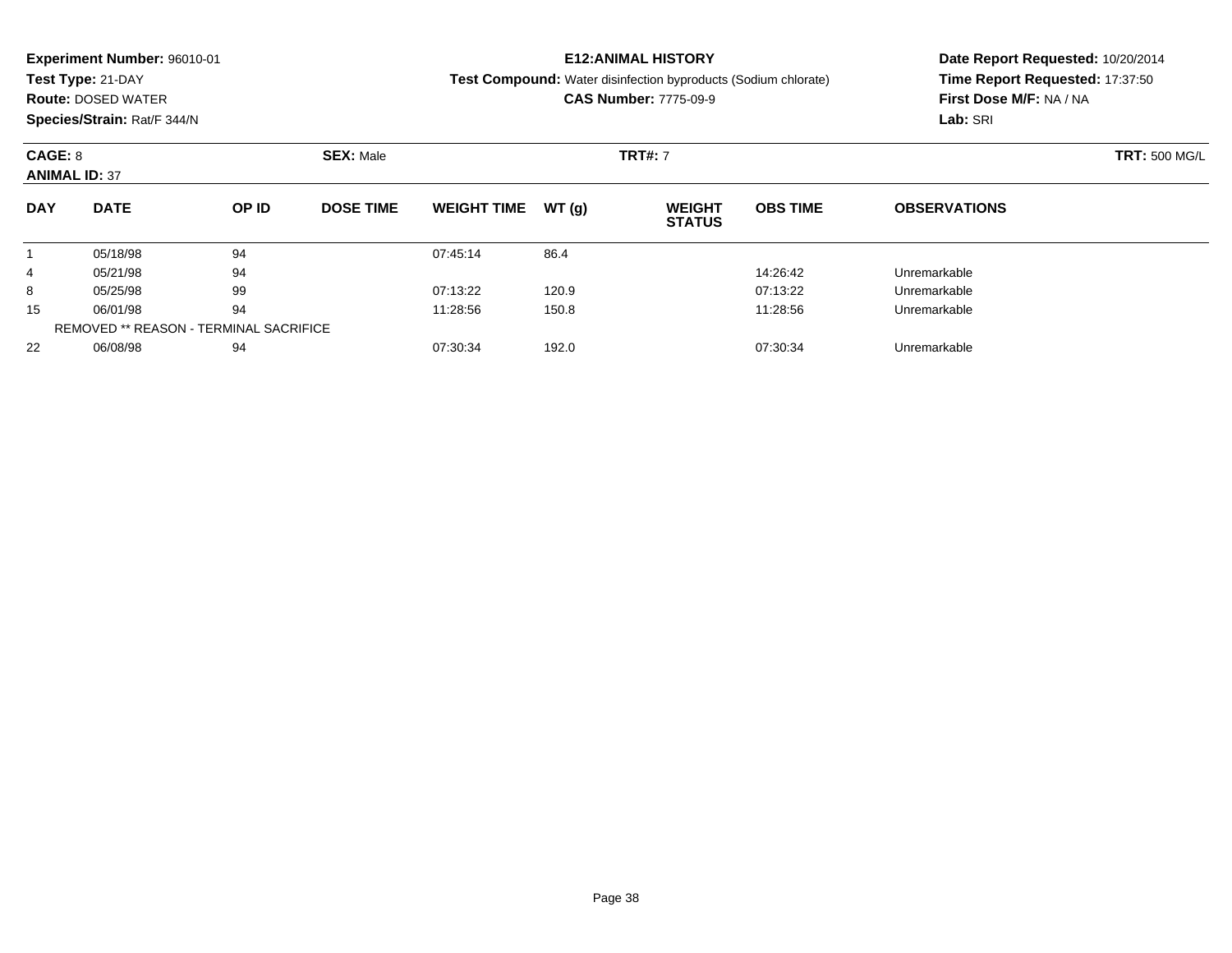**Experiment Number:** 96010-01
**Test Type:** 21-DAY
**Route:** DOSED WATER
**Species/Strain:** Rat/F 344/N

**E12:ANIMAL HISTORY**
**Test Compound:** Water disinfection byproducts (Sodium chlorate)
**CAS Number:** 7775-09-9

**Date Report Requested:** 10/20/2014
**Time Report Requested:** 17:37:50
**First Dose M/F:** NA / NA
**Lab:** SRI

**CAGE:** 8 **SEX:** Male **TRT#:** 7 **TRT:** 500 MG/L
**ANIMAL ID:** 37

| DAY | DATE | OP ID | DOSE TIME | WEIGHT TIME | WT (g) | WEIGHT STATUS | OBS TIME | OBSERVATIONS |
|---|---|---|---|---|---|---|---|---|
| 1 | 05/18/98 | 94 | | 07:45:14 | 86.4 | | | |
| 4 | 05/21/98 | 94 | | | | | 14:26:42 | Unremarkable |
| 8 | 05/25/98 | 99 | | 07:13:22 | 120.9 | | 07:13:22 | Unremarkable |
| 15 | 06/01/98 | 94 | | 11:28:56 | 150.8 | | 11:28:56 | Unremarkable |
| | REMOVED ** REASON - TERMINAL SACRIFICE | | | | | | | |
| 22 | 06/08/98 | 94 | | 07:30:34 | 192.0 | | 07:30:34 | Unremarkable |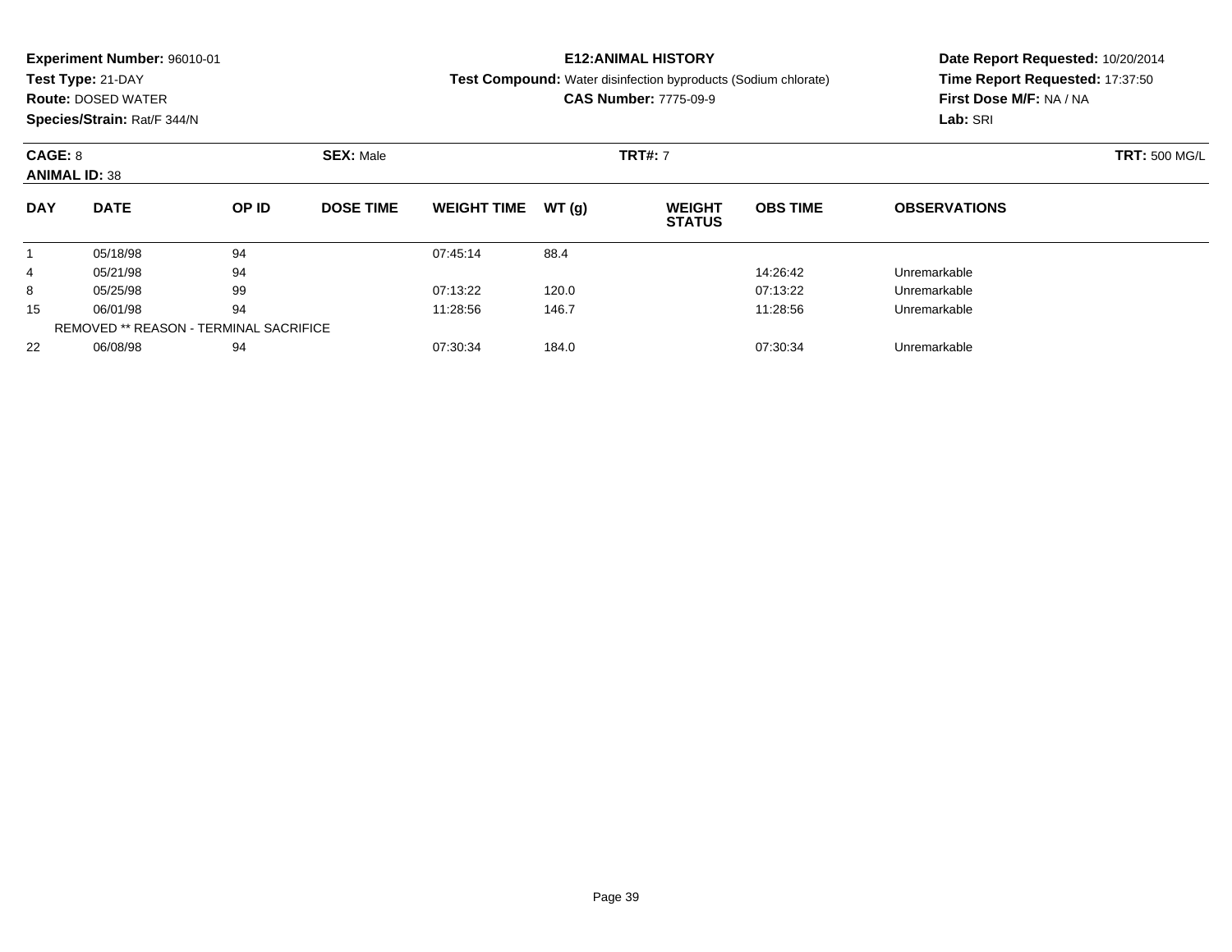**Experiment Number:** 96010-01
**Test Type:** 21-DAY
**Route:** DOSED WATER
**Species/Strain:** Rat/F 344/N

**E12:ANIMAL HISTORY**
**Test Compound:** Water disinfection byproducts (Sodium chlorate)
**CAS Number:** 7775-09-9

**Date Report Requested:** 10/20/2014
**Time Report Requested:** 17:37:50
**First Dose M/F:** NA / NA
**Lab:** SRI

**CAGE:** 8
**ANIMAL ID:** 38
**SEX:** Male
**TRT#:** 7
**TRT:** 500 MG/L

| DAY | DATE | OP ID | DOSE TIME | WEIGHT TIME | WT (g) | WEIGHT STATUS | OBS TIME | OBSERVATIONS |
|---|---|---|---|---|---|---|---|---|
| 1 | 05/18/98 | 94 | | 07:45:14 | 88.4 | | | |
| 4 | 05/21/98 | 94 | | | | | 14:26:42 | Unremarkable |
| 8 | 05/25/98 | 99 | | 07:13:22 | 120.0 | | 07:13:22 | Unremarkable |
| 15 | 06/01/98 | 94 | | 11:28:56 | 146.7 | | 11:28:56 | Unremarkable |
| REMOVED ** REASON - TERMINAL SACRIFICE | | | | | | | | |
| 22 | 06/08/98 | 94 | | 07:30:34 | 184.0 | | 07:30:34 | Unremarkable |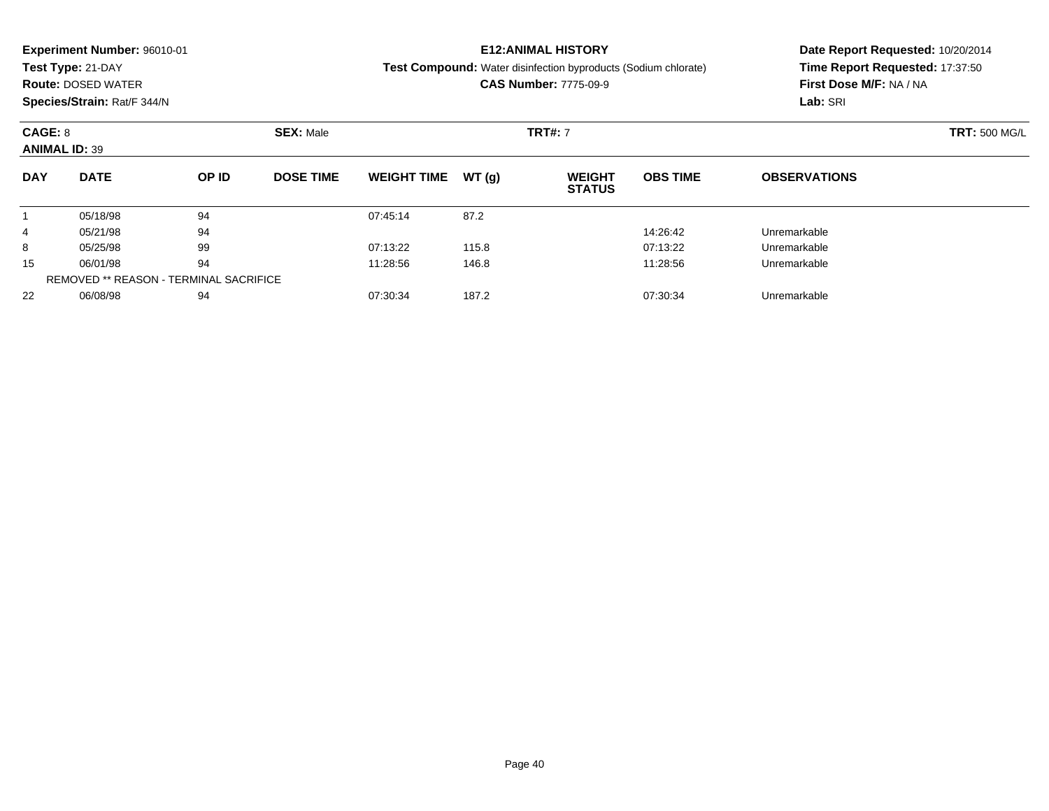**Experiment Number:** 96010-01
**Test Type:** 21-DAY
**Route:** DOSED WATER
**Species/Strain:** Rat/F 344/N

**E12:ANIMAL HISTORY**
**Test Compound:** Water disinfection byproducts (Sodium chlorate)
**CAS Number:** 7775-09-9

**Date Report Requested:** 10/20/2014
**Time Report Requested:** 17:37:50
**First Dose M/F:** NA / NA
**Lab:** SRI

**CAGE:** 8 **SEX:** Male **TRT#:** 7 **TRT:** 500 MG/L
**ANIMAL ID:** 39

| DAY | DATE | OP ID | DOSE TIME | WEIGHT TIME | WT (g) | WEIGHT STATUS | OBS TIME | OBSERVATIONS |
|---|---|---|---|---|---|---|---|---|
| 1 | 05/18/98 | 94 | | 07:45:14 | 87.2 | | | |
| 4 | 05/21/98 | 94 | | | | | 14:26:42 | Unremarkable |
| 8 | 05/25/98 | 99 | | 07:13:22 | 115.8 | | 07:13:22 | Unremarkable |
| 15 | 06/01/98 | 94 | | 11:28:56 | 146.8 | | 11:28:56 | Unremarkable |
| REMOVED ** REASON - TERMINAL SACRIFICE | | | | | | | | |
| 22 | 06/08/98 | 94 | | 07:30:34 | 187.2 | | 07:30:34 | Unremarkable |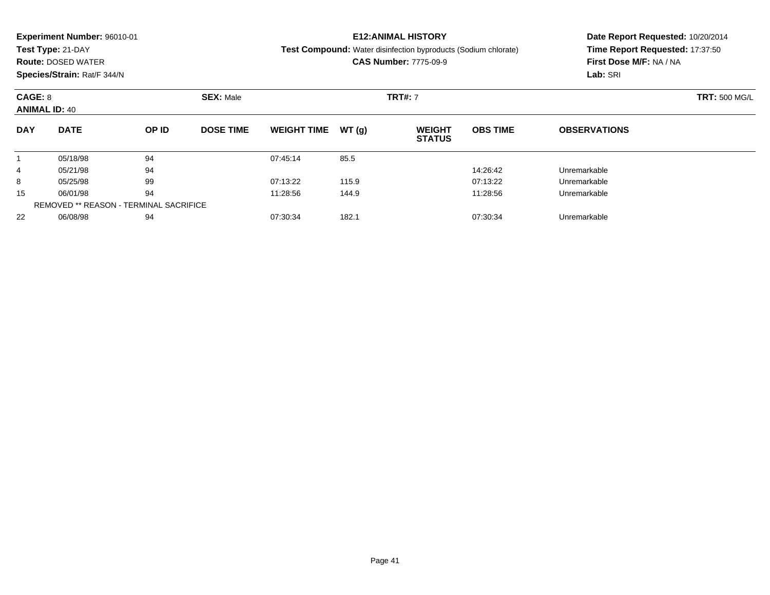**Experiment Number:** 96010-01
**Test Type:** 21-DAY
**Route:** DOSED WATER
**Species/Strain:** Rat/F 344/N

**E12:ANIMAL HISTORY**
**Test Compound:** Water disinfection byproducts (Sodium chlorate)
**CAS Number:** 7775-09-9

**Date Report Requested:** 10/20/2014
**Time Report Requested:** 17:37:50
**First Dose M/F:** NA / NA
**Lab:** SRI

**CAGE:** 8 **SEX:** Male **TRT#:** 7 **TRT:** 500 MG/L
**ANIMAL ID:** 40

| DAY | DATE | OP ID | DOSE TIME | WEIGHT TIME | WT (g) | WEIGHT STATUS | OBS TIME | OBSERVATIONS |
|---|---|---|---|---|---|---|---|---|
| 1 | 05/18/98 | 94 | | 07:45:14 | 85.5 | | | |
| 4 | 05/21/98 | 94 | | | | | 14:26:42 | Unremarkable |
| 8 | 05/25/98 | 99 | | 07:13:22 | 115.9 | | 07:13:22 | Unremarkable |
| 15 | 06/01/98 | 94 | | 11:28:56 | 144.9 | | 11:28:56 | Unremarkable |
| | REMOVED ** REASON - TERMINAL SACRIFICE | | | | | | | |
| 22 | 06/08/98 | 94 | | 07:30:34 | 182.1 | | 07:30:34 | Unremarkable |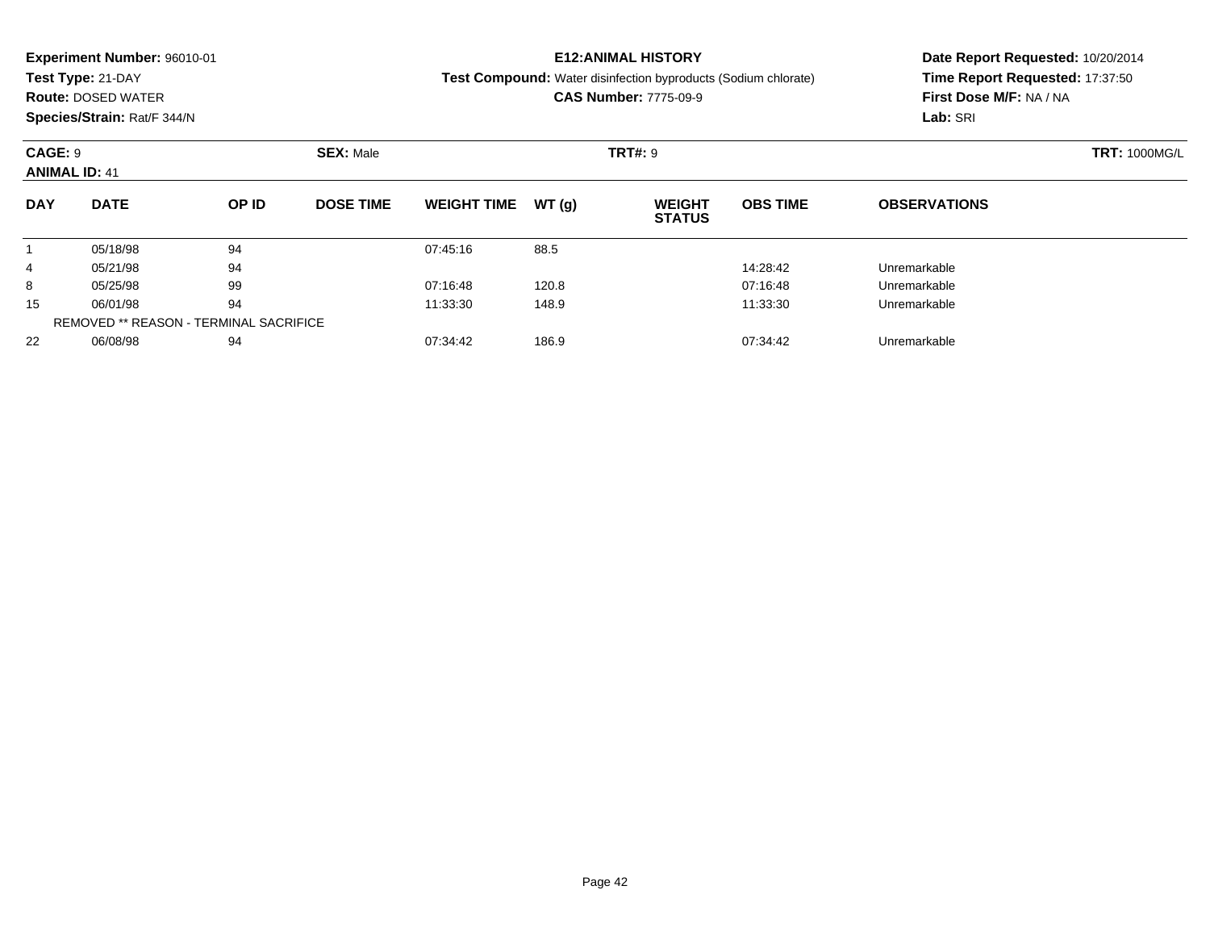**Experiment Number:** 96010-01
**Test Type:** 21-DAY
**Route:** DOSED WATER
**Species/Strain:** Rat/F 344/N

**E12:ANIMAL HISTORY**
**Test Compound:** Water disinfection byproducts (Sodium chlorate)
**CAS Number:** 7775-09-9

**Date Report Requested:** 10/20/2014
**Time Report Requested:** 17:37:50
**First Dose M/F:** NA / NA
**Lab:** SRI

**CAGE:** 9 **SEX:** Male **TRT#:** 9 **TRT:** 1000MG/L
**ANIMAL ID:** 41

| DAY | DATE | OP ID | DOSE TIME | WEIGHT TIME | WT (g) | WEIGHT STATUS | OBS TIME | OBSERVATIONS |
|---|---|---|---|---|---|---|---|---|
| 1 | 05/18/98 | 94 | | 07:45:16 | 88.5 | | | |
| 4 | 05/21/98 | 94 | | | | | 14:28:42 | Unremarkable |
| 8 | 05/25/98 | 99 | | 07:16:48 | 120.8 | | 07:16:48 | Unremarkable |
| 15 | 06/01/98 | 94 | | 11:33:30 | 148.9 | | 11:33:30 | Unremarkable |
| | REMOVED ** REASON - TERMINAL SACRIFICE | | | | | | | |
| 22 | 06/08/98 | 94 | | 07:34:42 | 186.9 | | 07:34:42 | Unremarkable |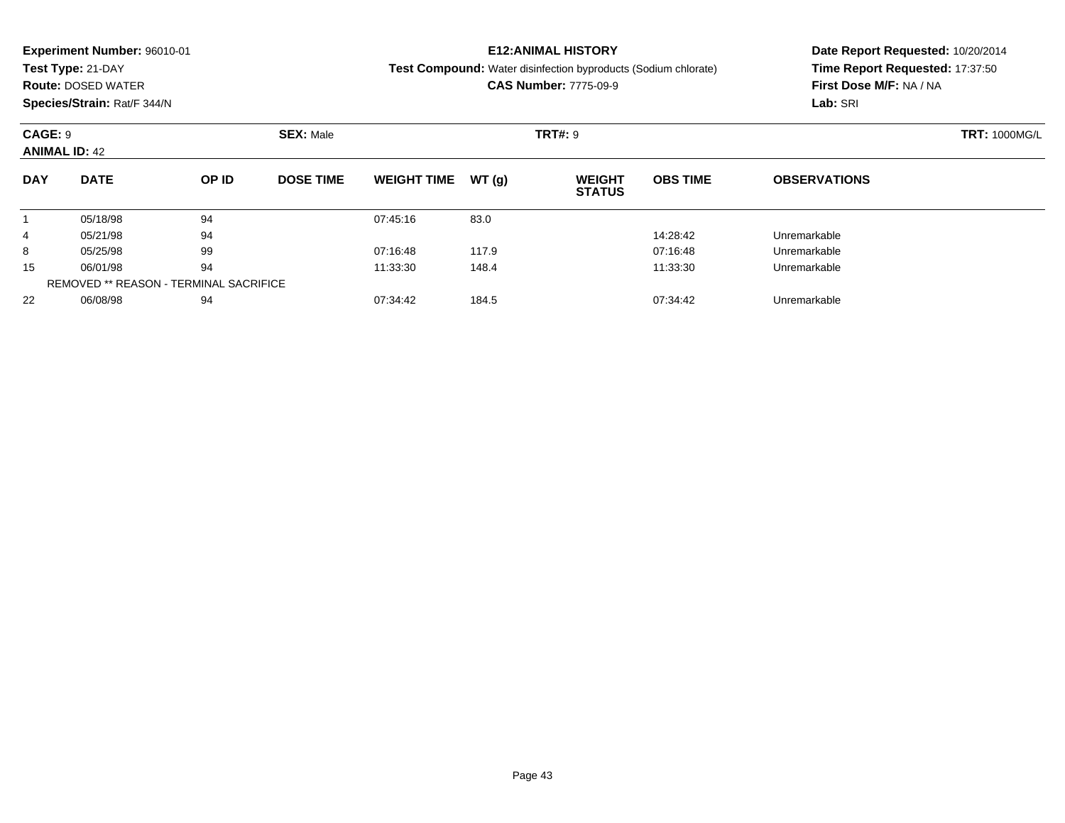**Experiment Number:** 96010-01
**Test Type:** 21-DAY
**Route:** DOSED WATER
**Species/Strain:** Rat/F 344/N

**E12:ANIMAL HISTORY**
**Test Compound:** Water disinfection byproducts (Sodium chlorate)
**CAS Number:** 7775-09-9

**Date Report Requested:** 10/20/2014
**Time Report Requested:** 17:37:50
**First Dose M/F:** NA / NA
**Lab:** SRI

**CAGE:** 9 **SEX:** Male **TRT#:** 9 **TRT:** 1000MG/L
**ANIMAL ID:** 42

| DAY | DATE | OP ID | DOSE TIME | WEIGHT TIME | WT (g) | WEIGHT STATUS | OBS TIME | OBSERVATIONS |
|---|---|---|---|---|---|---|---|---|
| 1 | 05/18/98 | 94 | | 07:45:16 | 83.0 | | | |
| 4 | 05/21/98 | 94 | | | | | 14:28:42 | Unremarkable |
| 8 | 05/25/98 | 99 | | 07:16:48 | 117.9 | | 07:16:48 | Unremarkable |
| 15 | 06/01/98 | 94 | | 11:33:30 | 148.4 | | 11:33:30 | Unremarkable |
| REMOVED ** REASON - TERMINAL SACRIFICE | | | | | | | | |
| 22 | 06/08/98 | 94 | | 07:34:42 | 184.5 | | 07:34:42 | Unremarkable |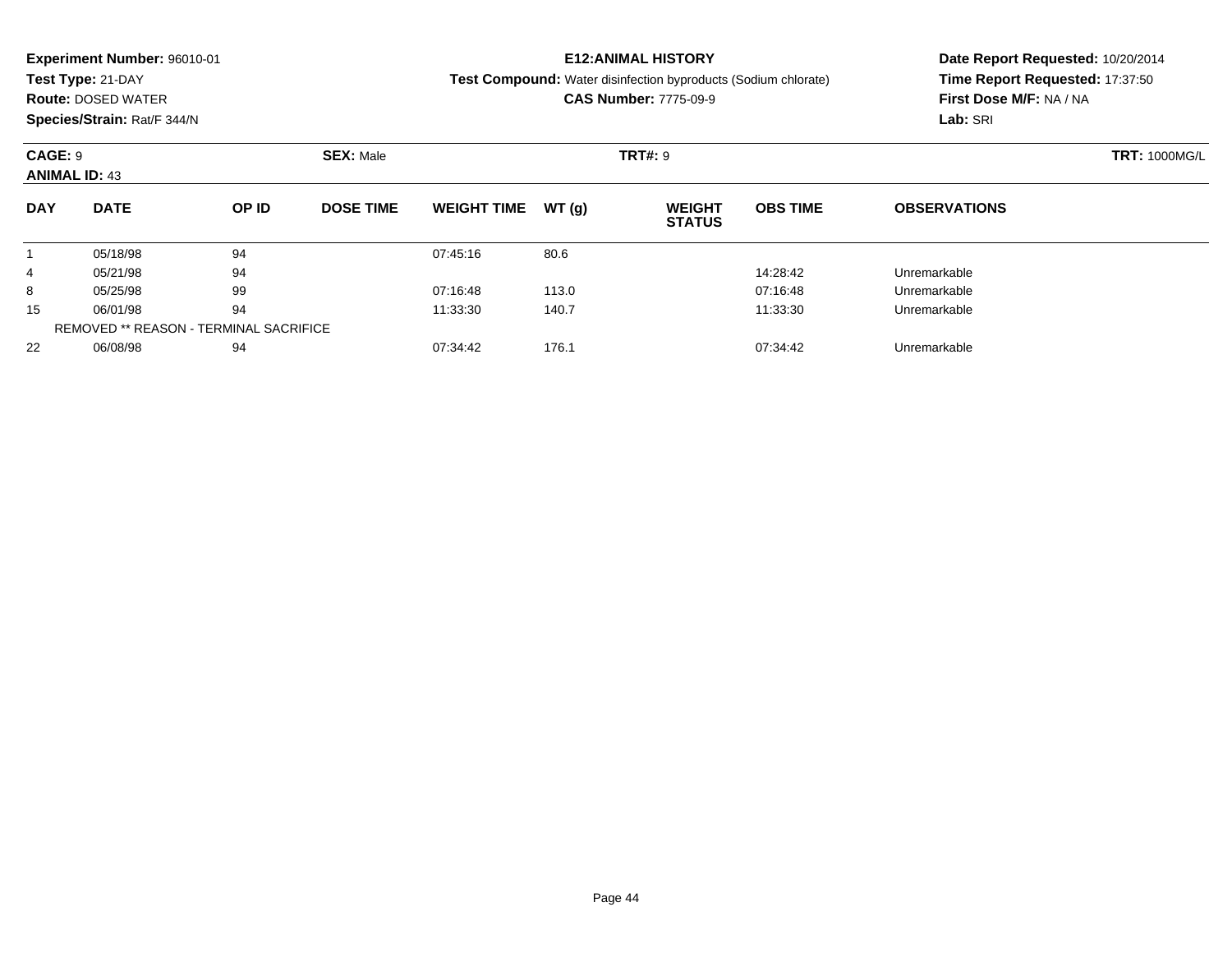**Experiment Number:** 96010-01
**Test Type:** 21-DAY
**Route:** DOSED WATER
**Species/Strain:** Rat/F 344/N

**E12:ANIMAL HISTORY**
**Test Compound:** Water disinfection byproducts (Sodium chlorate)
**CAS Number:** 7775-09-9

**Date Report Requested:** 10/20/2014
**Time Report Requested:** 17:37:50
**First Dose M/F:** NA / NA
**Lab:** SRI

**CAGE:** 9 **SEX:** Male **TRT#:** 9 **TRT:** 1000MG/L
**ANIMAL ID:** 43

| DAY | DATE | OP ID | DOSE TIME | WEIGHT TIME | WT (g) | WEIGHT STATUS | OBS TIME | OBSERVATIONS |
|---|---|---|---|---|---|---|---|---|
| 1 | 05/18/98 | 94 | | 07:45:16 | 80.6 | | | |
| 4 | 05/21/98 | 94 | | | | | 14:28:42 | Unremarkable |
| 8 | 05/25/98 | 99 | | 07:16:48 | 113.0 | | 07:16:48 | Unremarkable |
| 15 | 06/01/98 | 94 | | 11:33:30 | 140.7 | | 11:33:30 | Unremarkable |
| | REMOVED ** REASON - TERMINAL SACRIFICE | | | | | | | |
| 22 | 06/08/98 | 94 | | 07:34:42 | 176.1 | | 07:34:42 | Unremarkable |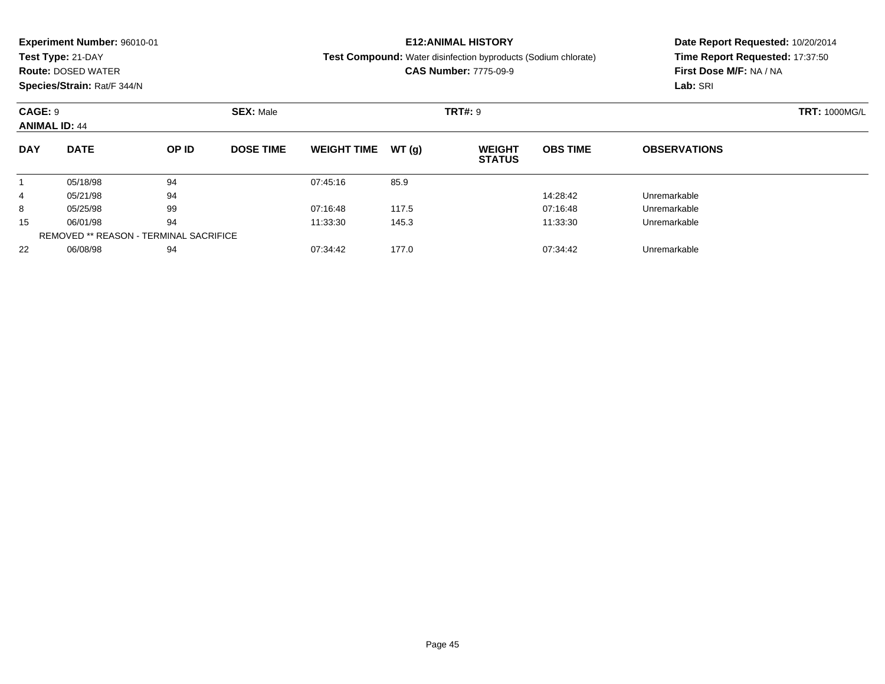**Experiment Number:** 96010-01
**Test Type:** 21-DAY
**Route:** DOSED WATER
**Species/Strain:** Rat/F 344/N

**E12:ANIMAL HISTORY**
**Test Compound:** Water disinfection byproducts (Sodium chlorate)
**CAS Number:** 7775-09-9

**Date Report Requested:** 10/20/2014
**Time Report Requested:** 17:37:50
**First Dose M/F:** NA / NA
**Lab:** SRI

**CAGE:** 9 **SEX:** Male **TRT#:** 9 **TRT:** 1000MG/L
**ANIMAL ID:** 44

| DAY | DATE | OP ID | DOSE TIME | WEIGHT TIME | WT (g) | WEIGHT STATUS | OBS TIME | OBSERVATIONS |
|---|---|---|---|---|---|---|---|---|
| 1 | 05/18/98 | 94 | | 07:45:16 | 85.9 | | | |
| 4 | 05/21/98 | 94 | | | | | 14:28:42 | Unremarkable |
| 8 | 05/25/98 | 99 | | 07:16:48 | 117.5 | | 07:16:48 | Unremarkable |
| 15 | 06/01/98 | 94 | | 11:33:30 | 145.3 | | 11:33:30 | Unremarkable |
| REMOVED ** REASON - TERMINAL SACRIFICE | | | | | | | | |
| 22 | 06/08/98 | 94 | | 07:34:42 | 177.0 | | 07:34:42 | Unremarkable |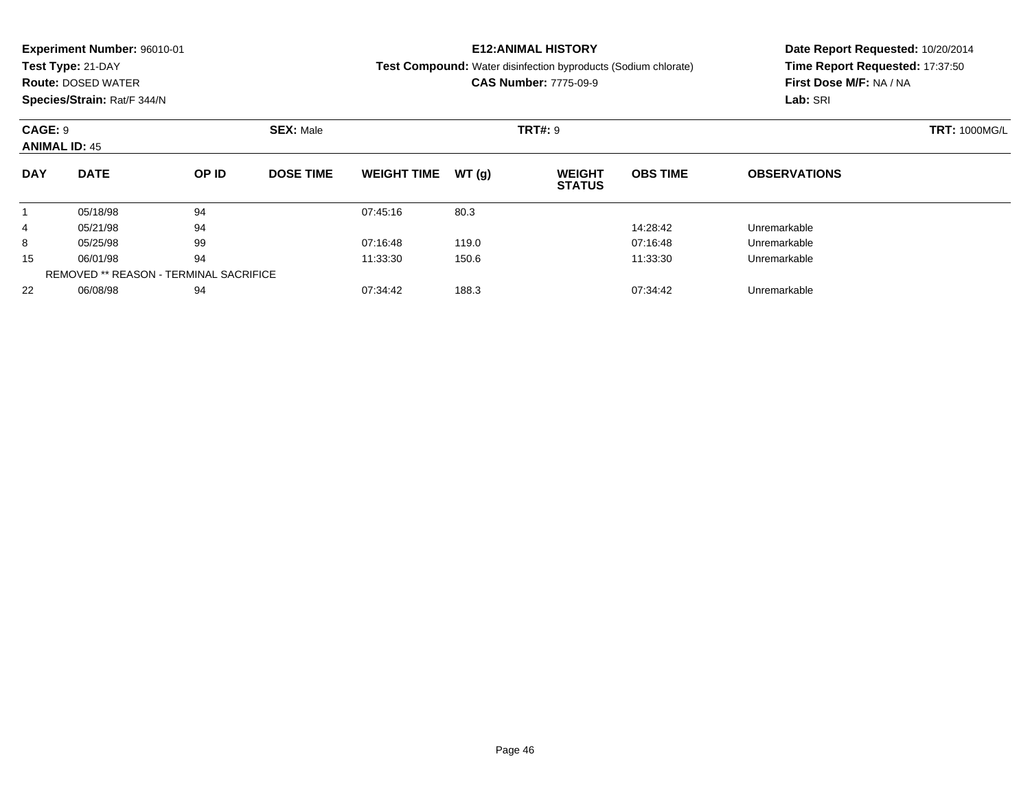**Experiment Number:** 96010-01
**Test Type:** 21-DAY
**Route:** DOSED WATER
**Species/Strain:** Rat/F 344/N

**E12:ANIMAL HISTORY**
**Test Compound:** Water disinfection byproducts (Sodium chlorate)
**CAS Number:** 7775-09-9

**Date Report Requested:** 10/20/2014
**Time Report Requested:** 17:37:50
**First Dose M/F:** NA / NA
**Lab:** SRI

**CAGE:** 9 **SEX:** Male **TRT#:** 9 **TRT:** 1000MG/L
**ANIMAL ID:** 45

| DAY | DATE | OP ID | DOSE TIME | WEIGHT TIME | WT (g) | WEIGHT STATUS | OBS TIME | OBSERVATIONS |
|---|---|---|---|---|---|---|---|---|
| 1 | 05/18/98 | 94 | | 07:45:16 | 80.3 | | | |
| 4 | 05/21/98 | 94 | | | | | 14:28:42 | Unremarkable |
| 8 | 05/25/98 | 99 | | 07:16:48 | 119.0 | | 07:16:48 | Unremarkable |
| 15 | 06/01/98 | 94 | | 11:33:30 | 150.6 | | 11:33:30 | Unremarkable |
| REMOVED ** REASON - TERMINAL SACRIFICE | | | | | | | | |
| 22 | 06/08/98 | 94 | | 07:34:42 | 188.3 | | 07:34:42 | Unremarkable |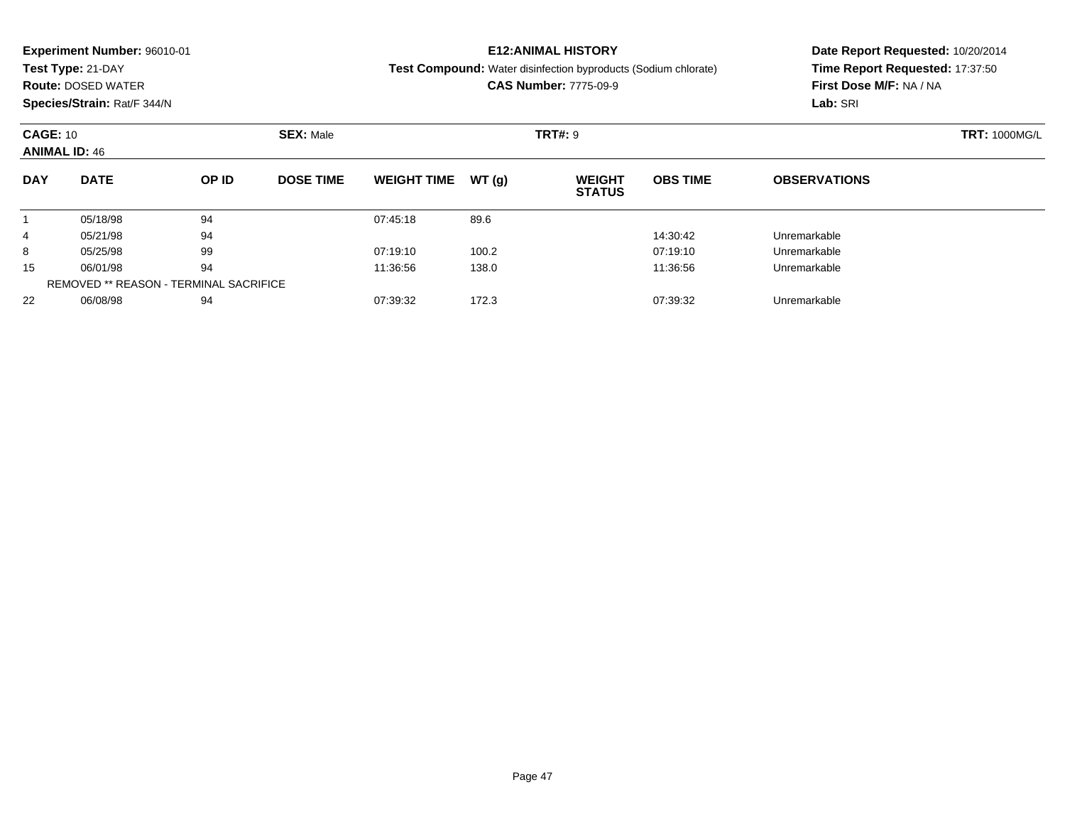**Experiment Number:** 96010-01
**Test Type:** 21-DAY
**Route:** DOSED WATER
**Species/Strain:** Rat/F 344/N

**E12:ANIMAL HISTORY**
**Test Compound:** Water disinfection byproducts (Sodium chlorate)
**CAS Number:** 7775-09-9

**Date Report Requested:** 10/20/2014
**Time Report Requested:** 17:37:50
**First Dose M/F:** NA / NA
**Lab:** SRI

**CAGE:** 10 **SEX:** Male **TRT#:** 9 **TRT:** 1000MG/L
**ANIMAL ID:** 46

| DAY | DATE | OP ID | DOSE TIME | WEIGHT TIME | WT (g) | WEIGHT STATUS | OBS TIME | OBSERVATIONS |
|---|---|---|---|---|---|---|---|---|
| 1 | 05/18/98 | 94 | | 07:45:18 | 89.6 | | | |
| 4 | 05/21/98 | 94 | | | | | 14:30:42 | Unremarkable |
| 8 | 05/25/98 | 99 | | 07:19:10 | 100.2 | | 07:19:10 | Unremarkable |
| 15 | 06/01/98 | 94 | | 11:36:56 | 138.0 | | 11:36:56 | Unremarkable |
| | REMOVED ** REASON - TERMINAL SACRIFICE | | | | | | | |
| 22 | 06/08/98 | 94 | | 07:39:32 | 172.3 | | 07:39:32 | Unremarkable |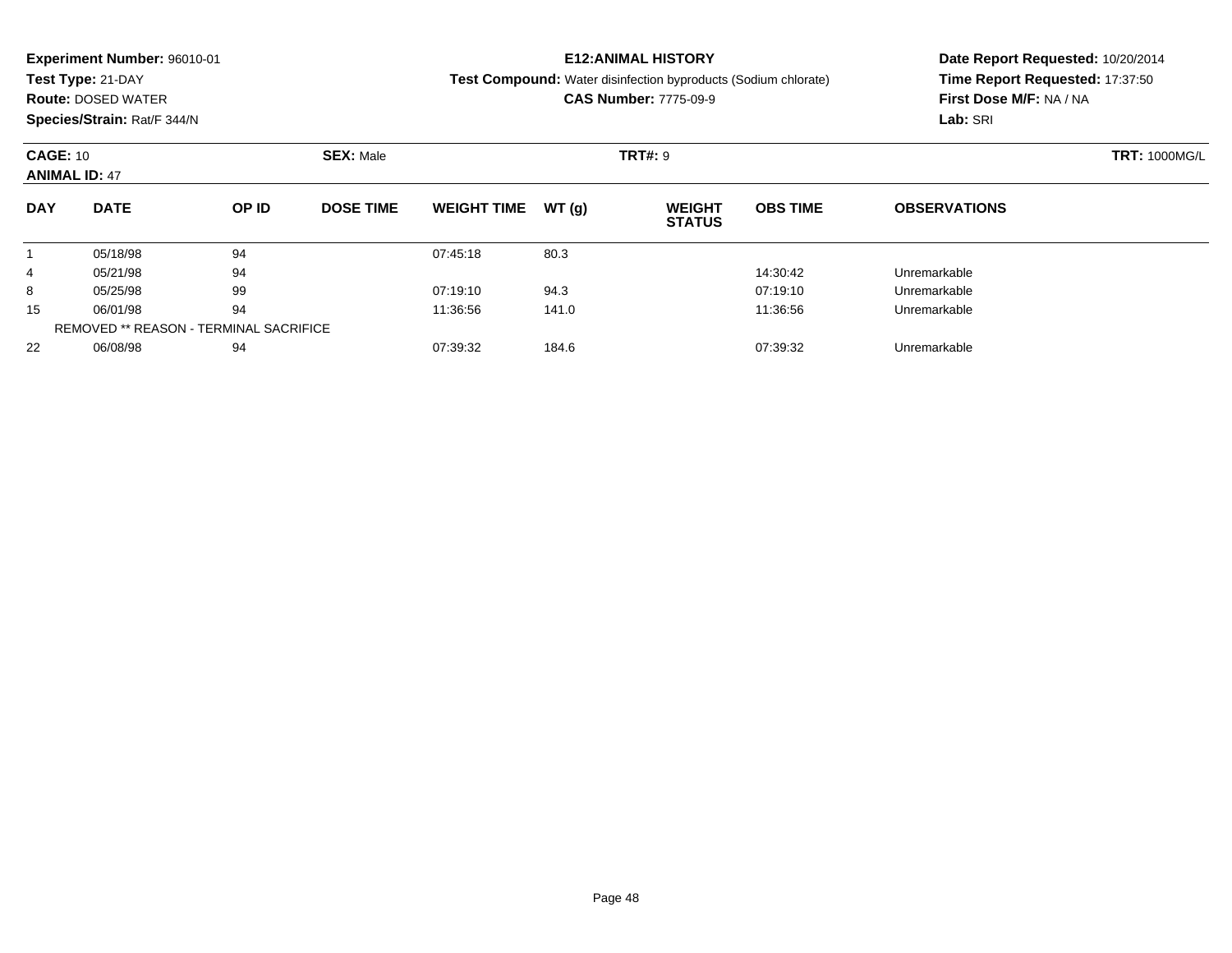**Experiment Number:** 96010-01
**Test Type:** 21-DAY
**Route:** DOSED WATER
**Species/Strain:** Rat/F 344/N

**E12:ANIMAL HISTORY**
**Test Compound:** Water disinfection byproducts (Sodium chlorate)
**CAS Number:** 7775-09-9

**Date Report Requested:** 10/20/2014
**Time Report Requested:** 17:37:50
**First Dose M/F:** NA / NA
**Lab:** SRI

**CAGE:** 10 **SEX:** Male **TRT#:** 9 **TRT:** 1000MG/L
**ANIMAL ID:** 47

| DAY | DATE | OP ID | DOSE TIME | WEIGHT TIME | WT (g) | WEIGHT STATUS | OBS TIME | OBSERVATIONS |
|---|---|---|---|---|---|---|---|---|
| 1 | 05/18/98 | 94 | | 07:45:18 | 80.3 | | | |
| 4 | 05/21/98 | 94 | | | | | 14:30:42 | Unremarkable |
| 8 | 05/25/98 | 99 | | 07:19:10 | 94.3 | | 07:19:10 | Unremarkable |
| 15 | 06/01/98 | 94 | | 11:36:56 | 141.0 | | 11:36:56 | Unremarkable |
| REMOVED ** REASON - TERMINAL SACRIFICE | | | | | | | | |
| 22 | 06/08/98 | 94 | | 07:39:32 | 184.6 | | 07:39:32 | Unremarkable |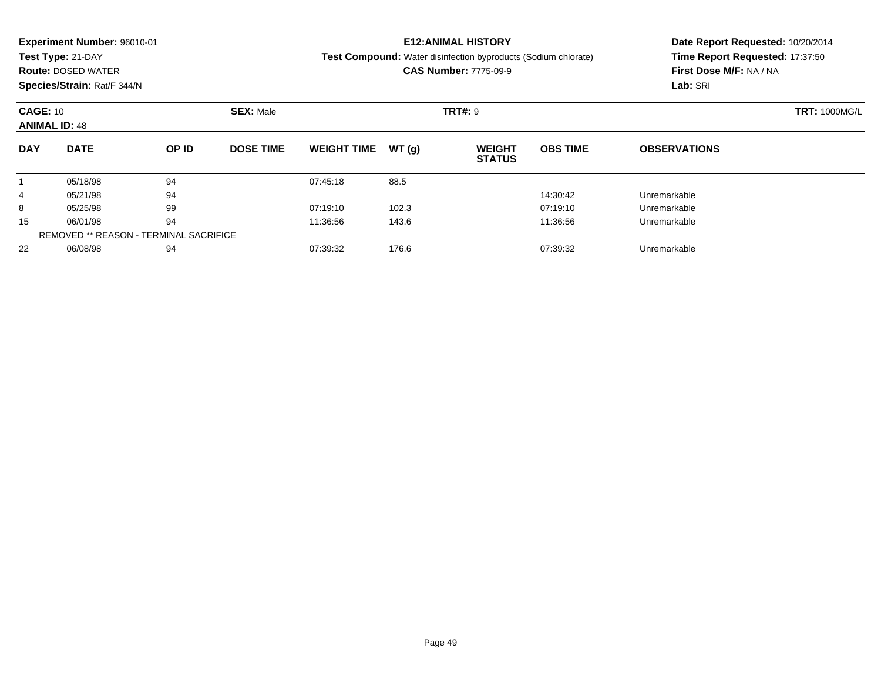**Experiment Number:** 96010-01
**Test Type:** 21-DAY
**Route:** DOSED WATER
**Species/Strain:** Rat/F 344/N

**E12:ANIMAL HISTORY**
**Test Compound:** Water disinfection byproducts (Sodium chlorate)
**CAS Number:** 7775-09-9

**Date Report Requested:** 10/20/2014
**Time Report Requested:** 17:37:50
**First Dose M/F:** NA / NA
**Lab:** SRI

**CAGE:** 10 **SEX:** Male **TRT#:** 9 **TRT:** 1000MG/L
**ANIMAL ID:** 48

| DAY | DATE | OP ID | DOSE TIME | WEIGHT TIME | WT (g) | WEIGHT STATUS | OBS TIME | OBSERVATIONS |
|---|---|---|---|---|---|---|---|---|
| 1 | 05/18/98 | 94 | | 07:45:18 | 88.5 | | | |
| 4 | 05/21/98 | 94 | | | | | 14:30:42 | Unremarkable |
| 8 | 05/25/98 | 99 | | 07:19:10 | 102.3 | | 07:19:10 | Unremarkable |
| 15 | 06/01/98 | 94 | | 11:36:56 | 143.6 | | 11:36:56 | Unremarkable |
| REMOVED ** REASON - TERMINAL SACRIFICE | | | | | | | | |
| 22 | 06/08/98 | 94 | | 07:39:32 | 176.6 | | 07:39:32 | Unremarkable |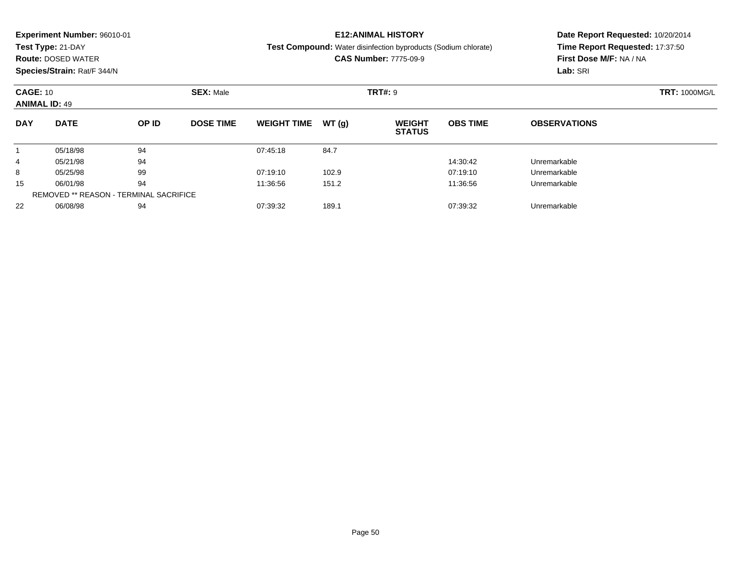**Experiment Number:** 96010-01
**Test Type:** 21-DAY
**Route:** DOSED WATER
**Species/Strain:** Rat/F 344/N

**E12:ANIMAL HISTORY**
**Test Compound:** Water disinfection byproducts (Sodium chlorate)
**CAS Number:** 7775-09-9

**Date Report Requested:** 10/20/2014
**Time Report Requested:** 17:37:50
**First Dose M/F:** NA / NA
**Lab:** SRI

**CAGE:** 10 **SEX:** Male **TRT#:** 9 **TRT:** 1000MG/L
**ANIMAL ID:** 49

| DAY | DATE | OP ID | DOSE TIME | WEIGHT TIME | WT (g) | WEIGHT STATUS | OBS TIME | OBSERVATIONS |
|---|---|---|---|---|---|---|---|---|
| 1 | 05/18/98 | 94 | | 07:45:18 | 84.7 | | | |
| 4 | 05/21/98 | 94 | | | | | 14:30:42 | Unremarkable |
| 8 | 05/25/98 | 99 | | 07:19:10 | 102.9 | | 07:19:10 | Unremarkable |
| 15 | 06/01/98 | 94 | | 11:36:56 | 151.2 | | 11:36:56 | Unremarkable |
| REMOVED ** REASON - TERMINAL SACRIFICE | | | | | | | | |
| 22 | 06/08/98 | 94 | | 07:39:32 | 189.1 | | 07:39:32 | Unremarkable |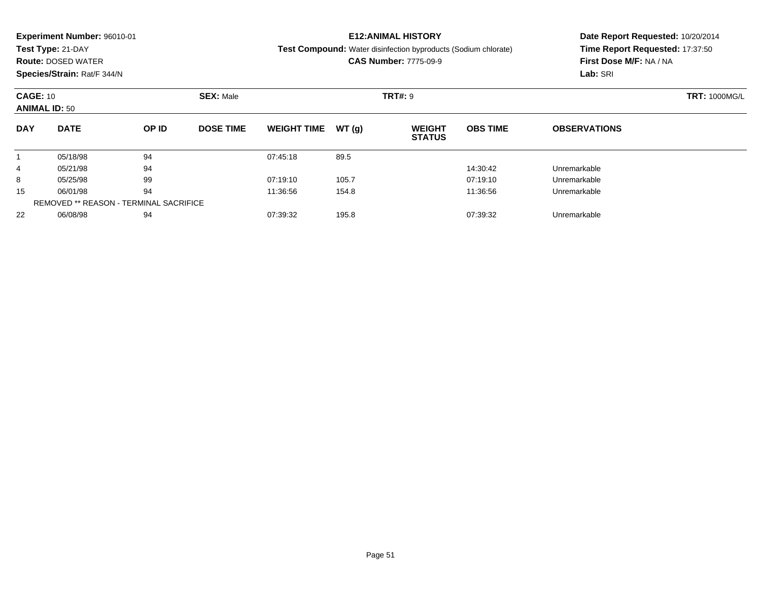**Experiment Number:** 96010-01
**Test Type:** 21-DAY
**Route:** DOSED WATER
**Species/Strain:** Rat/F 344/N

**E12:ANIMAL HISTORY**
**Test Compound:** Water disinfection byproducts (Sodium chlorate)
**CAS Number:** 7775-09-9

**Date Report Requested:** 10/20/2014
**Time Report Requested:** 17:37:50
**First Dose M/F:** NA / NA
**Lab:** SRI

**CAGE:** 10
**ANIMAL ID:** 50
**SEX:** Male
**TRT#:** 9
**TRT:** 1000MG/L

| DAY | DATE | OP ID | DOSE TIME | WEIGHT TIME | WT (g) | WEIGHT STATUS | OBS TIME | OBSERVATIONS |
|---|---|---|---|---|---|---|---|---|
| 1 | 05/18/98 | 94 | | 07:45:18 | 89.5 | | | |
| 4 | 05/21/98 | 94 | | | | | 14:30:42 | Unremarkable |
| 8 | 05/25/98 | 99 | | 07:19:10 | 105.7 | | 07:19:10 | Unremarkable |
| 15 | 06/01/98 | 94 | | 11:36:56 | 154.8 | | 11:36:56 | Unremarkable |
| REMOVED ** REASON - TERMINAL SACRIFICE | | | | | | | | |
| 22 | 06/08/98 | 94 | | 07:39:32 | 195.8 | | 07:39:32 | Unremarkable |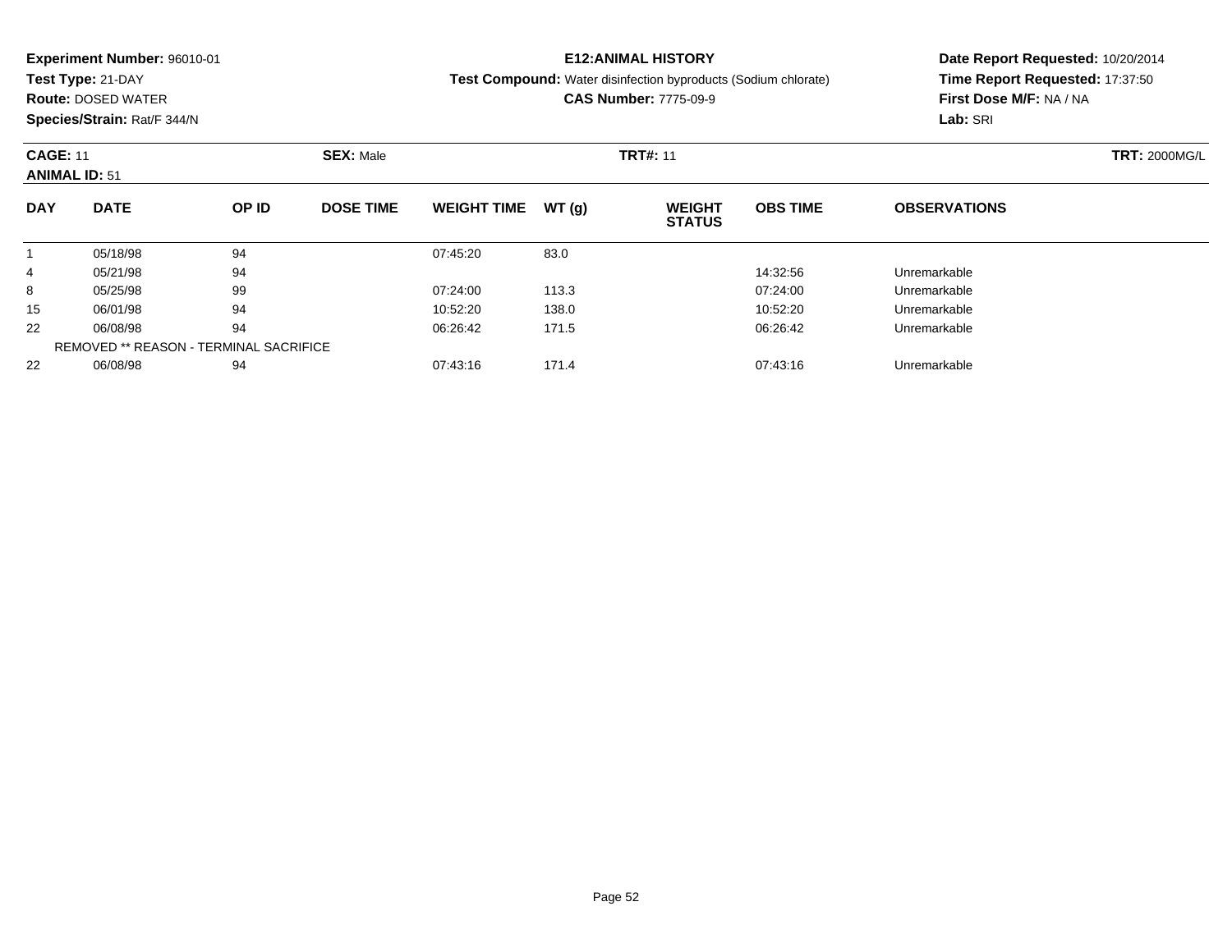**Experiment Number:** 96010-01
**Test Type:** 21-DAY
**Route:** DOSED WATER
**Species/Strain:** Rat/F 344/N

**E12:ANIMAL HISTORY**
**Test Compound:** Water disinfection byproducts (Sodium chlorate)
**CAS Number:** 7775-09-9

**Date Report Requested:** 10/20/2014
**Time Report Requested:** 17:37:50
**First Dose M/F:** NA / NA
**Lab:** SRI

**CAGE:** 11 **SEX:** Male **TRT#:** 11 **TRT:** 2000MG/L
**ANIMAL ID:** 51

| DAY | DATE | OP ID | DOSE TIME | WEIGHT TIME | WT (g) | WEIGHT STATUS | OBS TIME | OBSERVATIONS |
|---|---|---|---|---|---|---|---|---|
| 1 | 05/18/98 | 94 | | 07:45:20 | 83.0 | | | |
| 4 | 05/21/98 | 94 | | | | | 14:32:56 | Unremarkable |
| 8 | 05/25/98 | 99 | | 07:24:00 | 113.3 | | 07:24:00 | Unremarkable |
| 15 | 06/01/98 | 94 | | 10:52:20 | 138.0 | | 10:52:20 | Unremarkable |
| 22 | 06/08/98 | 94 | | 06:26:42 | 171.5 | | 06:26:42 | Unremarkable |
| REMOVED ** REASON - TERMINAL SACRIFICE | | | | | | | | |
| 22 | 06/08/98 | 94 | | 07:43:16 | 171.4 | | 07:43:16 | Unremarkable |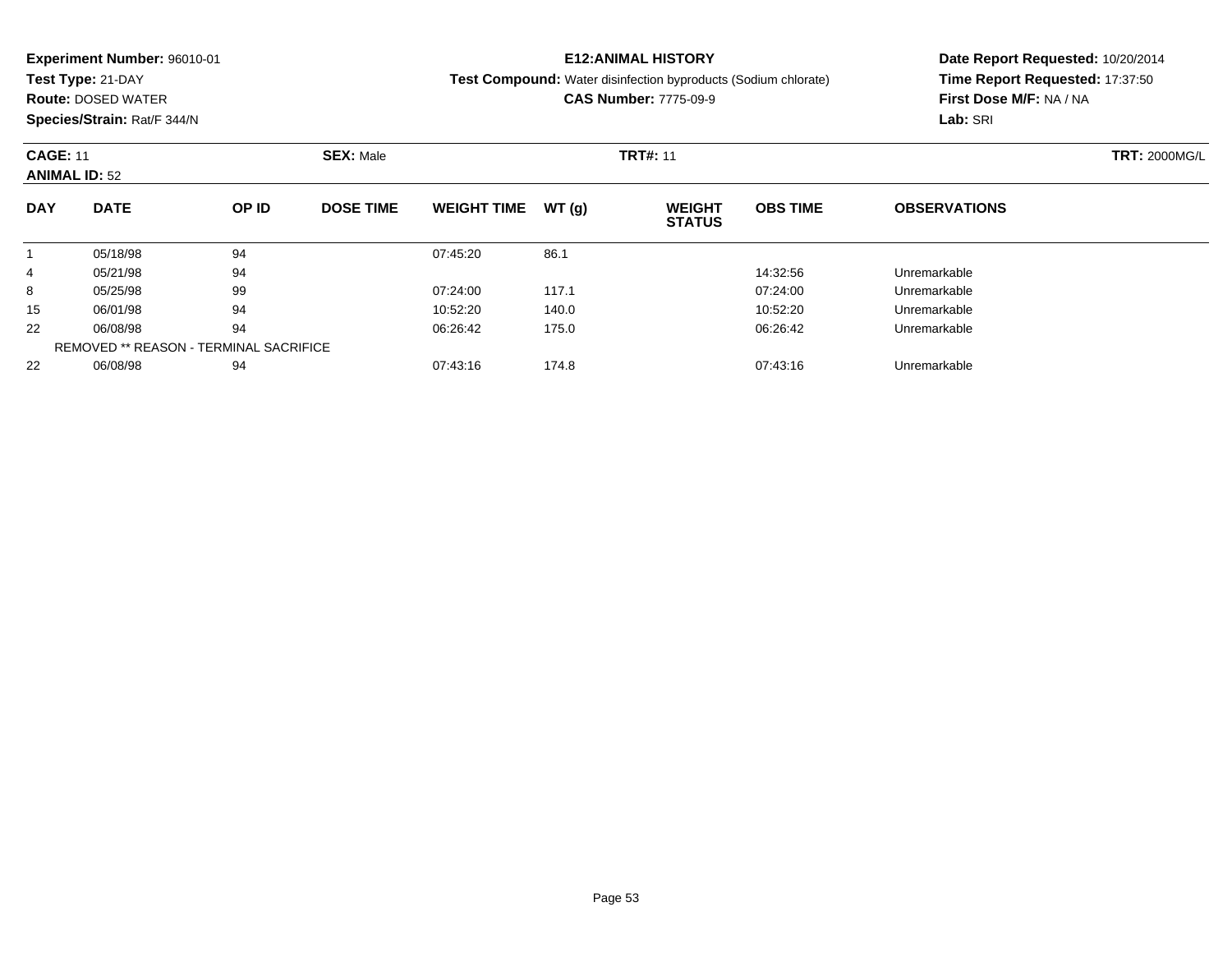**Experiment Number:** 96010-01
**Test Type:** 21-DAY
**Route:** DOSED WATER
**Species/Strain:** Rat/F 344/N

**E12:ANIMAL HISTORY**
**Test Compound:** Water disinfection byproducts (Sodium chlorate)
**CAS Number:** 7775-09-9

**Date Report Requested:** 10/20/2014
**Time Report Requested:** 17:37:50
**First Dose M/F:** NA / NA
**Lab:** SRI

**CAGE:** 11 **SEX:** Male **TRT#:** 11 **TRT:** 2000MG/L
**ANIMAL ID:** 52

| DAY | DATE | OP ID | DOSE TIME | WEIGHT TIME | WT (g) | WEIGHT STATUS | OBS TIME | OBSERVATIONS |
|---|---|---|---|---|---|---|---|---|
| 1 | 05/18/98 | 94 | | 07:45:20 | 86.1 | | | |
| 4 | 05/21/98 | 94 | | | | | 14:32:56 | Unremarkable |
| 8 | 05/25/98 | 99 | | 07:24:00 | 117.1 | | 07:24:00 | Unremarkable |
| 15 | 06/01/98 | 94 | | 10:52:20 | 140.0 | | 10:52:20 | Unremarkable |
| 22 | 06/08/98 | 94 | | 06:26:42 | 175.0 | | 06:26:42 | Unremarkable |
| REMOVED ** REASON - TERMINAL SACRIFICE | | | | | | | | |
| 22 | 06/08/98 | 94 | | 07:43:16 | 174.8 | | 07:43:16 | Unremarkable |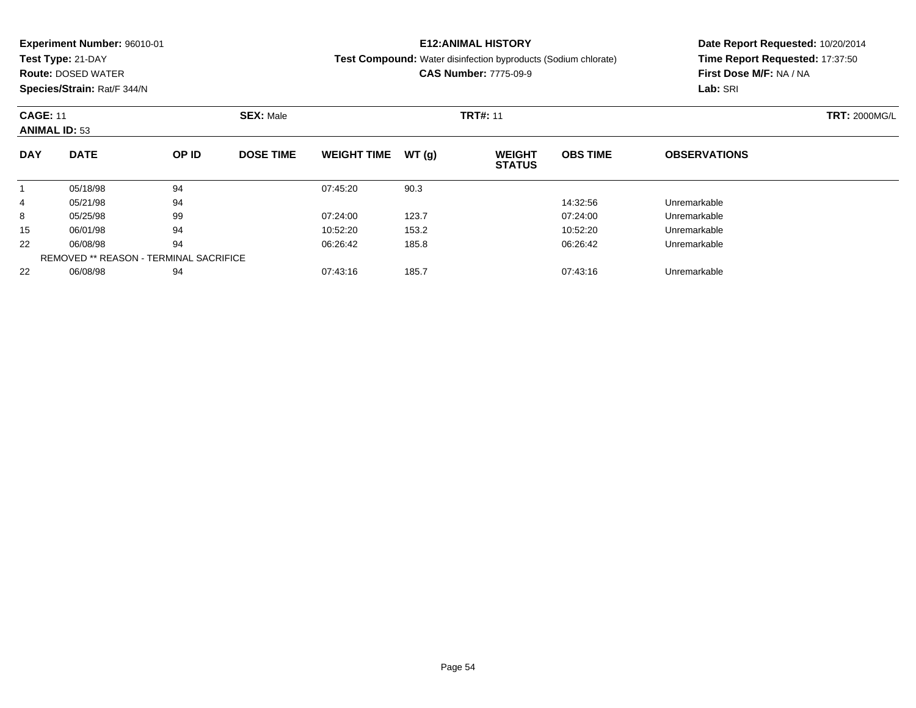**Experiment Number:** 96010-01
**Test Type:** 21-DAY
**Route:** DOSED WATER
**Species/Strain:** Rat/F 344/N

**E12:ANIMAL HISTORY**
**Test Compound:** Water disinfection byproducts (Sodium chlorate)
**CAS Number:** 7775-09-9

**Date Report Requested:** 10/20/2014
**Time Report Requested:** 17:37:50
**First Dose M/F:** NA / NA
**Lab:** SRI

**CAGE:** 11 **SEX:** Male **TRT#:** 11 **TRT:** 2000MG/L
**ANIMAL ID:** 53

| DAY | DATE | OP ID | DOSE TIME | WEIGHT TIME | WT (g) | WEIGHT STATUS | OBS TIME | OBSERVATIONS |
|---|---|---|---|---|---|---|---|---|
| 1 | 05/18/98 | 94 | | 07:45:20 | 90.3 | | | |
| 4 | 05/21/98 | 94 | | | | | 14:32:56 | Unremarkable |
| 8 | 05/25/98 | 99 | | 07:24:00 | 123.7 | | 07:24:00 | Unremarkable |
| 15 | 06/01/98 | 94 | | 10:52:20 | 153.2 | | 10:52:20 | Unremarkable |
| 22 | 06/08/98 | 94 | | 06:26:42 | 185.8 | | 06:26:42 | Unremarkable |
| REMOVED ** REASON - TERMINAL SACRIFICE | | | | | | | | |
| 22 | 06/08/98 | 94 | | 07:43:16 | 185.7 | | 07:43:16 | Unremarkable |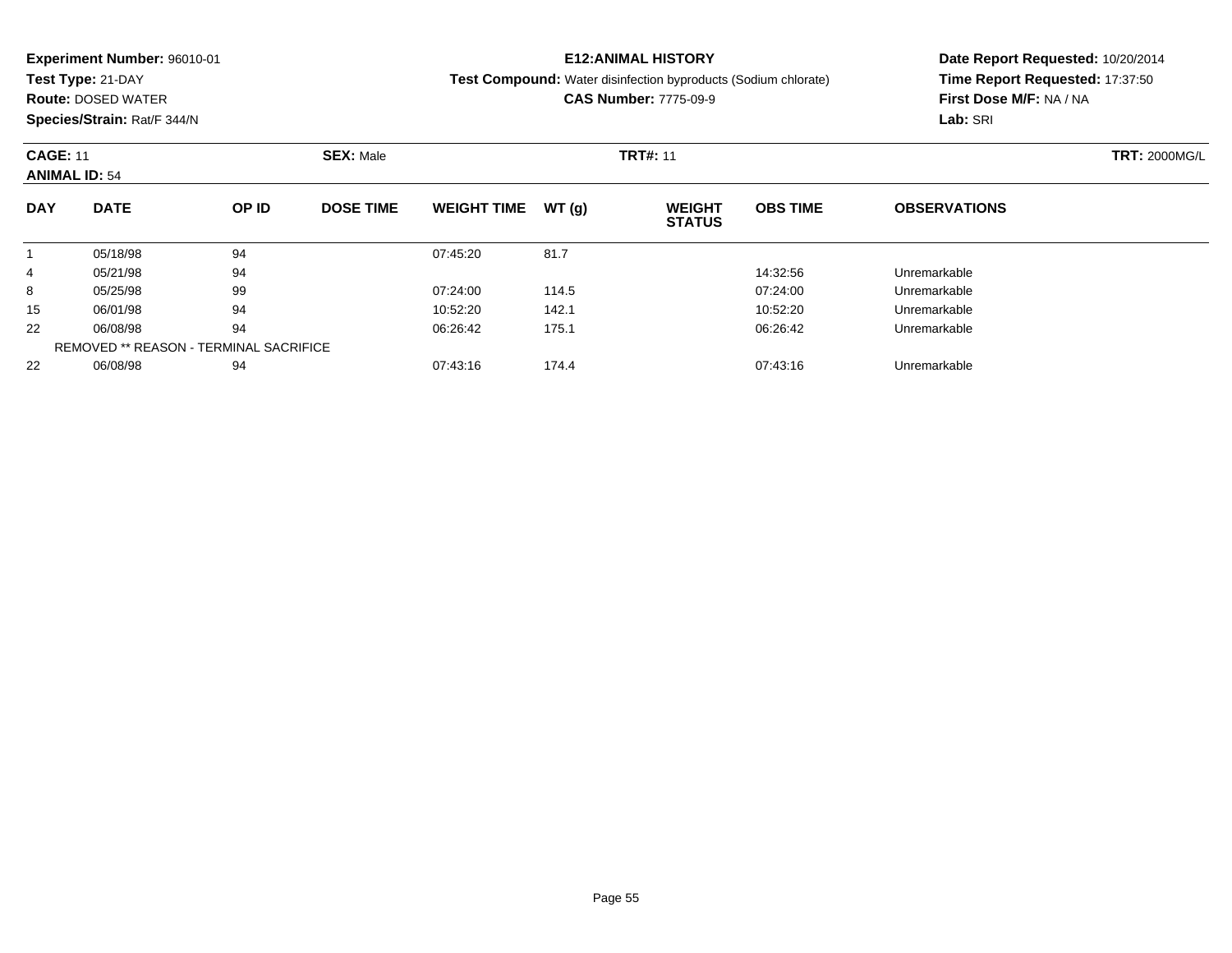**Experiment Number:** 96010-01
**Test Type:** 21-DAY
**Route:** DOSED WATER
**Species/Strain:** Rat/F 344/N

**E12:ANIMAL HISTORY**
**Test Compound:** Water disinfection byproducts (Sodium chlorate)
**CAS Number:** 7775-09-9

**Date Report Requested:** 10/20/2014
**Time Report Requested:** 17:37:50
**First Dose M/F:** NA / NA
**Lab:** SRI

**CAGE:** 11 **SEX:** Male **TRT#:** 11 **TRT:** 2000MG/L
**ANIMAL ID:** 54

| DAY | DATE | OP ID | DOSE TIME | WEIGHT TIME | WT (g) | WEIGHT STATUS | OBS TIME | OBSERVATIONS |
|---|---|---|---|---|---|---|---|---|
| 1 | 05/18/98 | 94 | | 07:45:20 | 81.7 | | | |
| 4 | 05/21/98 | 94 | | | | | 14:32:56 | Unremarkable |
| 8 | 05/25/98 | 99 | | 07:24:00 | 114.5 | | 07:24:00 | Unremarkable |
| 15 | 06/01/98 | 94 | | 10:52:20 | 142.1 | | 10:52:20 | Unremarkable |
| 22 | 06/08/98 | 94 | | 06:26:42 | 175.1 | | 06:26:42 | Unremarkable |
| REMOVED ** REASON - TERMINAL SACRIFICE | | | | | | | | |
| 22 | 06/08/98 | 94 | | 07:43:16 | 174.4 | | 07:43:16 | Unremarkable |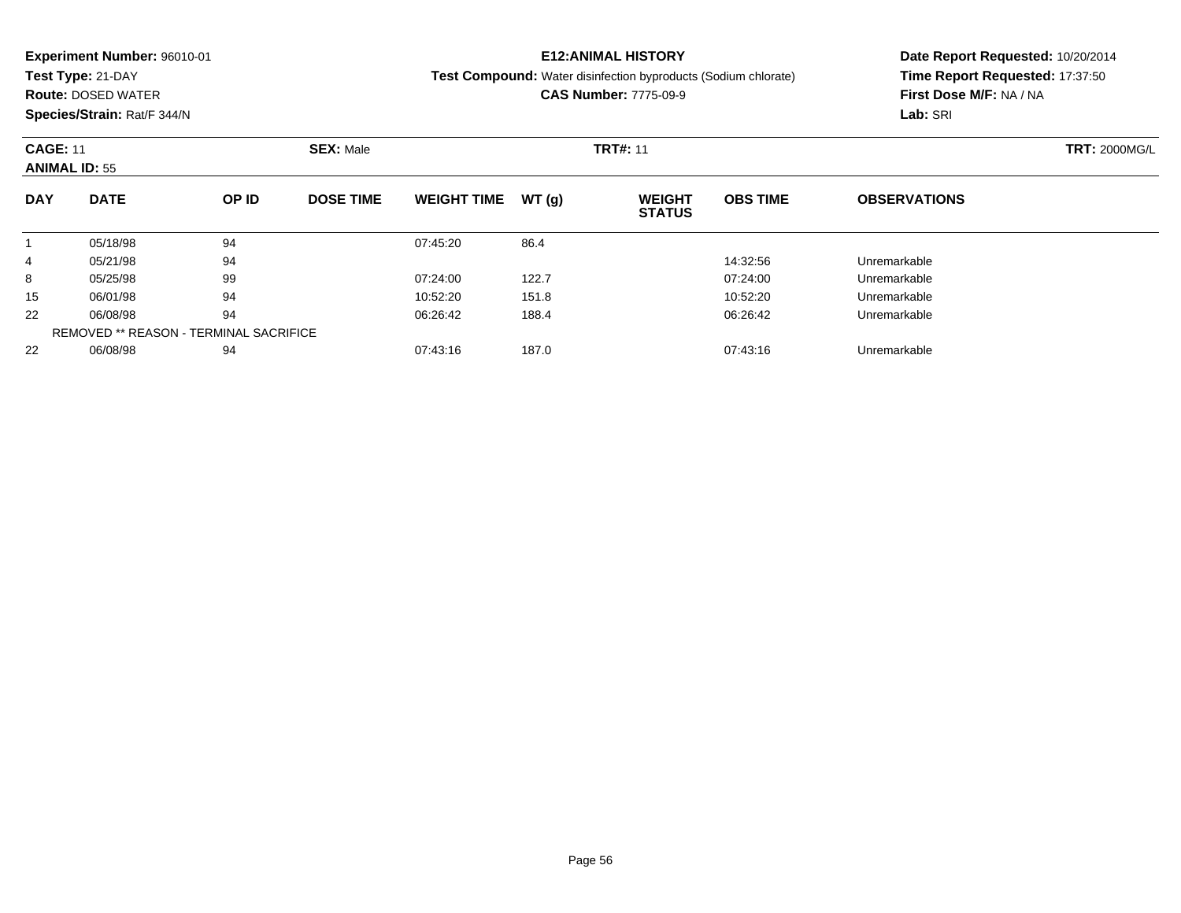**Experiment Number:** 96010-01
**Test Type:** 21-DAY
**Route:** DOSED WATER
**Species/Strain:** Rat/F 344/N

**E12:ANIMAL HISTORY**
**Test Compound:** Water disinfection byproducts (Sodium chlorate)
**CAS Number:** 7775-09-9

**Date Report Requested:** 10/20/2014
**Time Report Requested:** 17:37:50
**First Dose M/F:** NA / NA
**Lab:** SRI

**CAGE:** 11 **SEX:** Male **TRT#:** 11 **TRT:** 2000MG/L
**ANIMAL ID:** 55

| DAY | DATE | OP ID | DOSE TIME | WEIGHT TIME | WT (g) | WEIGHT STATUS | OBS TIME | OBSERVATIONS |
|---|---|---|---|---|---|---|---|---|
| 1 | 05/18/98 | 94 | | 07:45:20 | 86.4 | | | |
| 4 | 05/21/98 | 94 | | | | | 14:32:56 | Unremarkable |
| 8 | 05/25/98 | 99 | | 07:24:00 | 122.7 | | 07:24:00 | Unremarkable |
| 15 | 06/01/98 | 94 | | 10:52:20 | 151.8 | | 10:52:20 | Unremarkable |
| 22 | 06/08/98 | 94 | | 06:26:42 | 188.4 | | 06:26:42 | Unremarkable |
| REMOVED ** REASON - TERMINAL SACRIFICE | | | | | | | | |
| 22 | 06/08/98 | 94 | | 07:43:16 | 187.0 | | 07:43:16 | Unremarkable |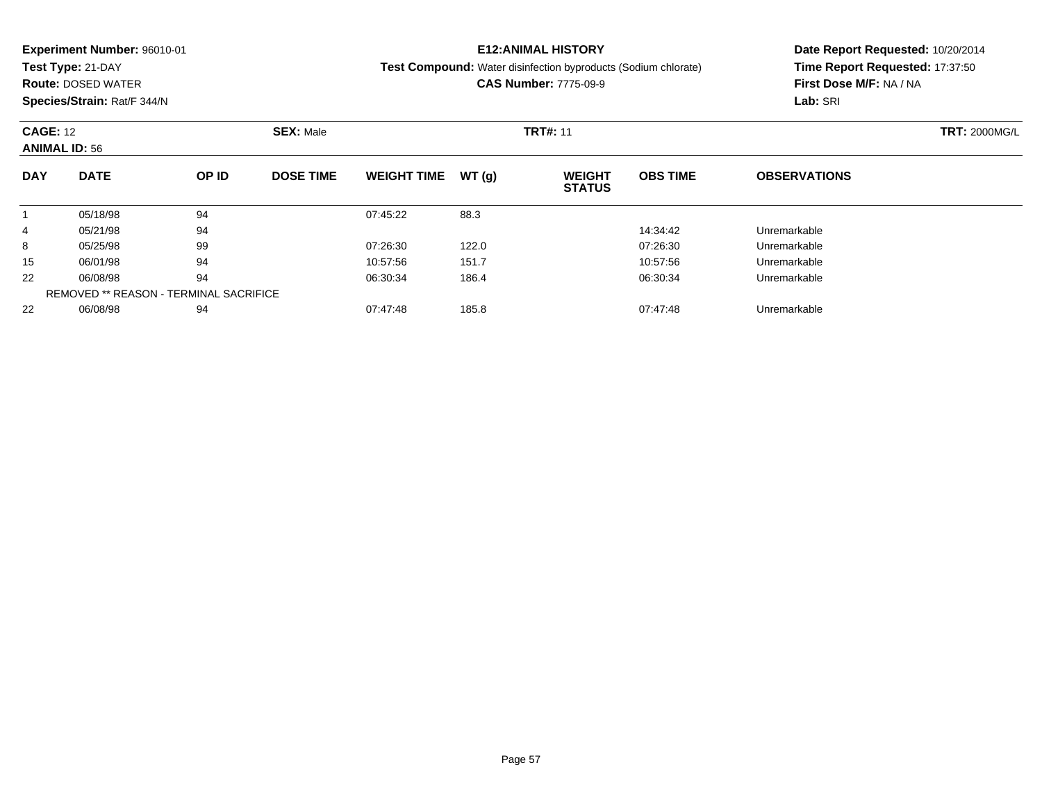**Experiment Number:** 96010-01
**Test Type:** 21-DAY
**Route:** DOSED WATER
**Species/Strain:** Rat/F 344/N

**E12:ANIMAL HISTORY**
**Test Compound:** Water disinfection byproducts (Sodium chlorate)
**CAS Number:** 7775-09-9

**Date Report Requested:** 10/20/2014
**Time Report Requested:** 17:37:50
**First Dose M/F:** NA / NA
**Lab:** SRI

**CAGE:** 12 **SEX:** Male **TRT#:** 11 **TRT:** 2000MG/L
**ANIMAL ID:** 56

| DAY | DATE | OP ID | DOSE TIME | WEIGHT TIME | WT (g) | WEIGHT STATUS | OBS TIME | OBSERVATIONS |
|---|---|---|---|---|---|---|---|---|
| 1 | 05/18/98 | 94 | | 07:45:22 | 88.3 | | | |
| 4 | 05/21/98 | 94 | | | | | 14:34:42 | Unremarkable |
| 8 | 05/25/98 | 99 | | 07:26:30 | 122.0 | | 07:26:30 | Unremarkable |
| 15 | 06/01/98 | 94 | | 10:57:56 | 151.7 | | 10:57:56 | Unremarkable |
| 22 | 06/08/98 | 94 | | 06:30:34 | 186.4 | | 06:30:34 | Unremarkable |
| REMOVED ** REASON - TERMINAL SACRIFICE | | | | | | | | |
| 22 | 06/08/98 | 94 | | 07:47:48 | 185.8 | | 07:47:48 | Unremarkable |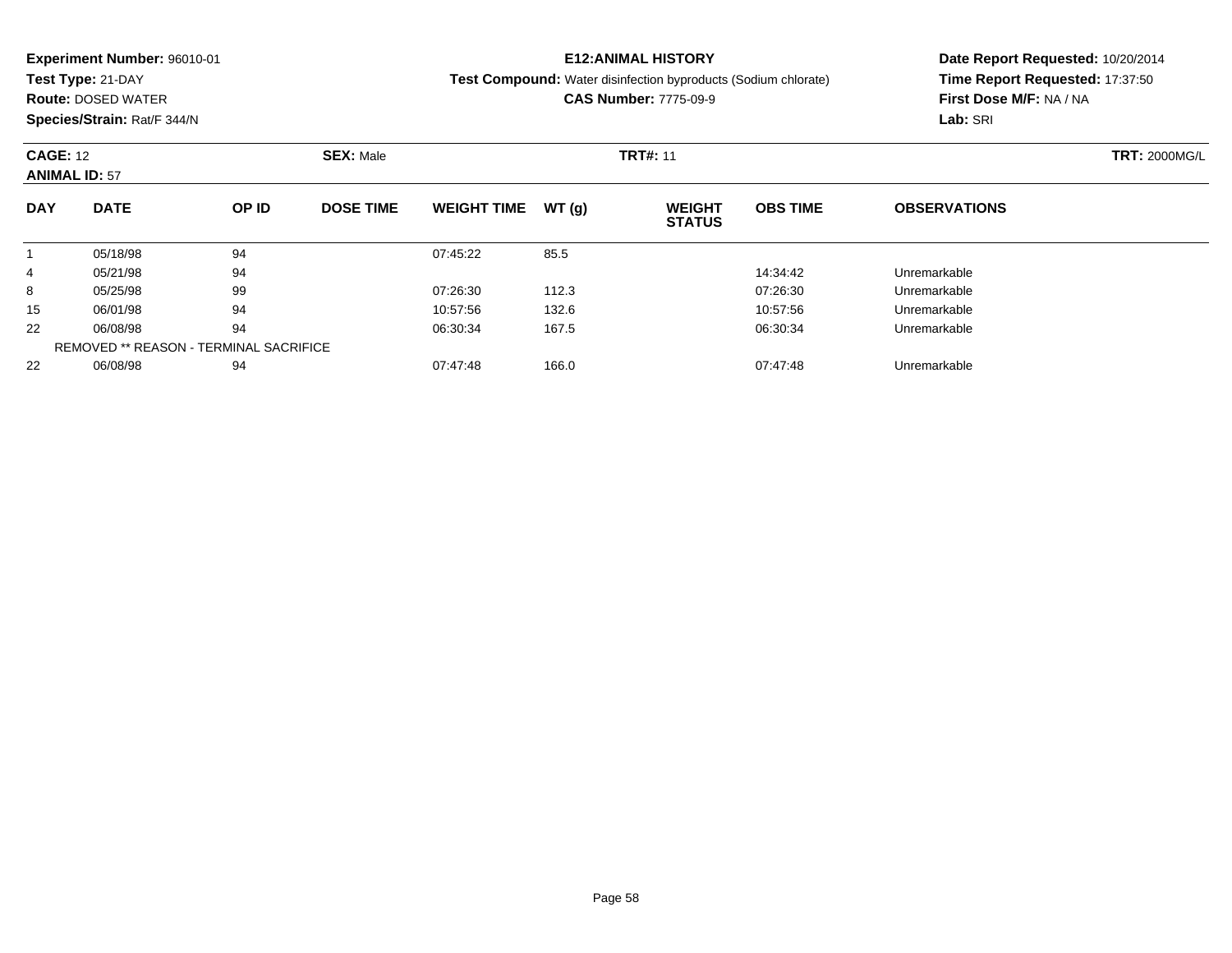**Experiment Number:** 96010-01
**Test Type:** 21-DAY
**Route:** DOSED WATER
**Species/Strain:** Rat/F 344/N

**E12:ANIMAL HISTORY**
**Test Compound:** Water disinfection byproducts (Sodium chlorate)
**CAS Number:** 7775-09-9

**Date Report Requested:** 10/20/2014
**Time Report Requested:** 17:37:50
**First Dose M/F:** NA / NA
**Lab:** SRI

**CAGE:** 12 **SEX:** Male **TRT#:** 11 **TRT:** 2000MG/L
**ANIMAL ID:** 57

| DAY | DATE | OP ID | DOSE TIME | WEIGHT TIME | WT (g) | WEIGHT STATUS | OBS TIME | OBSERVATIONS |
|---|---|---|---|---|---|---|---|---|
| 1 | 05/18/98 | 94 | | 07:45:22 | 85.5 | | | |
| 4 | 05/21/98 | 94 | | | | | 14:34:42 | Unremarkable |
| 8 | 05/25/98 | 99 | | 07:26:30 | 112.3 | | 07:26:30 | Unremarkable |
| 15 | 06/01/98 | 94 | | 10:57:56 | 132.6 | | 10:57:56 | Unremarkable |
| 22 | 06/08/98 | 94 | | 06:30:34 | 167.5 | | 06:30:34 | Unremarkable |
| REMOVED ** REASON - TERMINAL SACRIFICE | | | | | | | | |
| 22 | 06/08/98 | 94 | | 07:47:48 | 166.0 | | 07:47:48 | Unremarkable |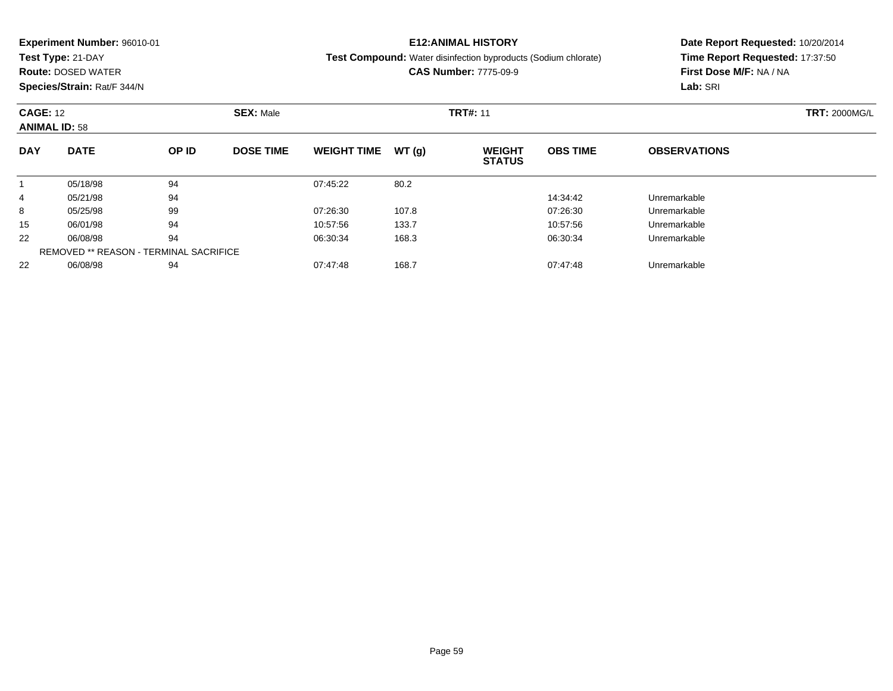**Experiment Number:** 96010-01
**Test Type:** 21-DAY
**Route:** DOSED WATER
**Species/Strain:** Rat/F 344/N

**E12:ANIMAL HISTORY**
**Test Compound:** Water disinfection byproducts (Sodium chlorate)
**CAS Number:** 7775-09-9

**Date Report Requested:** 10/20/2014
**Time Report Requested:** 17:37:50
**First Dose M/F:** NA / NA
**Lab:** SRI

**CAGE:** 12 **SEX:** Male **TRT#:** 11 **TRT:** 2000MG/L
**ANIMAL ID:** 58

| DAY | DATE | OP ID | DOSE TIME | WEIGHT TIME | WT (g) | WEIGHT STATUS | OBS TIME | OBSERVATIONS |
|---|---|---|---|---|---|---|---|---|
| 1 | 05/18/98 | 94 | | 07:45:22 | 80.2 | | | |
| 4 | 05/21/98 | 94 | | | | | 14:34:42 | Unremarkable |
| 8 | 05/25/98 | 99 | | 07:26:30 | 107.8 | | 07:26:30 | Unremarkable |
| 15 | 06/01/98 | 94 | | 10:57:56 | 133.7 | | 10:57:56 | Unremarkable |
| 22 | 06/08/98 | 94 | | 06:30:34 | 168.3 | | 06:30:34 | Unremarkable |
| REMOVED ** REASON - TERMINAL SACRIFICE | | | | | | | | |
| 22 | 06/08/98 | 94 | | 07:47:48 | 168.7 | | 07:47:48 | Unremarkable |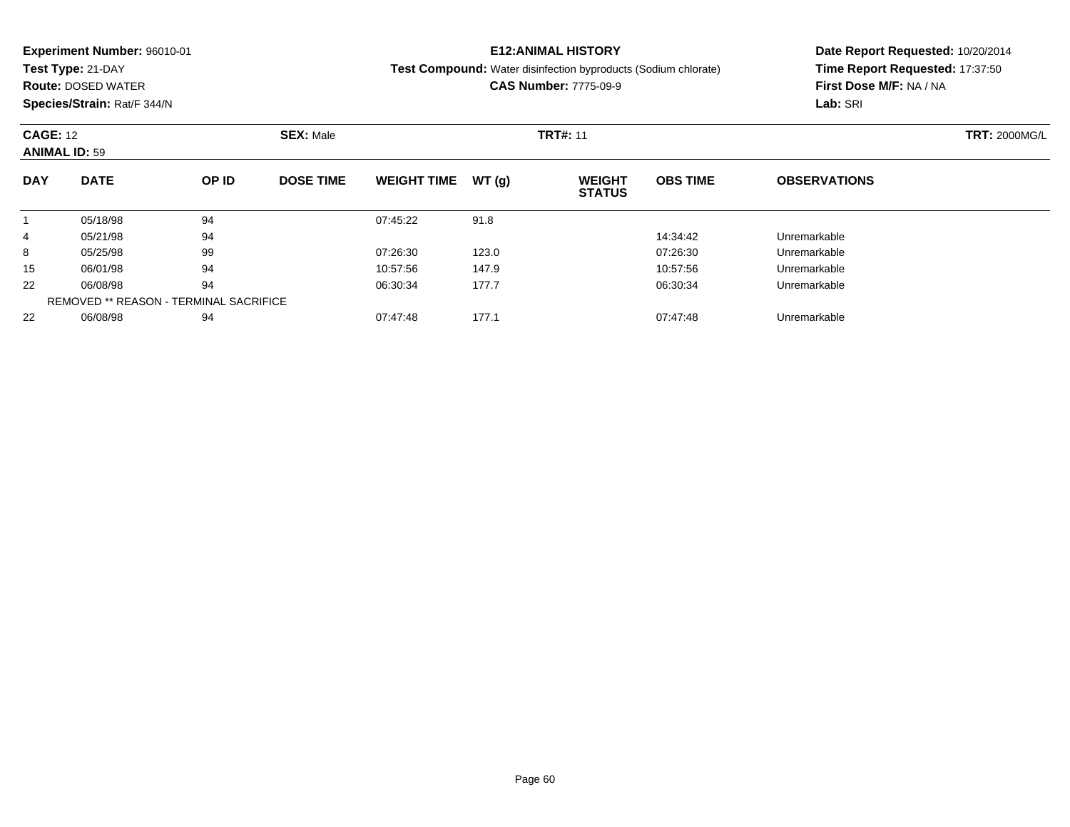**Experiment Number:** 96010-01
**Test Type:** 21-DAY
**Route:** DOSED WATER
**Species/Strain:** Rat/F 344/N

**E12:ANIMAL HISTORY**
**Test Compound:** Water disinfection byproducts (Sodium chlorate)
**CAS Number:** 7775-09-9

**Date Report Requested:** 10/20/2014
**Time Report Requested:** 17:37:50
**First Dose M/F:** NA / NA
**Lab:** SRI

**CAGE:** 12 **SEX:** Male **TRT#:** 11 **TRT:** 2000MG/L
**ANIMAL ID:** 59

| DAY | DATE | OP ID | DOSE TIME | WEIGHT TIME | WT (g) | WEIGHT STATUS | OBS TIME | OBSERVATIONS |
|---|---|---|---|---|---|---|---|---|
| 1 | 05/18/98 | 94 | | 07:45:22 | 91.8 | | | |
| 4 | 05/21/98 | 94 | | | | | 14:34:42 | Unremarkable |
| 8 | 05/25/98 | 99 | | 07:26:30 | 123.0 | | 07:26:30 | Unremarkable |
| 15 | 06/01/98 | 94 | | 10:57:56 | 147.9 | | 10:57:56 | Unremarkable |
| 22 | 06/08/98 | 94 | | 06:30:34 | 177.7 | | 06:30:34 | Unremarkable |
| REMOVED ** REASON - TERMINAL SACRIFICE | | | | | | | | |
| 22 | 06/08/98 | 94 | | 07:47:48 | 177.1 | | 07:47:48 | Unremarkable |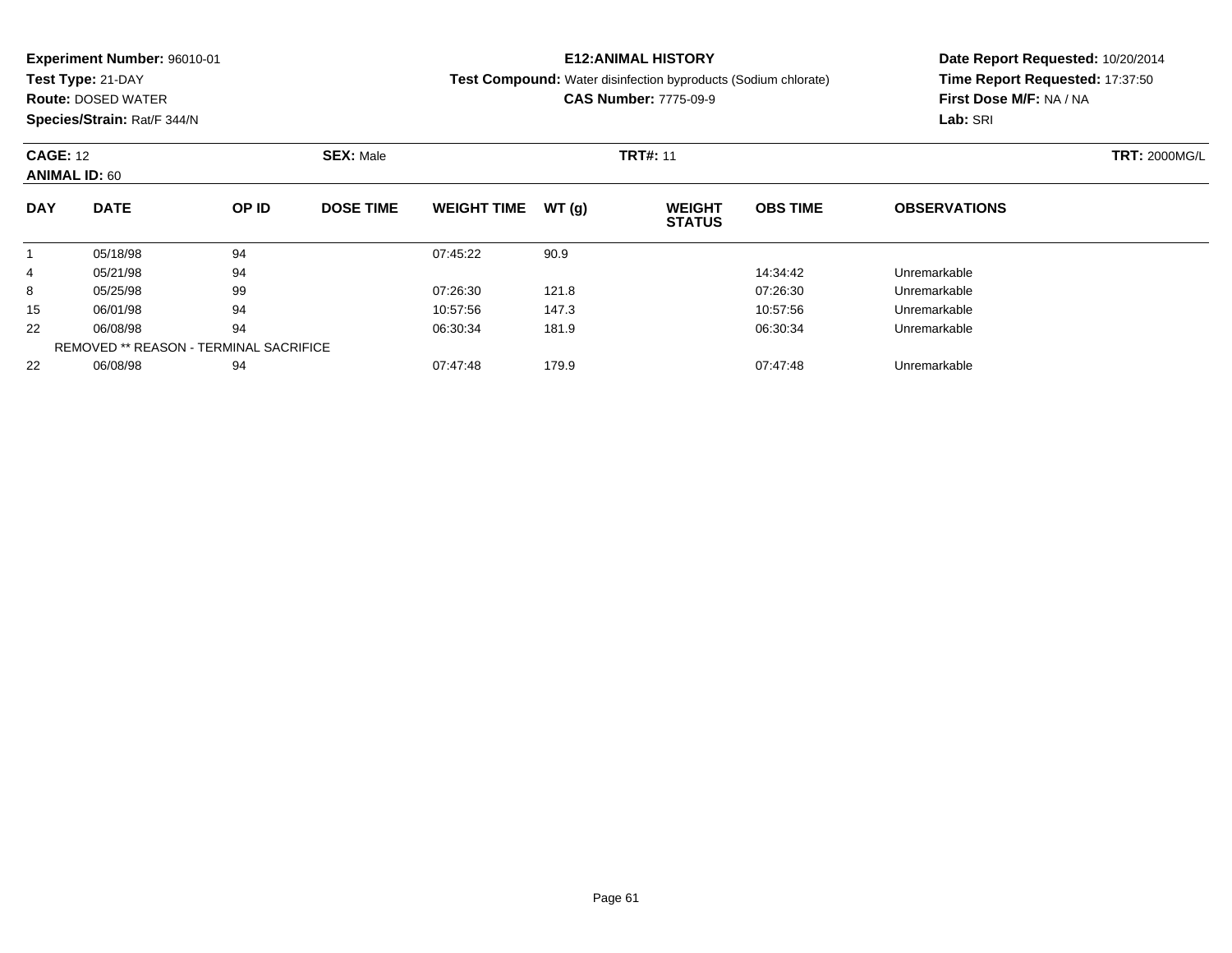**Experiment Number:** 96010-01
**Test Type:** 21-DAY
**Route:** DOSED WATER
**Species/Strain:** Rat/F 344/N

**E12:ANIMAL HISTORY**
**Test Compound:** Water disinfection byproducts (Sodium chlorate)
**CAS Number:** 7775-09-9

**Date Report Requested:** 10/20/2014
**Time Report Requested:** 17:37:50
**First Dose M/F:** NA / NA
**Lab:** SRI

**CAGE:** 12 **SEX:** Male **TRT#:** 11 **TRT:** 2000MG/L
**ANIMAL ID:** 60

| DAY | DATE | OP ID | DOSE TIME | WEIGHT TIME | WT (g) | WEIGHT STATUS | OBS TIME | OBSERVATIONS |
|---|---|---|---|---|---|---|---|---|
| 1 | 05/18/98 | 94 | | 07:45:22 | 90.9 | | | |
| 4 | 05/21/98 | 94 | | | | | 14:34:42 | Unremarkable |
| 8 | 05/25/98 | 99 | | 07:26:30 | 121.8 | | 07:26:30 | Unremarkable |
| 15 | 06/01/98 | 94 | | 10:57:56 | 147.3 | | 10:57:56 | Unremarkable |
| 22 | 06/08/98 | 94 | | 06:30:34 | 181.9 | | 06:30:34 | Unremarkable |
| REMOVED ** REASON - TERMINAL SACRIFICE | | | | | | | | |
| 22 | 06/08/98 | 94 | | 07:47:48 | 179.9 | | 07:47:48 | Unremarkable |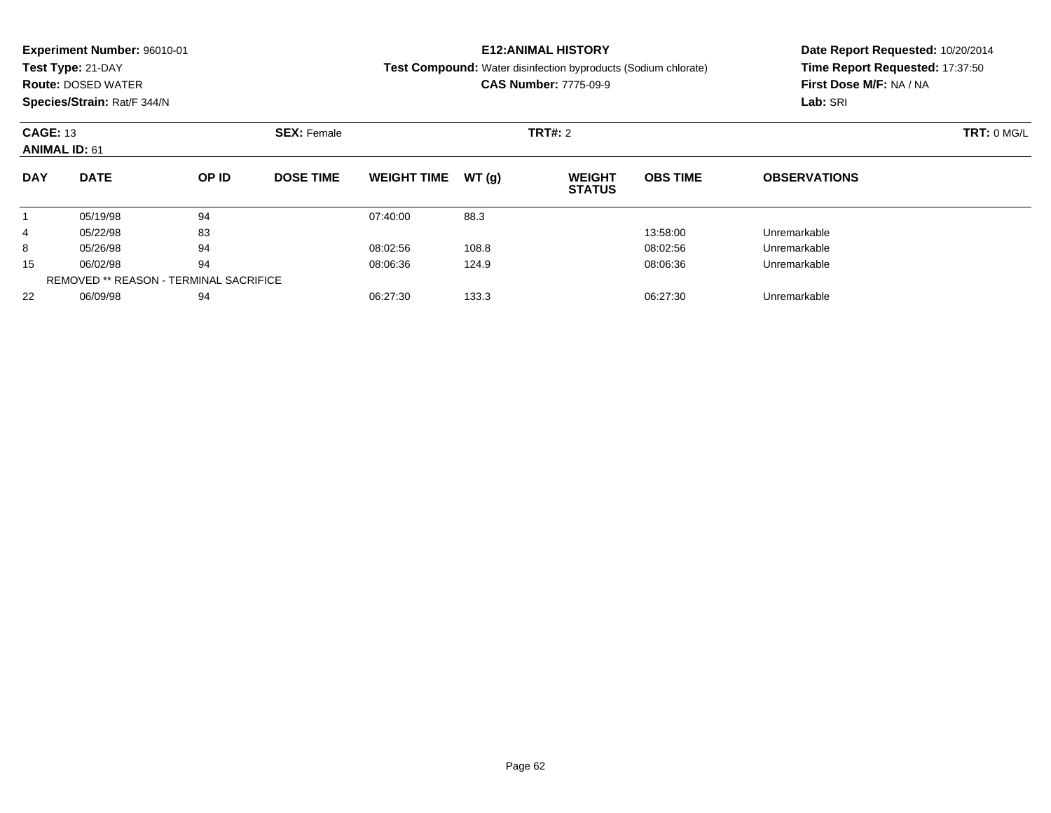**Experiment Number:** 96010-01
**Test Type:** 21-DAY
**Route:** DOSED WATER
**Species/Strain:** Rat/F 344/N

**E12:ANIMAL HISTORY**
**Test Compound:** Water disinfection byproducts (Sodium chlorate)
**CAS Number:** 7775-09-9

**Date Report Requested:** 10/20/2014
**Time Report Requested:** 17:37:50
**First Dose M/F:** NA / NA
**Lab:** SRI

**CAGE:** 13 **SEX:** Female **TRT#:** 2 **TRT:** 0 MG/L
**ANIMAL ID:** 61

| DAY | DATE | OP ID | DOSE TIME | WEIGHT TIME | WT (g) | WEIGHT STATUS | OBS TIME | OBSERVATIONS |
|---|---|---|---|---|---|---|---|---|
| 1 | 05/19/98 | 94 | | 07:40:00 | 88.3 | | | |
| 4 | 05/22/98 | 83 | | | | | 13:58:00 | Unremarkable |
| 8 | 05/26/98 | 94 | | 08:02:56 | 108.8 | | 08:02:56 | Unremarkable |
| 15 | 06/02/98 | 94 | | 08:06:36 | 124.9 | | 08:06:36 | Unremarkable |
| | REMOVED ** REASON - TERMINAL SACRIFICE | | | | | | | |
| 22 | 06/09/98 | 94 | | 06:27:30 | 133.3 | | 06:27:30 | Unremarkable |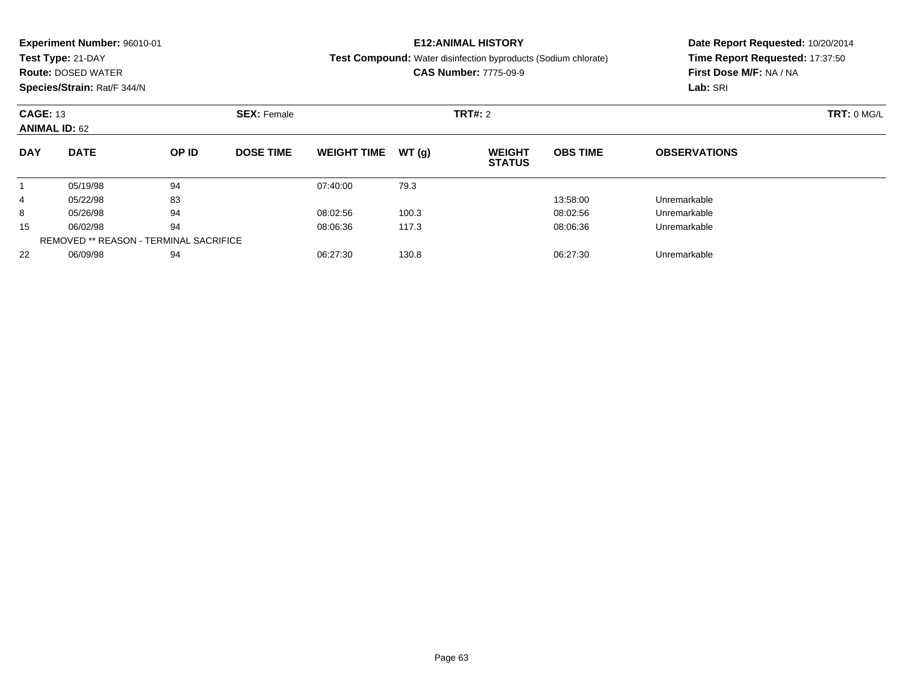**Experiment Number:** 96010-01
**Test Type:** 21-DAY
**Route:** DOSED WATER
**Species/Strain:** Rat/F 344/N

**E12:ANIMAL HISTORY**
**Test Compound:** Water disinfection byproducts (Sodium chlorate)
**CAS Number:** 7775-09-9

**Date Report Requested:** 10/20/2014
**Time Report Requested:** 17:37:50
**First Dose M/F:** NA / NA
**Lab:** SRI

**CAGE:** 13 **SEX:** Female **TRT#:** 2 **TRT:** 0 MG/L
**ANIMAL ID:** 62

| DAY | DATE | OP ID | DOSE TIME | WEIGHT TIME | WT (g) | WEIGHT STATUS | OBS TIME | OBSERVATIONS |
|---|---|---|---|---|---|---|---|---|
| 1 | 05/19/98 | 94 | | 07:40:00 | 79.3 | | | |
| 4 | 05/22/98 | 83 | | | | | 13:58:00 | Unremarkable |
| 8 | 05/26/98 | 94 | | 08:02:56 | 100.3 | | 08:02:56 | Unremarkable |
| 15 | 06/02/98 | 94 | | 08:06:36 | 117.3 | | 08:06:36 | Unremarkable |
| REMOVED ** REASON - TERMINAL SACRIFICE | | | | | | | | |
| 22 | 06/09/98 | 94 | | 06:27:30 | 130.8 | | 06:27:30 | Unremarkable |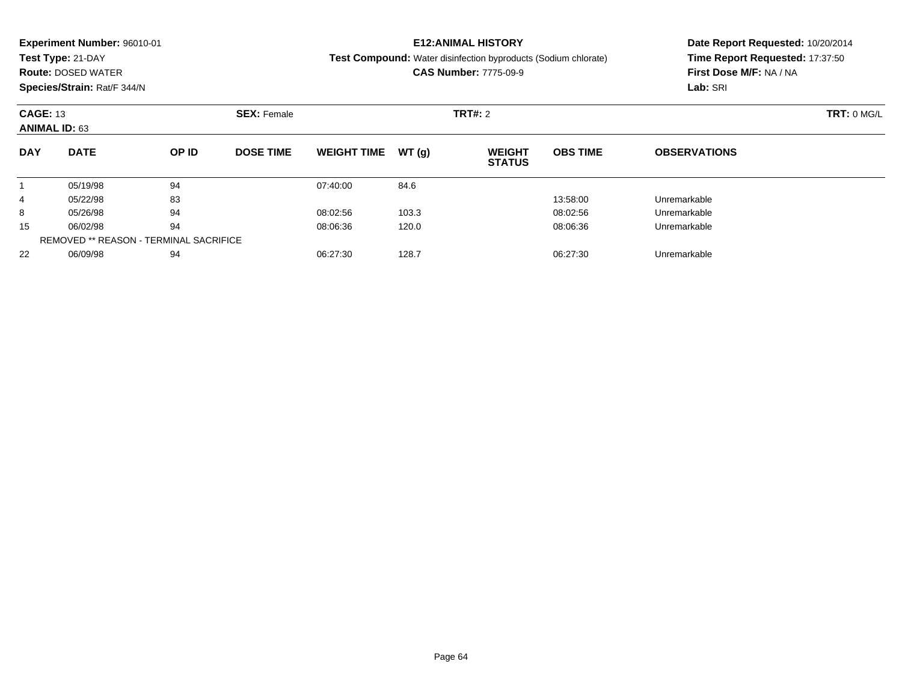**Experiment Number:** 96010-01
**Test Type:** 21-DAY
**Route:** DOSED WATER
**Species/Strain:** Rat/F 344/N

**E12:ANIMAL HISTORY**
**Test Compound:** Water disinfection byproducts (Sodium chlorate)
**CAS Number:** 7775-09-9

**Date Report Requested:** 10/20/2014
**Time Report Requested:** 17:37:50
**First Dose M/F:** NA / NA
**Lab:** SRI

**CAGE:** 13 **SEX:** Female **TRT#:** 2 **TRT:** 0 MG/L
**ANIMAL ID:** 63

| DAY | DATE | OP ID | DOSE TIME | WEIGHT TIME | WT (g) | WEIGHT STATUS | OBS TIME | OBSERVATIONS |
|---|---|---|---|---|---|---|---|---|
| 1 | 05/19/98 | 94 | | 07:40:00 | 84.6 | | | |
| 4 | 05/22/98 | 83 | | | | | 13:58:00 | Unremarkable |
| 8 | 05/26/98 | 94 | | 08:02:56 | 103.3 | | 08:02:56 | Unremarkable |
| 15 | 06/02/98 | 94 | | 08:06:36 | 120.0 | | 08:06:36 | Unremarkable |
| REMOVED ** REASON - TERMINAL SACRIFICE | | | | | | | | |
| 22 | 06/09/98 | 94 | | 06:27:30 | 128.7 | | 06:27:30 | Unremarkable |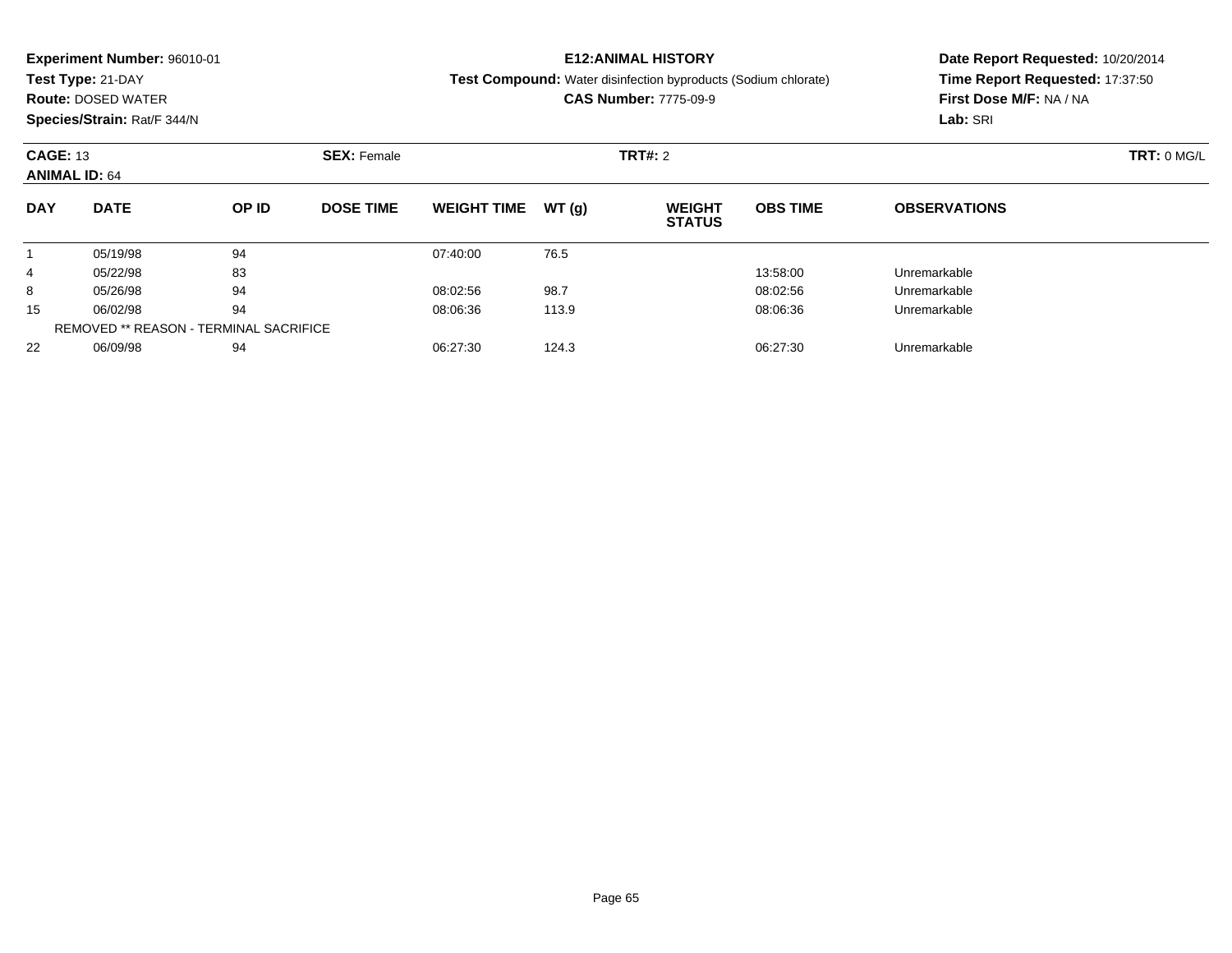**Experiment Number:** 96010-01
**Test Type:** 21-DAY
**Route:** DOSED WATER
**Species/Strain:** Rat/F 344/N

**E12:ANIMAL HISTORY**
**Test Compound:** Water disinfection byproducts (Sodium chlorate)
**CAS Number:** 7775-09-9

**Date Report Requested:** 10/20/2014
**Time Report Requested:** 17:37:50
**First Dose M/F:** NA / NA
**Lab:** SRI

**CAGE:** 13 **SEX:** Female **TRT#:** 2 **TRT:** 0 MG/L
**ANIMAL ID:** 64

| DAY | DATE | OP ID | DOSE TIME | WEIGHT TIME | WT (g) | WEIGHT STATUS | OBS TIME | OBSERVATIONS |
|---|---|---|---|---|---|---|---|---|
| 1 | 05/19/98 | 94 | | 07:40:00 | 76.5 | | | |
| 4 | 05/22/98 | 83 | | | | | 13:58:00 | Unremarkable |
| 8 | 05/26/98 | 94 | | 08:02:56 | 98.7 | | 08:02:56 | Unremarkable |
| 15 | 06/02/98 | 94 | | 08:06:36 | 113.9 | | 08:06:36 | Unremarkable |
| REMOVED ** REASON - TERMINAL SACRIFICE | | | | | | | | |
| 22 | 06/09/98 | 94 | | 06:27:30 | 124.3 | | 06:27:30 | Unremarkable |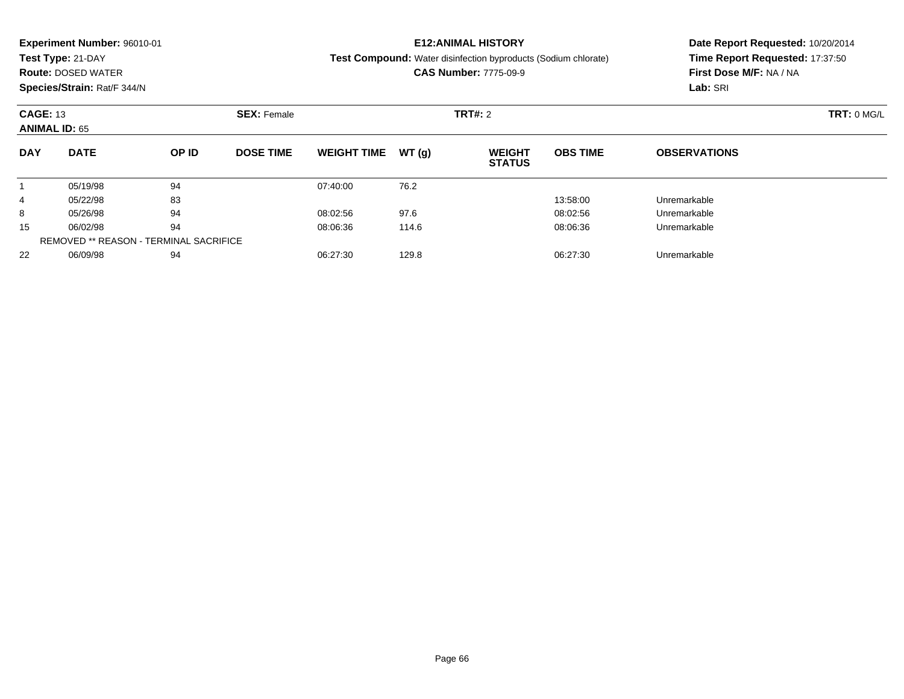**Experiment Number:** 96010-01
**Test Type:** 21-DAY
**Route:** DOSED WATER
**Species/Strain:** Rat/F 344/N

**E12:ANIMAL HISTORY**
**Test Compound:** Water disinfection byproducts (Sodium chlorate)
**CAS Number:** 7775-09-9

**Date Report Requested:** 10/20/2014
**Time Report Requested:** 17:37:50
**First Dose M/F:** NA / NA
**Lab:** SRI

**CAGE:** 13 **SEX:** Female **TRT#:** 2 **TRT:** 0 MG/L
**ANIMAL ID:** 65

| DAY | DATE | OP ID | DOSE TIME | WEIGHT TIME | WT (g) | WEIGHT STATUS | OBS TIME | OBSERVATIONS |
|---|---|---|---|---|---|---|---|---|
| 1 | 05/19/98 | 94 | | 07:40:00 | 76.2 | | | |
| 4 | 05/22/98 | 83 | | | | | 13:58:00 | Unremarkable |
| 8 | 05/26/98 | 94 | | 08:02:56 | 97.6 | | 08:02:56 | Unremarkable |
| 15 | 06/02/98 | 94 | | 08:06:36 | 114.6 | | 08:06:36 | Unremarkable |
| | REMOVED ** REASON - TERMINAL SACRIFICE | | | | | | | |
| 22 | 06/09/98 | 94 | | 06:27:30 | 129.8 | | 06:27:30 | Unremarkable |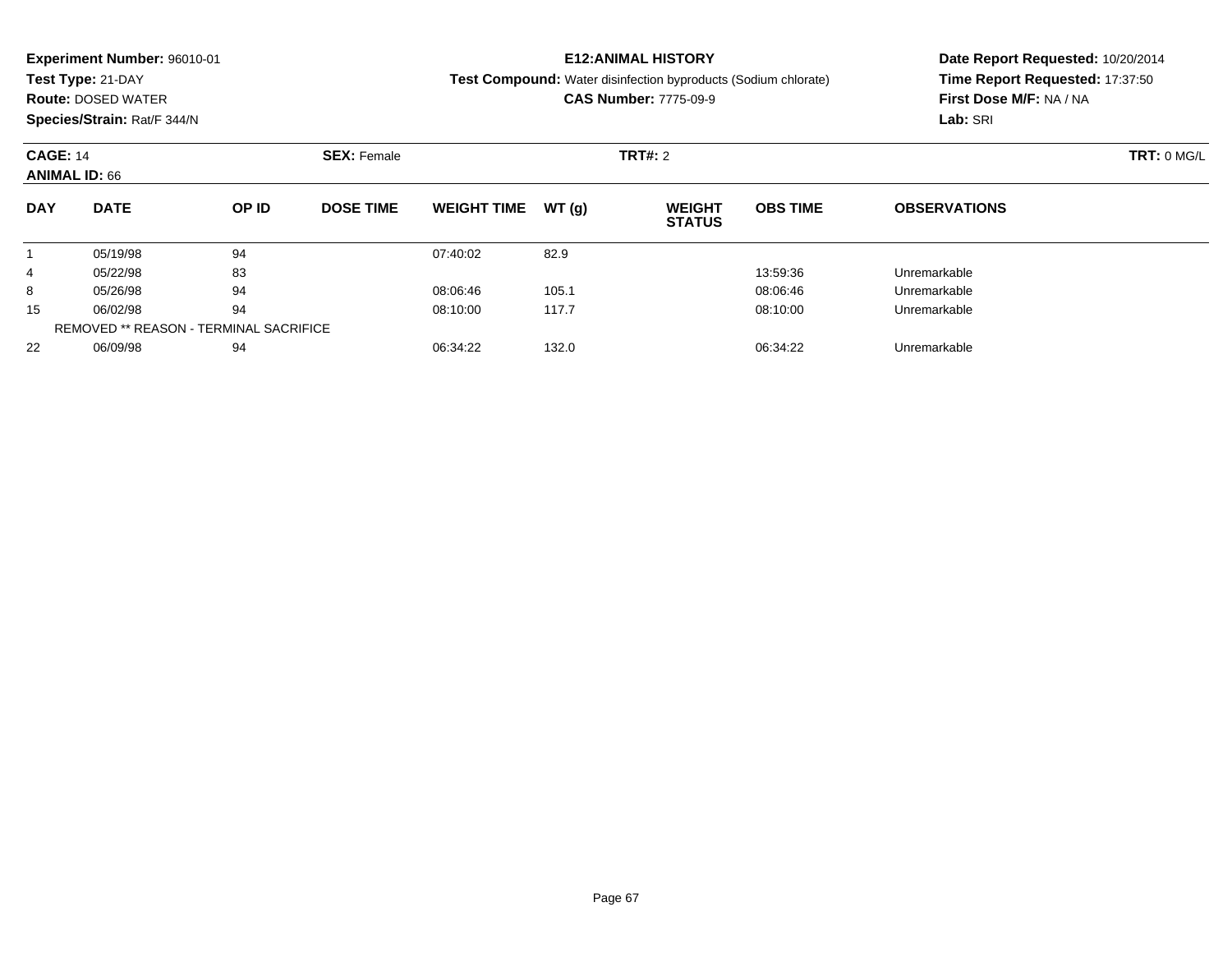**Experiment Number:** 96010-01
**Test Type:** 21-DAY
**Route:** DOSED WATER
**Species/Strain:** Rat/F 344/N

**E12:ANIMAL HISTORY**
**Test Compound:** Water disinfection byproducts (Sodium chlorate)
**CAS Number:** 7775-09-9

**Date Report Requested:** 10/20/2014
**Time Report Requested:** 17:37:50
**First Dose M/F:** NA / NA
**Lab:** SRI

**CAGE:** 14
**ANIMAL ID:** 66
**SEX:** Female
**TRT#:** 2
**TRT:** 0 MG/L

| DAY | DATE | OP ID | DOSE TIME | WEIGHT TIME | WT (g) | WEIGHT STATUS | OBS TIME | OBSERVATIONS |
|---|---|---|---|---|---|---|---|---|
| 1 | 05/19/98 | 94 | | 07:40:02 | 82.9 | | | |
| 4 | 05/22/98 | 83 | | | | | 13:59:36 | Unremarkable |
| 8 | 05/26/98 | 94 | | 08:06:46 | 105.1 | | 08:06:46 | Unremarkable |
| 15 | 06/02/98 | 94 | | 08:10:00 | 117.7 | | 08:10:00 | Unremarkable |
| REMOVED ** REASON - TERMINAL SACRIFICE | | | | | | | | |
| 22 | 06/09/98 | 94 | | 06:34:22 | 132.0 | | 06:34:22 | Unremarkable |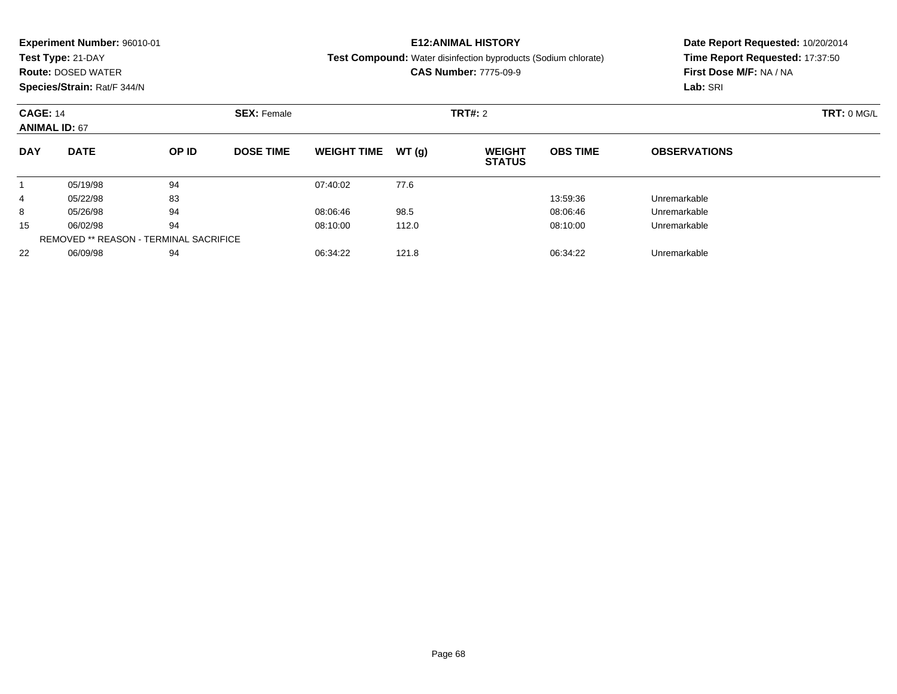**Experiment Number:** 96010-01
**Test Type:** 21-DAY
**Route:** DOSED WATER
**Species/Strain:** Rat/F 344/N

**E12:ANIMAL HISTORY**
**Test Compound:** Water disinfection byproducts (Sodium chlorate)
**CAS Number:** 7775-09-9

**Date Report Requested:** 10/20/2014
**Time Report Requested:** 17:37:50
**First Dose M/F:** NA / NA
**Lab:** SRI

**CAGE:** 14 **SEX:** Female **TRT#:** 2 **TRT:** 0 MG/L
**ANIMAL ID:** 67

| DAY | DATE | OP ID | DOSE TIME | WEIGHT TIME | WT (g) | WEIGHT STATUS | OBS TIME | OBSERVATIONS |
|---|---|---|---|---|---|---|---|---|
| 1 | 05/19/98 | 94 | | 07:40:02 | 77.6 | | | |
| 4 | 05/22/98 | 83 | | | | | 13:59:36 | Unremarkable |
| 8 | 05/26/98 | 94 | | 08:06:46 | 98.5 | | 08:06:46 | Unremarkable |
| 15 | 06/02/98 | 94 | | 08:10:00 | 112.0 | | 08:10:00 | Unremarkable |
| REMOVED ** REASON - TERMINAL SACRIFICE | | | | | | | | |
| 22 | 06/09/98 | 94 | | 06:34:22 | 121.8 | | 06:34:22 | Unremarkable |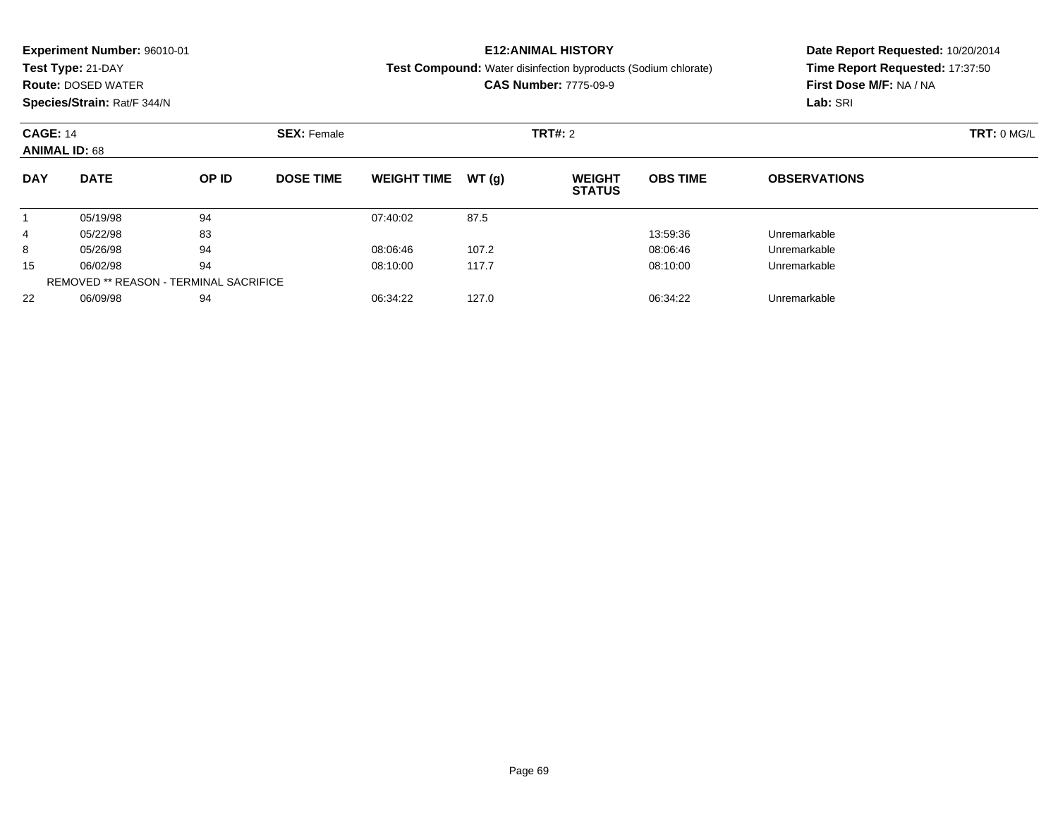**Experiment Number:** 96010-01
**Test Type:** 21-DAY
**Route:** DOSED WATER
**Species/Strain:** Rat/F 344/N

**E12:ANIMAL HISTORY**
**Test Compound:** Water disinfection byproducts (Sodium chlorate)
**CAS Number:** 7775-09-9

**Date Report Requested:** 10/20/2014
**Time Report Requested:** 17:37:50
**First Dose M/F:** NA / NA
**Lab:** SRI

**CAGE:** 14 **SEX:** Female **TRT#:** 2 **TRT:** 0 MG/L
**ANIMAL ID:** 68

| DAY | DATE | OP ID | DOSE TIME | WEIGHT TIME | WT (g) | WEIGHT STATUS | OBS TIME | OBSERVATIONS |
|---|---|---|---|---|---|---|---|---|
| 1 | 05/19/98 | 94 | | 07:40:02 | 87.5 | | | |
| 4 | 05/22/98 | 83 | | | | | 13:59:36 | Unremarkable |
| 8 | 05/26/98 | 94 | | 08:06:46 | 107.2 | | 08:06:46 | Unremarkable |
| 15 | 06/02/98 | 94 | | 08:10:00 | 117.7 | | 08:10:00 | Unremarkable |
| | REMOVED ** REASON - TERMINAL SACRIFICE | | | | | | | |
| 22 | 06/09/98 | 94 | | 06:34:22 | 127.0 | | 06:34:22 | Unremarkable |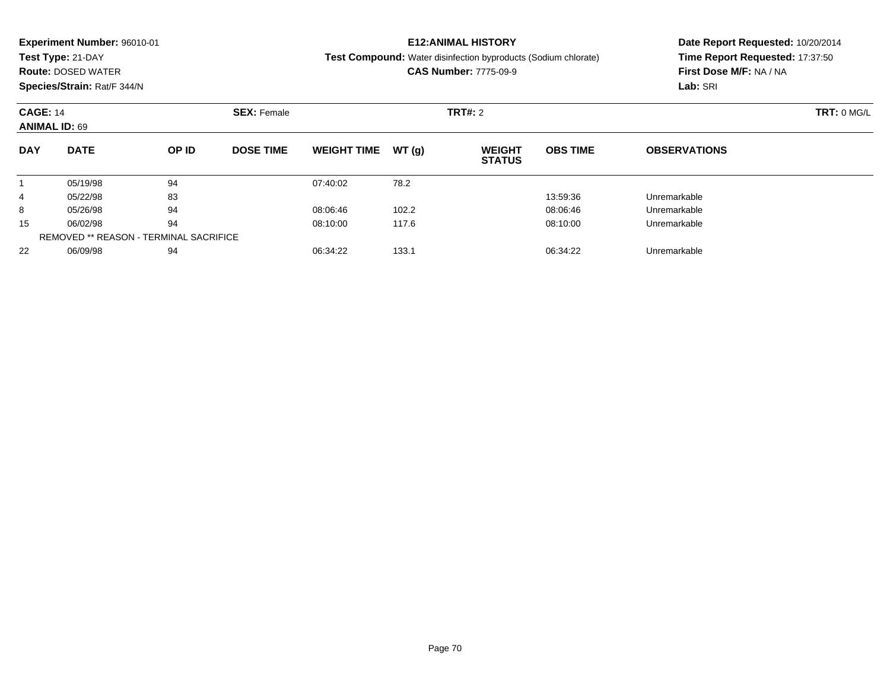**Experiment Number:** 96010-01
**Test Type:** 21-DAY
**Route:** DOSED WATER
**Species/Strain:** Rat/F 344/N

**E12:ANIMAL HISTORY**
**Test Compound:** Water disinfection byproducts (Sodium chlorate)
**CAS Number:** 7775-09-9

**Date Report Requested:** 10/20/2014
**Time Report Requested:** 17:37:50
**First Dose M/F:** NA / NA
**Lab:** SRI

**CAGE:** 14 **SEX:** Female **TRT#:** 2 **TRT:** 0 MG/L
**ANIMAL ID:** 69

| DAY | DATE | OP ID | DOSE TIME | WEIGHT TIME | WT (g) | WEIGHT STATUS | OBS TIME | OBSERVATIONS |
|---|---|---|---|---|---|---|---|---|
| 1 | 05/19/98 | 94 | | 07:40:02 | 78.2 | | | |
| 4 | 05/22/98 | 83 | | | | | 13:59:36 | Unremarkable |
| 8 | 05/26/98 | 94 | | 08:06:46 | 102.2 | | 08:06:46 | Unremarkable |
| 15 | 06/02/98 | 94 | | 08:10:00 | 117.6 | | 08:10:00 | Unremarkable |
| REMOVED ** REASON - TERMINAL SACRIFICE | | | | | | | | |
| 22 | 06/09/98 | 94 | | 06:34:22 | 133.1 | | 06:34:22 | Unremarkable |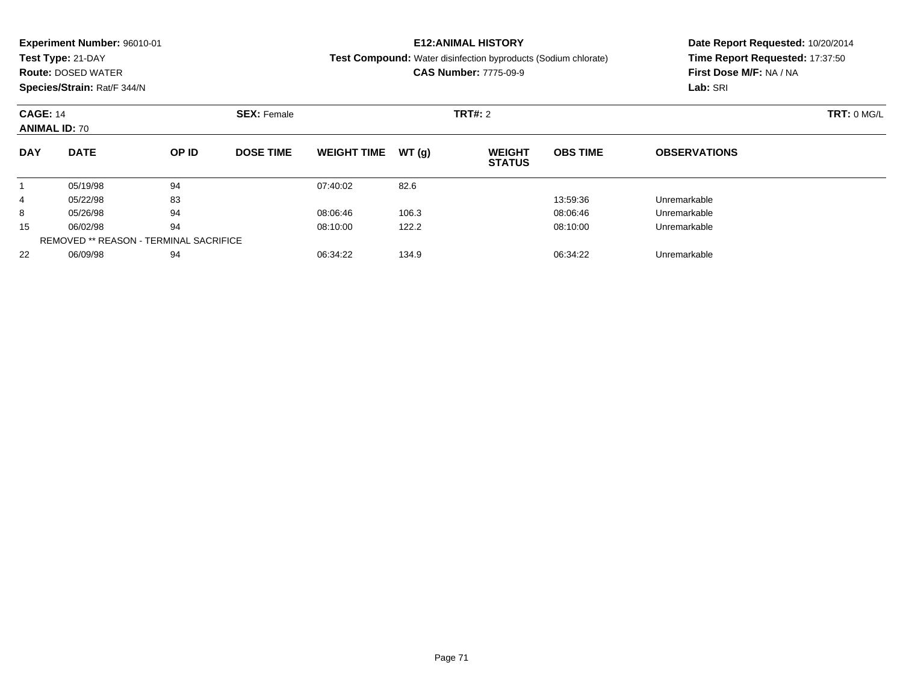**Experiment Number:** 96010-01
**Test Type:** 21-DAY
**Route:** DOSED WATER
**Species/Strain:** Rat/F 344/N

**E12:ANIMAL HISTORY**
**Test Compound:** Water disinfection byproducts (Sodium chlorate)
**CAS Number:** 7775-09-9

**Date Report Requested:** 10/20/2014
**Time Report Requested:** 17:37:50
**First Dose M/F:** NA / NA
**Lab:** SRI

**CAGE:** 14 **SEX:** Female **TRT#:** 2 **TRT:** 0 MG/L
**ANIMAL ID:** 70

| DAY | DATE | OP ID | DOSE TIME | WEIGHT TIME | WT (g) | WEIGHT STATUS | OBS TIME | OBSERVATIONS |
|---|---|---|---|---|---|---|---|---|
| 1 | 05/19/98 | 94 | | 07:40:02 | 82.6 | | | |
| 4 | 05/22/98 | 83 | | | | | 13:59:36 | Unremarkable |
| 8 | 05/26/98 | 94 | | 08:06:46 | 106.3 | | 08:06:46 | Unremarkable |
| 15 | 06/02/98 | 94 | | 08:10:00 | 122.2 | | 08:10:00 | Unremarkable |
| REMOVED ** REASON - TERMINAL SACRIFICE | | | | | | | | |
| 22 | 06/09/98 | 94 | | 06:34:22 | 134.9 | | 06:34:22 | Unremarkable |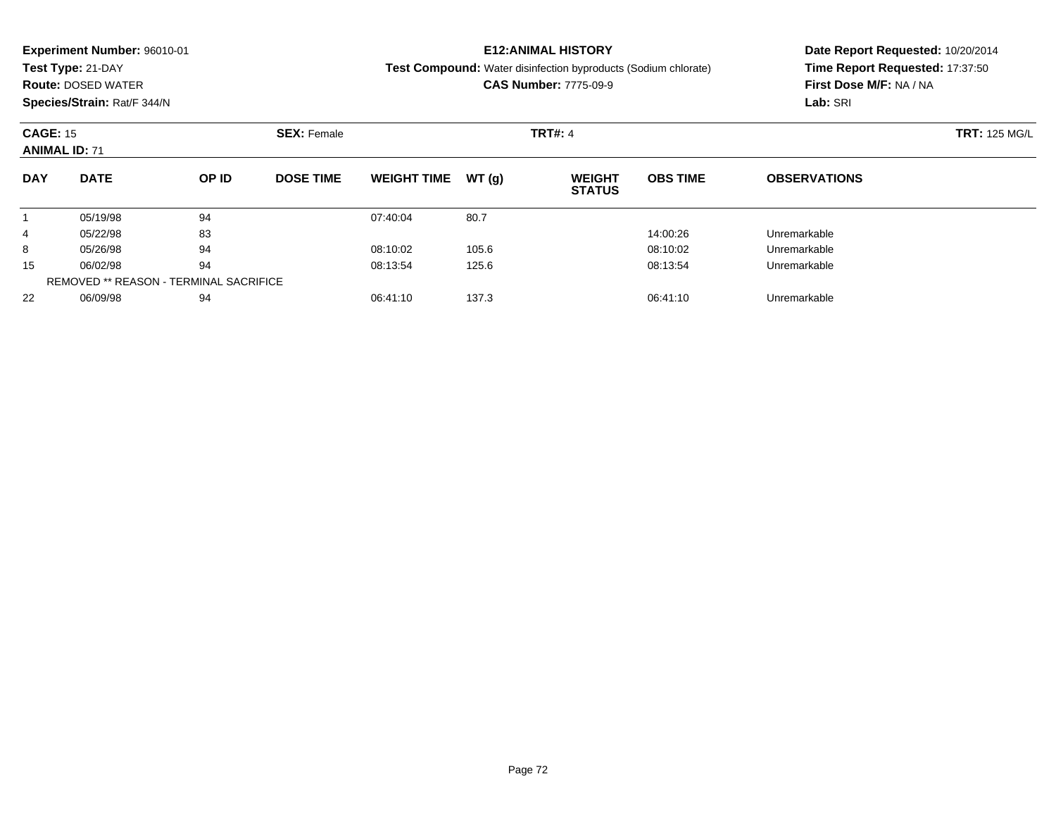**Experiment Number:** 96010-01
**Test Type:** 21-DAY
**Route:** DOSED WATER
**Species/Strain:** Rat/F 344/N

**E12:ANIMAL HISTORY**
**Test Compound:** Water disinfection byproducts (Sodium chlorate)
**CAS Number:** 7775-09-9

**Date Report Requested:** 10/20/2014
**Time Report Requested:** 17:37:50
**First Dose M/F:** NA / NA
**Lab:** SRI

**CAGE:** 15 **SEX:** Female **TRT#:** 4 **TRT:** 125 MG/L
**ANIMAL ID:** 71

| DAY | DATE | OP ID | DOSE TIME | WEIGHT TIME | WT (g) | WEIGHT STATUS | OBS TIME | OBSERVATIONS |
|---|---|---|---|---|---|---|---|---|
| 1 | 05/19/98 | 94 | | 07:40:04 | 80.7 | | | |
| 4 | 05/22/98 | 83 | | | | | 14:00:26 | Unremarkable |
| 8 | 05/26/98 | 94 | | 08:10:02 | 105.6 | | 08:10:02 | Unremarkable |
| 15 | 06/02/98 | 94 | | 08:13:54 | 125.6 | | 08:13:54 | Unremarkable |
| REMOVED ** REASON - TERMINAL SACRIFICE | | | | | | | | |
| 22 | 06/09/98 | 94 | | 06:41:10 | 137.3 | | 06:41:10 | Unremarkable |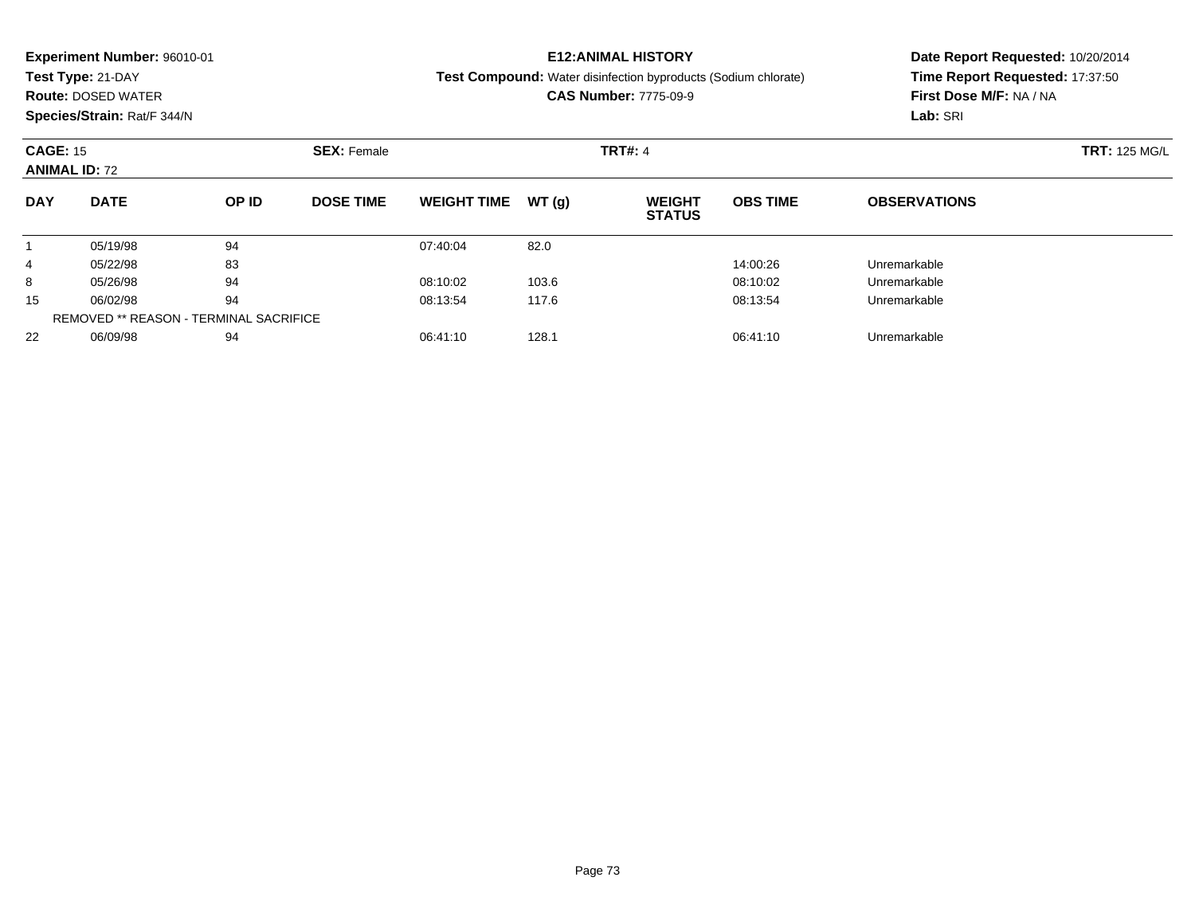**Experiment Number:** 96010-01
**Test Type:** 21-DAY
**Route:** DOSED WATER
**Species/Strain:** Rat/F 344/N

**E12:ANIMAL HISTORY**
**Test Compound:** Water disinfection byproducts (Sodium chlorate)
**CAS Number:** 7775-09-9

**Date Report Requested:** 10/20/2014
**Time Report Requested:** 17:37:50
**First Dose M/F:** NA / NA
**Lab:** SRI

**CAGE:** 15
**ANIMAL ID:** 72
**SEX:** Female
**TRT#:** 4
**TRT:** 125 MG/L

| DAY | DATE | OP ID | DOSE TIME | WEIGHT TIME | WT (g) | WEIGHT STATUS | OBS TIME | OBSERVATIONS |
|---|---|---|---|---|---|---|---|---|
| 1 | 05/19/98 | 94 | | 07:40:04 | 82.0 | | | |
| 4 | 05/22/98 | 83 | | | | | 14:00:26 | Unremarkable |
| 8 | 05/26/98 | 94 | | 08:10:02 | 103.6 | | 08:10:02 | Unremarkable |
| 15 | 06/02/98 | 94 | | 08:13:54 | 117.6 | | 08:13:54 | Unremarkable |
| REMOVED ** REASON - TERMINAL SACRIFICE | | | | | | | | |
| 22 | 06/09/98 | 94 | | 06:41:10 | 128.1 | | 06:41:10 | Unremarkable |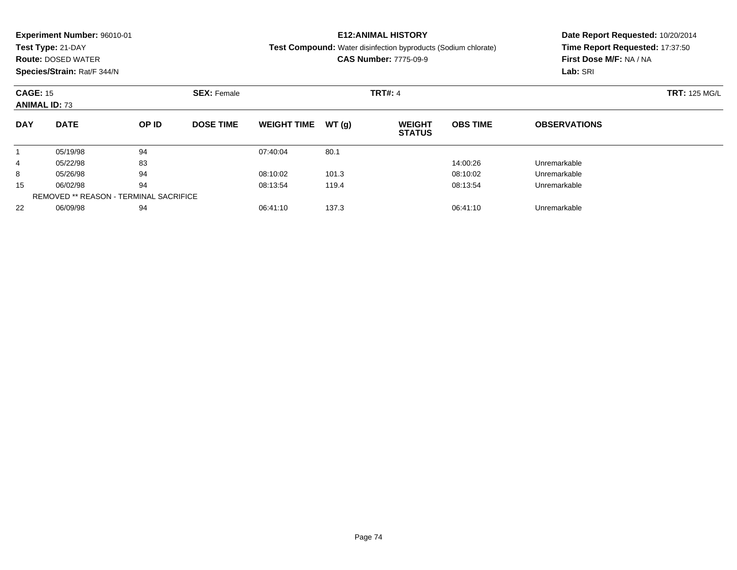**Experiment Number:** 96010-01
**Test Type:** 21-DAY
**Route:** DOSED WATER
**Species/Strain:** Rat/F 344/N

**E12:ANIMAL HISTORY**
**Test Compound:** Water disinfection byproducts (Sodium chlorate)
**CAS Number:** 7775-09-9

**Date Report Requested:** 10/20/2014
**Time Report Requested:** 17:37:50
**First Dose M/F:** NA / NA
**Lab:** SRI

**CAGE:** 15 **SEX:** Female **TRT#:** 4 **TRT:** 125 MG/L
**ANIMAL ID:** 73

| DAY | DATE | OP ID | DOSE TIME | WEIGHT TIME | WT (g) | WEIGHT STATUS | OBS TIME | OBSERVATIONS |
|---|---|---|---|---|---|---|---|---|
| 1 | 05/19/98 | 94 | | 07:40:04 | 80.1 | | | |
| 4 | 05/22/98 | 83 | | | | | 14:00:26 | Unremarkable |
| 8 | 05/26/98 | 94 | | 08:10:02 | 101.3 | | 08:10:02 | Unremarkable |
| 15 | 06/02/98 | 94 | | 08:13:54 | 119.4 | | 08:13:54 | Unremarkable |
| REMOVED ** REASON - TERMINAL SACRIFICE | | | | | | | | |
| 22 | 06/09/98 | 94 | | 06:41:10 | 137.3 | | 06:41:10 | Unremarkable |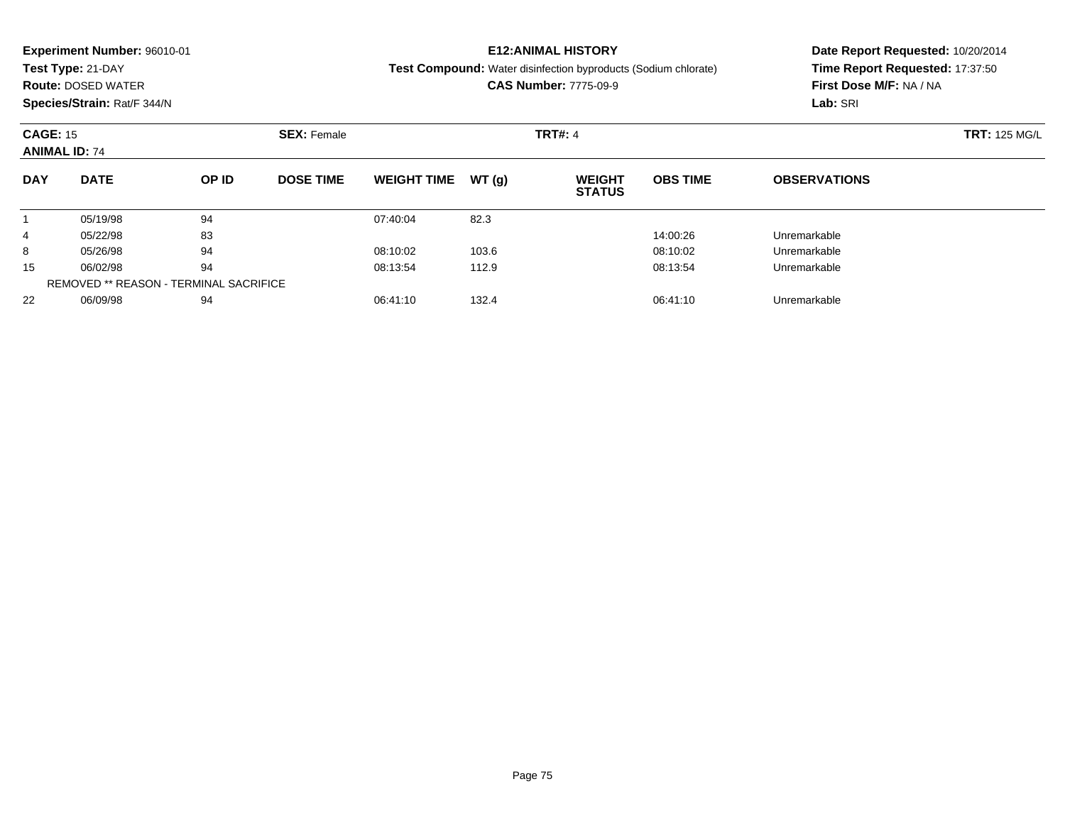**Experiment Number:** 96010-01
**Test Type:** 21-DAY
**Route:** DOSED WATER
**Species/Strain:** Rat/F 344/N

**E12:ANIMAL HISTORY**
**Test Compound:** Water disinfection byproducts (Sodium chlorate)
**CAS Number:** 7775-09-9

**Date Report Requested:** 10/20/2014
**Time Report Requested:** 17:37:50
**First Dose M/F:** NA / NA
**Lab:** SRI

**CAGE:** 15 **SEX:** Female **TRT#:** 4 **TRT:** 125 MG/L
**ANIMAL ID:** 74

| DAY | DATE | OP ID | DOSE TIME | WEIGHT TIME | WT (g) | WEIGHT STATUS | OBS TIME | OBSERVATIONS |
|---|---|---|---|---|---|---|---|---|
| 1 | 05/19/98 | 94 | | 07:40:04 | 82.3 | | | |
| 4 | 05/22/98 | 83 | | | | | 14:00:26 | Unremarkable |
| 8 | 05/26/98 | 94 | | 08:10:02 | 103.6 | | 08:10:02 | Unremarkable |
| 15 | 06/02/98 | 94 | | 08:13:54 | 112.9 | | 08:13:54 | Unremarkable |
| REMOVED ** REASON - TERMINAL SACRIFICE | | | | | | | | |
| 22 | 06/09/98 | 94 | | 06:41:10 | 132.4 | | 06:41:10 | Unremarkable |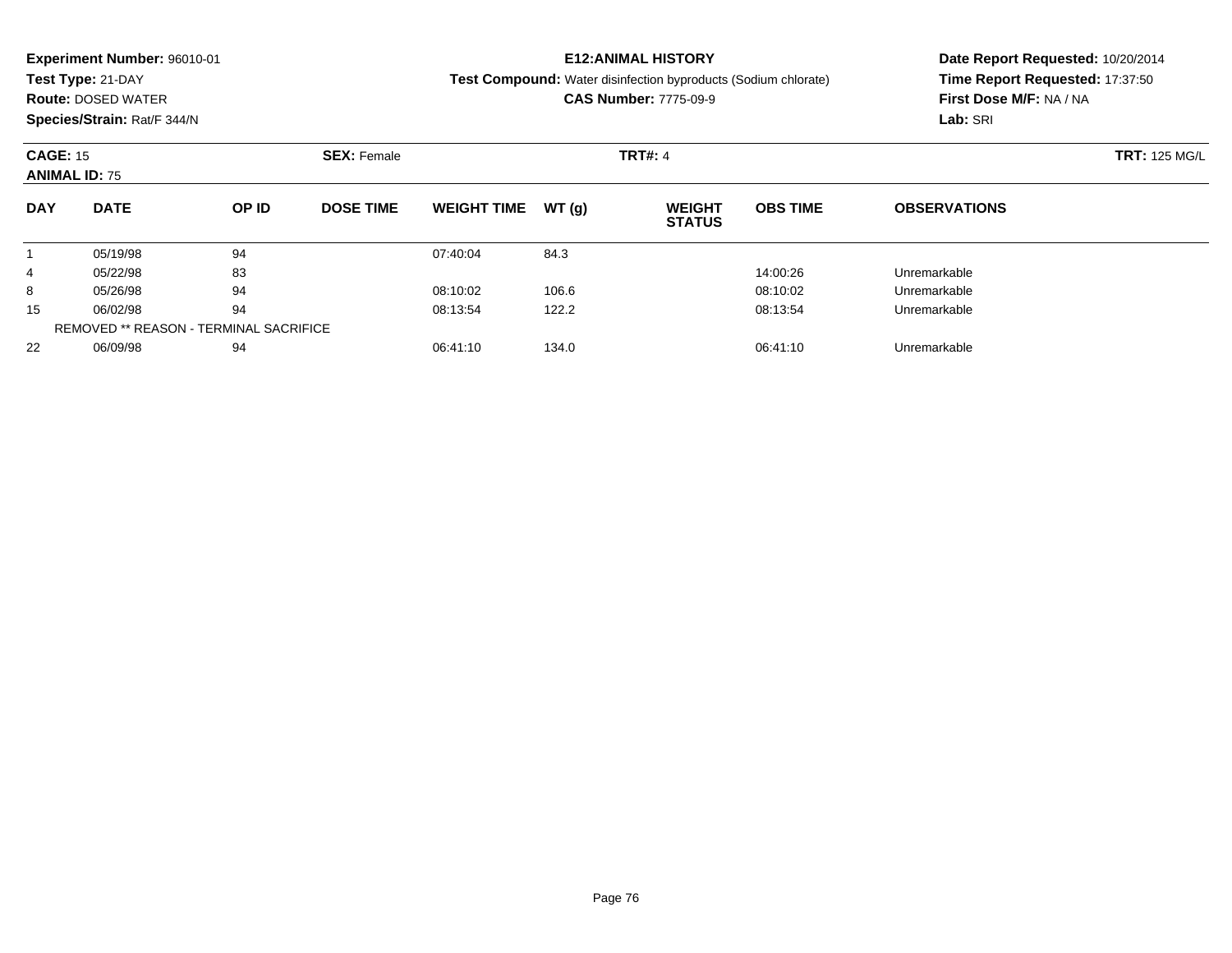**Experiment Number:** 96010-01
**Test Type:** 21-DAY
**Route:** DOSED WATER
**Species/Strain:** Rat/F 344/N

**E12:ANIMAL HISTORY**
**Test Compound:** Water disinfection byproducts (Sodium chlorate)
**CAS Number:** 7775-09-9

**Date Report Requested:** 10/20/2014
**Time Report Requested:** 17:37:50
**First Dose M/F:** NA / NA
**Lab:** SRI

**CAGE:** 15 **SEX:** Female **TRT#:** 4 **TRT:** 125 MG/L
**ANIMAL ID:** 75

| DAY | DATE | OP ID | DOSE TIME | WEIGHT TIME | WT (g) | WEIGHT STATUS | OBS TIME | OBSERVATIONS |
|---|---|---|---|---|---|---|---|---|
| 1 | 05/19/98 | 94 | | 07:40:04 | 84.3 | | | |
| 4 | 05/22/98 | 83 | | | | | 14:00:26 | Unremarkable |
| 8 | 05/26/98 | 94 | | 08:10:02 | 106.6 | | 08:10:02 | Unremarkable |
| 15 | 06/02/98 | 94 | | 08:13:54 | 122.2 | | 08:13:54 | Unremarkable |
| REMOVED ** REASON - TERMINAL SACRIFICE | | | | | | | | |
| 22 | 06/09/98 | 94 | | 06:41:10 | 134.0 | | 06:41:10 | Unremarkable |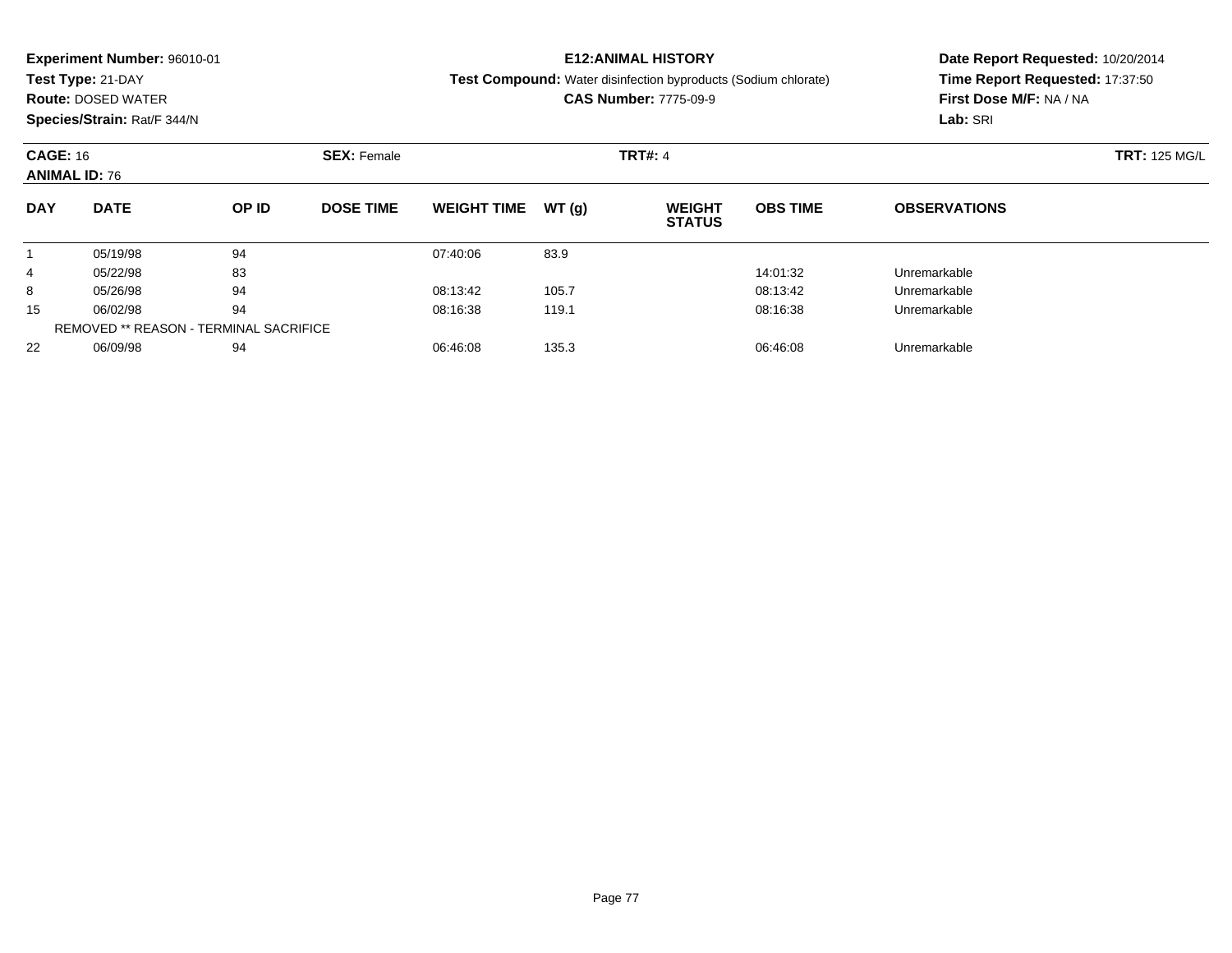**Experiment Number:** 96010-01
**Test Type:** 21-DAY
**Route:** DOSED WATER
**Species/Strain:** Rat/F 344/N

**E12:ANIMAL HISTORY**
**Test Compound:** Water disinfection byproducts (Sodium chlorate)
**CAS Number:** 7775-09-9

**Date Report Requested:** 10/20/2014
**Time Report Requested:** 17:37:50
**First Dose M/F:** NA / NA
**Lab:** SRI

**CAGE:** 16 **SEX:** Female **TRT#:** 4 **TRT:** 125 MG/L
**ANIMAL ID:** 76

| DAY | DATE | OP ID | DOSE TIME | WEIGHT TIME | WT (g) | WEIGHT STATUS | OBS TIME | OBSERVATIONS |
|---|---|---|---|---|---|---|---|---|
| 1 | 05/19/98 | 94 | | 07:40:06 | 83.9 | | | |
| 4 | 05/22/98 | 83 | | | | | 14:01:32 | Unremarkable |
| 8 | 05/26/98 | 94 | | 08:13:42 | 105.7 | | 08:13:42 | Unremarkable |
| 15 | 06/02/98 | 94 | | 08:16:38 | 119.1 | | 08:16:38 | Unremarkable |
| REMOVED ** REASON - TERMINAL SACRIFICE | | | | | | | | |
| 22 | 06/09/98 | 94 | | 06:46:08 | 135.3 | | 06:46:08 | Unremarkable |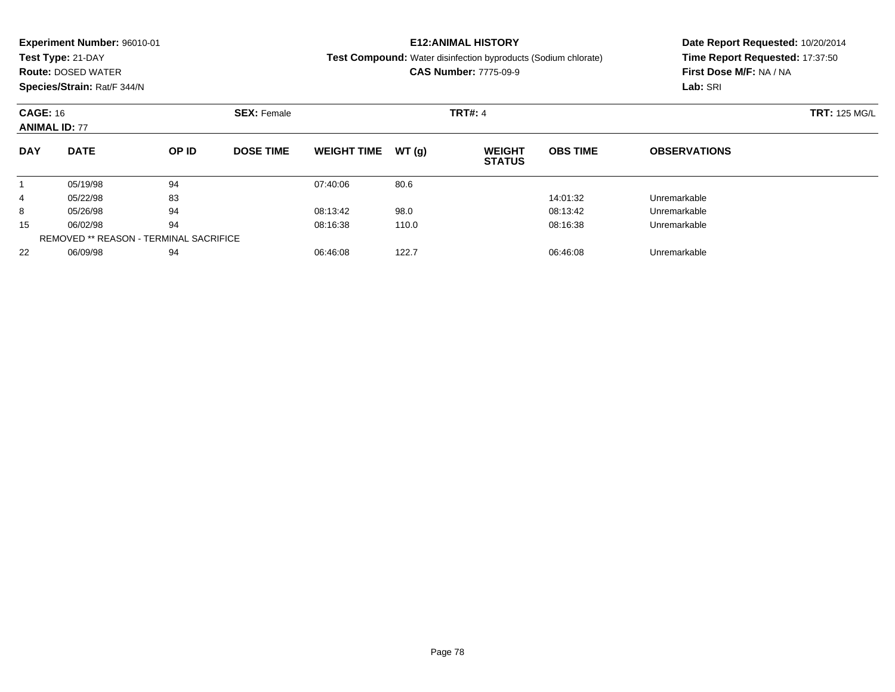**Experiment Number:** 96010-01
**Test Type:** 21-DAY
**Route:** DOSED WATER
**Species/Strain:** Rat/F 344/N

**E12:ANIMAL HISTORY**
**Test Compound:** Water disinfection byproducts (Sodium chlorate)
**CAS Number:** 7775-09-9

**Date Report Requested:** 10/20/2014
**Time Report Requested:** 17:37:50
**First Dose M/F:** NA / NA
**Lab:** SRI

**CAGE:** 16
**ANIMAL ID:** 77
**SEX:** Female
**TRT#:** 4
**TRT:** 125 MG/L

| DAY | DATE | OP ID | DOSE TIME | WEIGHT TIME | WT (g) | WEIGHT STATUS | OBS TIME | OBSERVATIONS |
|---|---|---|---|---|---|---|---|---|
| 1 | 05/19/98 | 94 | | 07:40:06 | 80.6 | | | |
| 4 | 05/22/98 | 83 | | | | | 14:01:32 | Unremarkable |
| 8 | 05/26/98 | 94 | | 08:13:42 | 98.0 | | 08:13:42 | Unremarkable |
| 15 | 06/02/98 | 94 | | 08:16:38 | 110.0 | | 08:16:38 | Unremarkable |
| REMOVED ** REASON - TERMINAL SACRIFICE | | | | | | | | |
| 22 | 06/09/98 | 94 | | 06:46:08 | 122.7 | | 06:46:08 | Unremarkable |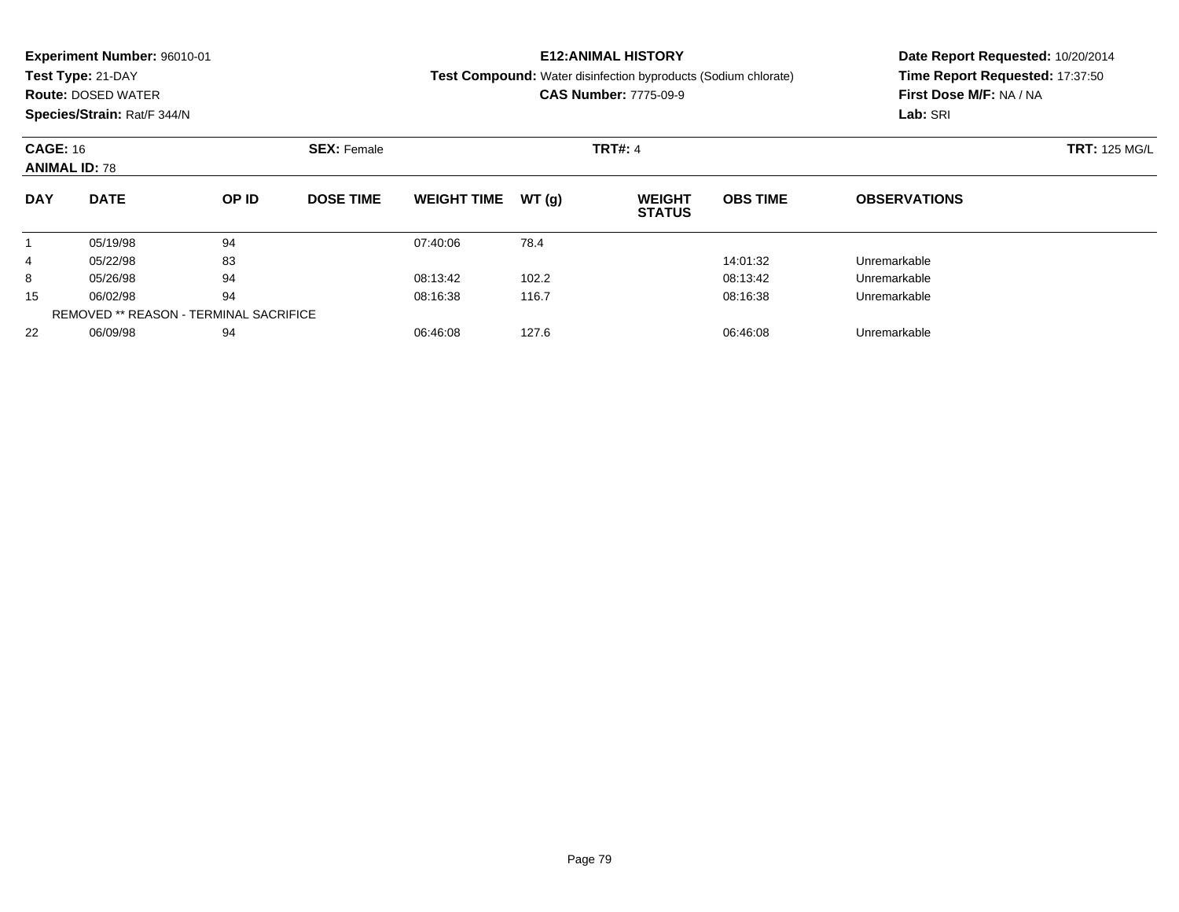**Experiment Number:** 96010-01
**Test Type:** 21-DAY
**Route:** DOSED WATER
**Species/Strain:** Rat/F 344/N

**E12:ANIMAL HISTORY**
**Test Compound:** Water disinfection byproducts (Sodium chlorate)
**CAS Number:** 7775-09-9

**Date Report Requested:** 10/20/2014
**Time Report Requested:** 17:37:50
**First Dose M/F:** NA / NA
**Lab:** SRI

**CAGE:** 16 **SEX:** Female **TRT#:** 4 **TRT:** 125 MG/L
**ANIMAL ID:** 78

| DAY | DATE | OP ID | DOSE TIME | WEIGHT TIME | WT (g) | WEIGHT STATUS | OBS TIME | OBSERVATIONS |
|---|---|---|---|---|---|---|---|---|
| 1 | 05/19/98 | 94 | | 07:40:06 | 78.4 | | | |
| 4 | 05/22/98 | 83 | | | | | 14:01:32 | Unremarkable |
| 8 | 05/26/98 | 94 | | 08:13:42 | 102.2 | | 08:13:42 | Unremarkable |
| 15 | 06/02/98 | 94 | | 08:16:38 | 116.7 | | 08:16:38 | Unremarkable |
| | REMOVED ** REASON - TERMINAL SACRIFICE | | | | | | | |
| 22 | 06/09/98 | 94 | | 06:46:08 | 127.6 | | 06:46:08 | Unremarkable |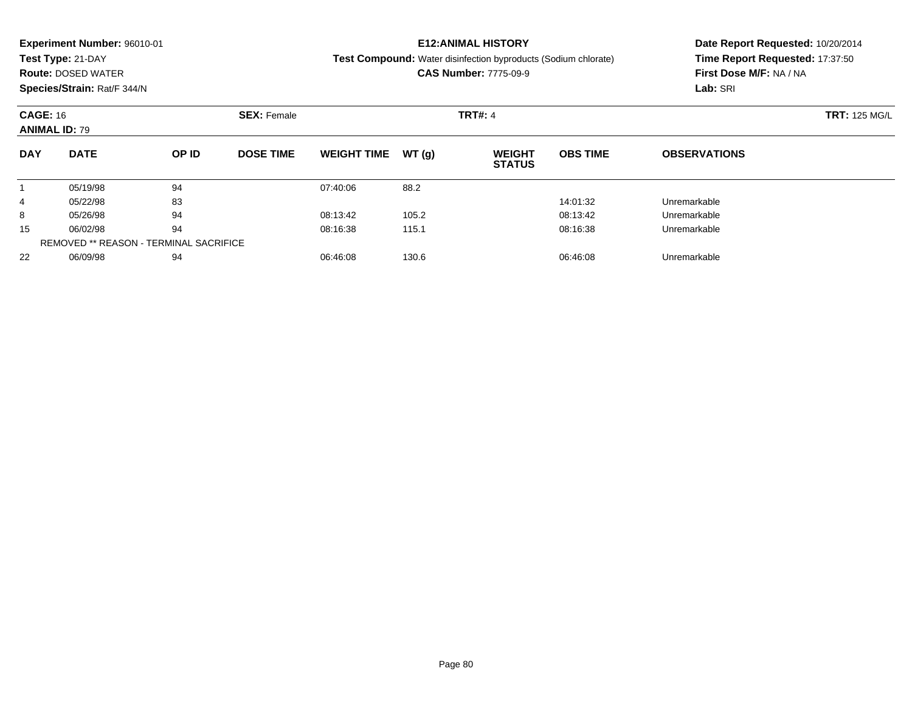**Experiment Number:** 96010-01
**Test Type:** 21-DAY
**Route:** DOSED WATER
**Species/Strain:** Rat/F 344/N

**E12:ANIMAL HISTORY**
**Test Compound:** Water disinfection byproducts (Sodium chlorate)
**CAS Number:** 7775-09-9

**Date Report Requested:** 10/20/2014
**Time Report Requested:** 17:37:50
**First Dose M/F:** NA / NA
**Lab:** SRI

**CAGE:** 16
**ANIMAL ID:** 79
**SEX:** Female
**TRT#:** 4
**TRT:** 125 MG/L

| DAY | DATE | OP ID | DOSE TIME | WEIGHT TIME | WT (g) | WEIGHT STATUS | OBS TIME | OBSERVATIONS |
|---|---|---|---|---|---|---|---|---|
| 1 | 05/19/98 | 94 | | 07:40:06 | 88.2 | | | |
| 4 | 05/22/98 | 83 | | | | | 14:01:32 | Unremarkable |
| 8 | 05/26/98 | 94 | | 08:13:42 | 105.2 | | 08:13:42 | Unremarkable |
| 15 | 06/02/98 | 94 | | 08:16:38 | 115.1 | | 08:16:38 | Unremarkable |
| | REMOVED ** REASON - TERMINAL SACRIFICE | | | | | | | |
| 22 | 06/09/98 | 94 | | 06:46:08 | 130.6 | | 06:46:08 | Unremarkable |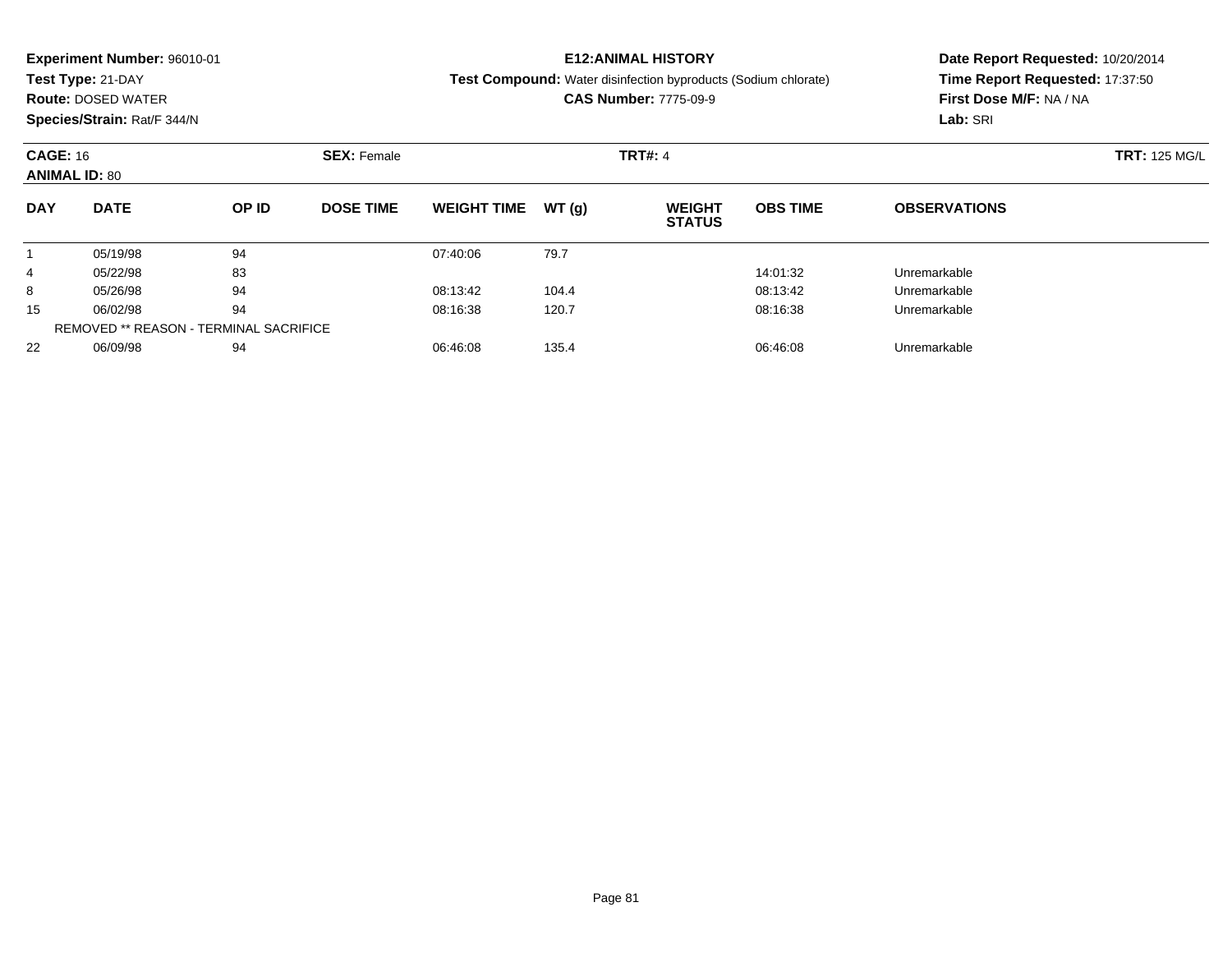**Experiment Number:** 96010-01
**Test Type:** 21-DAY
**Route:** DOSED WATER
**Species/Strain:** Rat/F 344/N

**E12:ANIMAL HISTORY**
**Test Compound:** Water disinfection byproducts (Sodium chlorate)
**CAS Number:** 7775-09-9

**Date Report Requested:** 10/20/2014
**Time Report Requested:** 17:37:50
**First Dose M/F:** NA / NA
**Lab:** SRI

**CAGE:** 16 **SEX:** Female **TRT#:** 4 **TRT:** 125 MG/L
**ANIMAL ID:** 80

| DAY | DATE | OP ID | DOSE TIME | WEIGHT TIME | WT (g) | WEIGHT STATUS | OBS TIME | OBSERVATIONS |
|---|---|---|---|---|---|---|---|---|
| 1 | 05/19/98 | 94 | | 07:40:06 | 79.7 | | | |
| 4 | 05/22/98 | 83 | | | | | 14:01:32 | Unremarkable |
| 8 | 05/26/98 | 94 | | 08:13:42 | 104.4 | | 08:13:42 | Unremarkable |
| 15 | 06/02/98 | 94 | | 08:16:38 | 120.7 | | 08:16:38 | Unremarkable |
| REMOVED ** REASON - TERMINAL SACRIFICE | | | | | | | | |
| 22 | 06/09/98 | 94 | | 06:46:08 | 135.4 | | 06:46:08 | Unremarkable |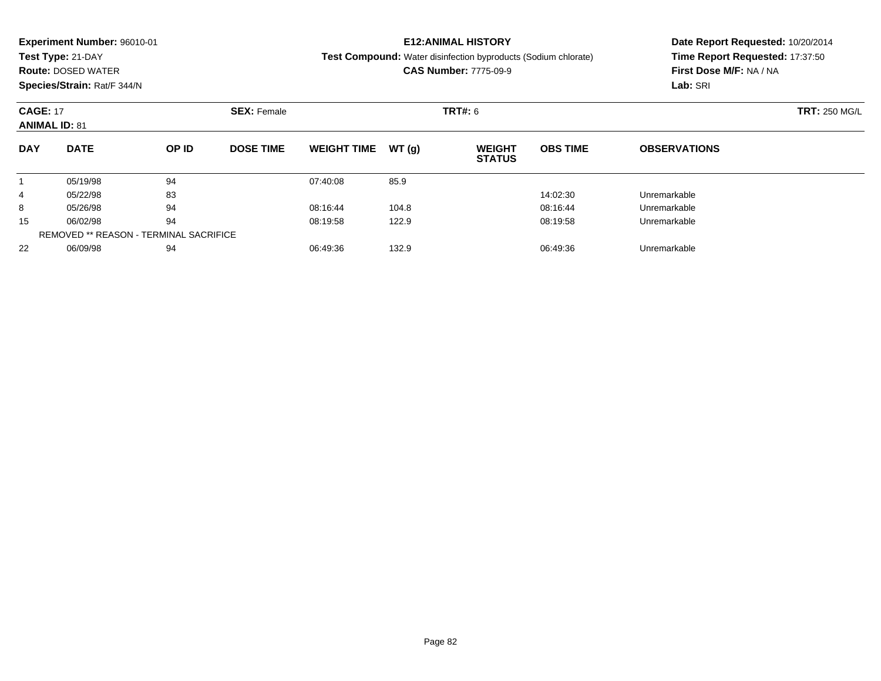**Experiment Number:** 96010-01
**Test Type:** 21-DAY
**Route:** DOSED WATER
**Species/Strain:** Rat/F 344/N

**E12:ANIMAL HISTORY**
**Test Compound:** Water disinfection byproducts (Sodium chlorate)
**CAS Number:** 7775-09-9

**Date Report Requested:** 10/20/2014
**Time Report Requested:** 17:37:50
**First Dose M/F:** NA / NA
**Lab:** SRI

**CAGE:** 17 **SEX:** Female **TRT#:** 6 **TRT:** 250 MG/L
**ANIMAL ID:** 81

| DAY | DATE | OP ID | DOSE TIME | WEIGHT TIME | WT (g) | WEIGHT STATUS | OBS TIME | OBSERVATIONS |
|---|---|---|---|---|---|---|---|---|
| 1 | 05/19/98 | 94 | | 07:40:08 | 85.9 | | | |
| 4 | 05/22/98 | 83 | | | | | 14:02:30 | Unremarkable |
| 8 | 05/26/98 | 94 | | 08:16:44 | 104.8 | | 08:16:44 | Unremarkable |
| 15 | 06/02/98 | 94 | | 08:19:58 | 122.9 | | 08:19:58 | Unremarkable |
| REMOVED ** REASON - TERMINAL SACRIFICE | | | | | | | | |
| 22 | 06/09/98 | 94 | | 06:49:36 | 132.9 | | 06:49:36 | Unremarkable |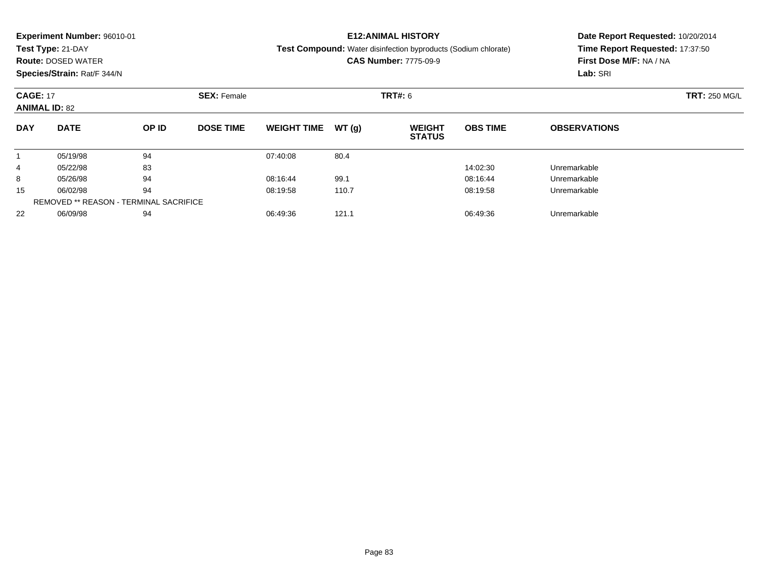**Experiment Number:** 96010-01
**Test Type:** 21-DAY
**Route:** DOSED WATER
**Species/Strain:** Rat/F 344/N

**E12:ANIMAL HISTORY**
**Test Compound:** Water disinfection byproducts (Sodium chlorate)
**CAS Number:** 7775-09-9

**Date Report Requested:** 10/20/2014
**Time Report Requested:** 17:37:50
**First Dose M/F:** NA / NA
**Lab:** SRI

**CAGE:** 17 **SEX:** Female **TRT#:** 6 **TRT:** 250 MG/L
**ANIMAL ID:** 82

| DAY | DATE | OP ID | DOSE TIME | WEIGHT TIME | WT (g) | WEIGHT STATUS | OBS TIME | OBSERVATIONS |
|---|---|---|---|---|---|---|---|---|
| 1 | 05/19/98 | 94 | | 07:40:08 | 80.4 | | | |
| 4 | 05/22/98 | 83 | | | | | 14:02:30 | Unremarkable |
| 8 | 05/26/98 | 94 | | 08:16:44 | 99.1 | | 08:16:44 | Unremarkable |
| 15 | 06/02/98 | 94 | | 08:19:58 | 110.7 | | 08:19:58 | Unremarkable |
| REMOVED ** REASON - TERMINAL SACRIFICE | | | | | | | | |
| 22 | 06/09/98 | 94 | | 06:49:36 | 121.1 | | 06:49:36 | Unremarkable |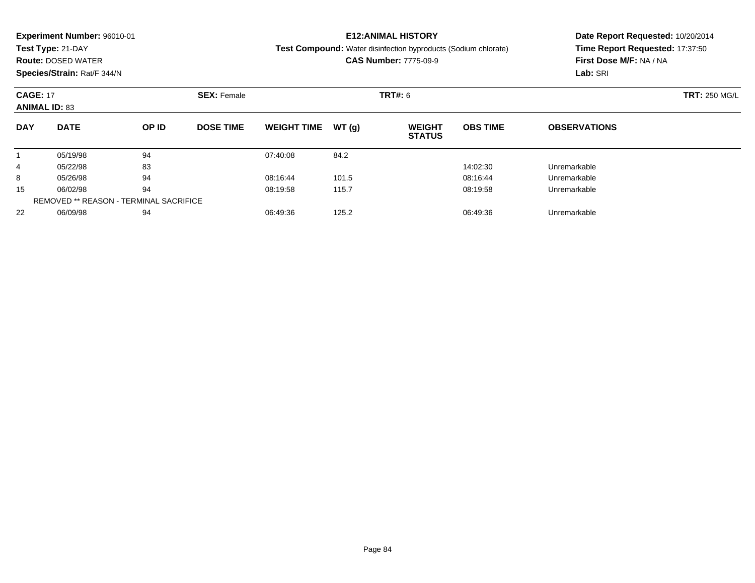**Experiment Number:** 96010-01
**Test Type:** 21-DAY
**Route:** DOSED WATER
**Species/Strain:** Rat/F 344/N

**E12:ANIMAL HISTORY**
**Test Compound:** Water disinfection byproducts (Sodium chlorate)
**CAS Number:** 7775-09-9

**Date Report Requested:** 10/20/2014
**Time Report Requested:** 17:37:50
**First Dose M/F:** NA / NA
**Lab:** SRI

**CAGE:** 17 **SEX:** Female **TRT#:** 6 **TRT:** 250 MG/L
**ANIMAL ID:** 83

| DAY | DATE | OP ID | DOSE TIME | WEIGHT TIME | WT (g) | WEIGHT STATUS | OBS TIME | OBSERVATIONS |
|---|---|---|---|---|---|---|---|---|
| 1 | 05/19/98 | 94 | | 07:40:08 | 84.2 | | | |
| 4 | 05/22/98 | 83 | | | | | 14:02:30 | Unremarkable |
| 8 | 05/26/98 | 94 | | 08:16:44 | 101.5 | | 08:16:44 | Unremarkable |
| 15 | 06/02/98 | 94 | | 08:19:58 | 115.7 | | 08:19:58 | Unremarkable |
| | REMOVED ** REASON - TERMINAL SACRIFICE | | | | | | | |
| 22 | 06/09/98 | 94 | | 06:49:36 | 125.2 | | 06:49:36 | Unremarkable |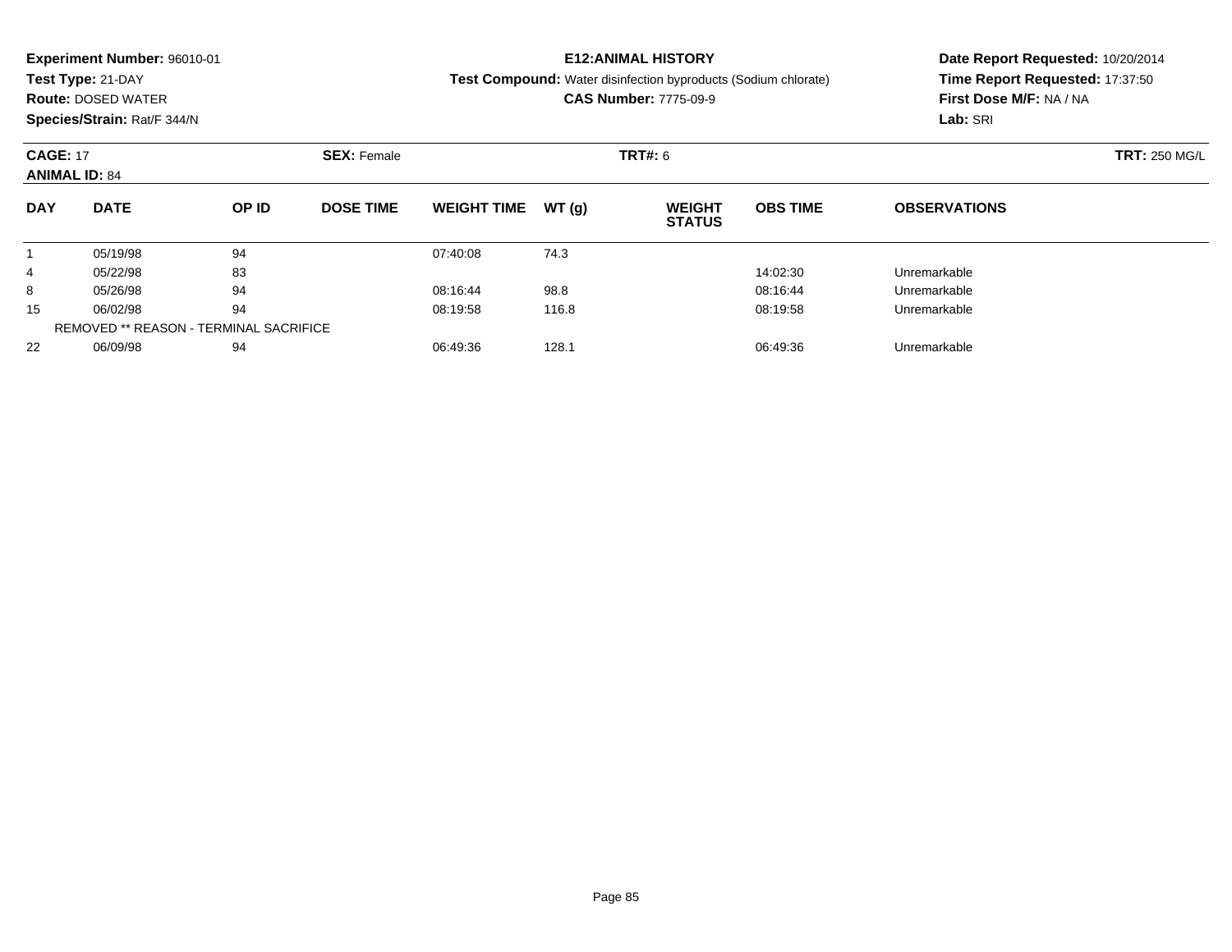**Experiment Number:** 96010-01
**Test Type:** 21-DAY
**Route:** DOSED WATER
**Species/Strain:** Rat/F 344/N

**E12:ANIMAL HISTORY**
**Test Compound:** Water disinfection byproducts (Sodium chlorate)
**CAS Number:** 7775-09-9

**Date Report Requested:** 10/20/2014
**Time Report Requested:** 17:37:50
**First Dose M/F:** NA / NA
**Lab:** SRI

**CAGE:** 17 **SEX:** Female **TRT#:** 6 **TRT:** 250 MG/L
**ANIMAL ID:** 84

| DAY | DATE | OP ID | DOSE TIME | WEIGHT TIME | WT (g) | WEIGHT STATUS | OBS TIME | OBSERVATIONS |
|---|---|---|---|---|---|---|---|---|
| 1 | 05/19/98 | 94 | | 07:40:08 | 74.3 | | | |
| 4 | 05/22/98 | 83 | | | | | 14:02:30 | Unremarkable |
| 8 | 05/26/98 | 94 | | 08:16:44 | 98.8 | | 08:16:44 | Unremarkable |
| 15 | 06/02/98 | 94 | | 08:19:58 | 116.8 | | 08:19:58 | Unremarkable |
| | REMOVED ** REASON - TERMINAL SACRIFICE | | | | | | | |
| 22 | 06/09/98 | 94 | | 06:49:36 | 128.1 | | 06:49:36 | Unremarkable |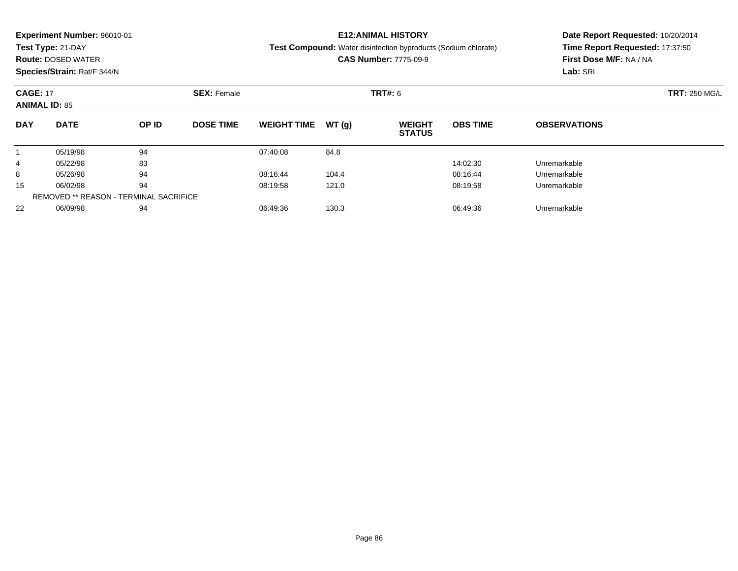**Experiment Number:** 96010-01
**Test Type:** 21-DAY
**Route:** DOSED WATER
**Species/Strain:** Rat/F 344/N

**E12:ANIMAL HISTORY**
**Test Compound:** Water disinfection byproducts (Sodium chlorate)
**CAS Number:** 7775-09-9

**Date Report Requested:** 10/20/2014
**Time Report Requested:** 17:37:50
**First Dose M/F:** NA / NA
**Lab:** SRI

**CAGE:** 17 **SEX:** Female **TRT#:** 6 **TRT:** 250 MG/L
**ANIMAL ID:** 85

| DAY | DATE | OP ID | DOSE TIME | WEIGHT TIME | WT (g) | WEIGHT STATUS | OBS TIME | OBSERVATIONS |
|---|---|---|---|---|---|---|---|---|
| 1 | 05/19/98 | 94 | | 07:40:08 | 84.8 | | | |
| 4 | 05/22/98 | 83 | | | | | 14:02:30 | Unremarkable |
| 8 | 05/26/98 | 94 | | 08:16:44 | 104.4 | | 08:16:44 | Unremarkable |
| 15 | 06/02/98 | 94 | | 08:19:58 | 121.0 | | 08:19:58 | Unremarkable |
| REMOVED ** REASON - TERMINAL SACRIFICE | | | | | | | | |
| 22 | 06/09/98 | 94 | | 06:49:36 | 130.3 | | 06:49:36 | Unremarkable |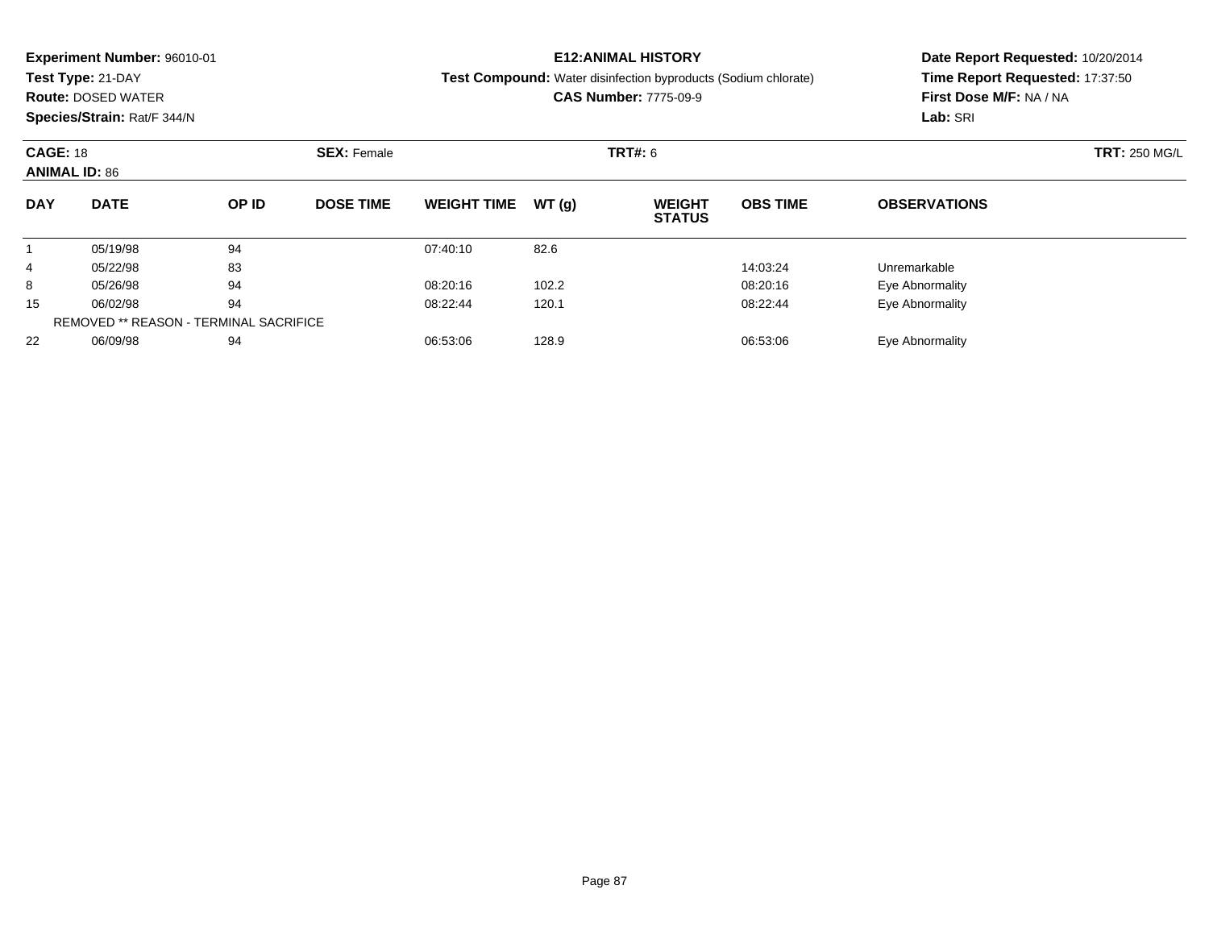**Experiment Number:** 96010-01
**Test Type:** 21-DAY
**Route:** DOSED WATER
**Species/Strain:** Rat/F 344/N

**E12:ANIMAL HISTORY**
**Test Compound:** Water disinfection byproducts (Sodium chlorate)
**CAS Number:** 7775-09-9

**Date Report Requested:** 10/20/2014
**Time Report Requested:** 17:37:50
**First Dose M/F:** NA / NA
**Lab:** SRI

**CAGE:** 18 **SEX:** Female **TRT#:** 6 **TRT:** 250 MG/L
**ANIMAL ID:** 86

| DAY | DATE | OP ID | DOSE TIME | WEIGHT TIME | WT (g) | WEIGHT STATUS | OBS TIME | OBSERVATIONS |
|---|---|---|---|---|---|---|---|---|
| 1 | 05/19/98 | 94 | | 07:40:10 | 82.6 | | | |
| 4 | 05/22/98 | 83 | | | | | 14:03:24 | Unremarkable |
| 8 | 05/26/98 | 94 | | 08:20:16 | 102.2 | | 08:20:16 | Eye Abnormality |
| 15 | 06/02/98 | 94 | | 08:22:44 | 120.1 | | 08:22:44 | Eye Abnormality |
| REMOVED ** REASON - TERMINAL SACRIFICE | | | | | | | | |
| 22 | 06/09/98 | 94 | | 06:53:06 | 128.9 | | 06:53:06 | Eye Abnormality |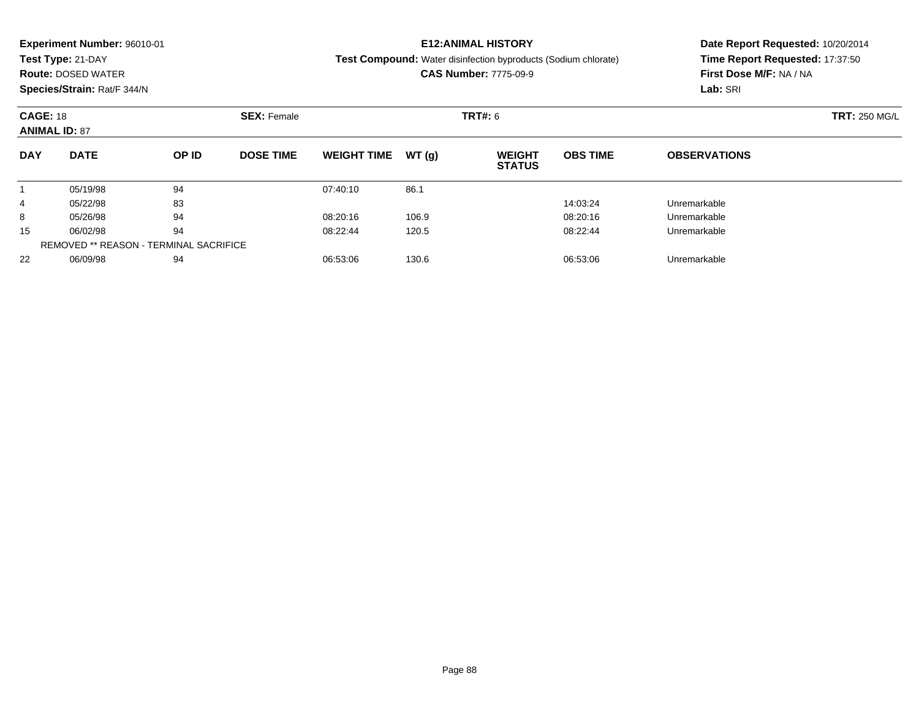**Experiment Number:** 96010-01
**Test Type:** 21-DAY
**Route:** DOSED WATER
**Species/Strain:** Rat/F 344/N

**E12:ANIMAL HISTORY**
**Test Compound:** Water disinfection byproducts (Sodium chlorate)
**CAS Number:** 7775-09-9

**Date Report Requested:** 10/20/2014
**Time Report Requested:** 17:37:50
**First Dose M/F:** NA / NA
**Lab:** SRI

**CAGE:** 18 **SEX:** Female **TRT#:** 6 **TRT:** 250 MG/L
**ANIMAL ID:** 87

| DAY | DATE | OP ID | DOSE TIME | WEIGHT TIME | WT (g) | WEIGHT STATUS | OBS TIME | OBSERVATIONS |
|---|---|---|---|---|---|---|---|---|
| 1 | 05/19/98 | 94 | | 07:40:10 | 86.1 | | | |
| 4 | 05/22/98 | 83 | | | | | 14:03:24 | Unremarkable |
| 8 | 05/26/98 | 94 | | 08:20:16 | 106.9 | | 08:20:16 | Unremarkable |
| 15 | 06/02/98 | 94 | | 08:22:44 | 120.5 | | 08:22:44 | Unremarkable |
| REMOVED ** REASON - TERMINAL SACRIFICE | | | | | | | | |
| 22 | 06/09/98 | 94 | | 06:53:06 | 130.6 | | 06:53:06 | Unremarkable |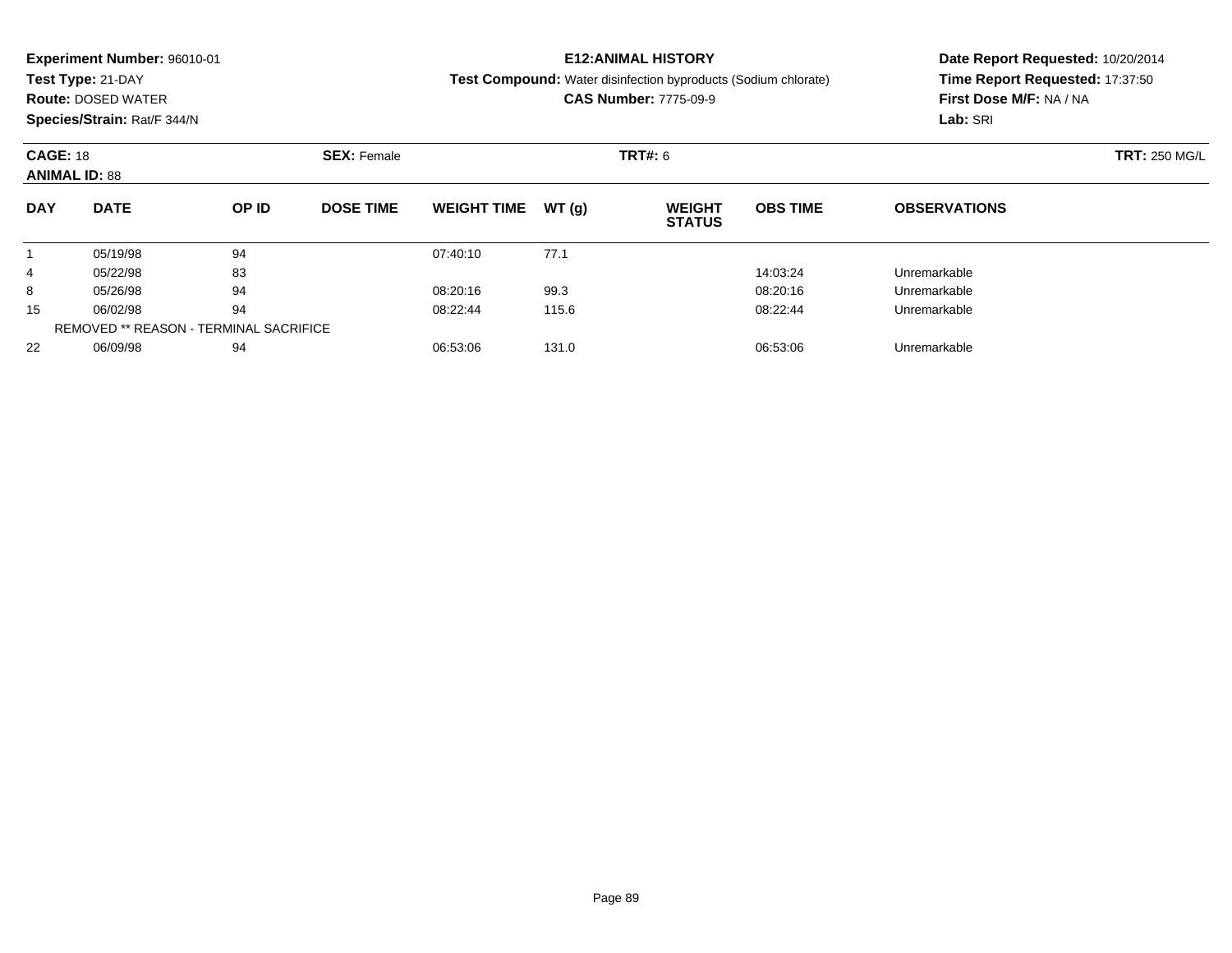**Experiment Number:** 96010-01
**Test Type:** 21-DAY
**Route:** DOSED WATER
**Species/Strain:** Rat/F 344/N

**E12:ANIMAL HISTORY**
**Test Compound:** Water disinfection byproducts (Sodium chlorate)
**CAS Number:** 7775-09-9

**Date Report Requested:** 10/20/2014
**Time Report Requested:** 17:37:50
**First Dose M/F:** NA / NA
**Lab:** SRI

**CAGE:** 18 **SEX:** Female **TRT#:** 6 **TRT:** 250 MG/L
**ANIMAL ID:** 88

| DAY | DATE | OP ID | DOSE TIME | WEIGHT TIME | WT (g) | WEIGHT STATUS | OBS TIME | OBSERVATIONS |
|---|---|---|---|---|---|---|---|---|
| 1 | 05/19/98 | 94 | | 07:40:10 | 77.1 | | | |
| 4 | 05/22/98 | 83 | | | | | 14:03:24 | Unremarkable |
| 8 | 05/26/98 | 94 | | 08:20:16 | 99.3 | | 08:20:16 | Unremarkable |
| 15 | 06/02/98 | 94 | | 08:22:44 | 115.6 | | 08:22:44 | Unremarkable |
| REMOVED ** REASON - TERMINAL SACRIFICE | | | | | | | | |
| 22 | 06/09/98 | 94 | | 06:53:06 | 131.0 | | 06:53:06 | Unremarkable |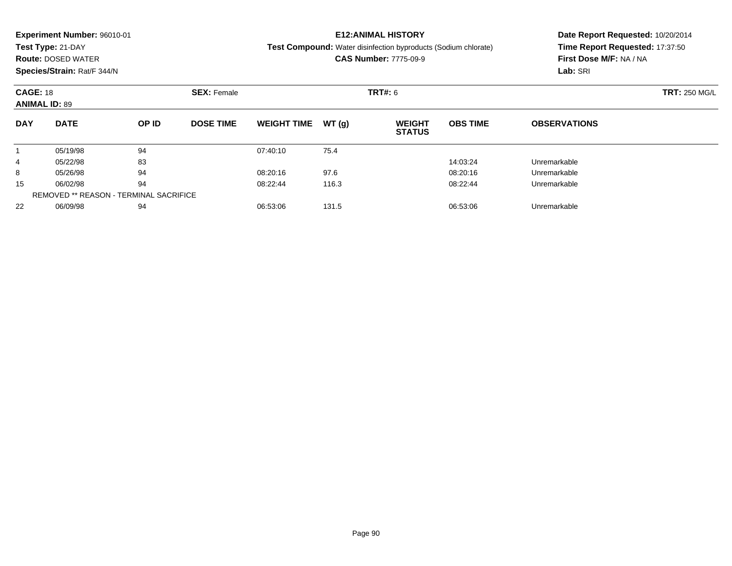**Experiment Number:** 96010-01
**Test Type:** 21-DAY
**Route:** DOSED WATER
**Species/Strain:** Rat/F 344/N

**E12:ANIMAL HISTORY**
**Test Compound:** Water disinfection byproducts (Sodium chlorate)
**CAS Number:** 7775-09-9

**Date Report Requested:** 10/20/2014
**Time Report Requested:** 17:37:50
**First Dose M/F:** NA / NA
**Lab:** SRI

**CAGE:** 18 **SEX:** Female **TRT#:** 6 **TRT:** 250 MG/L
**ANIMAL ID:** 89

| DAY | DATE | OP ID | DOSE TIME | WEIGHT TIME | WT (g) | WEIGHT STATUS | OBS TIME | OBSERVATIONS |
|---|---|---|---|---|---|---|---|---|
| 1 | 05/19/98 | 94 | | 07:40:10 | 75.4 | | | |
| 4 | 05/22/98 | 83 | | | | | 14:03:24 | Unremarkable |
| 8 | 05/26/98 | 94 | | 08:20:16 | 97.6 | | 08:20:16 | Unremarkable |
| 15 | 06/02/98 | 94 | | 08:22:44 | 116.3 | | 08:22:44 | Unremarkable |
| REMOVED ** REASON - TERMINAL SACRIFICE | | | | | | | | |
| 22 | 06/09/98 | 94 | | 06:53:06 | 131.5 | | 06:53:06 | Unremarkable |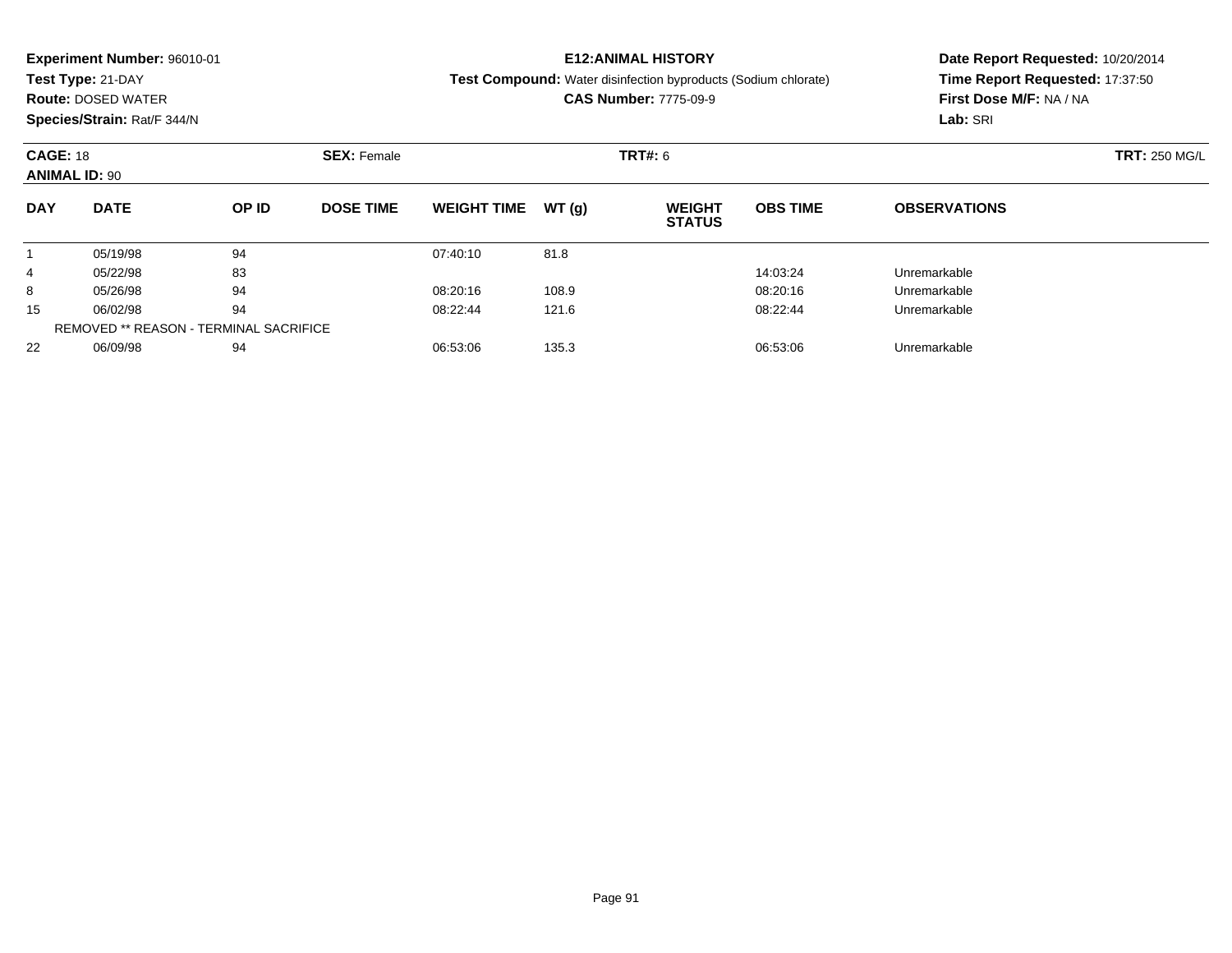**Experiment Number:** 96010-01
**Test Type:** 21-DAY
**Route:** DOSED WATER
**Species/Strain:** Rat/F 344/N

## E12:ANIMAL HISTORY

**Test Compound:** Water disinfection byproducts (Sodium chlorate)
**CAS Number:** 7775-09-9

**Date Report Requested:** 10/20/2014
**Time Report Requested:** 17:37:50
**First Dose M/F:** NA / NA
**Lab:** SRI

**CAGE:** 18 **SEX:** Female **TRT#:** 6 **TRT:** 250 MG/L
**ANIMAL ID:** 90

| DAY | DATE | OP ID | DOSE TIME | WEIGHT TIME | WT (g) | WEIGHT STATUS | OBS TIME | OBSERVATIONS |
|---|---|---|---|---|---|---|---|---|
| 1 | 05/19/98 | 94 | | 07:40:10 | 81.8 | | | |
| 4 | 05/22/98 | 83 | | | | | 14:03:24 | Unremarkable |
| 8 | 05/26/98 | 94 | | 08:20:16 | 108.9 | | 08:20:16 | Unremarkable |
| 15 | 06/02/98 | 94 | | 08:22:44 | 121.6 | | 08:22:44 | Unremarkable |
| REMOVED ** REASON - TERMINAL SACRIFICE | | | | | | | | |
| 22 | 06/09/98 | 94 | | 06:53:06 | 135.3 | | 06:53:06 | Unremarkable |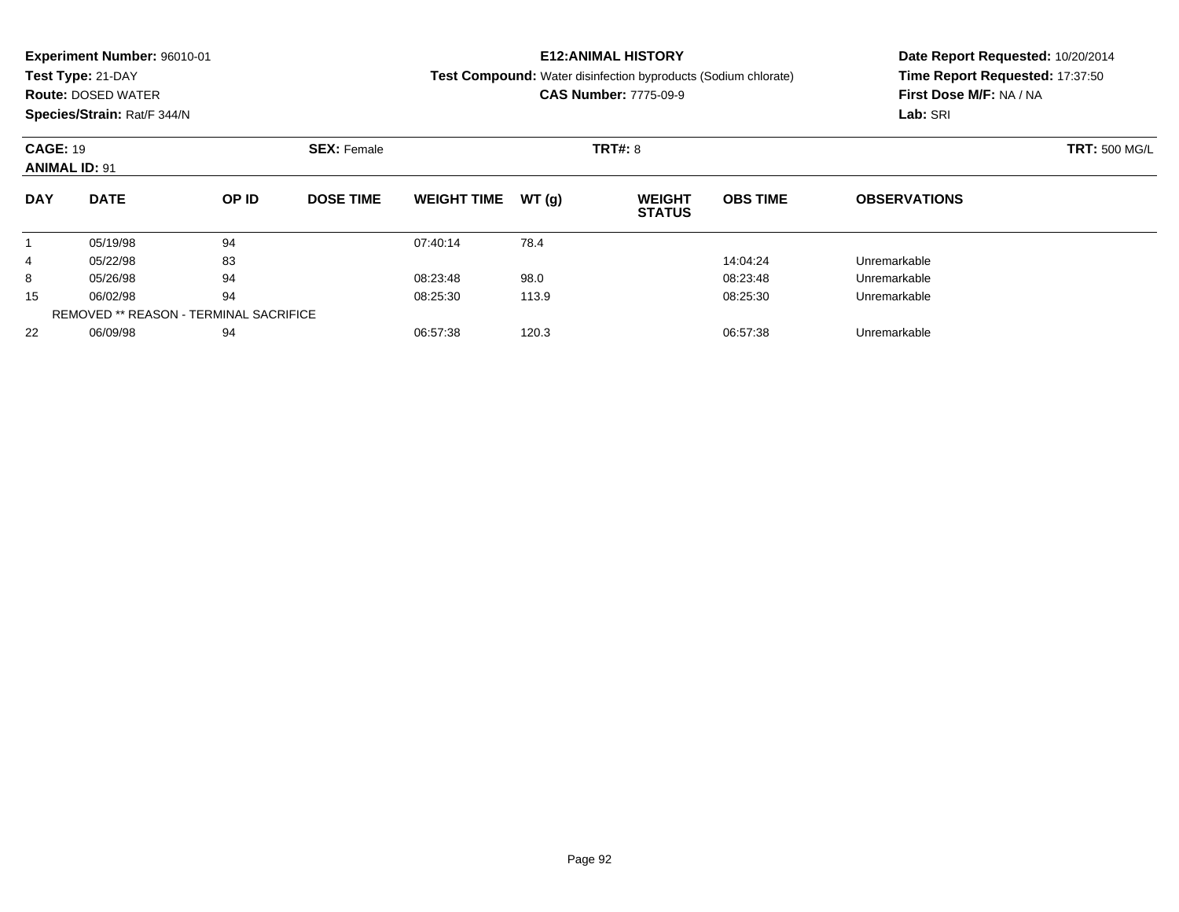**Experiment Number:** 96010-01
**Test Type:** 21-DAY
**Route:** DOSED WATER
**Species/Strain:** Rat/F 344/N

**E12:ANIMAL HISTORY**
**Test Compound:** Water disinfection byproducts (Sodium chlorate)
**CAS Number:** 7775-09-9

**Date Report Requested:** 10/20/2014
**Time Report Requested:** 17:37:50
**First Dose M/F:** NA / NA
**Lab:** SRI

**CAGE:** 19 **SEX:** Female **TRT#:** 8 **TRT:** 500 MG/L
**ANIMAL ID:** 91

| DAY | DATE | OP ID | DOSE TIME | WEIGHT TIME | WT (g) | WEIGHT STATUS | OBS TIME | OBSERVATIONS |
|---|---|---|---|---|---|---|---|---|
| 1 | 05/19/98 | 94 | | 07:40:14 | 78.4 | | | |
| 4 | 05/22/98 | 83 | | | | | 14:04:24 | Unremarkable |
| 8 | 05/26/98 | 94 | | 08:23:48 | 98.0 | | 08:23:48 | Unremarkable |
| 15 | 06/02/98 | 94 | | 08:25:30 | 113.9 | | 08:25:30 | Unremarkable |
| REMOVED ** REASON - TERMINAL SACRIFICE | | | | | | | | |
| 22 | 06/09/98 | 94 | | 06:57:38 | 120.3 | | 06:57:38 | Unremarkable |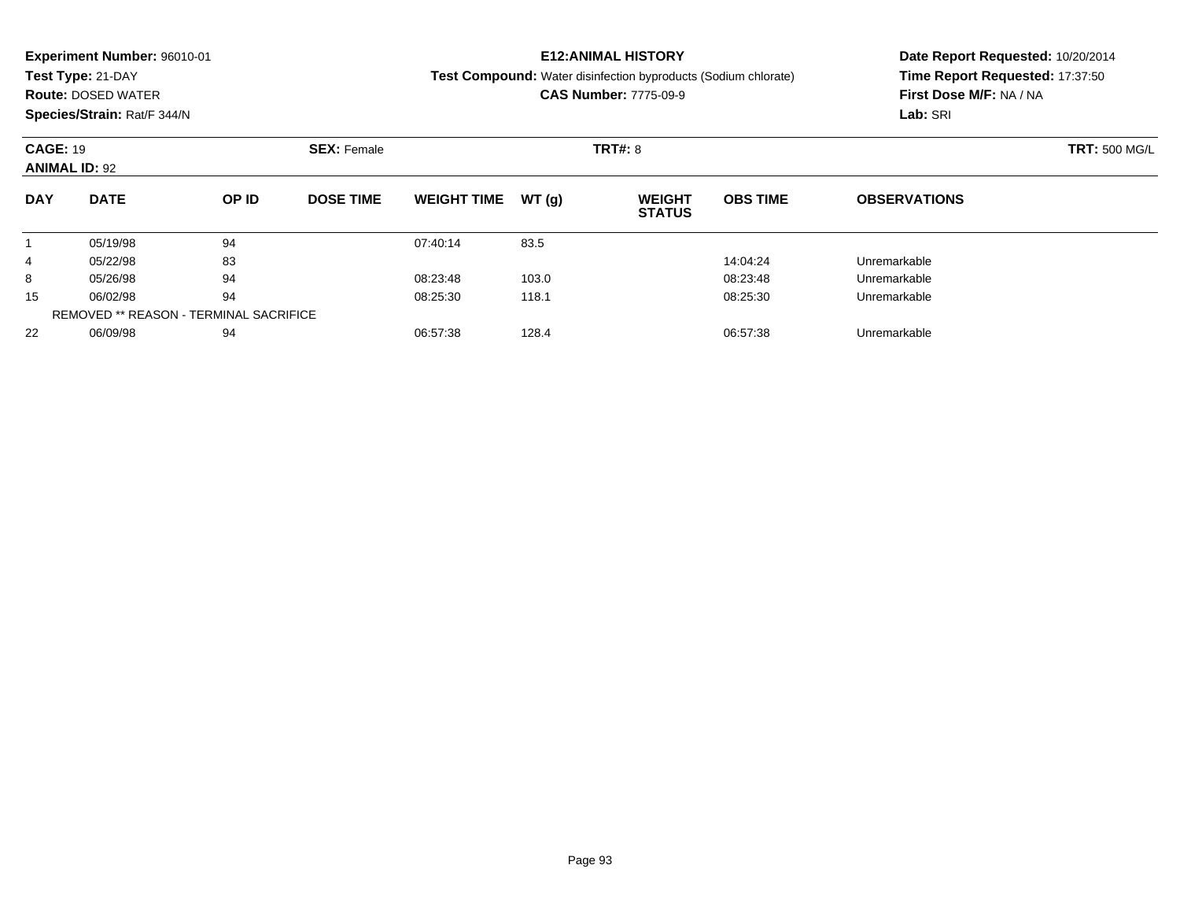**Experiment Number:** 96010-01
**Test Type:** 21-DAY
**Route:** DOSED WATER
**Species/Strain:** Rat/F 344/N

**E12:ANIMAL HISTORY**
**Test Compound:** Water disinfection byproducts (Sodium chlorate)
**CAS Number:** 7775-09-9

**Date Report Requested:** 10/20/2014
**Time Report Requested:** 17:37:50
**First Dose M/F:** NA / NA
**Lab:** SRI

**CAGE:** 19 | **SEX:** Female | **TRT#:** 8 | **TRT:** 500 MG/L
**ANIMAL ID:** 92

| DAY | DATE | OP ID | DOSE TIME | WEIGHT TIME | WT (g) | WEIGHT STATUS | OBS TIME | OBSERVATIONS |
|---|---|---|---|---|---|---|---|---|
| 1 | 05/19/98 | 94 | | 07:40:14 | 83.5 | | | |
| 4 | 05/22/98 | 83 | | | | | 14:04:24 | Unremarkable |
| 8 | 05/26/98 | 94 | | 08:23:48 | 103.0 | | 08:23:48 | Unremarkable |
| 15 | 06/02/98 | 94 | | 08:25:30 | 118.1 | | 08:25:30 | Unremarkable |
| REMOVED ** REASON - TERMINAL SACRIFICE | | | | | | | | |
| 22 | 06/09/98 | 94 | | 06:57:38 | 128.4 | | 06:57:38 | Unremarkable |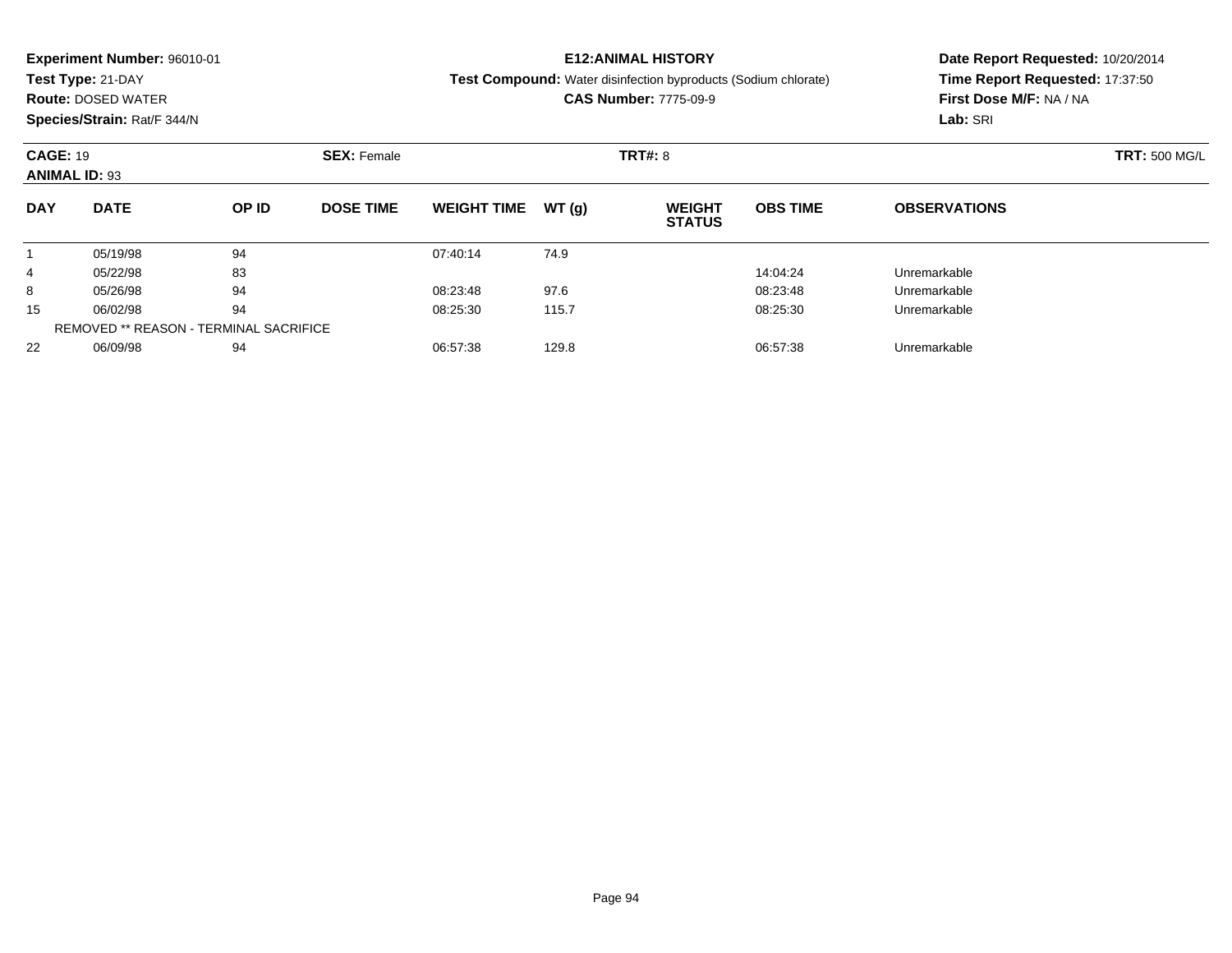**Experiment Number:** 96010-01
**Test Type:** 21-DAY
**Route:** DOSED WATER
**Species/Strain:** Rat/F 344/N

**E12:ANIMAL HISTORY**
**Test Compound:** Water disinfection byproducts (Sodium chlorate)
**CAS Number:** 7775-09-9

**Date Report Requested:** 10/20/2014
**Time Report Requested:** 17:37:50
**First Dose M/F:** NA / NA
**Lab:** SRI

**CAGE:** 19 **SEX:** Female **TRT#:** 8 **TRT:** 500 MG/L
**ANIMAL ID:** 93

| DAY | DATE | OP ID | DOSE TIME | WEIGHT TIME | WT (g) | WEIGHT STATUS | OBS TIME | OBSERVATIONS |
|---|---|---|---|---|---|---|---|---|
| 1 | 05/19/98 | 94 | | 07:40:14 | 74.9 | | | |
| 4 | 05/22/98 | 83 | | | | | 14:04:24 | Unremarkable |
| 8 | 05/26/98 | 94 | | 08:23:48 | 97.6 | | 08:23:48 | Unremarkable |
| 15 | 06/02/98 | 94 | | 08:25:30 | 115.7 | | 08:25:30 | Unremarkable |
| REMOVED ** REASON - TERMINAL SACRIFICE | | | | | | | | |
| 22 | 06/09/98 | 94 | | 06:57:38 | 129.8 | | 06:57:38 | Unremarkable |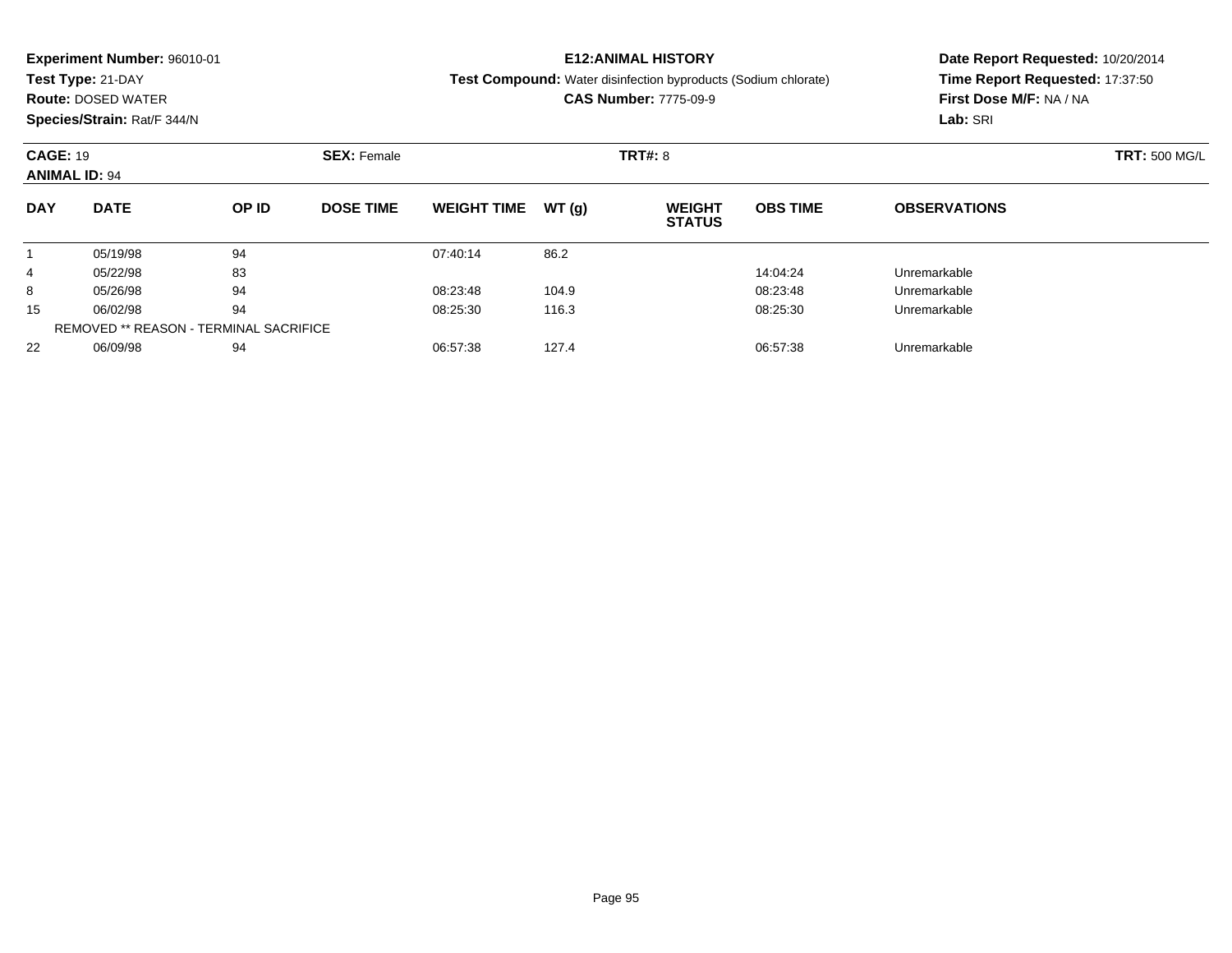**Experiment Number:** 96010-01
**Test Type:** 21-DAY
**Route:** DOSED WATER
**Species/Strain:** Rat/F 344/N

**E12:ANIMAL HISTORY**
**Test Compound:** Water disinfection byproducts (Sodium chlorate)
**CAS Number:** 7775-09-9

**Date Report Requested:** 10/20/2014
**Time Report Requested:** 17:37:50
**First Dose M/F:** NA / NA
**Lab:** SRI

**CAGE:** 19 **SEX:** Female **TRT#:** 8 **TRT:** 500 MG/L
**ANIMAL ID:** 94

| DAY | DATE | OP ID | DOSE TIME | WEIGHT TIME | WT (g) | WEIGHT STATUS | OBS TIME | OBSERVATIONS |
|---|---|---|---|---|---|---|---|---|
| 1 | 05/19/98 | 94 | | 07:40:14 | 86.2 | | | |
| 4 | 05/22/98 | 83 | | | | | 14:04:24 | Unremarkable |
| 8 | 05/26/98 | 94 | | 08:23:48 | 104.9 | | 08:23:48 | Unremarkable |
| 15 | 06/02/98 | 94 | | 08:25:30 | 116.3 | | 08:25:30 | Unremarkable |
| REMOVED ** REASON - TERMINAL SACRIFICE | | | | | | | | |
| 22 | 06/09/98 | 94 | | 06:57:38 | 127.4 | | 06:57:38 | Unremarkable |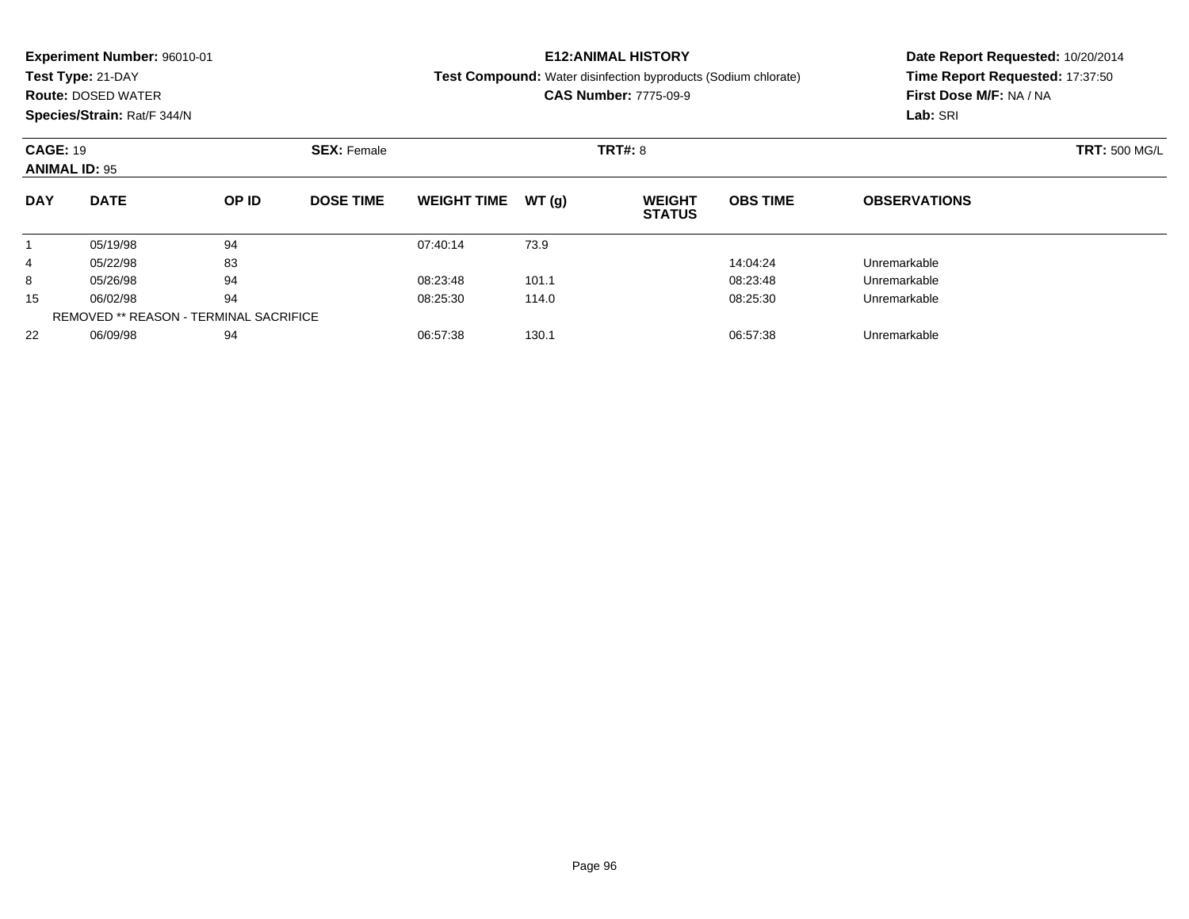**Experiment Number:** 96010-01
**Test Type:** 21-DAY
**Route:** DOSED WATER
**Species/Strain:** Rat/F 344/N

**E12:ANIMAL HISTORY**
**Test Compound:** Water disinfection byproducts (Sodium chlorate)
**CAS Number:** 7775-09-9

**Date Report Requested:** 10/20/2014
**Time Report Requested:** 17:37:50
**First Dose M/F:** NA / NA
**Lab:** SRI

**CAGE:** 19 **SEX:** Female **TRT#:** 8 **TRT:** 500 MG/L
**ANIMAL ID:** 95

| DAY | DATE | OP ID | DOSE TIME | WEIGHT TIME | WT (g) | WEIGHT STATUS | OBS TIME | OBSERVATIONS |
|---|---|---|---|---|---|---|---|---|
| 1 | 05/19/98 | 94 | | 07:40:14 | 73.9 | | | |
| 4 | 05/22/98 | 83 | | | | | 14:04:24 | Unremarkable |
| 8 | 05/26/98 | 94 | | 08:23:48 | 101.1 | | 08:23:48 | Unremarkable |
| 15 | 06/02/98 | 94 | | 08:25:30 | 114.0 | | 08:25:30 | Unremarkable |
| REMOVED ** REASON - TERMINAL SACRIFICE | | | | | | | | |
| 22 | 06/09/98 | 94 | | 06:57:38 | 130.1 | | 06:57:38 | Unremarkable |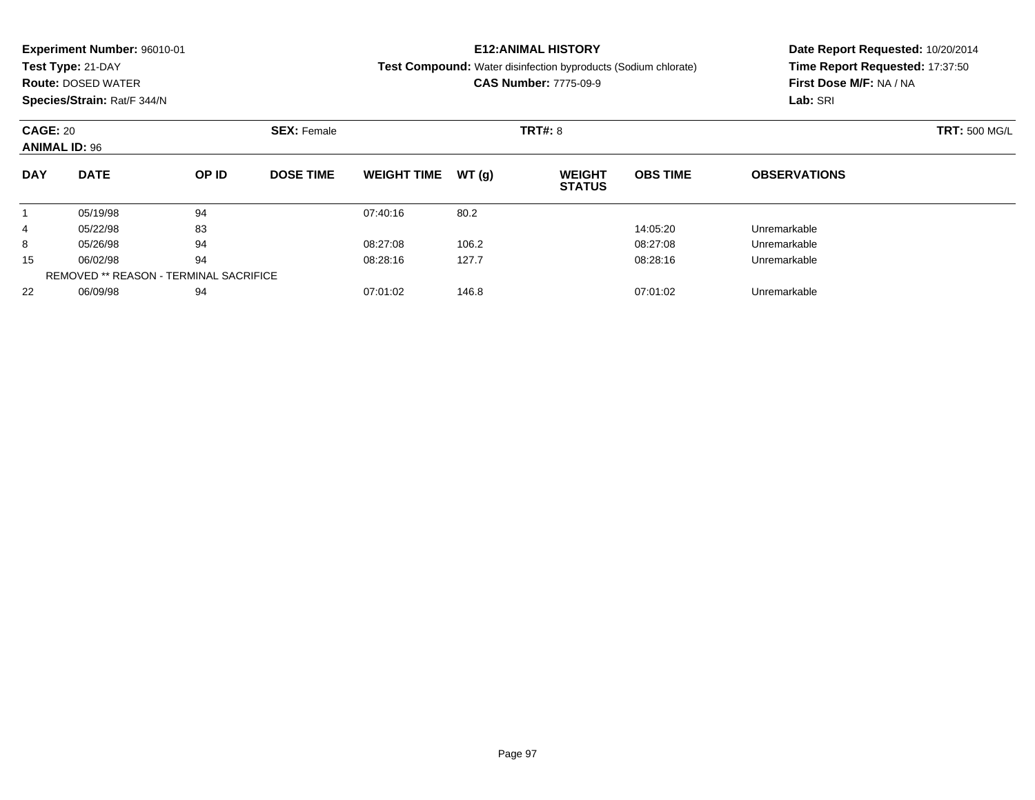**Experiment Number:** 96010-01
**Test Type:** 21-DAY
**Route:** DOSED WATER
**Species/Strain:** Rat/F 344/N

**E12:ANIMAL HISTORY**
**Test Compound:** Water disinfection byproducts (Sodium chlorate)
**CAS Number:** 7775-09-9

**Date Report Requested:** 10/20/2014
**Time Report Requested:** 17:37:50
**First Dose M/F:** NA / NA
**Lab:** SRI

**CAGE:** 20 **SEX:** Female **TRT#:** 8 **TRT:** 500 MG/L
**ANIMAL ID:** 96

| DAY | DATE | OP ID | DOSE TIME | WEIGHT TIME | WT (g) | WEIGHT STATUS | OBS TIME | OBSERVATIONS |
|---|---|---|---|---|---|---|---|---|
| 1 | 05/19/98 | 94 | | 07:40:16 | 80.2 | | | |
| 4 | 05/22/98 | 83 | | | | | 14:05:20 | Unremarkable |
| 8 | 05/26/98 | 94 | | 08:27:08 | 106.2 | | 08:27:08 | Unremarkable |
| 15 | 06/02/98 | 94 | | 08:28:16 | 127.7 | | 08:28:16 | Unremarkable |
| REMOVED ** REASON - TERMINAL SACRIFICE | | | | | | | | |
| 22 | 06/09/98 | 94 | | 07:01:02 | 146.8 | | 07:01:02 | Unremarkable |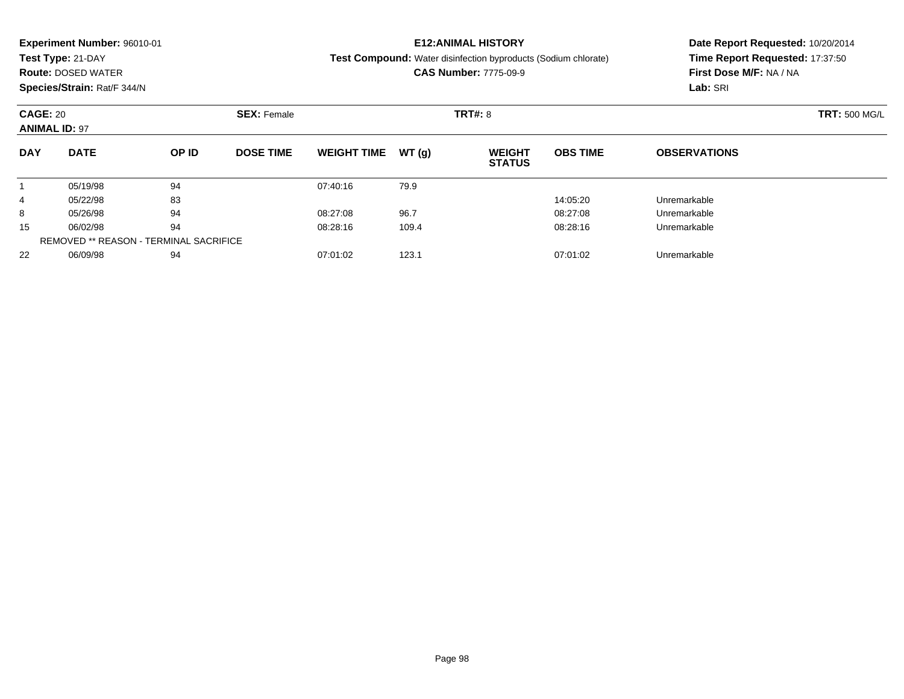**Experiment Number:** 96010-01
**Test Type:** 21-DAY
**Route:** DOSED WATER
**Species/Strain:** Rat/F 344/N

**E12:ANIMAL HISTORY**
**Test Compound:** Water disinfection byproducts (Sodium chlorate)
**CAS Number:** 7775-09-9

**Date Report Requested:** 10/20/2014
**Time Report Requested:** 17:37:50
**First Dose M/F:** NA / NA
**Lab:** SRI

**CAGE:** 20 **SEX:** Female **TRT#:** 8 **TRT:** 500 MG/L
**ANIMAL ID:** 97

| DAY | DATE | OP ID | DOSE TIME | WEIGHT TIME | WT (g) | WEIGHT STATUS | OBS TIME | OBSERVATIONS |
|---|---|---|---|---|---|---|---|---|
| 1 | 05/19/98 | 94 | | 07:40:16 | 79.9 | | | |
| 4 | 05/22/98 | 83 | | | | | 14:05:20 | Unremarkable |
| 8 | 05/26/98 | 94 | | 08:27:08 | 96.7 | | 08:27:08 | Unremarkable |
| 15 | 06/02/98 | 94 | | 08:28:16 | 109.4 | | 08:28:16 | Unremarkable |
| REMOVED ** REASON - TERMINAL SACRIFICE | | | | | | | | |
| 22 | 06/09/98 | 94 | | 07:01:02 | 123.1 | | 07:01:02 | Unremarkable |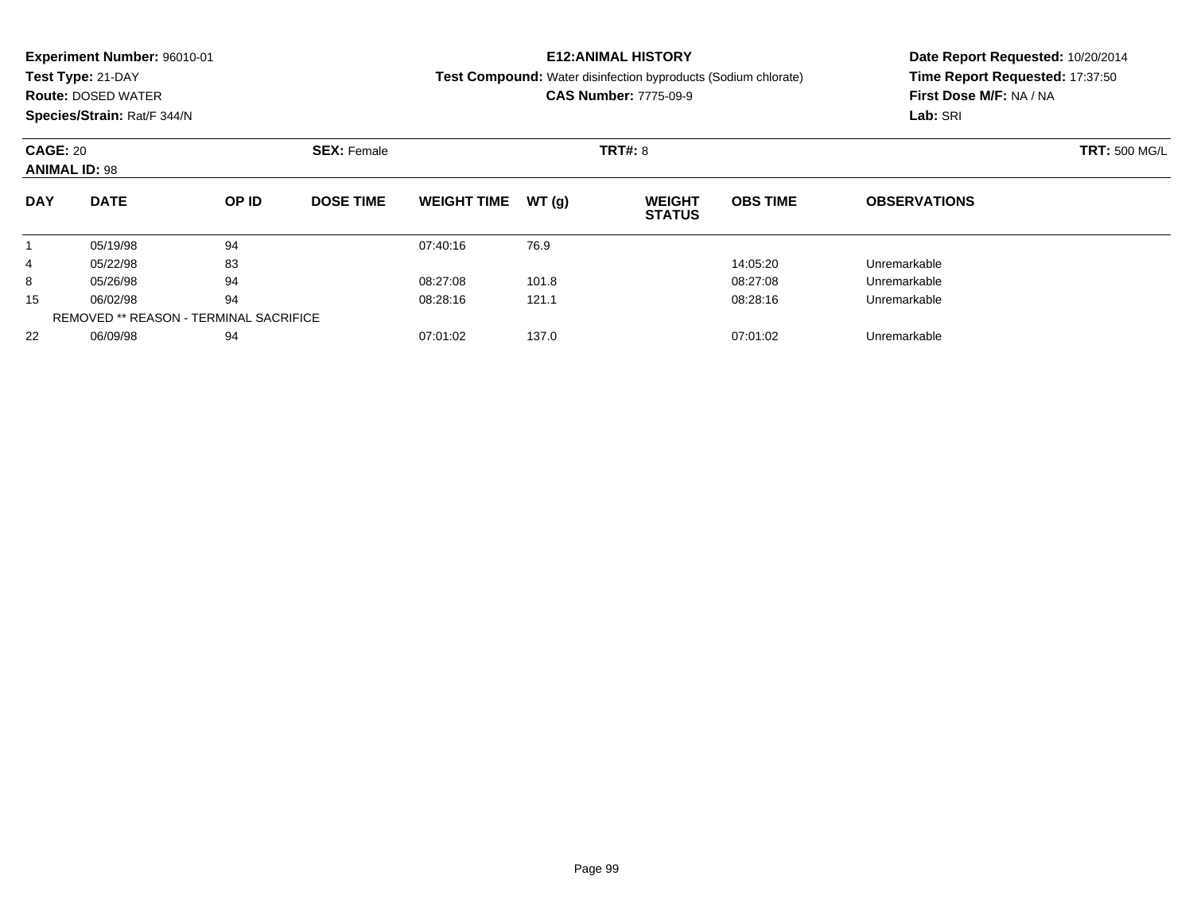**Experiment Number:** 96010-01
**Test Type:** 21-DAY
**Route:** DOSED WATER
**Species/Strain:** Rat/F 344/N

**E12:ANIMAL HISTORY**
**Test Compound:** Water disinfection byproducts (Sodium chlorate)
**CAS Number:** 7775-09-9

**Date Report Requested:** 10/20/2014
**Time Report Requested:** 17:37:50
**First Dose M/F:** NA / NA
**Lab:** SRI

**CAGE:** 20 **SEX:** Female **TRT#:** 8 **TRT:** 500 MG/L
**ANIMAL ID:** 98

| DAY | DATE | OP ID | DOSE TIME | WEIGHT TIME | WT (g) | WEIGHT STATUS | OBS TIME | OBSERVATIONS |
|---|---|---|---|---|---|---|---|---|
| 1 | 05/19/98 | 94 | | 07:40:16 | 76.9 | | | |
| 4 | 05/22/98 | 83 | | | | | 14:05:20 | Unremarkable |
| 8 | 05/26/98 | 94 | | 08:27:08 | 101.8 | | 08:27:08 | Unremarkable |
| 15 | 06/02/98 | 94 | | 08:28:16 | 121.1 | | 08:28:16 | Unremarkable |
| REMOVED ** REASON - TERMINAL SACRIFICE | | | | | | | | |
| 22 | 06/09/98 | 94 | | 07:01:02 | 137.0 | | 07:01:02 | Unremarkable |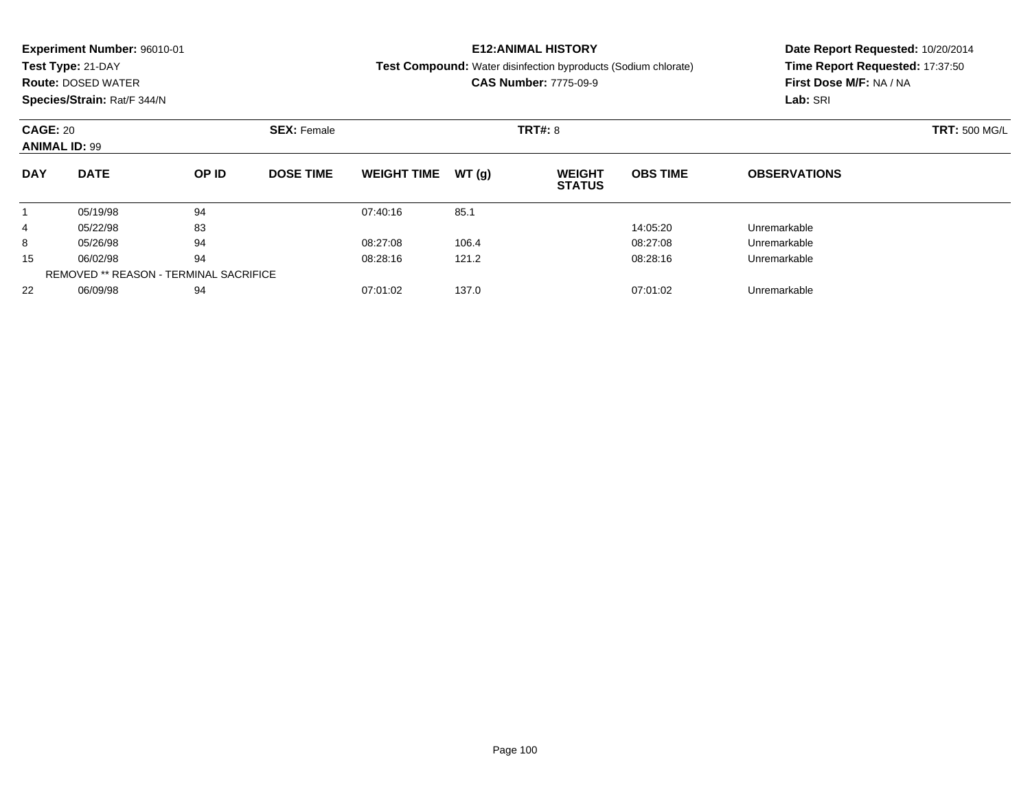**Experiment Number:** 96010-01
**Test Type:** 21-DAY
**Route:** DOSED WATER
**Species/Strain:** Rat/F 344/N

**E12:ANIMAL HISTORY**
**Test Compound:** Water disinfection byproducts (Sodium chlorate)
**CAS Number:** 7775-09-9

**Date Report Requested:** 10/20/2014
**Time Report Requested:** 17:37:50
**First Dose M/F:** NA / NA
**Lab:** SRI

**CAGE:** 20 **SEX:** Female **TRT#:** 8 **TRT:** 500 MG/L
**ANIMAL ID:** 99

| DAY | DATE | OP ID | DOSE TIME | WEIGHT TIME | WT (g) | WEIGHT STATUS | OBS TIME | OBSERVATIONS |
|---|---|---|---|---|---|---|---|---|
| 1 | 05/19/98 | 94 | | 07:40:16 | 85.1 | | | |
| 4 | 05/22/98 | 83 | | | | | 14:05:20 | Unremarkable |
| 8 | 05/26/98 | 94 | | 08:27:08 | 106.4 | | 08:27:08 | Unremarkable |
| 15 | 06/02/98 | 94 | | 08:28:16 | 121.2 | | 08:28:16 | Unremarkable |
| REMOVED ** REASON - TERMINAL SACRIFICE | | | | | | | | |
| 22 | 06/09/98 | 94 | | 07:01:02 | 137.0 | | 07:01:02 | Unremarkable |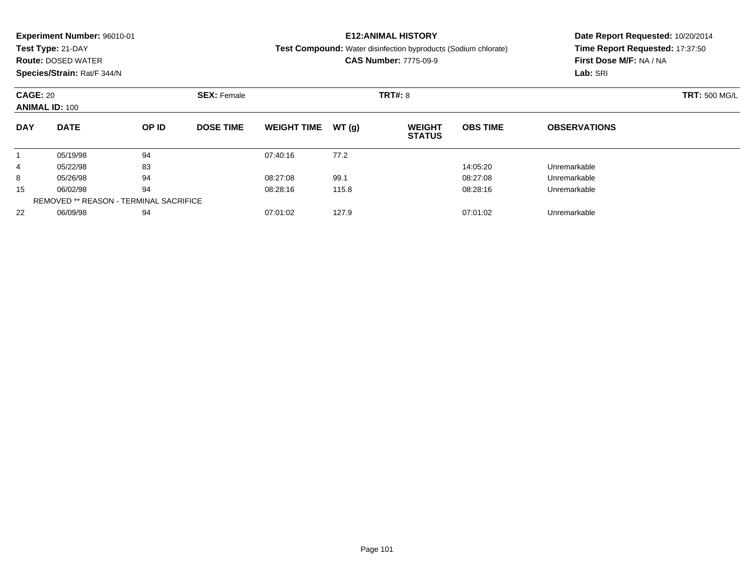**Experiment Number:** 96010-01
**Test Type:** 21-DAY
**Route:** DOSED WATER
**Species/Strain:** Rat/F 344/N

**E12:ANIMAL HISTORY**
**Test Compound:** Water disinfection byproducts (Sodium chlorate)
**CAS Number:** 7775-09-9

**Date Report Requested:** 10/20/2014
**Time Report Requested:** 17:37:50
**First Dose M/F:** NA / NA
**Lab:** SRI

**CAGE:** 20 **SEX:** Female **TRT#:** 8 **TRT:** 500 MG/L
**ANIMAL ID:** 100

| DAY | DATE | OP ID | DOSE TIME | WEIGHT TIME | WT (g) | WEIGHT STATUS | OBS TIME | OBSERVATIONS |
|---|---|---|---|---|---|---|---|---|
| 1 | 05/19/98 | 94 | | 07:40:16 | 77.2 | | | |
| 4 | 05/22/98 | 83 | | | | | 14:05:20 | Unremarkable |
| 8 | 05/26/98 | 94 | | 08:27:08 | 99.1 | | 08:27:08 | Unremarkable |
| 15 | 06/02/98 | 94 | | 08:28:16 | 115.8 | | 08:28:16 | Unremarkable |
| REMOVED ** REASON - TERMINAL SACRIFICE | | | | | | | | |
| 22 | 06/09/98 | 94 | | 07:01:02 | 127.9 | | 07:01:02 | Unremarkable |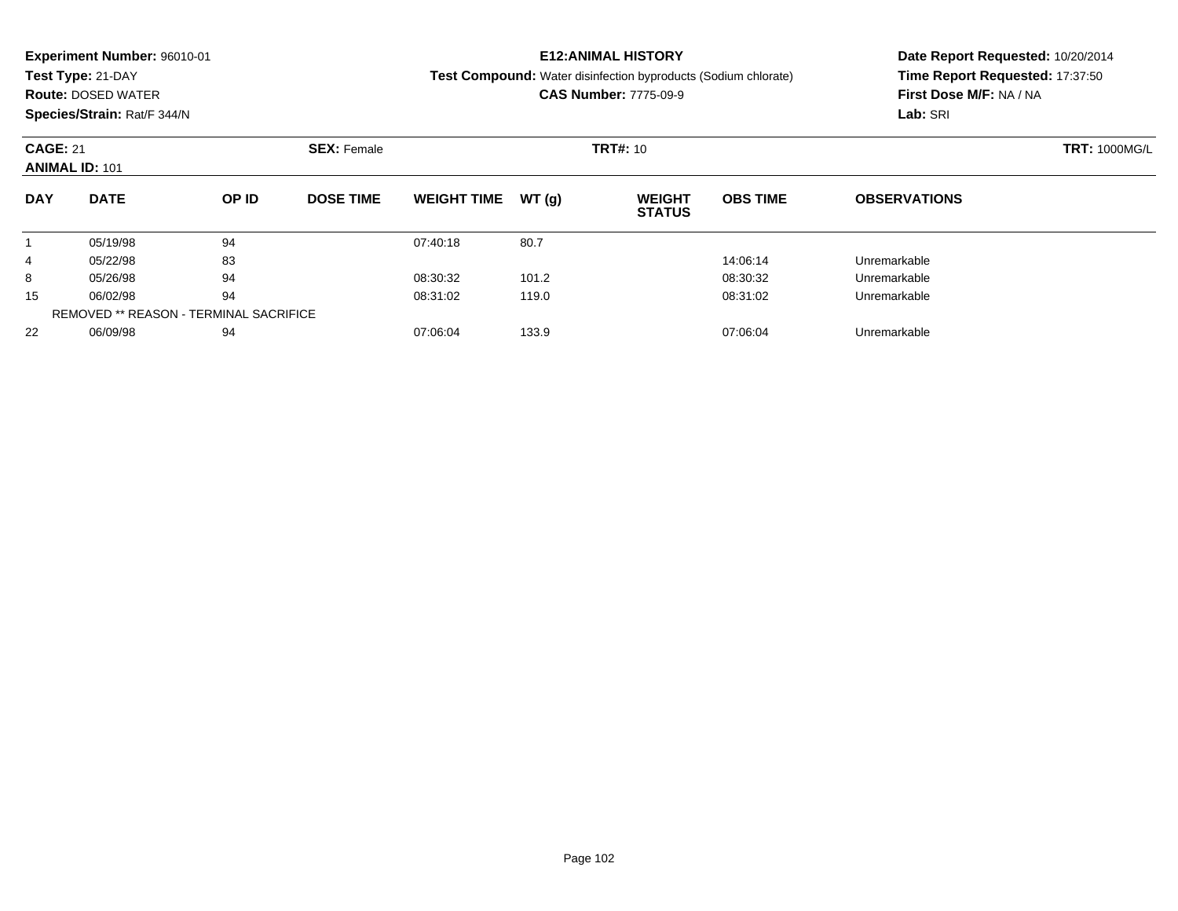**Experiment Number:** 96010-01
**Test Type:** 21-DAY
**Route:** DOSED WATER
**Species/Strain:** Rat/F 344/N

**E12:ANIMAL HISTORY**
**Test Compound:** Water disinfection byproducts (Sodium chlorate)
**CAS Number:** 7775-09-9

**Date Report Requested:** 10/20/2014
**Time Report Requested:** 17:37:50
**First Dose M/F:** NA / NA
**Lab:** SRI

**CAGE:** 21 **SEX:** Female **TRT#:** 10 **TRT:** 1000MG/L
**ANIMAL ID:** 101

| DAY | DATE | OP ID | DOSE TIME | WEIGHT TIME | WT (g) | WEIGHT STATUS | OBS TIME | OBSERVATIONS |
|---|---|---|---|---|---|---|---|---|
| 1 | 05/19/98 | 94 | | 07:40:18 | 80.7 | | | |
| 4 | 05/22/98 | 83 | | | | | 14:06:14 | Unremarkable |
| 8 | 05/26/98 | 94 | | 08:30:32 | 101.2 | | 08:30:32 | Unremarkable |
| 15 | 06/02/98 | 94 | | 08:31:02 | 119.0 | | 08:31:02 | Unremarkable |
| REMOVED ** REASON - TERMINAL SACRIFICE | | | | | | | | |
| 22 | 06/09/98 | 94 | | 07:06:04 | 133.9 | | 07:06:04 | Unremarkable |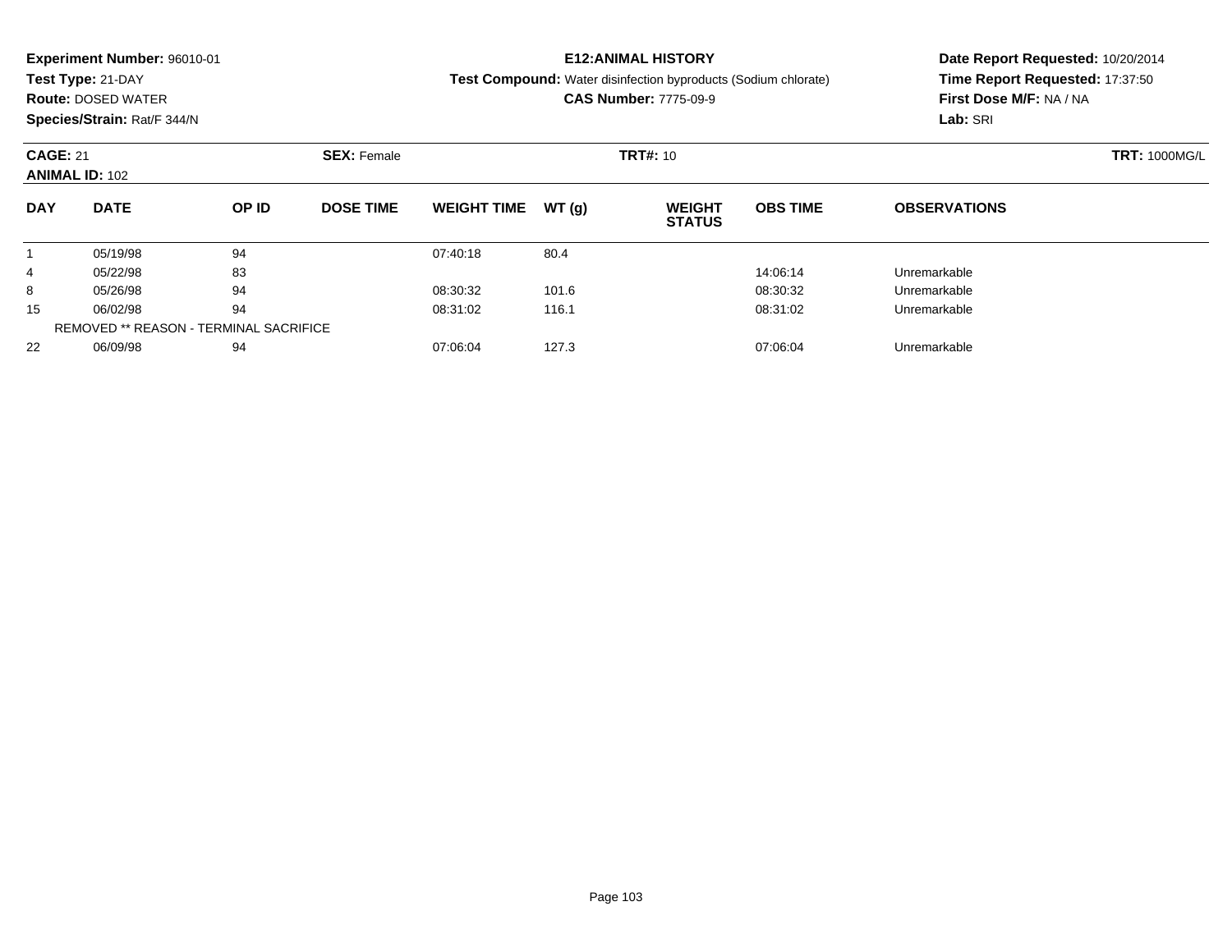**Experiment Number:** 96010-01
**Test Type:** 21-DAY
**Route:** DOSED WATER
**Species/Strain:** Rat/F 344/N

**E12:ANIMAL HISTORY**
**Test Compound:** Water disinfection byproducts (Sodium chlorate)
**CAS Number:** 7775-09-9

**Date Report Requested:** 10/20/2014
**Time Report Requested:** 17:37:50
**First Dose M/F:** NA / NA
**Lab:** SRI

**CAGE:** 21 **SEX:** Female **TRT#:** 10 **TRT:** 1000MG/L
**ANIMAL ID:** 102

| DAY | DATE | OP ID | DOSE TIME | WEIGHT TIME | WT (g) | WEIGHT STATUS | OBS TIME | OBSERVATIONS |
|---|---|---|---|---|---|---|---|---|
| 1 | 05/19/98 | 94 | | 07:40:18 | 80.4 | | | |
| 4 | 05/22/98 | 83 | | | | | 14:06:14 | Unremarkable |
| 8 | 05/26/98 | 94 | | 08:30:32 | 101.6 | | 08:30:32 | Unremarkable |
| 15 | 06/02/98 | 94 | | 08:31:02 | 116.1 | | 08:31:02 | Unremarkable |
| REMOVED ** REASON - TERMINAL SACRIFICE | | | | | | | | |
| 22 | 06/09/98 | 94 | | 07:06:04 | 127.3 | | 07:06:04 | Unremarkable |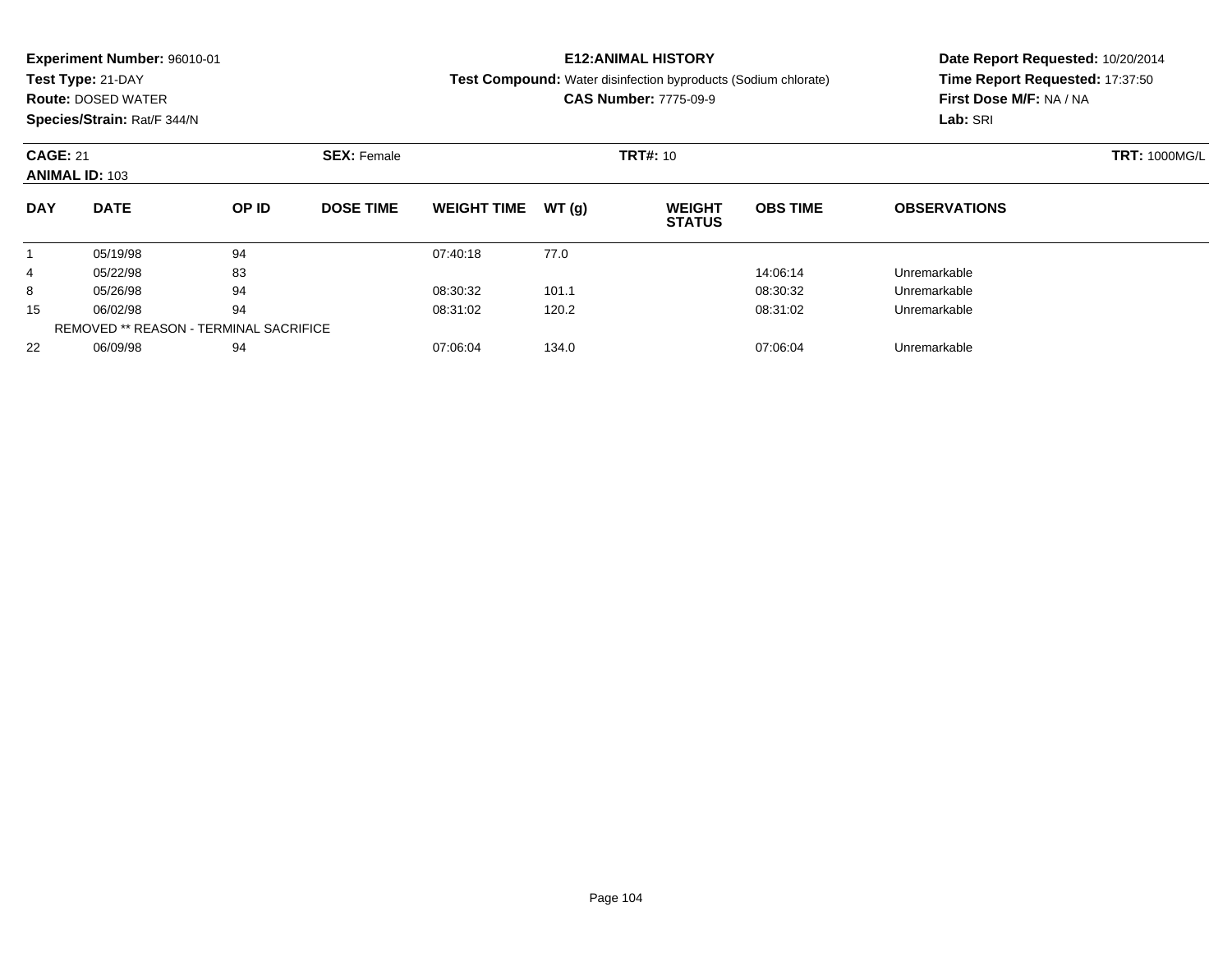**Experiment Number:** 96010-01
**Test Type:** 21-DAY
**Route:** DOSED WATER
**Species/Strain:** Rat/F 344/N

**E12:ANIMAL HISTORY**
**Test Compound:** Water disinfection byproducts (Sodium chlorate)
**CAS Number:** 7775-09-9

**Date Report Requested:** 10/20/2014
**Time Report Requested:** 17:37:50
**First Dose M/F:** NA / NA
**Lab:** SRI

**CAGE:** 21 **SEX:** Female **TRT#:** 10 **TRT:** 1000MG/L
**ANIMAL ID:** 103

| DAY | DATE | OP ID | DOSE TIME | WEIGHT TIME | WT (g) | WEIGHT STATUS | OBS TIME | OBSERVATIONS |
|---|---|---|---|---|---|---|---|---|
| 1 | 05/19/98 | 94 | | 07:40:18 | 77.0 | | | |
| 4 | 05/22/98 | 83 | | | | | 14:06:14 | Unremarkable |
| 8 | 05/26/98 | 94 | | 08:30:32 | 101.1 | | 08:30:32 | Unremarkable |
| 15 | 06/02/98 | 94 | | 08:31:02 | 120.2 | | 08:31:02 | Unremarkable |
| REMOVED ** REASON - TERMINAL SACRIFICE | | | | | | | | |
| 22 | 06/09/98 | 94 | | 07:06:04 | 134.0 | | 07:06:04 | Unremarkable |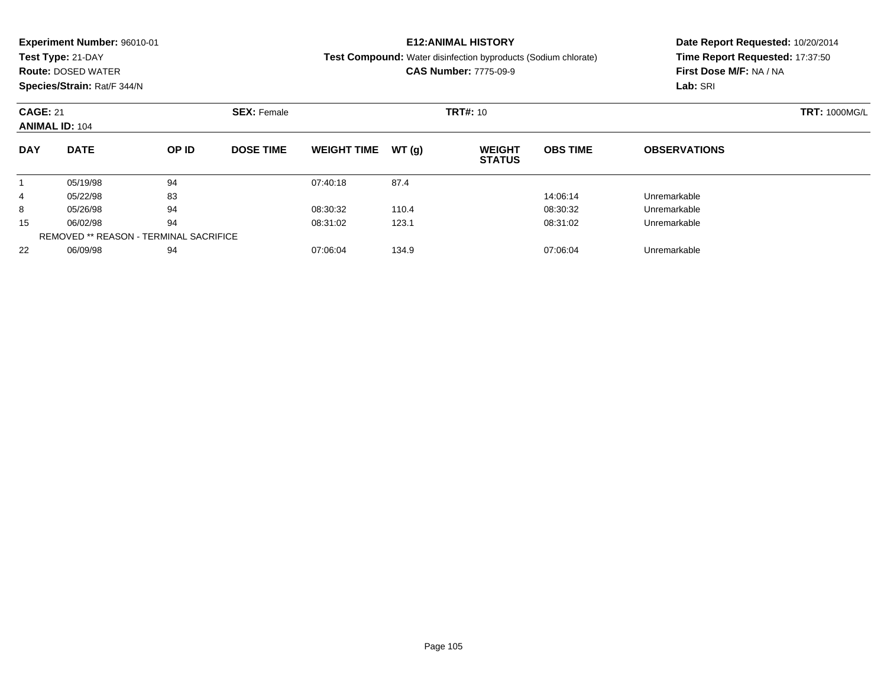**Experiment Number:** 96010-01
**Test Type:** 21-DAY
**Route:** DOSED WATER
**Species/Strain:** Rat/F 344/N

**E12:ANIMAL HISTORY**
**Test Compound:** Water disinfection byproducts (Sodium chlorate)
**CAS Number:** 7775-09-9

**Date Report Requested:** 10/20/2014
**Time Report Requested:** 17:37:50
**First Dose M/F:** NA / NA
**Lab:** SRI

**CAGE:** 21 **SEX:** Female **TRT#:** 10 **TRT:** 1000MG/L
**ANIMAL ID:** 104

| DAY | DATE | OP ID | DOSE TIME | WEIGHT TIME | WT (g) | WEIGHT STATUS | OBS TIME | OBSERVATIONS |
|---|---|---|---|---|---|---|---|---|
| 1 | 05/19/98 | 94 | | 07:40:18 | 87.4 | | | |
| 4 | 05/22/98 | 83 | | | | | 14:06:14 | Unremarkable |
| 8 | 05/26/98 | 94 | | 08:30:32 | 110.4 | | 08:30:32 | Unremarkable |
| 15 | 06/02/98 | 94 | | 08:31:02 | 123.1 | | 08:31:02 | Unremarkable |
| REMOVED ** REASON - TERMINAL SACRIFICE | | | | | | | | |
| 22 | 06/09/98 | 94 | | 07:06:04 | 134.9 | | 07:06:04 | Unremarkable |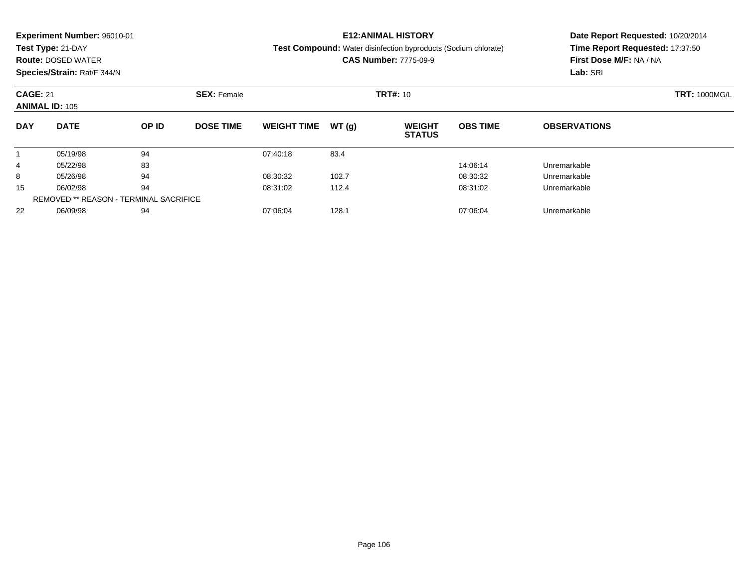**Experiment Number:** 96010-01
**Test Type:** 21-DAY
**Route:** DOSED WATER
**Species/Strain:** Rat/F 344/N

**E12:ANIMAL HISTORY**
**Test Compound:** Water disinfection byproducts (Sodium chlorate)
**CAS Number:** 7775-09-9

**Date Report Requested:** 10/20/2014
**Time Report Requested:** 17:37:50
**First Dose M/F:** NA / NA
**Lab:** SRI

**CAGE:** 21 **SEX:** Female **TRT#:** 10 **TRT:** 1000MG/L
**ANIMAL ID:** 105

| DAY | DATE | OP ID | DOSE TIME | WEIGHT TIME | WT (g) | WEIGHT STATUS | OBS TIME | OBSERVATIONS |
|---|---|---|---|---|---|---|---|---|
| 1 | 05/19/98 | 94 | | 07:40:18 | 83.4 | | | |
| 4 | 05/22/98 | 83 | | | | | 14:06:14 | Unremarkable |
| 8 | 05/26/98 | 94 | | 08:30:32 | 102.7 | | 08:30:32 | Unremarkable |
| 15 | 06/02/98 | 94 | | 08:31:02 | 112.4 | | 08:31:02 | Unremarkable |
| REMOVED ** REASON - TERMINAL SACRIFICE | | | | | | | | |
| 22 | 06/09/98 | 94 | | 07:06:04 | 128.1 | | 07:06:04 | Unremarkable |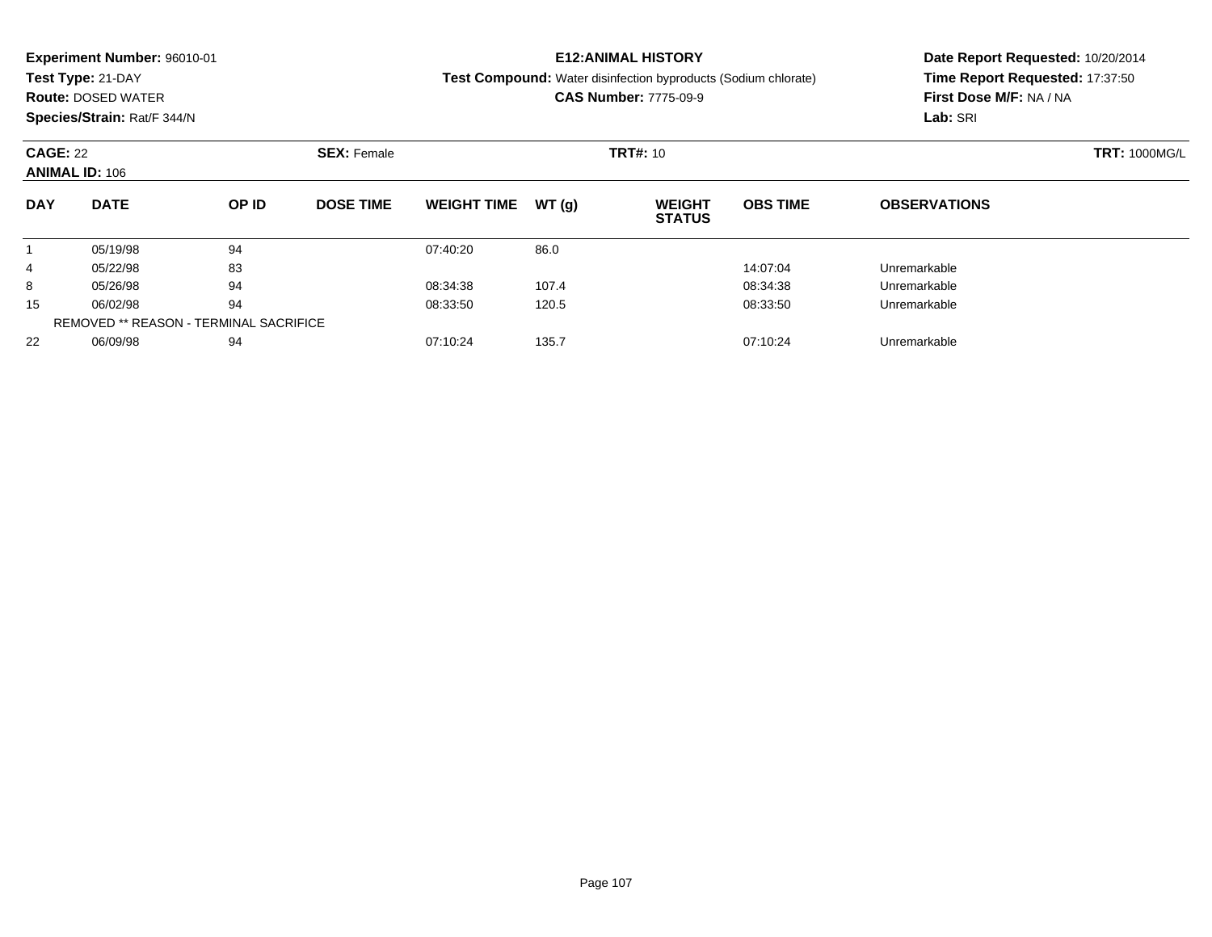**Experiment Number:** 96010-01
**Test Type:** 21-DAY
**Route:** DOSED WATER
**Species/Strain:** Rat/F 344/N

**E12:ANIMAL HISTORY**
**Test Compound:** Water disinfection byproducts (Sodium chlorate)
**CAS Number:** 7775-09-9

**Date Report Requested:** 10/20/2014
**Time Report Requested:** 17:37:50
**First Dose M/F:** NA / NA
**Lab:** SRI

**CAGE:** 22 **SEX:** Female **TRT#:** 10 **TRT:** 1000MG/L
**ANIMAL ID:** 106

| DAY | DATE | OP ID | DOSE TIME | WEIGHT TIME | WT (g) | WEIGHT STATUS | OBS TIME | OBSERVATIONS |
|---|---|---|---|---|---|---|---|---|
| 1 | 05/19/98 | 94 | | 07:40:20 | 86.0 | | | |
| 4 | 05/22/98 | 83 | | | | | 14:07:04 | Unremarkable |
| 8 | 05/26/98 | 94 | | 08:34:38 | 107.4 | | 08:34:38 | Unremarkable |
| 15 | 06/02/98 | 94 | | 08:33:50 | 120.5 | | 08:33:50 | Unremarkable |
| REMOVED ** REASON - TERMINAL SACRIFICE | | | | | | | | |
| 22 | 06/09/98 | 94 | | 07:10:24 | 135.7 | | 07:10:24 | Unremarkable |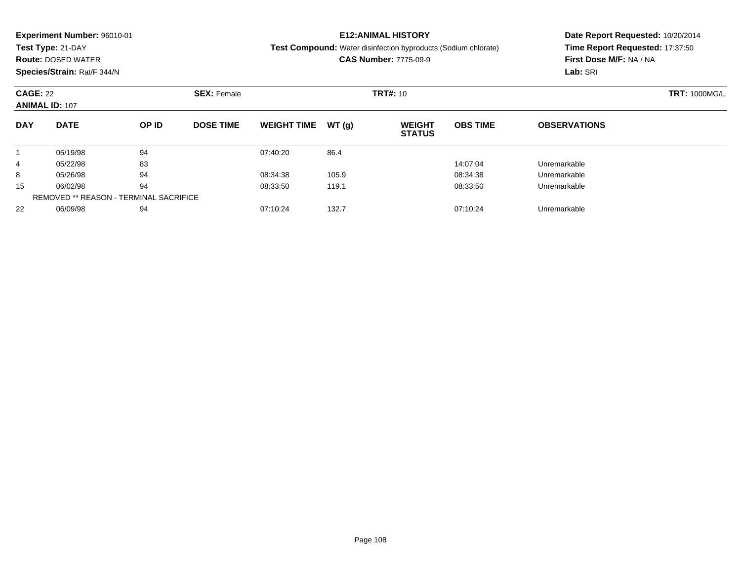**Experiment Number:** 96010-01
**Test Type:** 21-DAY
**Route:** DOSED WATER
**Species/Strain:** Rat/F 344/N

**E12:ANIMAL HISTORY**
**Test Compound:** Water disinfection byproducts (Sodium chlorate)
**CAS Number:** 7775-09-9

**Date Report Requested:** 10/20/2014
**Time Report Requested:** 17:37:50
**First Dose M/F:** NA / NA
**Lab:** SRI

**CAGE:** 22 **SEX:** Female **TRT#:** 10 **TRT:** 1000MG/L
**ANIMAL ID:** 107

| DAY | DATE | OP ID | DOSE TIME | WEIGHT TIME | WT (g) | WEIGHT STATUS | OBS TIME | OBSERVATIONS |
|---|---|---|---|---|---|---|---|---|
| 1 | 05/19/98 | 94 | | 07:40:20 | 86.4 | | | |
| 4 | 05/22/98 | 83 | | | | | 14:07:04 | Unremarkable |
| 8 | 05/26/98 | 94 | | 08:34:38 | 105.9 | | 08:34:38 | Unremarkable |
| 15 | 06/02/98 | 94 | | 08:33:50 | 119.1 | | 08:33:50 | Unremarkable |
| REMOVED ** REASON - TERMINAL SACRIFICE | | | | | | | | |
| 22 | 06/09/98 | 94 | | 07:10:24 | 132.7 | | 07:10:24 | Unremarkable |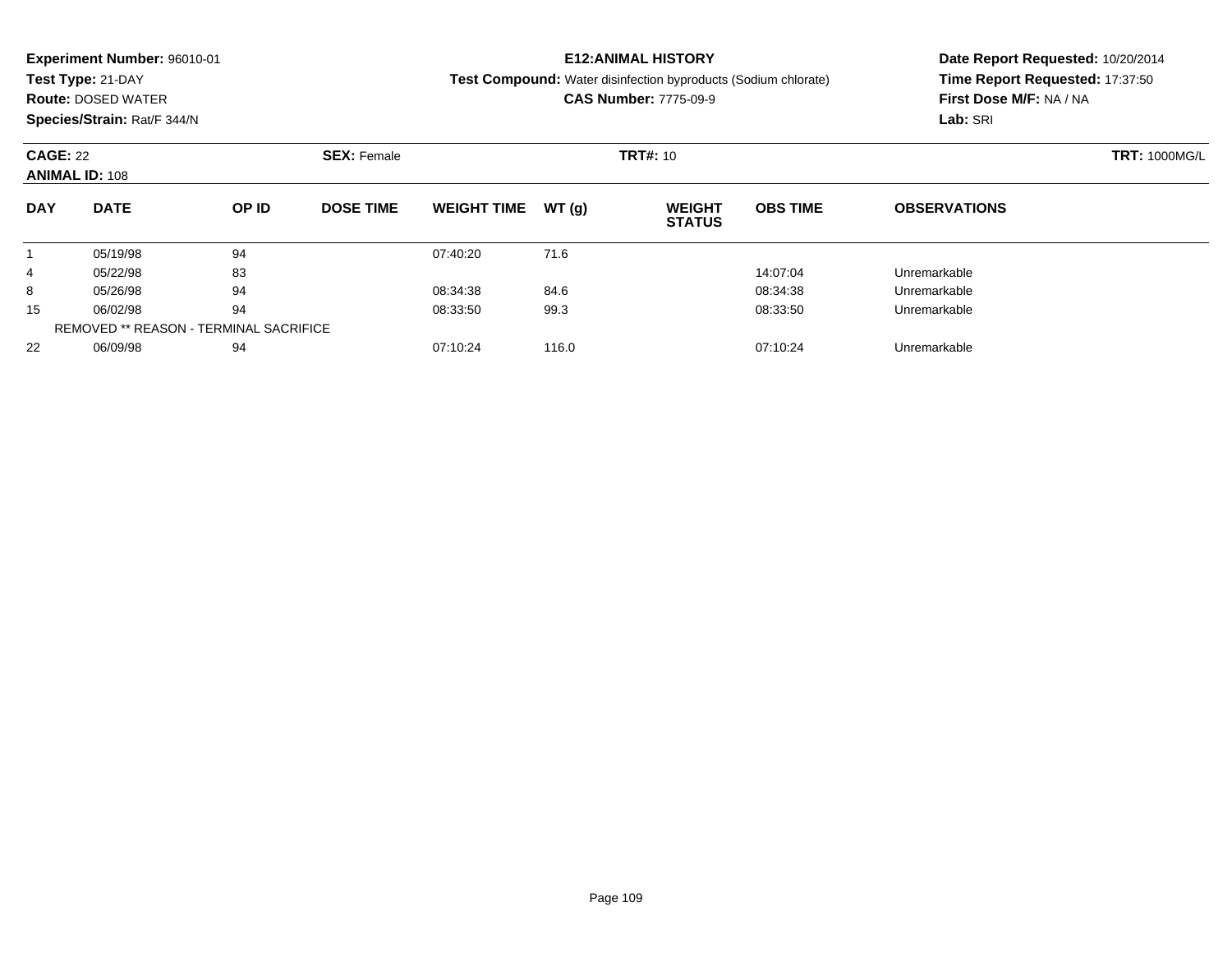**Experiment Number:** 96010-01
**Test Type:** 21-DAY
**Route:** DOSED WATER
**Species/Strain:** Rat/F 344/N

**E12:ANIMAL HISTORY**
**Test Compound:** Water disinfection byproducts (Sodium chlorate)
**CAS Number:** 7775-09-9

**Date Report Requested:** 10/20/2014
**Time Report Requested:** 17:37:50
**First Dose M/F:** NA / NA
**Lab:** SRI

**CAGE:** 22 **SEX:** Female **TRT#:** 10 **TRT:** 1000MG/L
**ANIMAL ID:** 108

| DAY | DATE | OP ID | DOSE TIME | WEIGHT TIME | WT (g) | WEIGHT STATUS | OBS TIME | OBSERVATIONS |
|---|---|---|---|---|---|---|---|---|
| 1 | 05/19/98 | 94 | | 07:40:20 | 71.6 | | | |
| 4 | 05/22/98 | 83 | | | | | 14:07:04 | Unremarkable |
| 8 | 05/26/98 | 94 | | 08:34:38 | 84.6 | | 08:34:38 | Unremarkable |
| 15 | 06/02/98 | 94 | | 08:33:50 | 99.3 | | 08:33:50 | Unremarkable |
| REMOVED ** REASON - TERMINAL SACRIFICE | | | | | | | | |
| 22 | 06/09/98 | 94 | | 07:10:24 | 116.0 | | 07:10:24 | Unremarkable |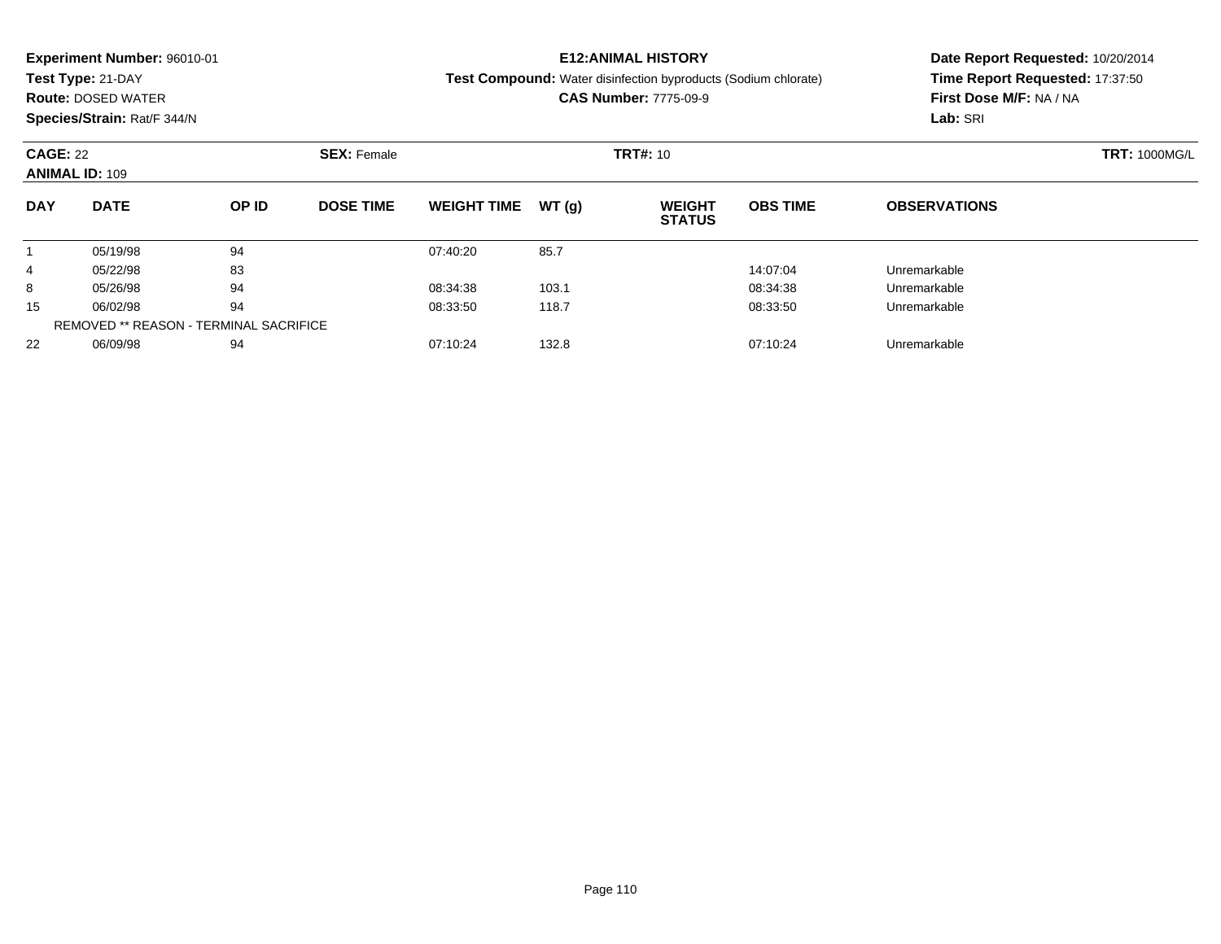**Experiment Number:** 96010-01
**Test Type:** 21-DAY
**Route:** DOSED WATER
**Species/Strain:** Rat/F 344/N

**E12:ANIMAL HISTORY**
**Test Compound:** Water disinfection byproducts (Sodium chlorate)
**CAS Number:** 7775-09-9

**Date Report Requested:** 10/20/2014
**Time Report Requested:** 17:37:50
**First Dose M/F:** NA / NA
**Lab:** SRI

**CAGE:** 22
**ANIMAL ID:** 109
**SEX:** Female
**TRT#:** 10
**TRT:** 1000MG/L

| DAY | DATE | OP ID | DOSE TIME | WEIGHT TIME | WT (g) | WEIGHT STATUS | OBS TIME | OBSERVATIONS |
|---|---|---|---|---|---|---|---|---|
| 1 | 05/19/98 | 94 | | 07:40:20 | 85.7 | | | |
| 4 | 05/22/98 | 83 | | | | | 14:07:04 | Unremarkable |
| 8 | 05/26/98 | 94 | | 08:34:38 | 103.1 | | 08:34:38 | Unremarkable |
| 15 | 06/02/98 | 94 | | 08:33:50 | 118.7 | | 08:33:50 | Unremarkable |
| REMOVED ** REASON - TERMINAL SACRIFICE | | | | | | | | |
| 22 | 06/09/98 | 94 | | 07:10:24 | 132.8 | | 07:10:24 | Unremarkable |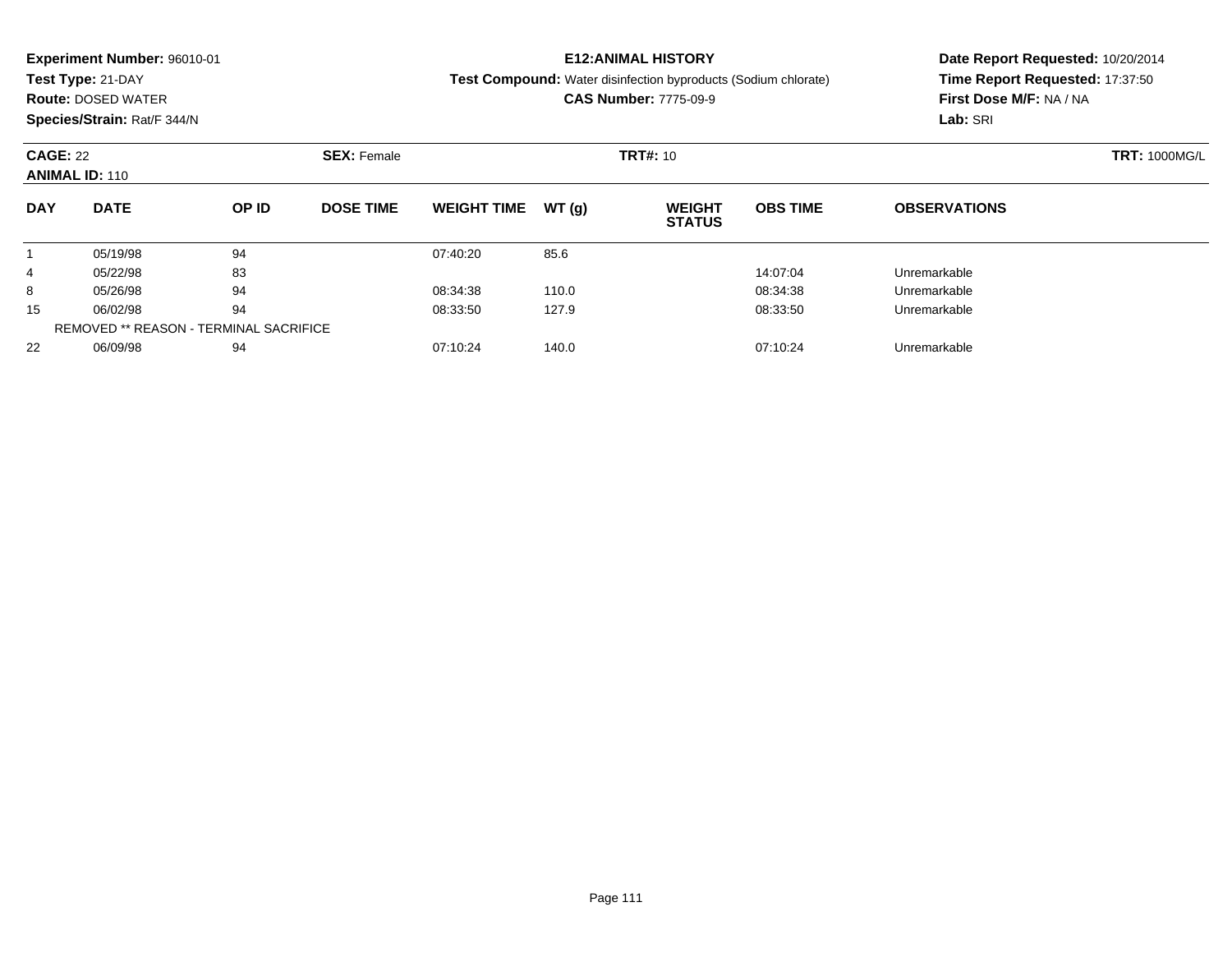**Experiment Number:** 96010-01
**Test Type:** 21-DAY
**Route:** DOSED WATER
**Species/Strain:** Rat/F 344/N

**E12:ANIMAL HISTORY**
**Test Compound:** Water disinfection byproducts (Sodium chlorate)
**CAS Number:** 7775-09-9

**Date Report Requested:** 10/20/2014
**Time Report Requested:** 17:37:50
**First Dose M/F:** NA / NA
**Lab:** SRI

**CAGE:** 22 **SEX:** Female **TRT#:** 10 **TRT:** 1000MG/L
**ANIMAL ID:** 110

| DAY | DATE | OP ID | DOSE TIME | WEIGHT TIME | WT (g) | WEIGHT STATUS | OBS TIME | OBSERVATIONS |
|---|---|---|---|---|---|---|---|---|
| 1 | 05/19/98 | 94 | | 07:40:20 | 85.6 | | | |
| 4 | 05/22/98 | 83 | | | | | 14:07:04 | Unremarkable |
| 8 | 05/26/98 | 94 | | 08:34:38 | 110.0 | | 08:34:38 | Unremarkable |
| 15 | 06/02/98 | 94 | | 08:33:50 | 127.9 | | 08:33:50 | Unremarkable |
| REMOVED ** REASON - TERMINAL SACRIFICE | | | | | | | | |
| 22 | 06/09/98 | 94 | | 07:10:24 | 140.0 | | 07:10:24 | Unremarkable |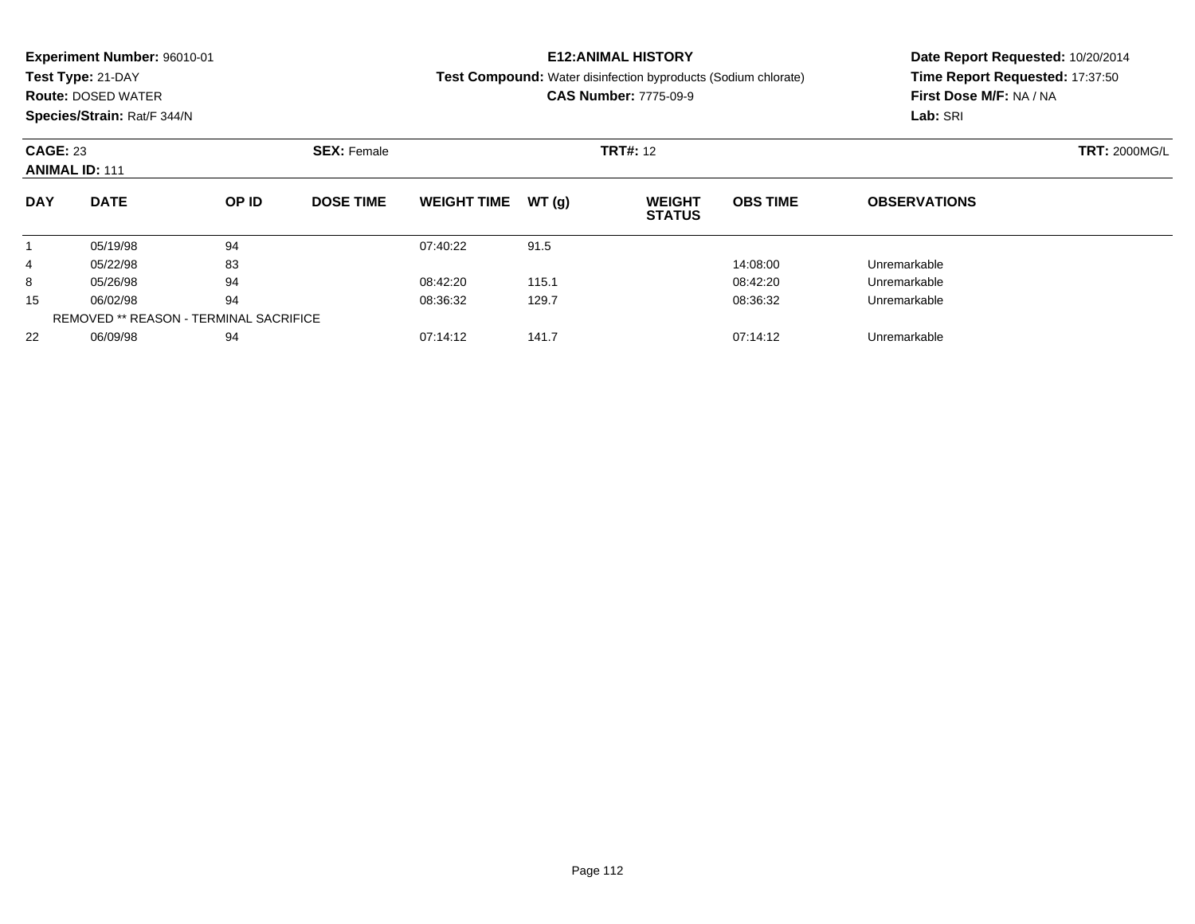**Experiment Number:** 96010-01
**Test Type:** 21-DAY
**Route:** DOSED WATER
**Species/Strain:** Rat/F 344/N

**E12:ANIMAL HISTORY**
**Test Compound:** Water disinfection byproducts (Sodium chlorate)
**CAS Number:** 7775-09-9

**Date Report Requested:** 10/20/2014
**Time Report Requested:** 17:37:50
**First Dose M/F:** NA / NA
**Lab:** SRI

**CAGE:** 23 **SEX:** Female **TRT#:** 12 **TRT:** 2000MG/L
**ANIMAL ID:** 111

| DAY | DATE | OP ID | DOSE TIME | WEIGHT TIME | WT (g) | WEIGHT STATUS | OBS TIME | OBSERVATIONS |
|---|---|---|---|---|---|---|---|---|
| 1 | 05/19/98 | 94 | | 07:40:22 | 91.5 | | | |
| 4 | 05/22/98 | 83 | | | | | 14:08:00 | Unremarkable |
| 8 | 05/26/98 | 94 | | 08:42:20 | 115.1 | | 08:42:20 | Unremarkable |
| 15 | 06/02/98 | 94 | | 08:36:32 | 129.7 | | 08:36:32 | Unremarkable |
| REMOVED ** REASON - TERMINAL SACRIFICE | | | | | | | | |
| 22 | 06/09/98 | 94 | | 07:14:12 | 141.7 | | 07:14:12 | Unremarkable |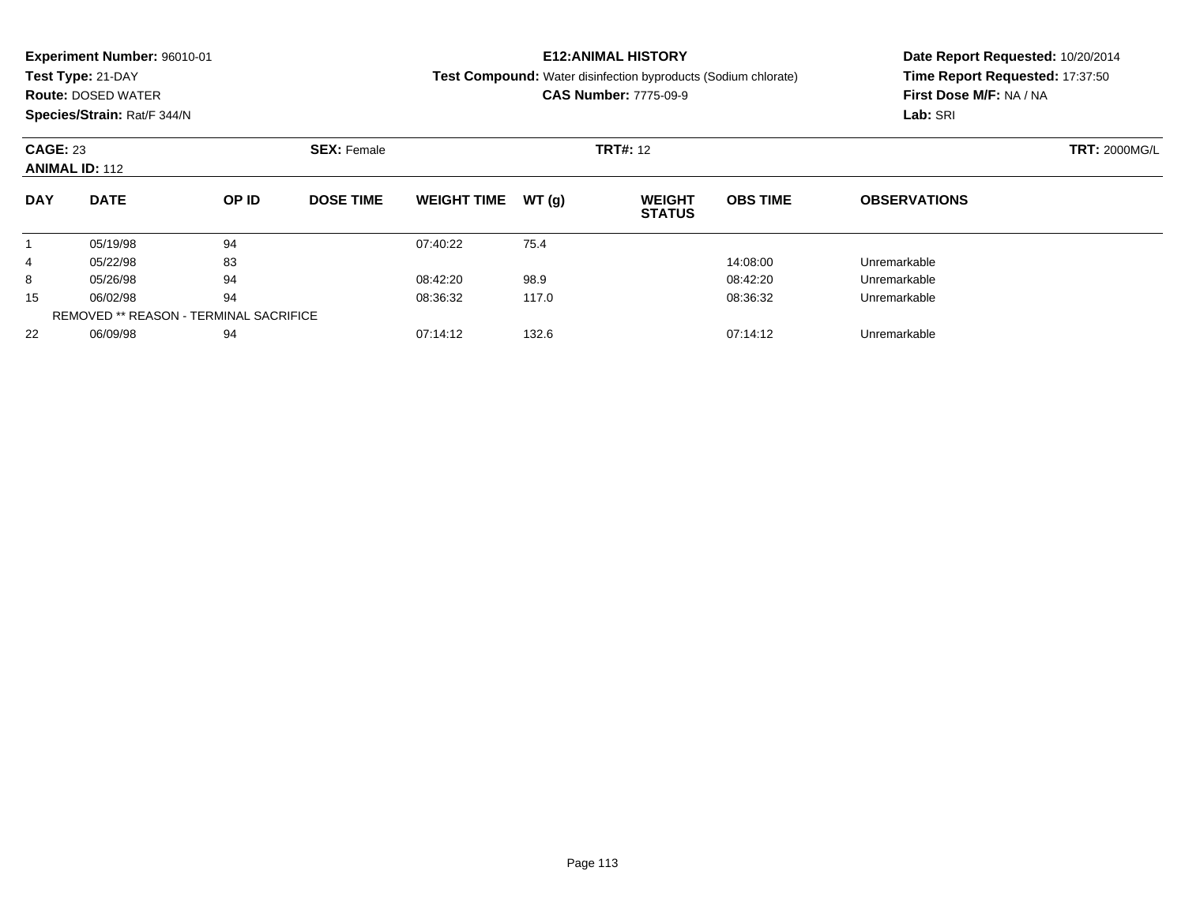**Experiment Number:** 96010-01
**Test Type:** 21-DAY
**Route:** DOSED WATER
**Species/Strain:** Rat/F 344/N

**E12:ANIMAL HISTORY**
**Test Compound:** Water disinfection byproducts (Sodium chlorate)
**CAS Number:** 7775-09-9

**Date Report Requested:** 10/20/2014
**Time Report Requested:** 17:37:50
**First Dose M/F:** NA / NA
**Lab:** SRI

**CAGE:** 23
**ANIMAL ID:** 112
**SEX:** Female
**TRT#:** 12
**TRT:** 2000MG/L

| DAY | DATE | OP ID | DOSE TIME | WEIGHT TIME | WT (g) | WEIGHT STATUS | OBS TIME | OBSERVATIONS |
|---|---|---|---|---|---|---|---|---|
| 1 | 05/19/98 | 94 | | 07:40:22 | 75.4 | | | |
| 4 | 05/22/98 | 83 | | | | | 14:08:00 | Unremarkable |
| 8 | 05/26/98 | 94 | | 08:42:20 | 98.9 | | 08:42:20 | Unremarkable |
| 15 | 06/02/98 | 94 | | 08:36:32 | 117.0 | | 08:36:32 | Unremarkable |
| REMOVED ** REASON - TERMINAL SACRIFICE | | | | | | | | |
| 22 | 06/09/98 | 94 | | 07:14:12 | 132.6 | | 07:14:12 | Unremarkable |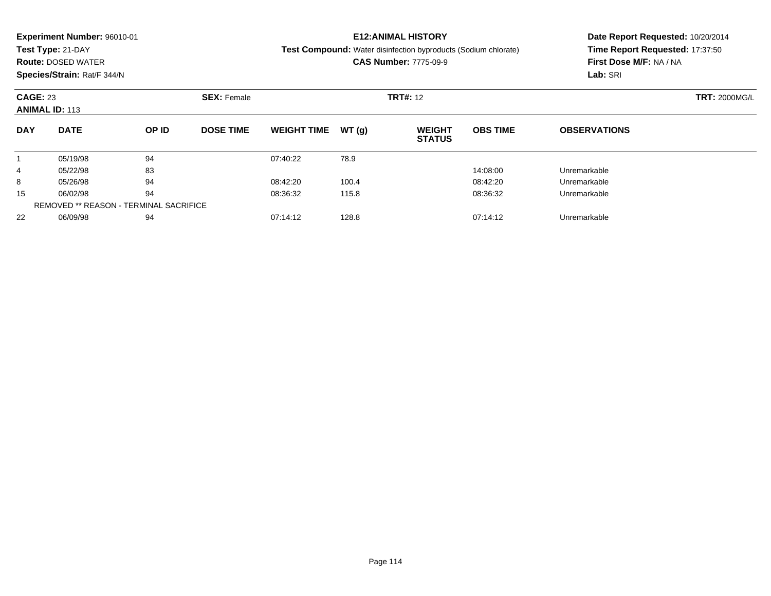**Experiment Number:** 96010-01
**Test Type:** 21-DAY
**Route:** DOSED WATER
**Species/Strain:** Rat/F 344/N

**E12:ANIMAL HISTORY**
**Test Compound:** Water disinfection byproducts (Sodium chlorate)
**CAS Number:** 7775-09-9

**Date Report Requested:** 10/20/2014
**Time Report Requested:** 17:37:50
**First Dose M/F:** NA / NA
**Lab:** SRI

**CAGE:** 23 **SEX:** Female **TRT#:** 12 **TRT:** 2000MG/L
**ANIMAL ID:** 113

| DAY | DATE | OP ID | DOSE TIME | WEIGHT TIME | WT (g) | WEIGHT STATUS | OBS TIME | OBSERVATIONS |
|---|---|---|---|---|---|---|---|---|
| 1 | 05/19/98 | 94 | | 07:40:22 | 78.9 | | | |
| 4 | 05/22/98 | 83 | | | | | 14:08:00 | Unremarkable |
| 8 | 05/26/98 | 94 | | 08:42:20 | 100.4 | | 08:42:20 | Unremarkable |
| 15 | 06/02/98 | 94 | | 08:36:32 | 115.8 | | 08:36:32 | Unremarkable |
| REMOVED ** REASON - TERMINAL SACRIFICE | | | | | | | | |
| 22 | 06/09/98 | 94 | | 07:14:12 | 128.8 | | 07:14:12 | Unremarkable |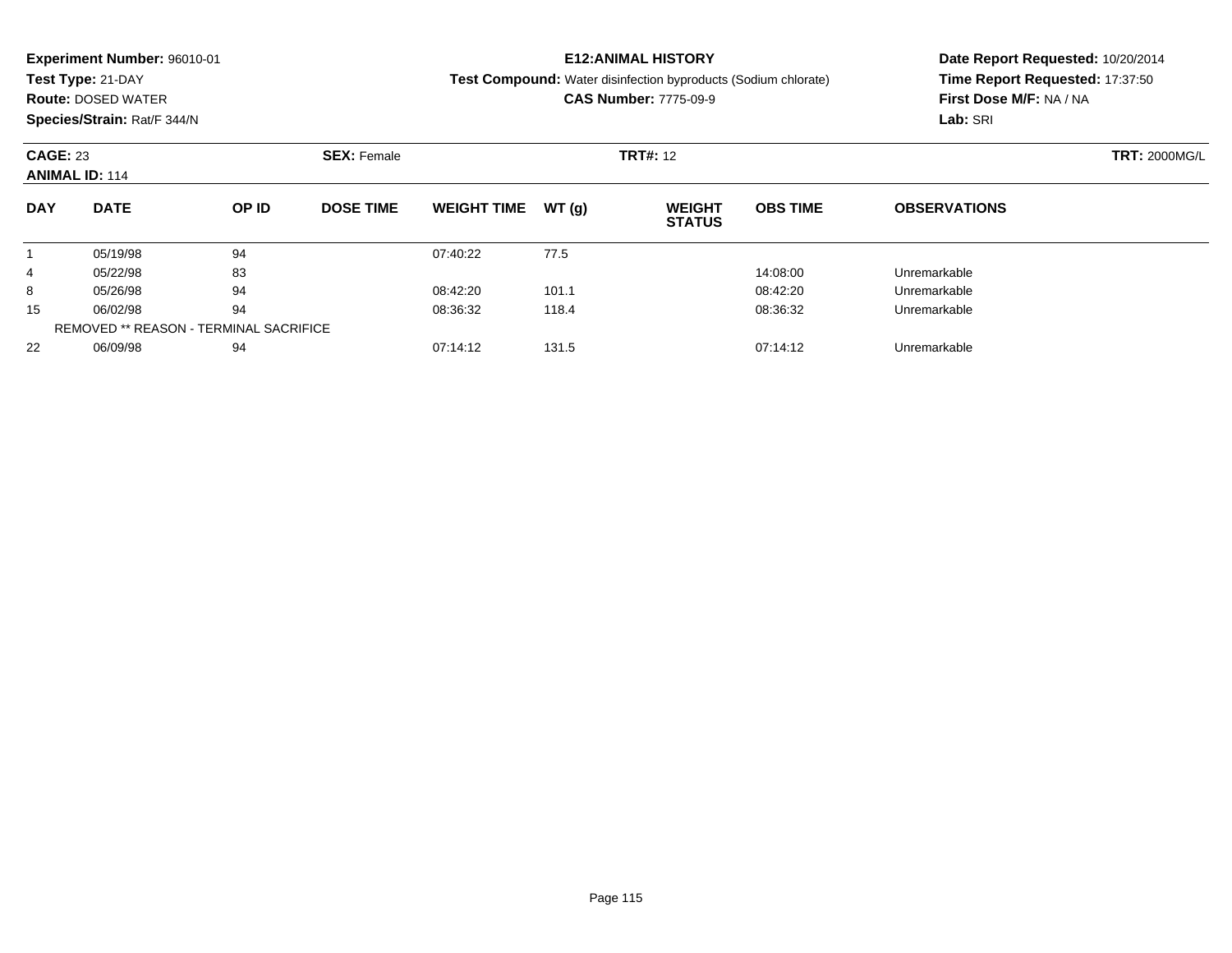**Experiment Number:** 96010-01
**Test Type:** 21-DAY
**Route:** DOSED WATER
**Species/Strain:** Rat/F 344/N

**E12:ANIMAL HISTORY**
**Test Compound:** Water disinfection byproducts (Sodium chlorate)
**CAS Number:** 7775-09-9

**Date Report Requested:** 10/20/2014
**Time Report Requested:** 17:37:50
**First Dose M/F:** NA / NA
**Lab:** SRI

**CAGE:** 23 **SEX:** Female **TRT#:** 12 **TRT:** 2000MG/L
**ANIMAL ID:** 114

| DAY | DATE | OP ID | DOSE TIME | WEIGHT TIME | WT (g) | WEIGHT STATUS | OBS TIME | OBSERVATIONS |
|---|---|---|---|---|---|---|---|---|
| 1 | 05/19/98 | 94 | | 07:40:22 | 77.5 | | | |
| 4 | 05/22/98 | 83 | | | | | 14:08:00 | Unremarkable |
| 8 | 05/26/98 | 94 | | 08:42:20 | 101.1 | | 08:42:20 | Unremarkable |
| 15 | 06/02/98 | 94 | | 08:36:32 | 118.4 | | 08:36:32 | Unremarkable |
| REMOVED ** REASON - TERMINAL SACRIFICE | | | | | | | | |
| 22 | 06/09/98 | 94 | | 07:14:12 | 131.5 | | 07:14:12 | Unremarkable |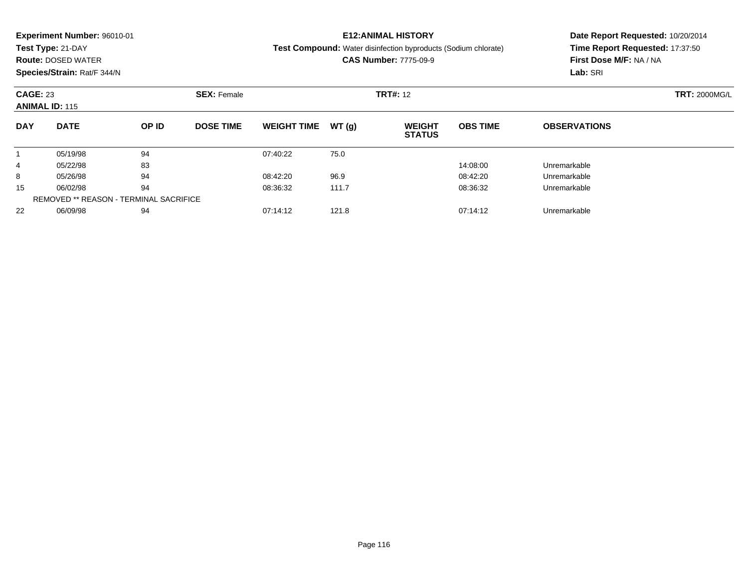**Experiment Number:** 96010-01
**Test Type:** 21-DAY
**Route:** DOSED WATER
**Species/Strain:** Rat/F 344/N

**E12:ANIMAL HISTORY**
**Test Compound:** Water disinfection byproducts (Sodium chlorate)
**CAS Number:** 7775-09-9

**Date Report Requested:** 10/20/2014
**Time Report Requested:** 17:37:50
**First Dose M/F:** NA / NA
**Lab:** SRI

**CAGE:** 23 **SEX:** Female **TRT#:** 12 **TRT:** 2000MG/L
**ANIMAL ID:** 115

| DAY | DATE | OP ID | DOSE TIME | WEIGHT TIME | WT (g) | WEIGHT STATUS | OBS TIME | OBSERVATIONS |
|---|---|---|---|---|---|---|---|---|
| 1 | 05/19/98 | 94 | | 07:40:22 | 75.0 | | | |
| 4 | 05/22/98 | 83 | | | | | 14:08:00 | Unremarkable |
| 8 | 05/26/98 | 94 | | 08:42:20 | 96.9 | | 08:42:20 | Unremarkable |
| 15 | 06/02/98 | 94 | | 08:36:32 | 111.7 | | 08:36:32 | Unremarkable |
| REMOVED ** REASON - TERMINAL SACRIFICE | | | | | | | | |
| 22 | 06/09/98 | 94 | | 07:14:12 | 121.8 | | 07:14:12 | Unremarkable |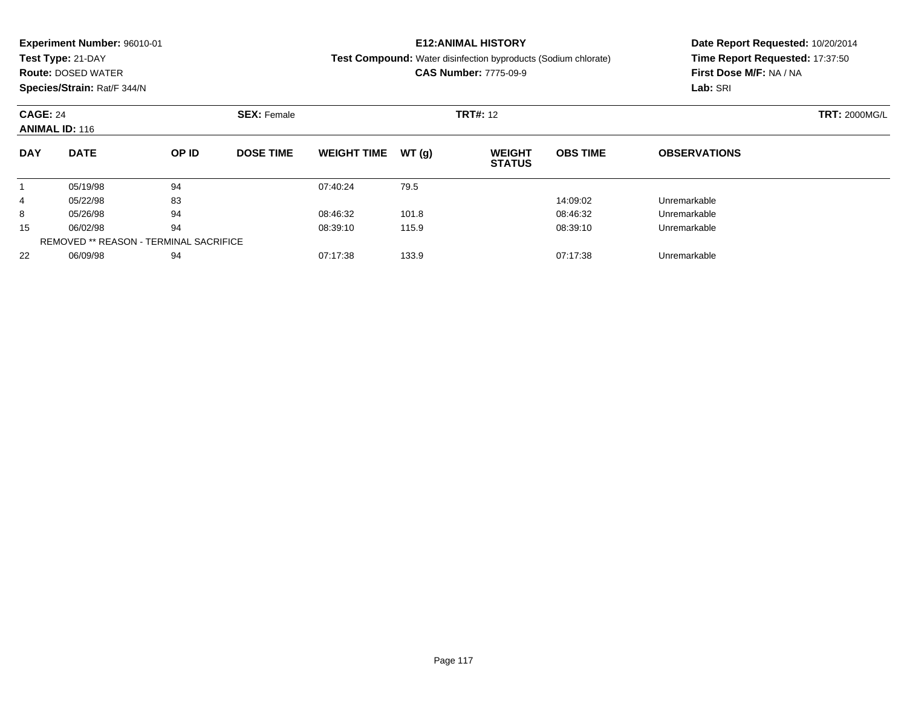**Experiment Number:** 96010-01
**Test Type:** 21-DAY
**Route:** DOSED WATER
**Species/Strain:** Rat/F 344/N

**E12:ANIMAL HISTORY**
**Test Compound:** Water disinfection byproducts (Sodium chlorate)
**CAS Number:** 7775-09-9

**Date Report Requested:** 10/20/2014
**Time Report Requested:** 17:37:50
**First Dose M/F:** NA / NA
**Lab:** SRI

**CAGE:** 24 **SEX:** Female **TRT#:** 12 **TRT:** 2000MG/L
**ANIMAL ID:** 116

| DAY | DATE | OP ID | DOSE TIME | WEIGHT TIME | WT (g) | WEIGHT STATUS | OBS TIME | OBSERVATIONS |
|---|---|---|---|---|---|---|---|---|
| 1 | 05/19/98 | 94 | | 07:40:24 | 79.5 | | | |
| 4 | 05/22/98 | 83 | | | | | 14:09:02 | Unremarkable |
| 8 | 05/26/98 | 94 | | 08:46:32 | 101.8 | | 08:46:32 | Unremarkable |
| 15 | 06/02/98 | 94 | | 08:39:10 | 115.9 | | 08:39:10 | Unremarkable |
| REMOVED ** REASON - TERMINAL SACRIFICE | | | | | | | | |
| 22 | 06/09/98 | 94 | | 07:17:38 | 133.9 | | 07:17:38 | Unremarkable |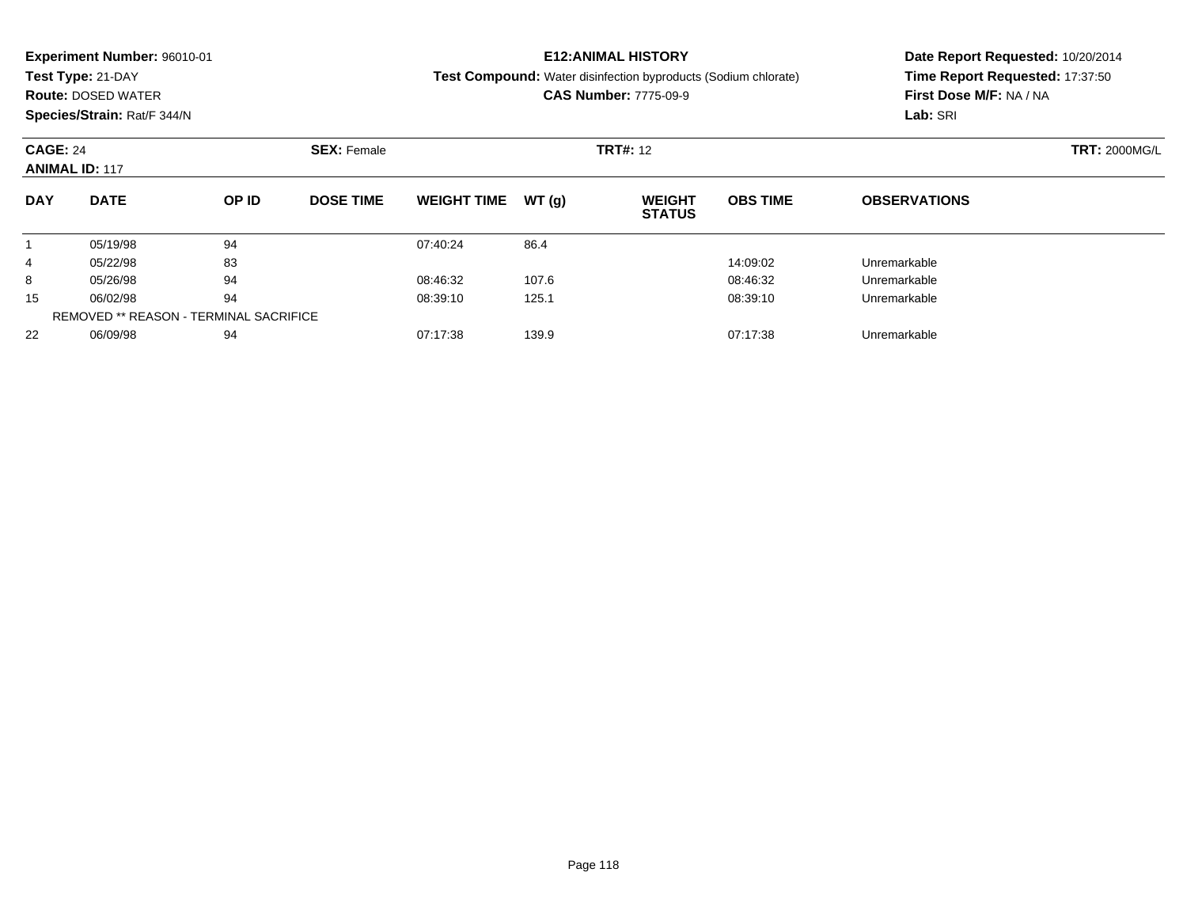**Experiment Number:** 96010-01
**Test Type:** 21-DAY
**Route:** DOSED WATER
**Species/Strain:** Rat/F 344/N

**E12:ANIMAL HISTORY**
**Test Compound:** Water disinfection byproducts (Sodium chlorate)
**CAS Number:** 7775-09-9

**Date Report Requested:** 10/20/2014
**Time Report Requested:** 17:37:50
**First Dose M/F:** NA / NA
**Lab:** SRI

**CAGE:** 24 **SEX:** Female **TRT#:** 12 **TRT:** 2000MG/L
**ANIMAL ID:** 117

| DAY | DATE | OP ID | DOSE TIME | WEIGHT TIME | WT (g) | WEIGHT STATUS | OBS TIME | OBSERVATIONS |
|---|---|---|---|---|---|---|---|---|
| 1 | 05/19/98 | 94 | | 07:40:24 | 86.4 | | | |
| 4 | 05/22/98 | 83 | | | | | 14:09:02 | Unremarkable |
| 8 | 05/26/98 | 94 | | 08:46:32 | 107.6 | | 08:46:32 | Unremarkable |
| 15 | 06/02/98 | 94 | | 08:39:10 | 125.1 | | 08:39:10 | Unremarkable |
| REMOVED ** REASON - TERMINAL SACRIFICE | | | | | | | | |
| 22 | 06/09/98 | 94 | | 07:17:38 | 139.9 | | 07:17:38 | Unremarkable |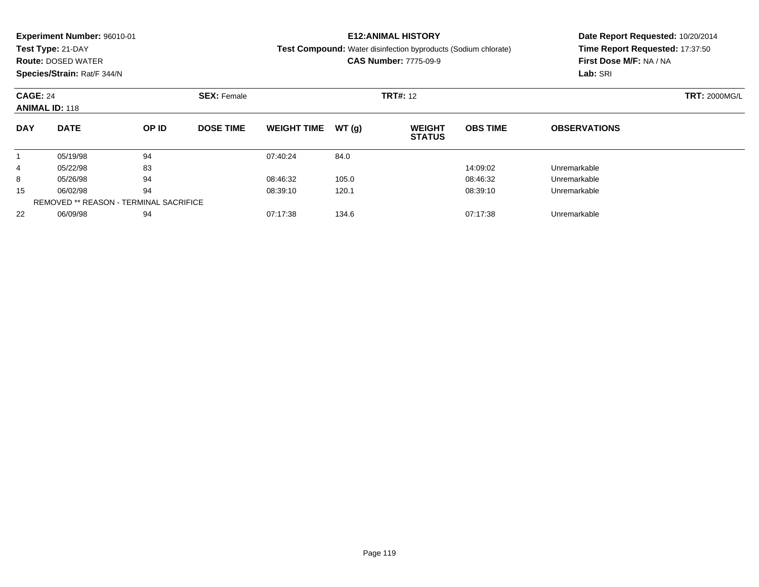**Experiment Number:** 96010-01
**Test Type:** 21-DAY
**Route:** DOSED WATER
**Species/Strain:** Rat/F 344/N

**E12:ANIMAL HISTORY**
**Test Compound:** Water disinfection byproducts (Sodium chlorate)
**CAS Number:** 7775-09-9

**Date Report Requested:** 10/20/2014
**Time Report Requested:** 17:37:50
**First Dose M/F:** NA / NA
**Lab:** SRI

**CAGE:** 24 **SEX:** Female **TRT#:** 12 **TRT:** 2000MG/L
**ANIMAL ID:** 118

| DAY | DATE | OP ID | DOSE TIME | WEIGHT TIME | WT (g) | WEIGHT STATUS | OBS TIME | OBSERVATIONS |
|---|---|---|---|---|---|---|---|---|
| 1 | 05/19/98 | 94 | | 07:40:24 | 84.0 | | | |
| 4 | 05/22/98 | 83 | | | | | 14:09:02 | Unremarkable |
| 8 | 05/26/98 | 94 | | 08:46:32 | 105.0 | | 08:46:32 | Unremarkable |
| 15 | 06/02/98 | 94 | | 08:39:10 | 120.1 | | 08:39:10 | Unremarkable |
| REMOVED ** REASON - TERMINAL SACRIFICE | | | | | | | | |
| 22 | 06/09/98 | 94 | | 07:17:38 | 134.6 | | 07:17:38 | Unremarkable |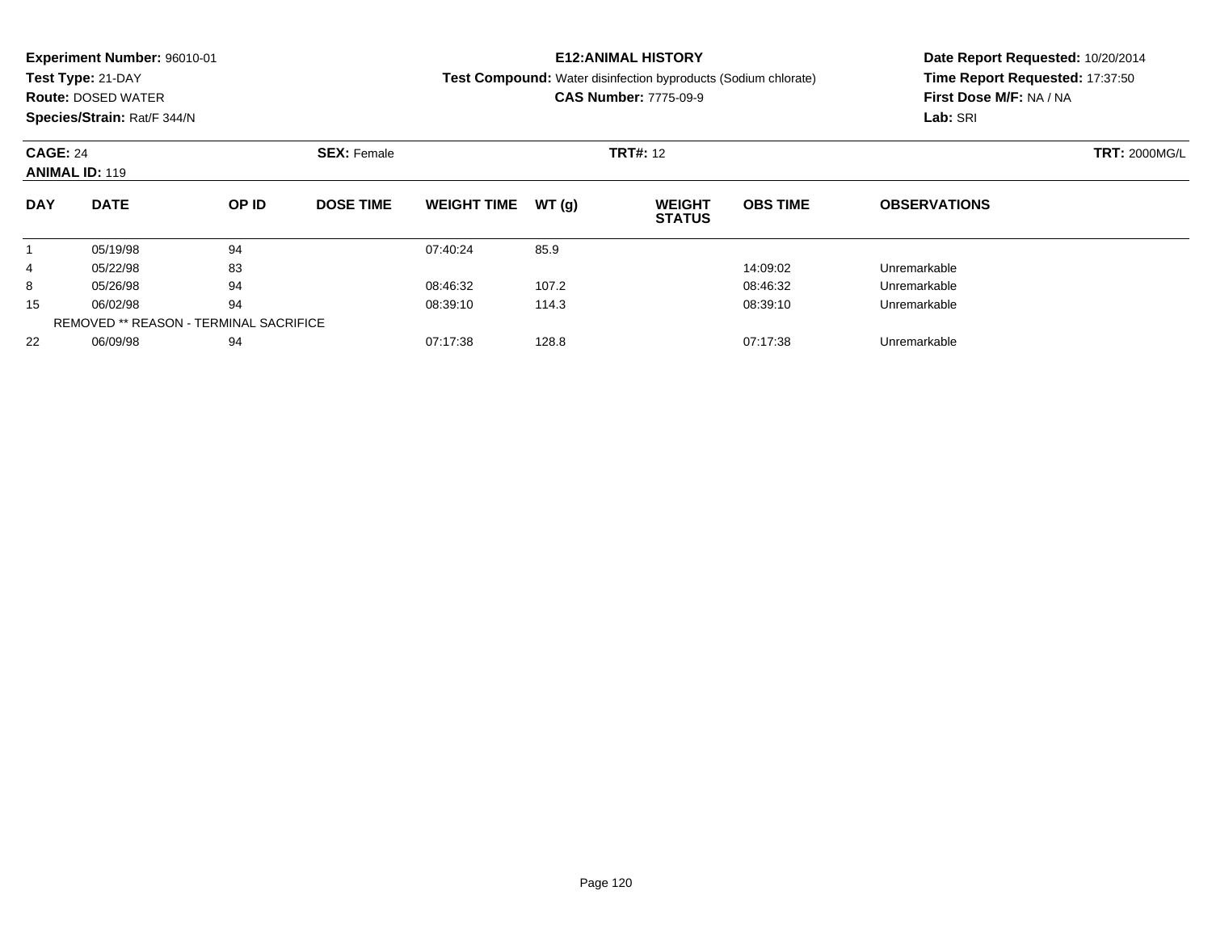**Experiment Number:** 96010-01
**Test Type:** 21-DAY
**Route:** DOSED WATER
**Species/Strain:** Rat/F 344/N

**E12:ANIMAL HISTORY**
**Test Compound:** Water disinfection byproducts (Sodium chlorate)
**CAS Number:** 7775-09-9

**Date Report Requested:** 10/20/2014
**Time Report Requested:** 17:37:50
**First Dose M/F:** NA / NA
**Lab:** SRI

**CAGE:** 24 **SEX:** Female **TRT#:** 12 **TRT:** 2000MG/L
**ANIMAL ID:** 119

| DAY | DATE | OP ID | DOSE TIME | WEIGHT TIME | WT (g) | WEIGHT STATUS | OBS TIME | OBSERVATIONS |
|---|---|---|---|---|---|---|---|---|
| 1 | 05/19/98 | 94 | | 07:40:24 | 85.9 | | | |
| 4 | 05/22/98 | 83 | | | | | 14:09:02 | Unremarkable |
| 8 | 05/26/98 | 94 | | 08:46:32 | 107.2 | | 08:46:32 | Unremarkable |
| 15 | 06/02/98 | 94 | | 08:39:10 | 114.3 | | 08:39:10 | Unremarkable |
| REMOVED ** REASON - TERMINAL SACRIFICE | | | | | | | | |
| 22 | 06/09/98 | 94 | | 07:17:38 | 128.8 | | 07:17:38 | Unremarkable |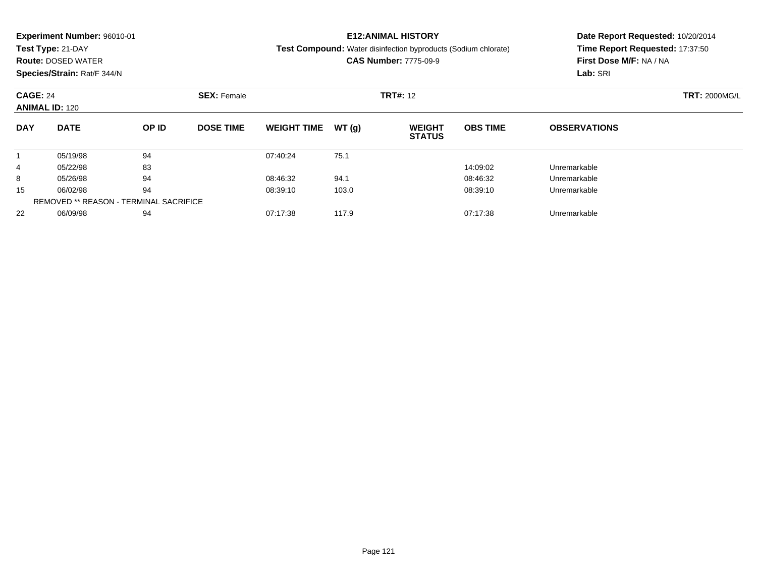**Experiment Number:** 96010-01
**Test Type:** 21-DAY
**Route:** DOSED WATER
**Species/Strain:** Rat/F 344/N

**E12:ANIMAL HISTORY**
**Test Compound:** Water disinfection byproducts (Sodium chlorate)
**CAS Number:** 7775-09-9

**Date Report Requested:** 10/20/2014
**Time Report Requested:** 17:37:50
**First Dose M/F:** NA / NA
**Lab:** SRI

**CAGE:** 24 **SEX:** Female **TRT#:** 12 **TRT:** 2000MG/L
**ANIMAL ID:** 120

| DAY | DATE | OP ID | DOSE TIME | WEIGHT TIME | WT (g) | WEIGHT STATUS | OBS TIME | OBSERVATIONS |
|---|---|---|---|---|---|---|---|---|
| 1 | 05/19/98 | 94 | | 07:40:24 | 75.1 | | | |
| 4 | 05/22/98 | 83 | | | | | 14:09:02 | Unremarkable |
| 8 | 05/26/98 | 94 | | 08:46:32 | 94.1 | | 08:46:32 | Unremarkable |
| 15 | 06/02/98 | 94 | | 08:39:10 | 103.0 | | 08:39:10 | Unremarkable |
| REMOVED ** REASON - TERMINAL SACRIFICE | | | | | | | | |
| 22 | 06/09/98 | 94 | | 07:17:38 | 117.9 | | 07:17:38 | Unremarkable |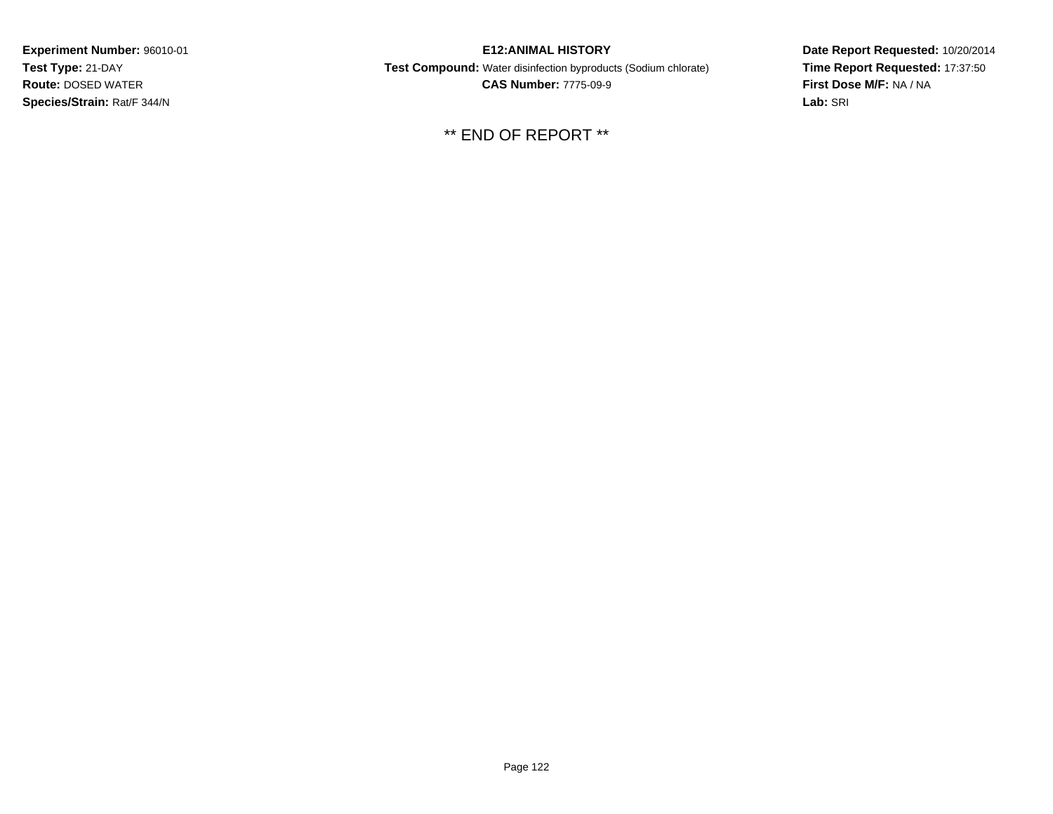**Experiment Number:** 96010-01
**Test Type:** 21-DAY
**Route:** DOSED WATER
**Species/Strain:** Rat/F 344/N

**E12:ANIMAL HISTORY**
**Test Compound:** Water disinfection byproducts (Sodium chlorate)
**CAS Number:** 7775-09-9

**Date Report Requested:** 10/20/2014
**Time Report Requested:** 17:37:50
**First Dose M/F:** NA / NA
**Lab:** SRI

** END OF REPORT **